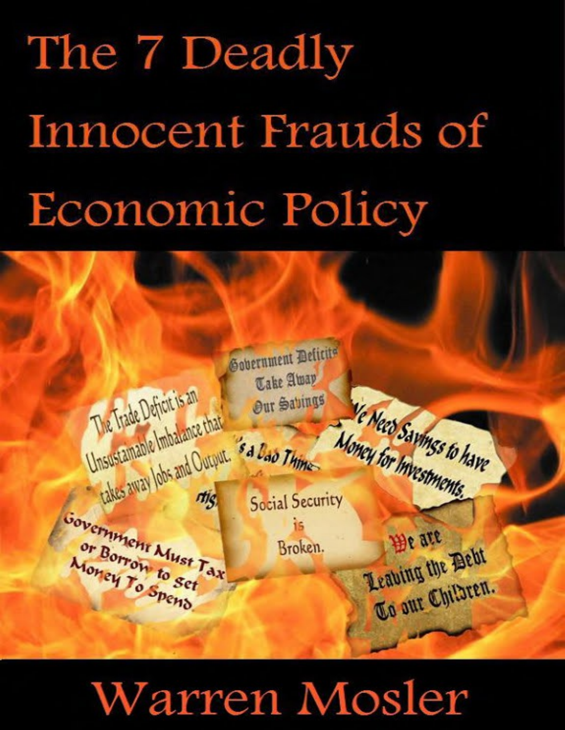# The 7 Deadly Innocent Frauds of Economic Policy

Government Deficits Take Away Our Savings

The Trade Deficit is an Unsustainable Imbalance that takes away Jobs and Output.

We Need Savings to have Money for Investments.

Social Security is Broken.

Government Must Tax or Borrow to Get Money To Spend

We are Leaving the Debt To our Children.

## Warren Mosler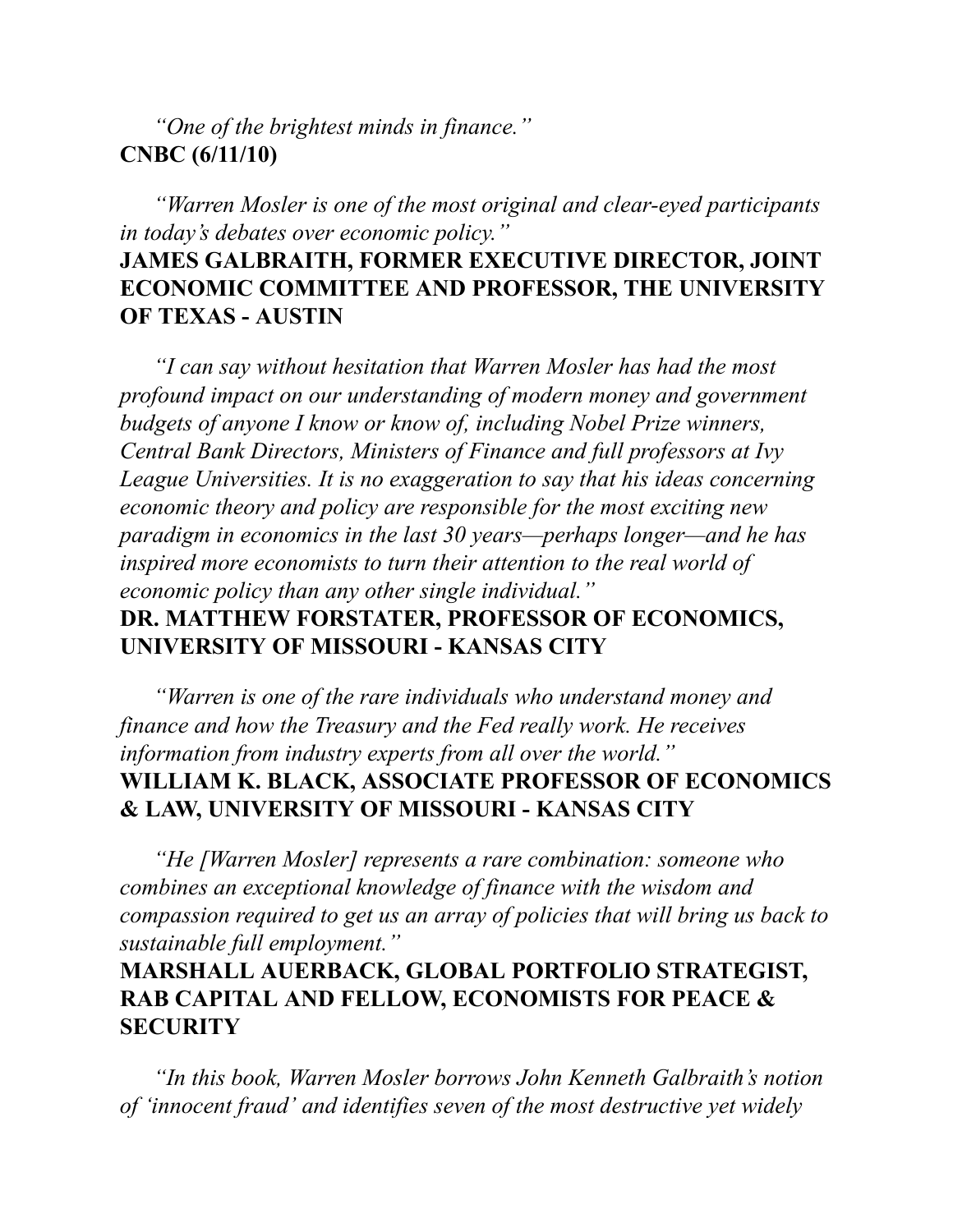*"One of the brightest minds in finance."*
**CNBC (6/11/10)**

*"Warren Mosler is one of the most original and clear-eyed participants in today's debates over economic policy."*
**JAMES GALBRAITH, FORMER EXECUTIVE DIRECTOR, JOINT ECONOMIC COMMITTEE AND PROFESSOR, THE UNIVERSITY OF TEXAS - AUSTIN**

*"I can say without hesitation that Warren Mosler has had the most profound impact on our understanding of modern money and government budgets of anyone I know or know of, including Nobel Prize winners, Central Bank Directors, Ministers of Finance and full professors at Ivy League Universities. It is no exaggeration to say that his ideas concerning economic theory and policy are responsible for the most exciting new paradigm in economics in the last 30 years—perhaps longer—and he has inspired more economists to turn their attention to the real world of economic policy than any other single individual."*
**DR. MATTHEW FORSTATER, PROFESSOR OF ECONOMICS, UNIVERSITY OF MISSOURI - KANSAS CITY**

*"Warren is one of the rare individuals who understand money and finance and how the Treasury and the Fed really work. He receives information from industry experts from all over the world."*
**WILLIAM K. BLACK, ASSOCIATE PROFESSOR OF ECONOMICS & LAW, UNIVERSITY OF MISSOURI - KANSAS CITY**

*"He [Warren Mosler] represents a rare combination: someone who combines an exceptional knowledge of finance with the wisdom and compassion required to get us an array of policies that will bring us back to sustainable full employment."*
**MARSHALL AUERBACK, GLOBAL PORTFOLIO STRATEGIST, RAB CAPITAL AND FELLOW, ECONOMISTS FOR PEACE & SECURITY**

*"In this book, Warren Mosler borrows John Kenneth Galbraith's notion of 'innocent fraud' and identifies seven of the most destructive yet widely*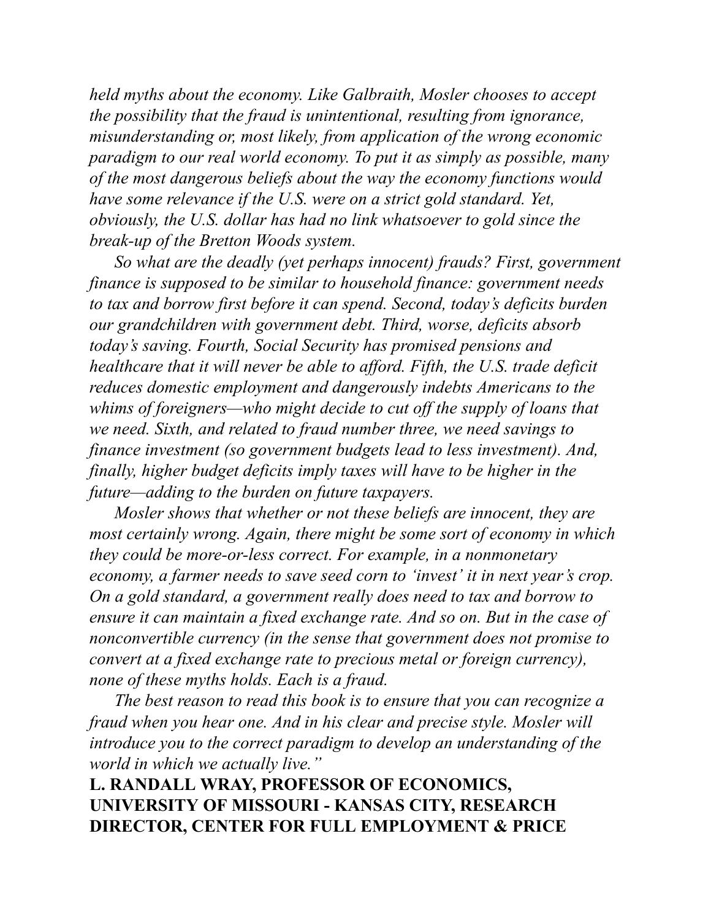*held myths about the economy. Like Galbraith, Mosler chooses to accept the possibility that the fraud is unintentional, resulting from ignorance, misunderstanding or, most likely, from application of the wrong economic paradigm to our real world economy. To put it as simply as possible, many of the most dangerous beliefs about the way the economy functions would have some relevance if the U.S. were on a strict gold standard. Yet, obviously, the U.S. dollar has had no link whatsoever to gold since the break-up of the Bretton Woods system.*

*So what are the deadly (yet perhaps innocent) frauds? First, government finance is supposed to be similar to household finance: government needs to tax and borrow first before it can spend. Second, today's deficits burden our grandchildren with government debt. Third, worse, deficits absorb today's saving. Fourth, Social Security has promised pensions and healthcare that it will never be able to afford. Fifth, the U.S. trade deficit reduces domestic employment and dangerously indebts Americans to the whims of foreigners—who might decide to cut off the supply of loans that we need. Sixth, and related to fraud number three, we need savings to finance investment (so government budgets lead to less investment). And, finally, higher budget deficits imply taxes will have to be higher in the future—adding to the burden on future taxpayers.*

*Mosler shows that whether or not these beliefs are innocent, they are most certainly wrong. Again, there might be some sort of economy in which they could be more-or-less correct. For example, in a nonmonetary economy, a farmer needs to save seed corn to 'invest' it in next year's crop. On a gold standard, a government really does need to tax and borrow to ensure it can maintain a fixed exchange rate. And so on. But in the case of nonconvertible currency (in the sense that government does not promise to convert at a fixed exchange rate to precious metal or foreign currency), none of these myths holds. Each is a fraud.*

*The best reason to read this book is to ensure that you can recognize a fraud when you hear one. And in his clear and precise style. Mosler will introduce you to the correct paradigm to develop an understanding of the world in which we actually live."*

**L. RANDALL WRAY, PROFESSOR OF ECONOMICS, UNIVERSITY OF MISSOURI - KANSAS CITY, RESEARCH DIRECTOR, CENTER FOR FULL EMPLOYMENT & PRICE**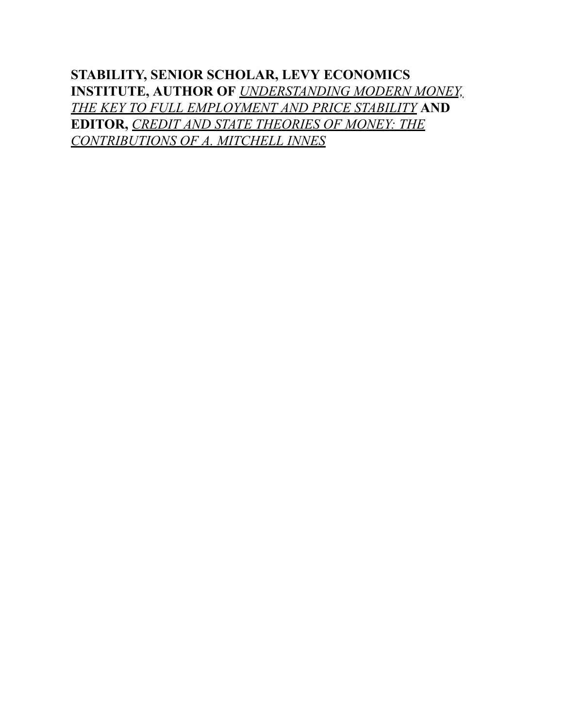**STABILITY, SENIOR SCHOLAR, LEVY ECONOMICS INSTITUTE, AUTHOR OF** ***UNDERSTANDING MODERN MONEY, THE KEY TO FULL EMPLOYMENT AND PRICE STABILITY*** **AND EDITOR,** ***CREDIT AND STATE THEORIES OF MONEY: THE CONTRIBUTIONS OF A. MITCHELL INNES***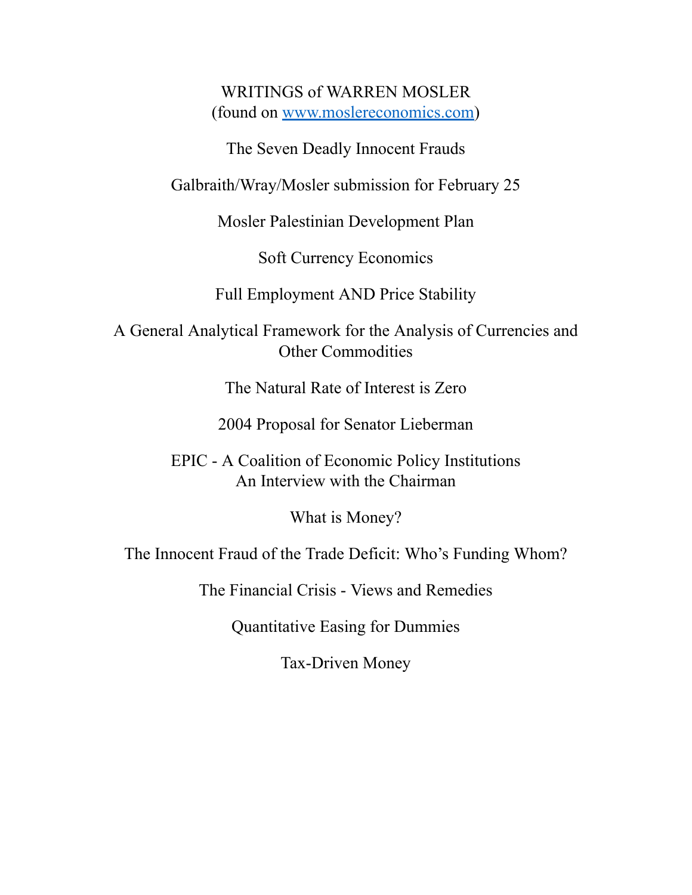# WRITINGS of WARREN MOSLER

(found on [www.moslereconomics.com](http://www.moslereconomics.com))

The Seven Deadly Innocent Frauds

Galbraith/Wray/Mosler submission for February 25

Mosler Palestinian Development Plan

Soft Currency Economics

Full Employment AND Price Stability

A General Analytical Framework for the Analysis of Currencies and Other Commodities

The Natural Rate of Interest is Zero

2004 Proposal for Senator Lieberman

EPIC - A Coalition of Economic Policy Institutions
An Interview with the Chairman

What is Money?

The Innocent Fraud of the Trade Deficit: Who's Funding Whom?

The Financial Crisis - Views and Remedies

Quantitative Easing for Dummies

Tax-Driven Money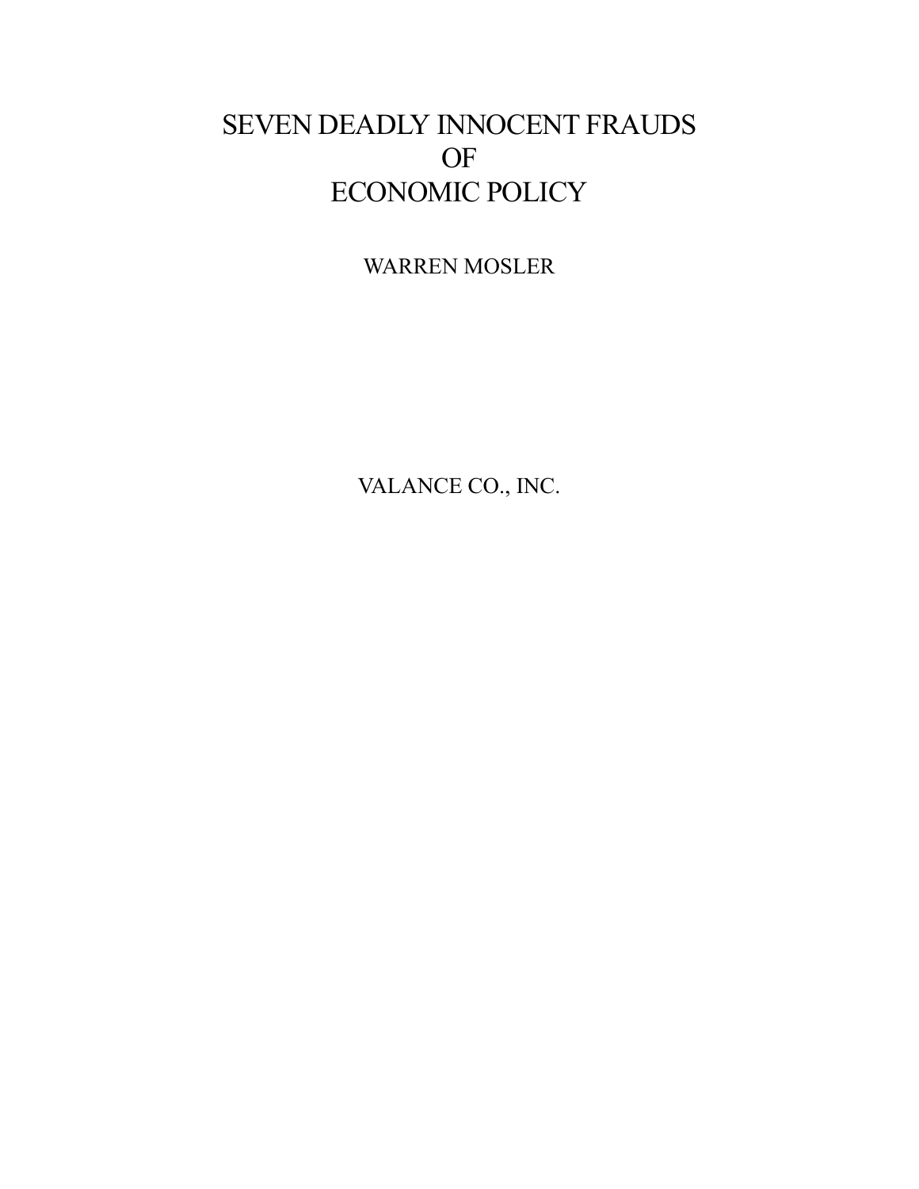# SEVEN DEADLY INNOCENT FRAUDS OF ECONOMIC POLICY

WARREN MOSLER

VALANCE CO., INC.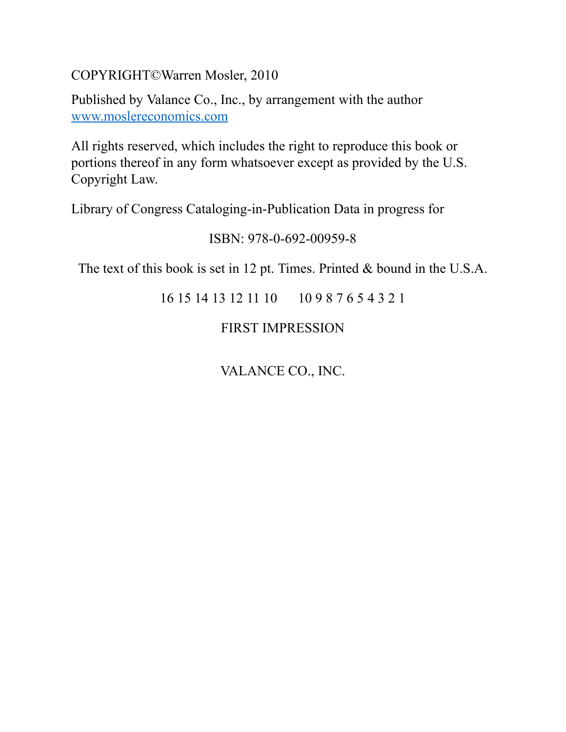COPYRIGHT©Warren Mosler, 2010

Published by Valance Co., Inc., by arrangement with the author
www.moslereconomics.com

All rights reserved, which includes the right to reproduce this book or portions thereof in any form whatsoever except as provided by the U.S. Copyright Law.

Library of Congress Cataloging-in-Publication Data in progress for

ISBN: 978-0-692-00959-8

The text of this book is set in 12 pt. Times. Printed & bound in the U.S.A.

16 15 14 13 12 11 10     10 9 8 7 6 5 4 3 2 1

FIRST IMPRESSION

VALANCE CO., INC.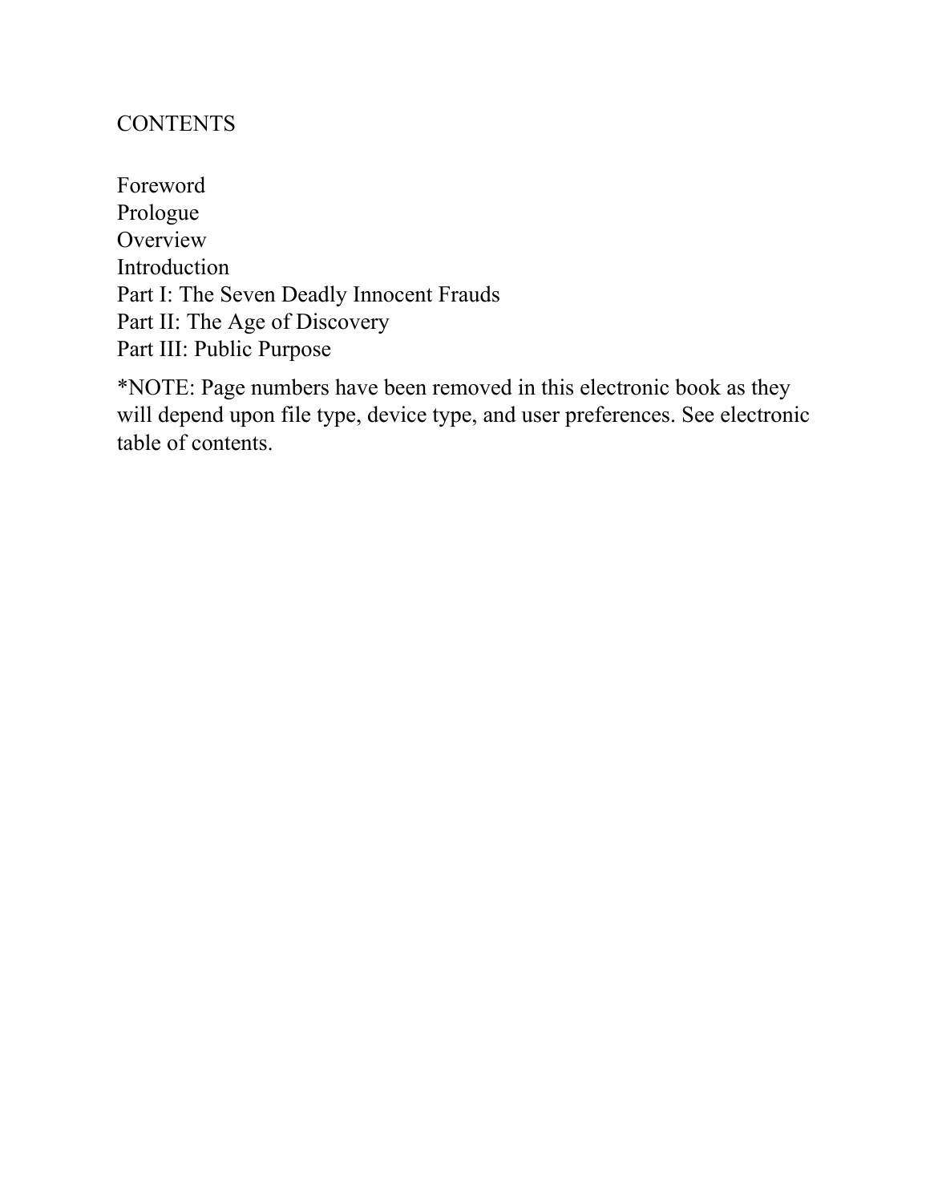# CONTENTS

Foreword
Prologue
Overview
Introduction
Part I: The Seven Deadly Innocent Frauds
Part II: The Age of Discovery
Part III: Public Purpose

*NOTE: Page numbers have been removed in this electronic book as they will depend upon file type, device type, and user preferences. See electronic table of contents.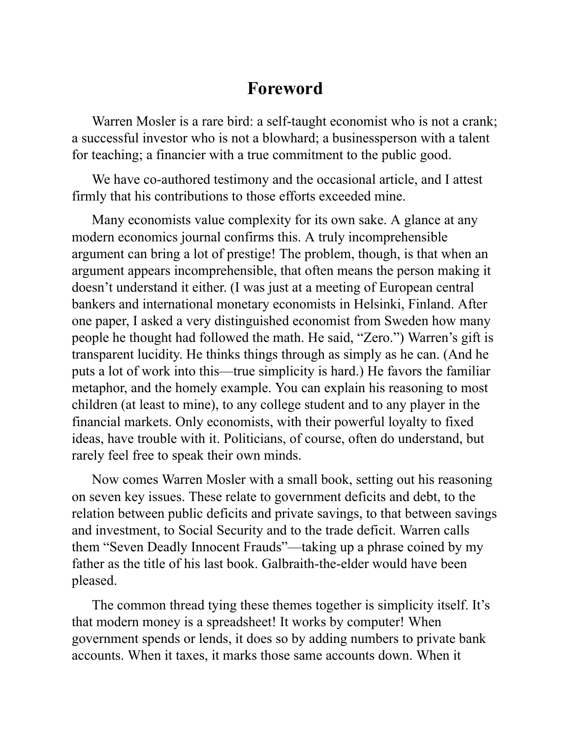# Foreword

Warren Mosler is a rare bird: a self-taught economist who is not a crank; a successful investor who is not a blowhard; a businessperson with a talent for teaching; a financier with a true commitment to the public good.

We have co-authored testimony and the occasional article, and I attest firmly that his contributions to those efforts exceeded mine.

Many economists value complexity for its own sake. A glance at any modern economics journal confirms this. A truly incomprehensible argument can bring a lot of prestige! The problem, though, is that when an argument appears incomprehensible, that often means the person making it doesn't understand it either. (I was just at a meeting of European central bankers and international monetary economists in Helsinki, Finland. After one paper, I asked a very distinguished economist from Sweden how many people he thought had followed the math. He said, "Zero.") Warren's gift is transparent lucidity. He thinks things through as simply as he can. (And he puts a lot of work into this—true simplicity is hard.) He favors the familiar metaphor, and the homely example. You can explain his reasoning to most children (at least to mine), to any college student and to any player in the financial markets. Only economists, with their powerful loyalty to fixed ideas, have trouble with it. Politicians, of course, often do understand, but rarely feel free to speak their own minds.

Now comes Warren Mosler with a small book, setting out his reasoning on seven key issues. These relate to government deficits and debt, to the relation between public deficits and private savings, to that between savings and investment, to Social Security and to the trade deficit. Warren calls them "Seven Deadly Innocent Frauds"—taking up a phrase coined by my father as the title of his last book. Galbraith-the-elder would have been pleased.

The common thread tying these themes together is simplicity itself. It's that modern money is a spreadsheet! It works by computer! When government spends or lends, it does so by adding numbers to private bank accounts. When it taxes, it marks those same accounts down. When it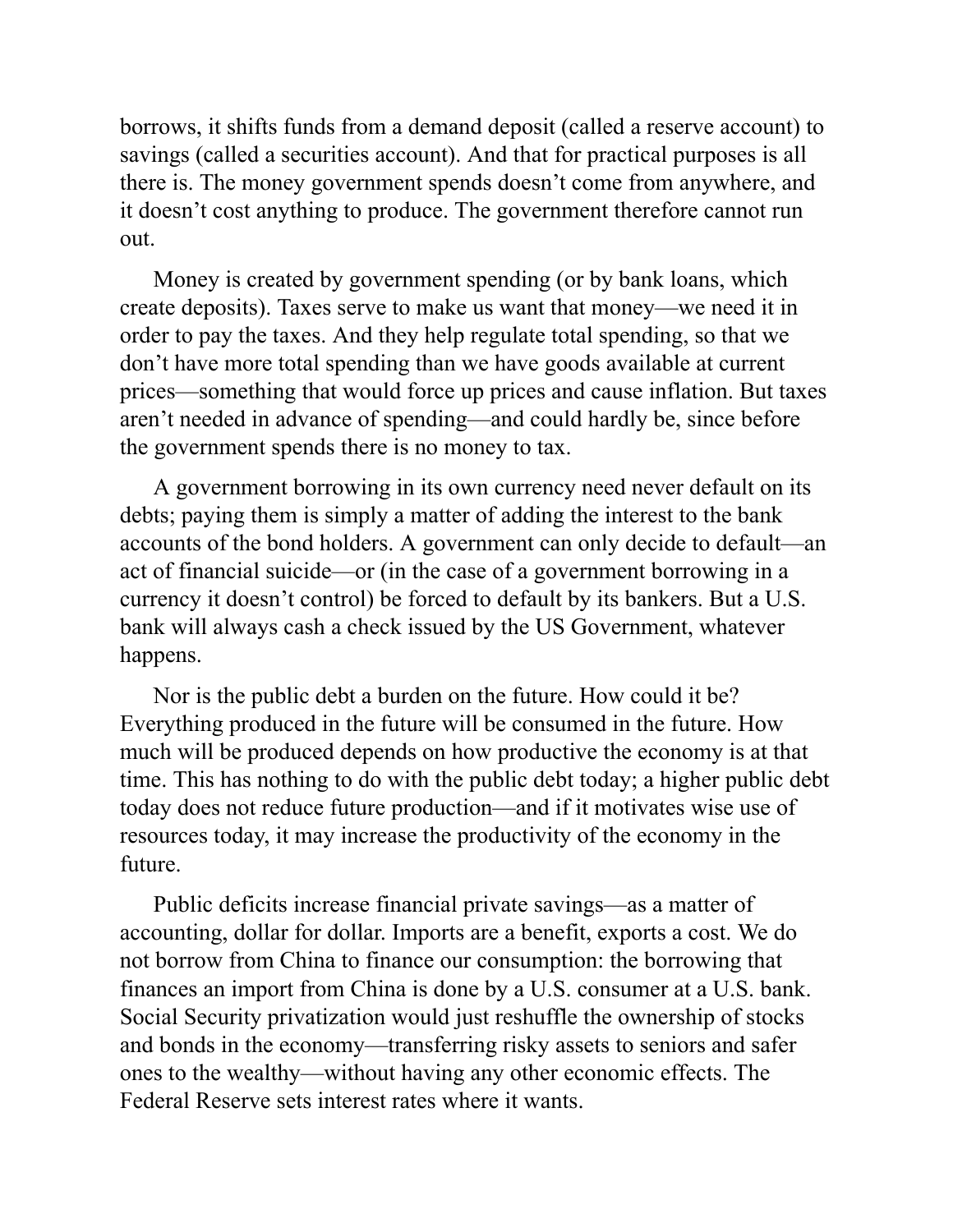borrows, it shifts funds from a demand deposit (called a reserve account) to savings (called a securities account). And that for practical purposes is all there is. The money government spends doesn't come from anywhere, and it doesn't cost anything to produce. The government therefore cannot run out.

Money is created by government spending (or by bank loans, which create deposits). Taxes serve to make us want that money—we need it in order to pay the taxes. And they help regulate total spending, so that we don't have more total spending than we have goods available at current prices—something that would force up prices and cause inflation. But taxes aren't needed in advance of spending—and could hardly be, since before the government spends there is no money to tax.

A government borrowing in its own currency need never default on its debts; paying them is simply a matter of adding the interest to the bank accounts of the bond holders. A government can only decide to default—an act of financial suicide—or (in the case of a government borrowing in a currency it doesn't control) be forced to default by its bankers. But a U.S. bank will always cash a check issued by the US Government, whatever happens.

Nor is the public debt a burden on the future. How could it be? Everything produced in the future will be consumed in the future. How much will be produced depends on how productive the economy is at that time. This has nothing to do with the public debt today; a higher public debt today does not reduce future production—and if it motivates wise use of resources today, it may increase the productivity of the economy in the future.

Public deficits increase financial private savings—as a matter of accounting, dollar for dollar. Imports are a benefit, exports a cost. We do not borrow from China to finance our consumption: the borrowing that finances an import from China is done by a U.S. consumer at a U.S. bank. Social Security privatization would just reshuffle the ownership of stocks and bonds in the economy—transferring risky assets to seniors and safer ones to the wealthy—without having any other economic effects. The Federal Reserve sets interest rates where it wants.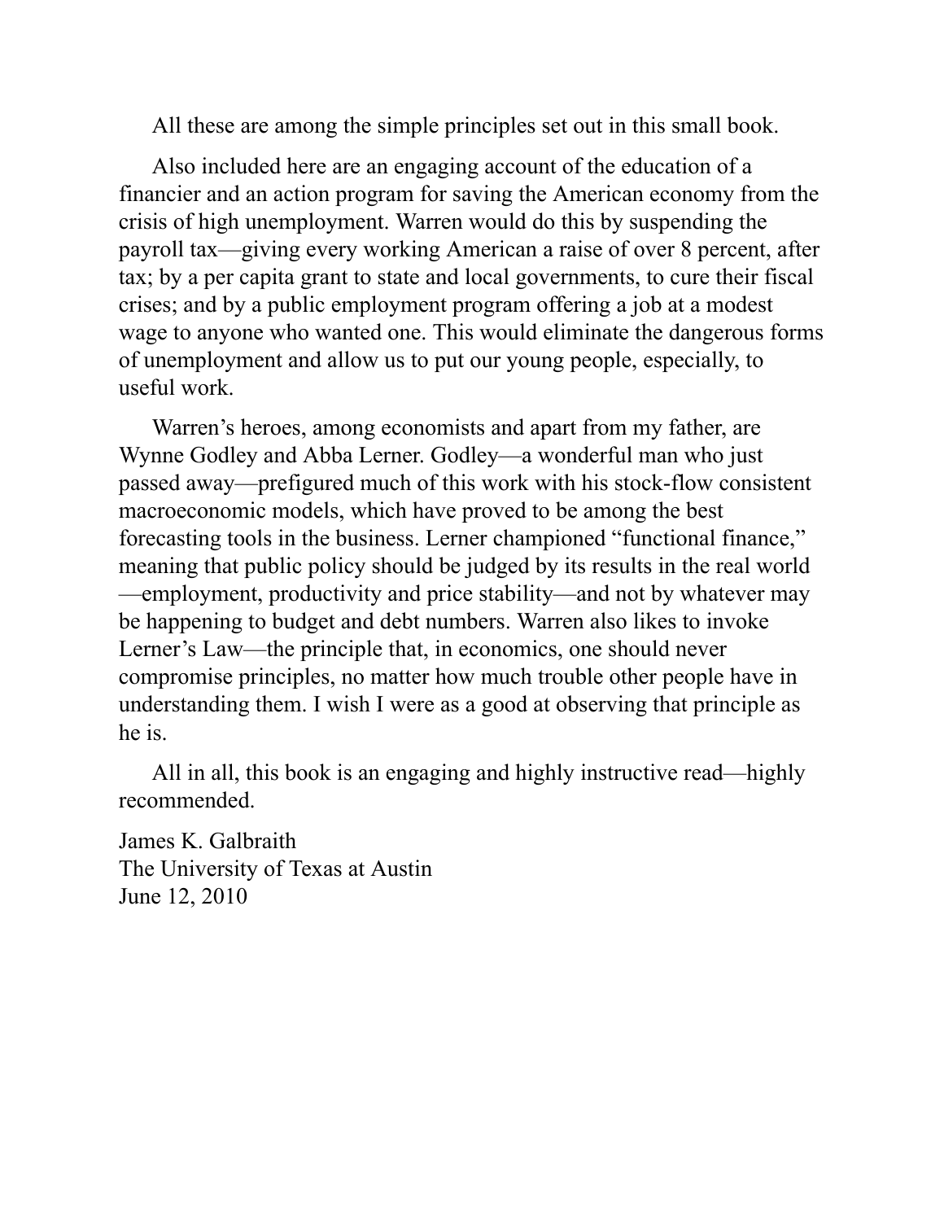All these are among the simple principles set out in this small book.

Also included here are an engaging account of the education of a financier and an action program for saving the American economy from the crisis of high unemployment. Warren would do this by suspending the payroll tax—giving every working American a raise of over 8 percent, after tax; by a per capita grant to state and local governments, to cure their fiscal crises; and by a public employment program offering a job at a modest wage to anyone who wanted one. This would eliminate the dangerous forms of unemployment and allow us to put our young people, especially, to useful work.

Warren's heroes, among economists and apart from my father, are Wynne Godley and Abba Lerner. Godley—a wonderful man who just passed away—prefigured much of this work with his stock-flow consistent macroeconomic models, which have proved to be among the best forecasting tools in the business. Lerner championed "functional finance," meaning that public policy should be judged by its results in the real world—employment, productivity and price stability—and not by whatever may be happening to budget and debt numbers. Warren also likes to invoke Lerner's Law—the principle that, in economics, one should never compromise principles, no matter how much trouble other people have in understanding them. I wish I were as a good at observing that principle as he is.

All in all, this book is an engaging and highly instructive read—highly recommended.

James K. Galbraith
The University of Texas at Austin
June 12, 2010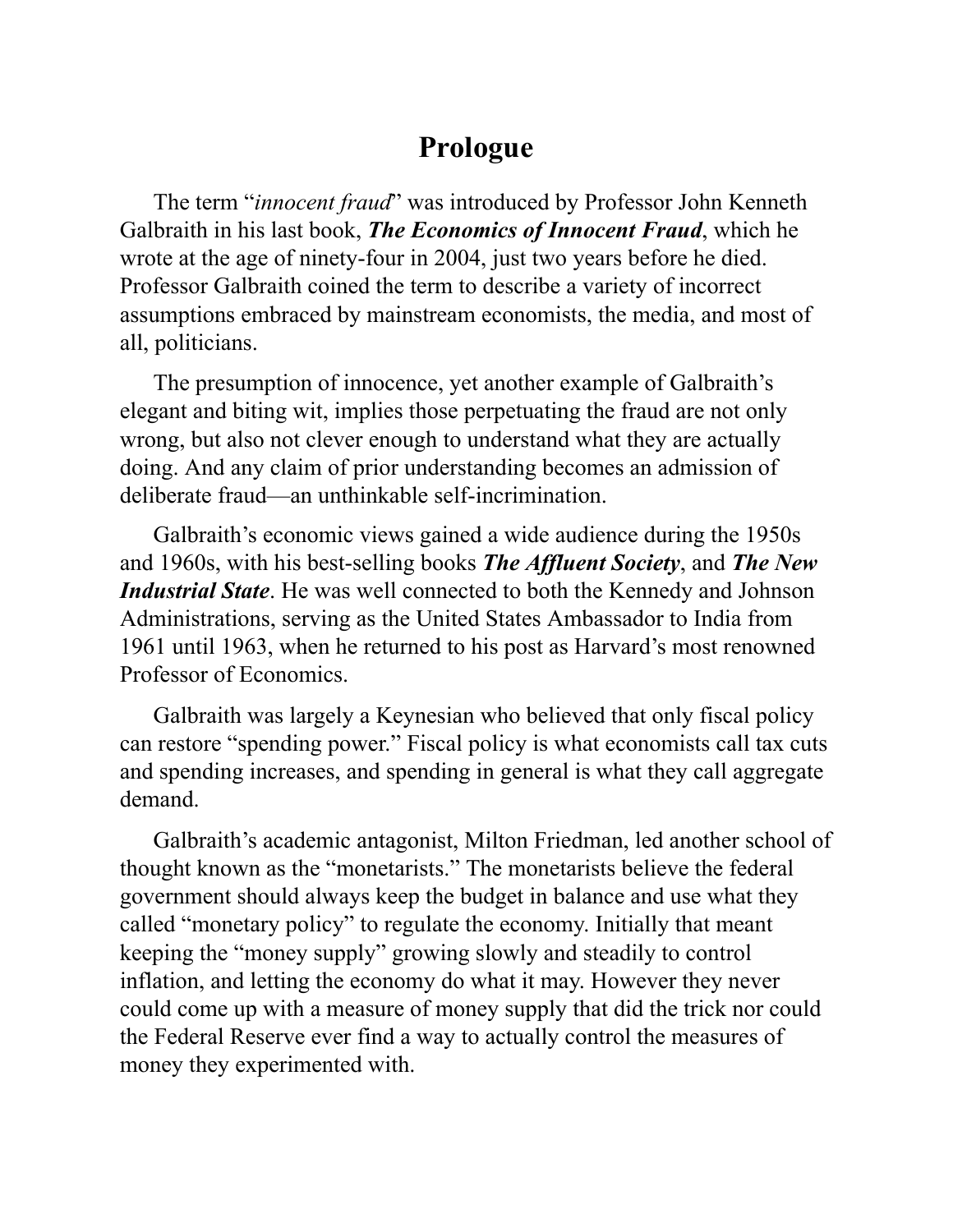# Prologue

The term "*innocent fraud*" was introduced by Professor John Kenneth Galbraith in his last book, ***The Economics of Innocent Fraud***, which he wrote at the age of ninety-four in 2004, just two years before he died. Professor Galbraith coined the term to describe a variety of incorrect assumptions embraced by mainstream economists, the media, and most of all, politicians.

The presumption of innocence, yet another example of Galbraith's elegant and biting wit, implies those perpetuating the fraud are not only wrong, but also not clever enough to understand what they are actually doing. And any claim of prior understanding becomes an admission of deliberate fraud—an unthinkable self-incrimination.

Galbraith's economic views gained a wide audience during the 1950s and 1960s, with his best-selling books ***The Affluent Society***, and ***The New Industrial State***. He was well connected to both the Kennedy and Johnson Administrations, serving as the United States Ambassador to India from 1961 until 1963, when he returned to his post as Harvard's most renowned Professor of Economics.

Galbraith was largely a Keynesian who believed that only fiscal policy can restore "spending power." Fiscal policy is what economists call tax cuts and spending increases, and spending in general is what they call aggregate demand.

Galbraith's academic antagonist, Milton Friedman, led another school of thought known as the "monetarists." The monetarists believe the federal government should always keep the budget in balance and use what they called "monetary policy" to regulate the economy. Initially that meant keeping the "money supply" growing slowly and steadily to control inflation, and letting the economy do what it may. However they never could come up with a measure of money supply that did the trick nor could the Federal Reserve ever find a way to actually control the measures of money they experimented with.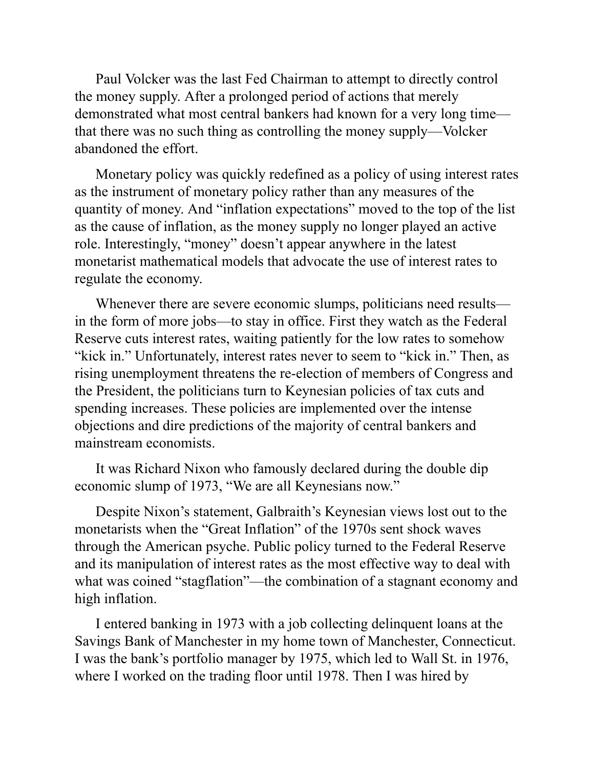Paul Volcker was the last Fed Chairman to attempt to directly control the money supply. After a prolonged period of actions that merely demonstrated what most central bankers had known for a very long time—that there was no such thing as controlling the money supply—Volcker abandoned the effort.

Monetary policy was quickly redefined as a policy of using interest rates as the instrument of monetary policy rather than any measures of the quantity of money. And "inflation expectations" moved to the top of the list as the cause of inflation, as the money supply no longer played an active role. Interestingly, "money" doesn't appear anywhere in the latest monetarist mathematical models that advocate the use of interest rates to regulate the economy.

Whenever there are severe economic slumps, politicians need results—in the form of more jobs—to stay in office. First they watch as the Federal Reserve cuts interest rates, waiting patiently for the low rates to somehow "kick in." Unfortunately, interest rates never to seem to "kick in." Then, as rising unemployment threatens the re-election of members of Congress and the President, the politicians turn to Keynesian policies of tax cuts and spending increases. These policies are implemented over the intense objections and dire predictions of the majority of central bankers and mainstream economists.

It was Richard Nixon who famously declared during the double dip economic slump of 1973, "We are all Keynesians now."

Despite Nixon's statement, Galbraith's Keynesian views lost out to the monetarists when the "Great Inflation" of the 1970s sent shock waves through the American psyche. Public policy turned to the Federal Reserve and its manipulation of interest rates as the most effective way to deal with what was coined "stagflation"—the combination of a stagnant economy and high inflation.

I entered banking in 1973 with a job collecting delinquent loans at the Savings Bank of Manchester in my home town of Manchester, Connecticut. I was the bank's portfolio manager by 1975, which led to Wall St. in 1976, where I worked on the trading floor until 1978. Then I was hired by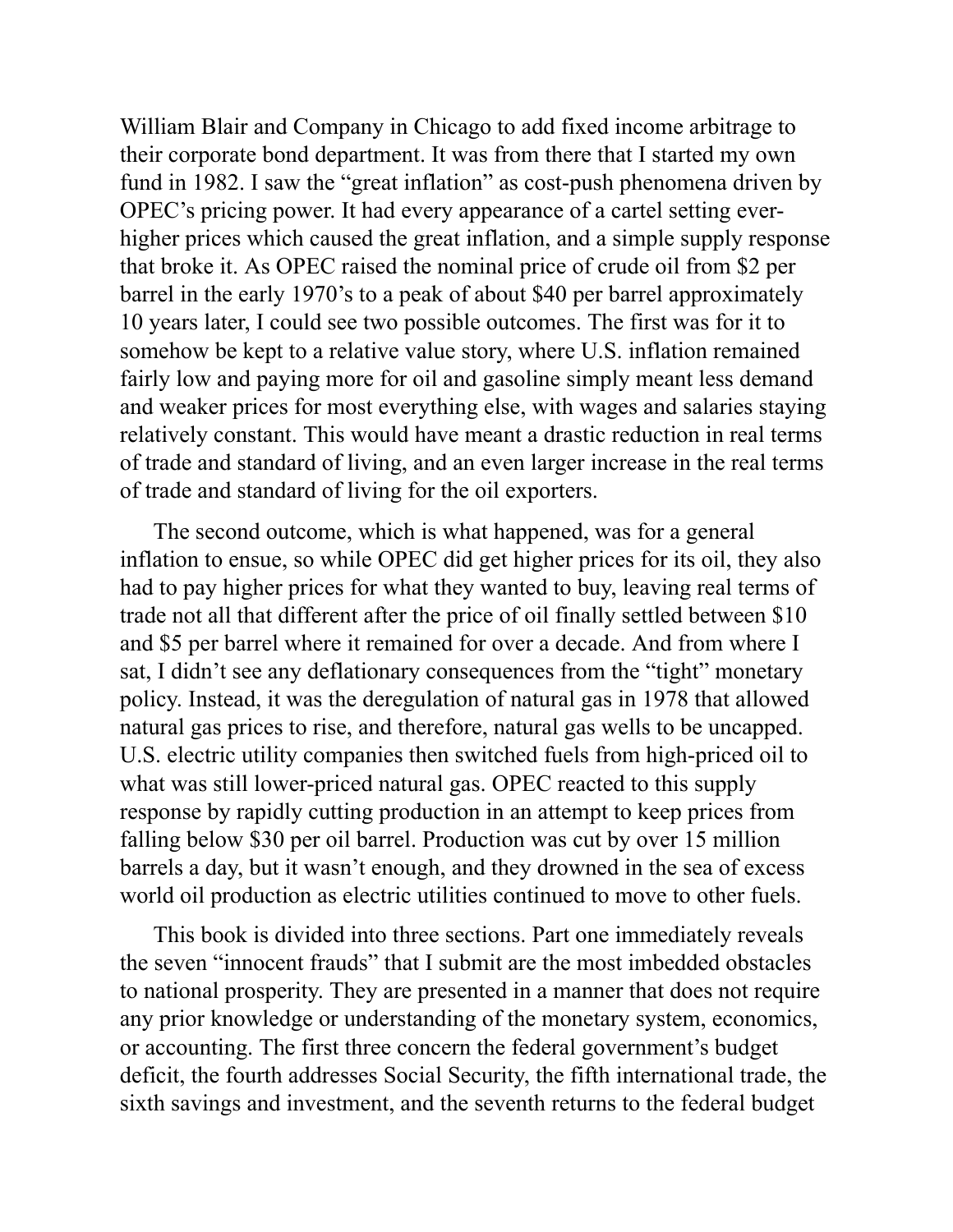William Blair and Company in Chicago to add fixed income arbitrage to their corporate bond department. It was from there that I started my own fund in 1982. I saw the "great inflation" as cost-push phenomena driven by OPEC's pricing power. It had every appearance of a cartel setting ever-higher prices which caused the great inflation, and a simple supply response that broke it. As OPEC raised the nominal price of crude oil from $2 per barrel in the early 1970's to a peak of about $40 per barrel approximately 10 years later, I could see two possible outcomes. The first was for it to somehow be kept to a relative value story, where U.S. inflation remained fairly low and paying more for oil and gasoline simply meant less demand and weaker prices for most everything else, with wages and salaries staying relatively constant. This would have meant a drastic reduction in real terms of trade and standard of living, and an even larger increase in the real terms of trade and standard of living for the oil exporters.

The second outcome, which is what happened, was for a general inflation to ensue, so while OPEC did get higher prices for its oil, they also had to pay higher prices for what they wanted to buy, leaving real terms of trade not all that different after the price of oil finally settled between $10 and $5 per barrel where it remained for over a decade. And from where I sat, I didn't see any deflationary consequences from the "tight" monetary policy. Instead, it was the deregulation of natural gas in 1978 that allowed natural gas prices to rise, and therefore, natural gas wells to be uncapped. U.S. electric utility companies then switched fuels from high-priced oil to what was still lower-priced natural gas. OPEC reacted to this supply response by rapidly cutting production in an attempt to keep prices from falling below $30 per oil barrel. Production was cut by over 15 million barrels a day, but it wasn't enough, and they drowned in the sea of excess world oil production as electric utilities continued to move to other fuels.

This book is divided into three sections. Part one immediately reveals the seven "innocent frauds" that I submit are the most imbedded obstacles to national prosperity. They are presented in a manner that does not require any prior knowledge or understanding of the monetary system, economics, or accounting. The first three concern the federal government's budget deficit, the fourth addresses Social Security, the fifth international trade, the sixth savings and investment, and the seventh returns to the federal budget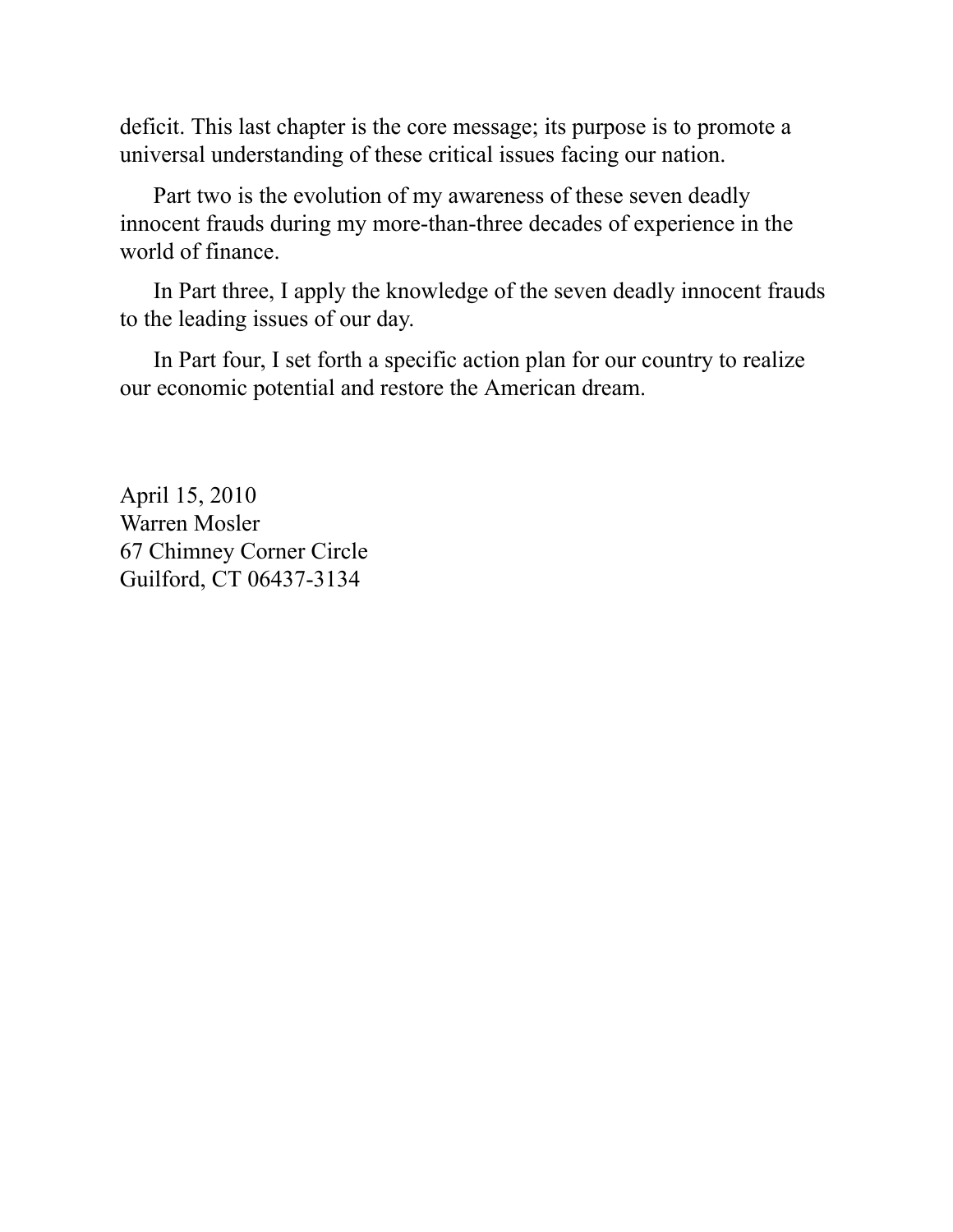deficit. This last chapter is the core message; its purpose is to promote a universal understanding of these critical issues facing our nation.

Part two is the evolution of my awareness of these seven deadly innocent frauds during my more-than-three decades of experience in the world of finance.

In Part three, I apply the knowledge of the seven deadly innocent frauds to the leading issues of our day.

In Part four, I set forth a specific action plan for our country to realize our economic potential and restore the American dream.

April 15, 2010
Warren Mosler
67 Chimney Corner Circle
Guilford, CT 06437-3134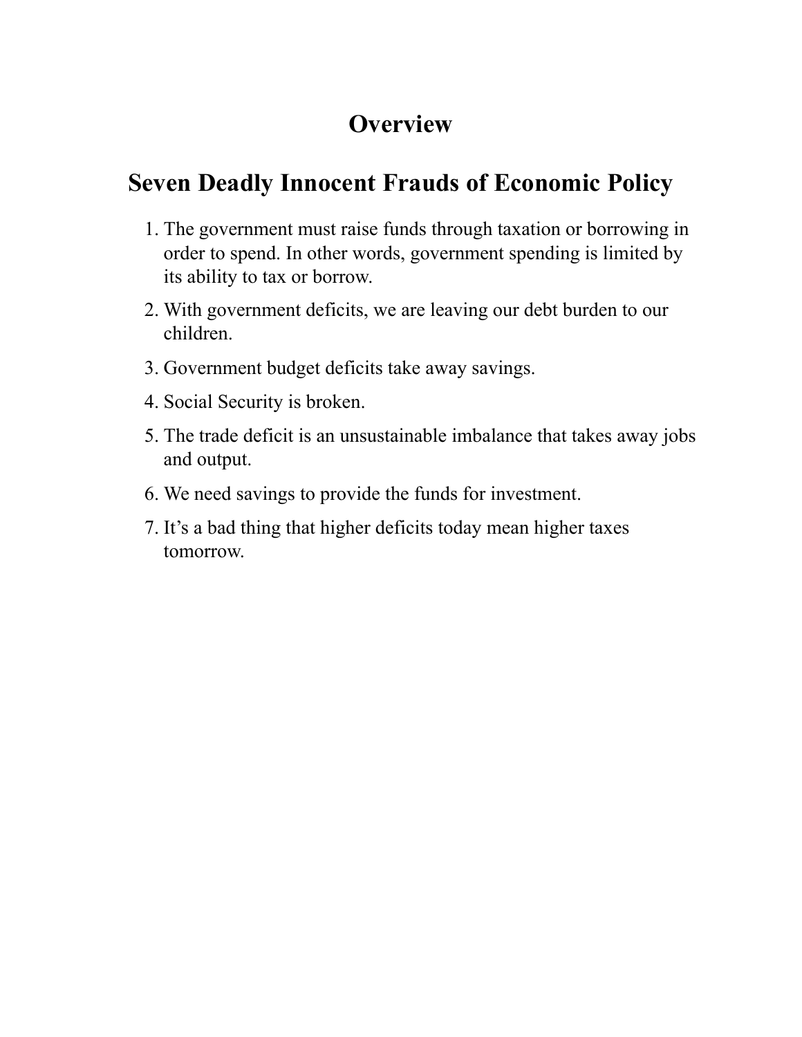# Overview

## Seven Deadly Innocent Frauds of Economic Policy

1. The government must raise funds through taxation or borrowing in order to spend. In other words, government spending is limited by its ability to tax or borrow.
2. With government deficits, we are leaving our debt burden to our children.
3. Government budget deficits take away savings.
4. Social Security is broken.
5. The trade deficit is an unsustainable imbalance that takes away jobs and output.
6. We need savings to provide the funds for investment.
7. It's a bad thing that higher deficits today mean higher taxes tomorrow.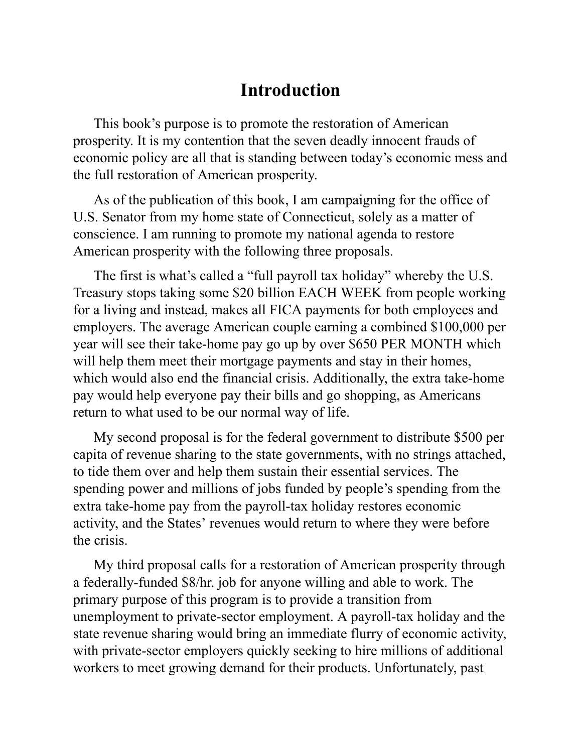# Introduction

This book's purpose is to promote the restoration of American prosperity. It is my contention that the seven deadly innocent frauds of economic policy are all that is standing between today's economic mess and the full restoration of American prosperity.

As of the publication of this book, I am campaigning for the office of U.S. Senator from my home state of Connecticut, solely as a matter of conscience. I am running to promote my national agenda to restore American prosperity with the following three proposals.

The first is what's called a "full payroll tax holiday" whereby the U.S. Treasury stops taking some $20 billion EACH WEEK from people working for a living and instead, makes all FICA payments for both employees and employers. The average American couple earning a combined $100,000 per year will see their take-home pay go up by over $650 PER MONTH which will help them meet their mortgage payments and stay in their homes, which would also end the financial crisis. Additionally, the extra take-home pay would help everyone pay their bills and go shopping, as Americans return to what used to be our normal way of life.

My second proposal is for the federal government to distribute $500 per capita of revenue sharing to the state governments, with no strings attached, to tide them over and help them sustain their essential services. The spending power and millions of jobs funded by people's spending from the extra take-home pay from the payroll-tax holiday restores economic activity, and the States' revenues would return to where they were before the crisis.

My third proposal calls for a restoration of American prosperity through a federally-funded $8/hr. job for anyone willing and able to work. The primary purpose of this program is to provide a transition from unemployment to private-sector employment. A payroll-tax holiday and the state revenue sharing would bring an immediate flurry of economic activity, with private-sector employers quickly seeking to hire millions of additional workers to meet growing demand for their products. Unfortunately, past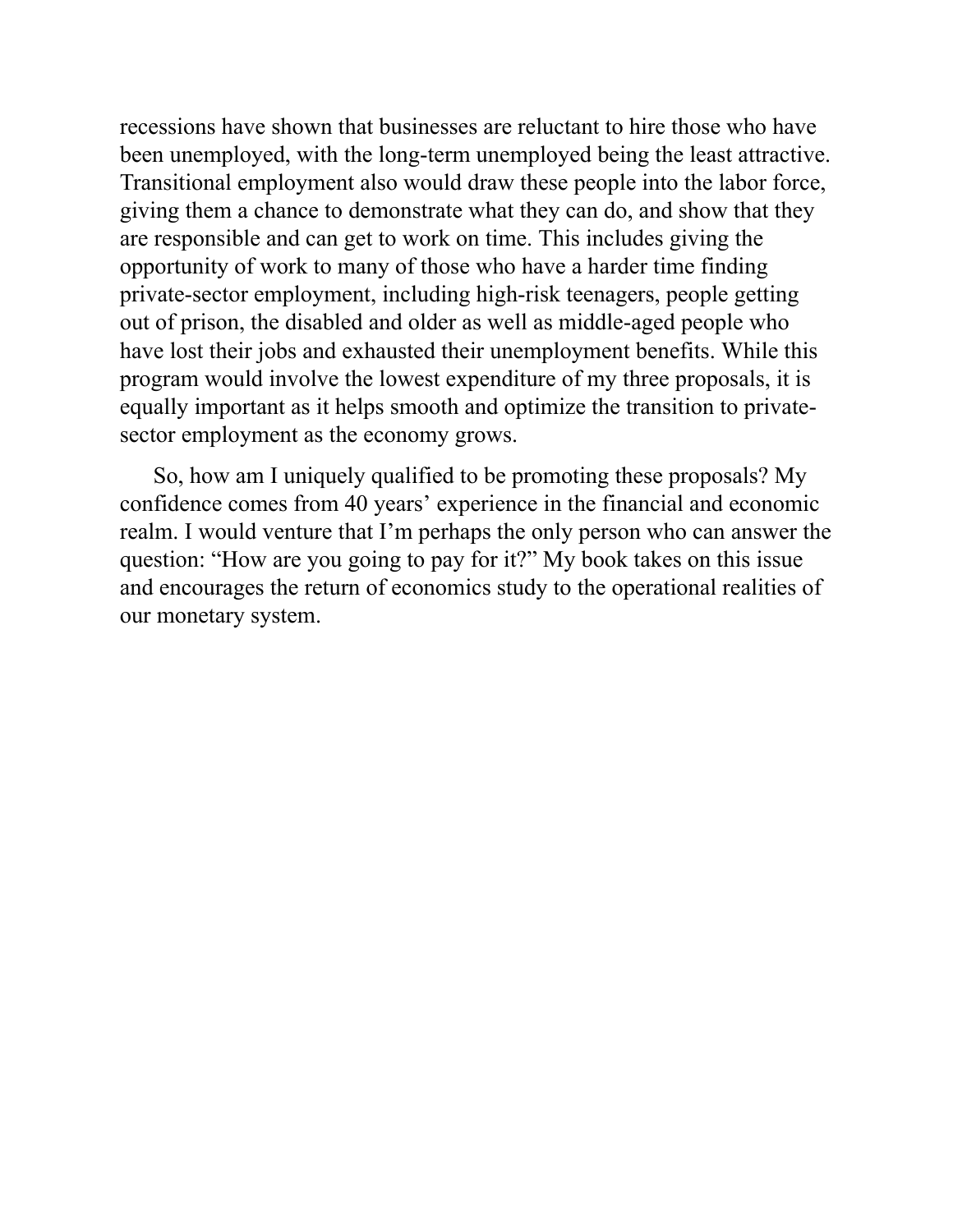recessions have shown that businesses are reluctant to hire those who have been unemployed, with the long-term unemployed being the least attractive. Transitional employment also would draw these people into the labor force, giving them a chance to demonstrate what they can do, and show that they are responsible and can get to work on time. This includes giving the opportunity of work to many of those who have a harder time finding private-sector employment, including high-risk teenagers, people getting out of prison, the disabled and older as well as middle-aged people who have lost their jobs and exhausted their unemployment benefits. While this program would involve the lowest expenditure of my three proposals, it is equally important as it helps smooth and optimize the transition to private-sector employment as the economy grows.

So, how am I uniquely qualified to be promoting these proposals? My confidence comes from 40 years' experience in the financial and economic realm. I would venture that I'm perhaps the only person who can answer the question: "How are you going to pay for it?" My book takes on this issue and encourages the return of economics study to the operational realities of our monetary system.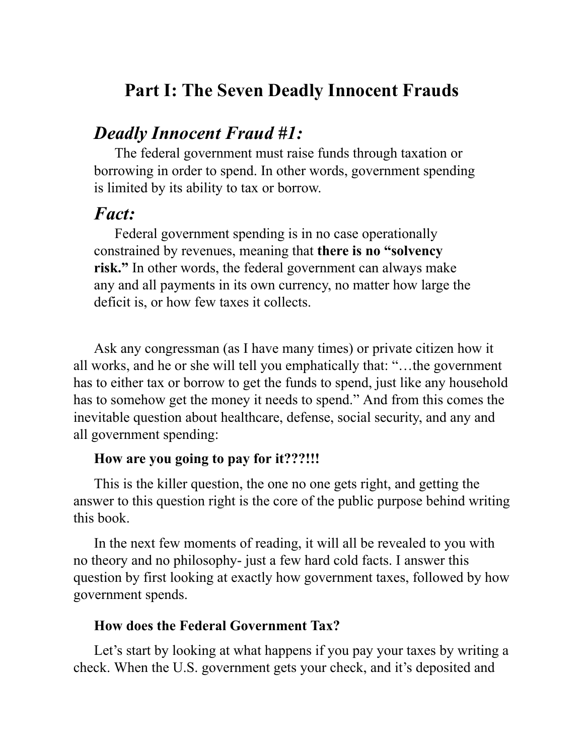# Part I: The Seven Deadly Innocent Frauds

## *Deadly Innocent Fraud #1:*

The federal government must raise funds through taxation or borrowing in order to spend. In other words, government spending is limited by its ability to tax or borrow.

## *Fact:*

Federal government spending is in no case operationally constrained by revenues, meaning that **there is no "solvency risk."** In other words, the federal government can always make any and all payments in its own currency, no matter how large the deficit is, or how few taxes it collects.

Ask any congressman (as I have many times) or private citizen how it all works, and he or she will tell you emphatically that: "…the government has to either tax or borrow to get the funds to spend, just like any household has to somehow get the money it needs to spend." And from this comes the inevitable question about healthcare, defense, social security, and any and all government spending:

**How are you going to pay for it???!!!**

This is the killer question, the one no one gets right, and getting the answer to this question right is the core of the public purpose behind writing this book.

In the next few moments of reading, it will all be revealed to you with no theory and no philosophy- just a few hard cold facts. I answer this question by first looking at exactly how government taxes, followed by how government spends.

**How does the Federal Government Tax?**

Let's start by looking at what happens if you pay your taxes by writing a check. When the U.S. government gets your check, and it's deposited and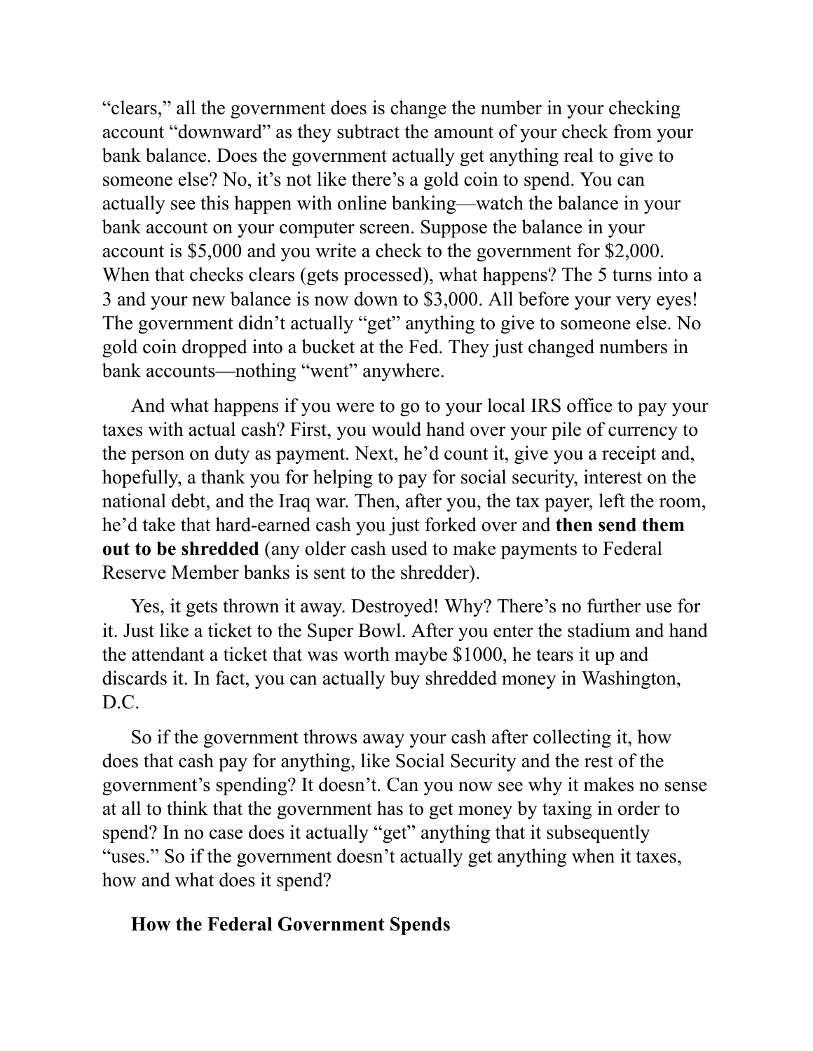“clears,” all the government does is change the number in your checking account “downward” as they subtract the amount of your check from your bank balance. Does the government actually get anything real to give to someone else? No, it’s not like there’s a gold coin to spend. You can actually see this happen with online banking—watch the balance in your bank account on your computer screen. Suppose the balance in your account is $5,000 and you write a check to the government for $2,000. When that checks clears (gets processed), what happens? The 5 turns into a 3 and your new balance is now down to $3,000. All before your very eyes! The government didn’t actually “get” anything to give to someone else. No gold coin dropped into a bucket at the Fed. They just changed numbers in bank accounts—nothing “went” anywhere.

And what happens if you were to go to your local IRS office to pay your taxes with actual cash? First, you would hand over your pile of currency to the person on duty as payment. Next, he’d count it, give you a receipt and, hopefully, a thank you for helping to pay for social security, interest on the national debt, and the Iraq war. Then, after you, the tax payer, left the room, he’d take that hard-earned cash you just forked over and **then send them out to be shredded** (any older cash used to make payments to Federal Reserve Member banks is sent to the shredder).

Yes, it gets thrown it away. Destroyed! Why? There’s no further use for it. Just like a ticket to the Super Bowl. After you enter the stadium and hand the attendant a ticket that was worth maybe $1000, he tears it up and discards it. In fact, you can actually buy shredded money in Washington, D.C.

So if the government throws away your cash after collecting it, how does that cash pay for anything, like Social Security and the rest of the government’s spending? It doesn’t. Can you now see why it makes no sense at all to think that the government has to get money by taxing in order to spend? In no case does it actually “get” anything that it subsequently “uses.” So if the government doesn’t actually get anything when it taxes, how and what does it spend?

## How the Federal Government Spends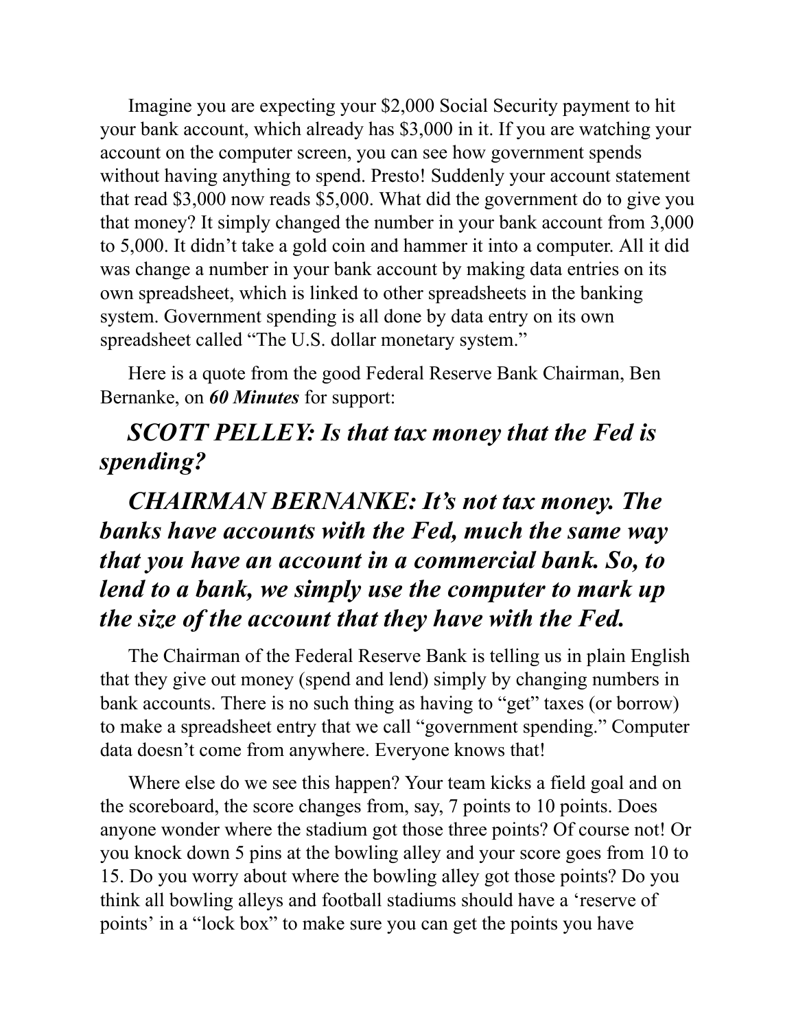Imagine you are expecting your $2,000 Social Security payment to hit your bank account, which already has $3,000 in it. If you are watching your account on the computer screen, you can see how government spends without having anything to spend. Presto! Suddenly your account statement that read $3,000 now reads $5,000. What did the government do to give you that money? It simply changed the number in your bank account from 3,000 to 5,000. It didn't take a gold coin and hammer it into a computer. All it did was change a number in your bank account by making data entries on its own spreadsheet, which is linked to other spreadsheets in the banking system. Government spending is all done by data entry on its own spreadsheet called "The U.S. dollar monetary system."

Here is a quote from the good Federal Reserve Bank Chairman, Ben Bernanke, on ***60 Minutes*** for support:

***SCOTT PELLEY: Is that tax money that the Fed is spending?***

***CHAIRMAN BERNANKE: It's not tax money. The banks have accounts with the Fed, much the same way that you have an account in a commercial bank. So, to lend to a bank, we simply use the computer to mark up the size of the account that they have with the Fed.***

The Chairman of the Federal Reserve Bank is telling us in plain English that they give out money (spend and lend) simply by changing numbers in bank accounts. There is no such thing as having to "get" taxes (or borrow) to make a spreadsheet entry that we call "government spending." Computer data doesn't come from anywhere. Everyone knows that!

Where else do we see this happen? Your team kicks a field goal and on the scoreboard, the score changes from, say, 7 points to 10 points. Does anyone wonder where the stadium got those three points? Of course not! Or you knock down 5 pins at the bowling alley and your score goes from 10 to 15. Do you worry about where the bowling alley got those points? Do you think all bowling alleys and football stadiums should have a 'reserve of points' in a "lock box" to make sure you can get the points you have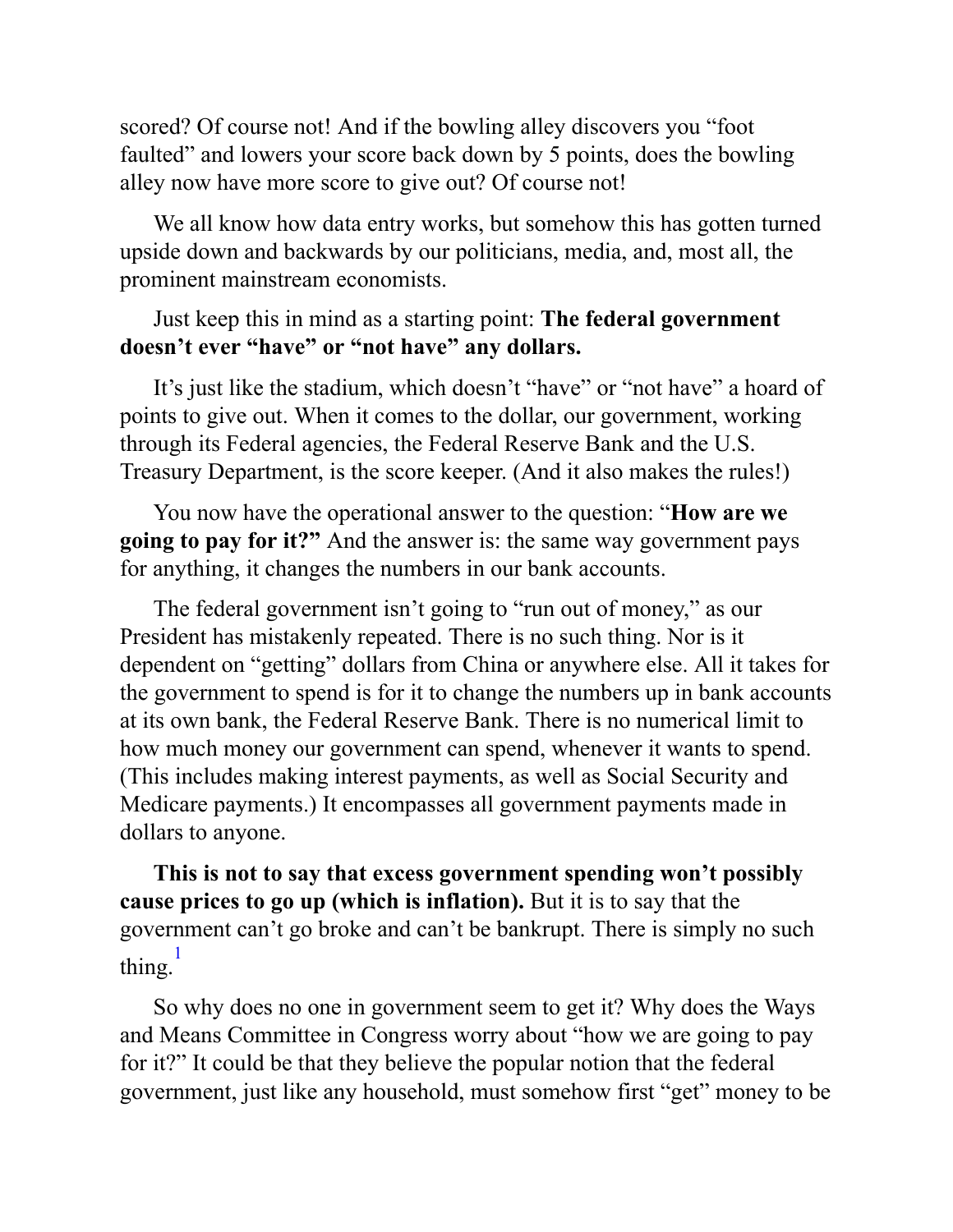scored? Of course not! And if the bowling alley discovers you “foot faulted” and lowers your score back down by 5 points, does the bowling alley now have more score to give out? Of course not!

We all know how data entry works, but somehow this has gotten turned upside down and backwards by our politicians, media, and, most all, the prominent mainstream economists.

Just keep this in mind as a starting point: **The federal government doesn’t ever “have” or “not have” any dollars.**

It’s just like the stadium, which doesn’t “have” or “not have” a hoard of points to give out. When it comes to the dollar, our government, working through its Federal agencies, the Federal Reserve Bank and the U.S. Treasury Department, is the score keeper. (And it also makes the rules!)

You now have the operational answer to the question: “**How are we going to pay for it?”** And the answer is: the same way government pays for anything, it changes the numbers in our bank accounts.

The federal government isn’t going to “run out of money,” as our President has mistakenly repeated. There is no such thing. Nor is it dependent on “getting” dollars from China or anywhere else. All it takes for the government to spend is for it to change the numbers up in bank accounts at its own bank, the Federal Reserve Bank. There is no numerical limit to how much money our government can spend, whenever it wants to spend. (This includes making interest payments, as well as Social Security and Medicare payments.) It encompasses all government payments made in dollars to anyone.

**This is not to say that excess government spending won’t possibly cause prices to go up (which is inflation).** But it is to say that the government can’t go broke and can’t be bankrupt. There is simply no such thing.[1]

So why does no one in government seem to get it? Why does the Ways and Means Committee in Congress worry about “how we are going to pay for it?” It could be that they believe the popular notion that the federal government, just like any household, must somehow first “get” money to be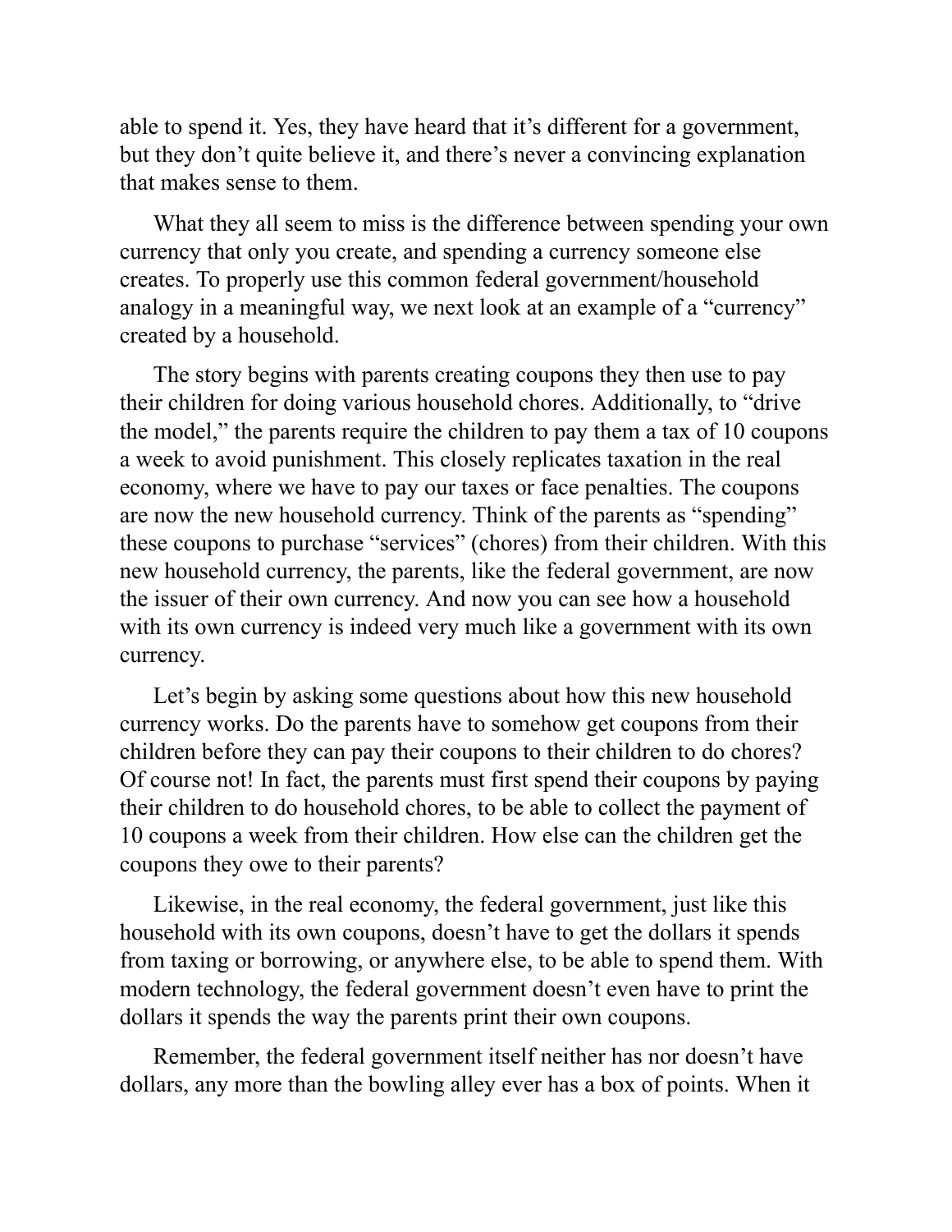able to spend it. Yes, they have heard that it's different for a government, but they don't quite believe it, and there's never a convincing explanation that makes sense to them.

What they all seem to miss is the difference between spending your own currency that only you create, and spending a currency someone else creates. To properly use this common federal government/household analogy in a meaningful way, we next look at an example of a "currency" created by a household.

The story begins with parents creating coupons they then use to pay their children for doing various household chores. Additionally, to "drive the model," the parents require the children to pay them a tax of 10 coupons a week to avoid punishment. This closely replicates taxation in the real economy, where we have to pay our taxes or face penalties. The coupons are now the new household currency. Think of the parents as "spending" these coupons to purchase "services" (chores) from their children. With this new household currency, the parents, like the federal government, are now the issuer of their own currency. And now you can see how a household with its own currency is indeed very much like a government with its own currency.

Let's begin by asking some questions about how this new household currency works. Do the parents have to somehow get coupons from their children before they can pay their coupons to their children to do chores? Of course not! In fact, the parents must first spend their coupons by paying their children to do household chores, to be able to collect the payment of 10 coupons a week from their children. How else can the children get the coupons they owe to their parents?

Likewise, in the real economy, the federal government, just like this household with its own coupons, doesn't have to get the dollars it spends from taxing or borrowing, or anywhere else, to be able to spend them. With modern technology, the federal government doesn't even have to print the dollars it spends the way the parents print their own coupons.

Remember, the federal government itself neither has nor doesn't have dollars, any more than the bowling alley ever has a box of points. When it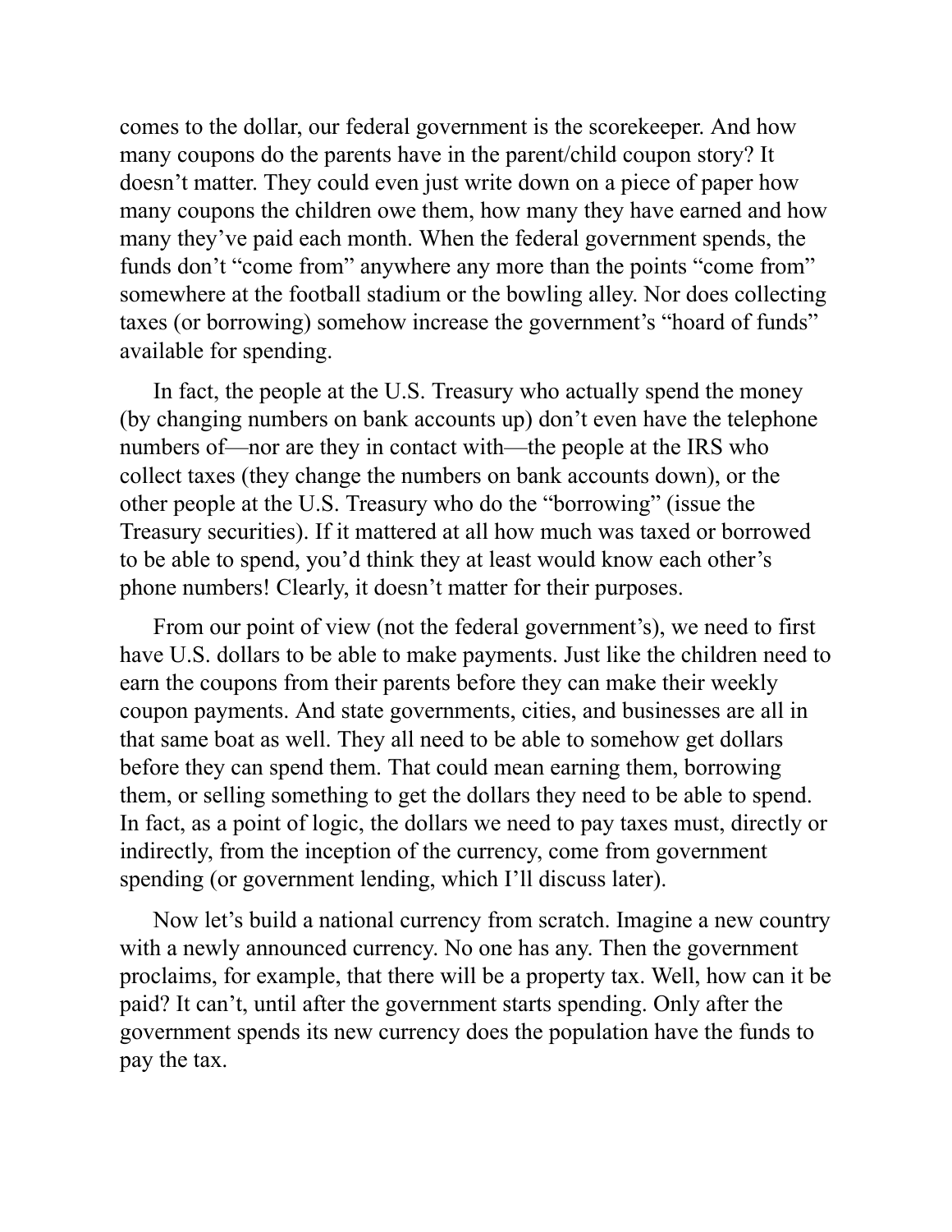comes to the dollar, our federal government is the scorekeeper. And how many coupons do the parents have in the parent/child coupon story? It doesn't matter. They could even just write down on a piece of paper how many coupons the children owe them, how many they have earned and how many they've paid each month. When the federal government spends, the funds don't "come from" anywhere any more than the points "come from" somewhere at the football stadium or the bowling alley. Nor does collecting taxes (or borrowing) somehow increase the government's "hoard of funds" available for spending.

In fact, the people at the U.S. Treasury who actually spend the money (by changing numbers on bank accounts up) don't even have the telephone numbers of—nor are they in contact with—the people at the IRS who collect taxes (they change the numbers on bank accounts down), or the other people at the U.S. Treasury who do the "borrowing" (issue the Treasury securities). If it mattered at all how much was taxed or borrowed to be able to spend, you'd think they at least would know each other's phone numbers! Clearly, it doesn't matter for their purposes.

From our point of view (not the federal government's), we need to first have U.S. dollars to be able to make payments. Just like the children need to earn the coupons from their parents before they can make their weekly coupon payments. And state governments, cities, and businesses are all in that same boat as well. They all need to be able to somehow get dollars before they can spend them. That could mean earning them, borrowing them, or selling something to get the dollars they need to be able to spend. In fact, as a point of logic, the dollars we need to pay taxes must, directly or indirectly, from the inception of the currency, come from government spending (or government lending, which I'll discuss later).

Now let's build a national currency from scratch. Imagine a new country with a newly announced currency. No one has any. Then the government proclaims, for example, that there will be a property tax. Well, how can it be paid? It can't, until after the government starts spending. Only after the government spends its new currency does the population have the funds to pay the tax.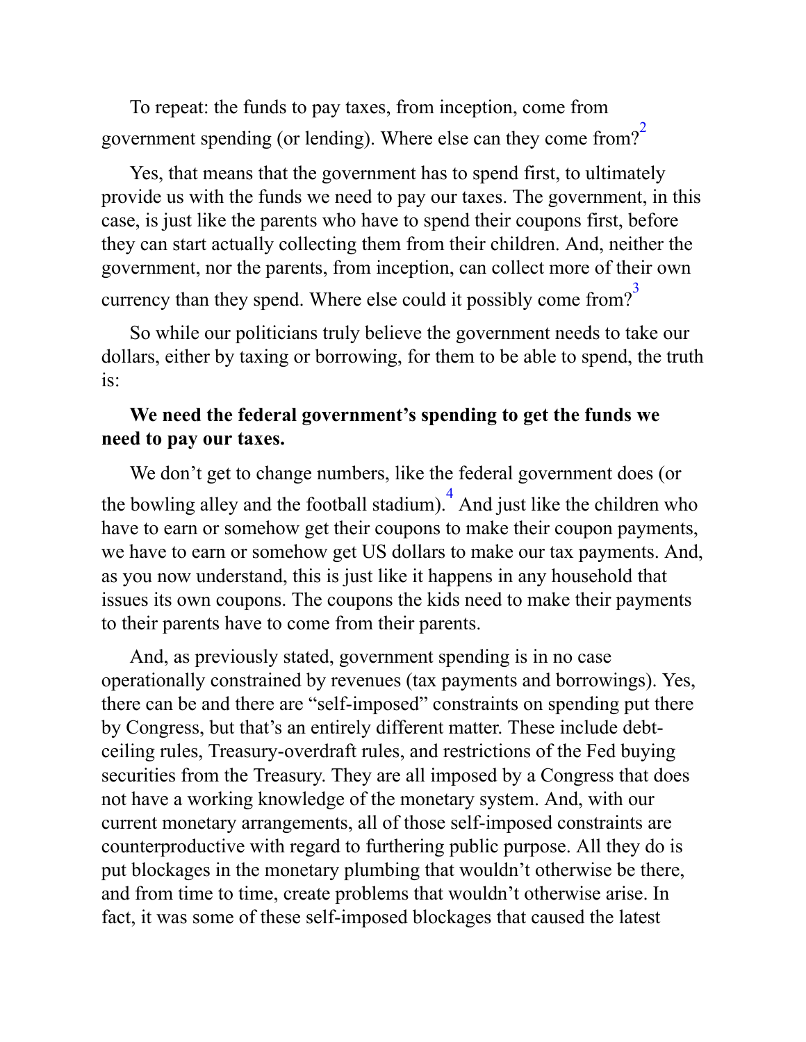To repeat: the funds to pay taxes, from inception, come from government spending (or lending). Where else can they come from?[2]

Yes, that means that the government has to spend first, to ultimately provide us with the funds we need to pay our taxes. The government, in this case, is just like the parents who have to spend their coupons first, before they can start actually collecting them from their children. And, neither the government, nor the parents, from inception, can collect more of their own currency than they spend. Where else could it possibly come from?[3]

So while our politicians truly believe the government needs to take our dollars, either by taxing or borrowing, for them to be able to spend, the truth is:

**We need the federal government's spending to get the funds we need to pay our taxes.**

We don't get to change numbers, like the federal government does (or the bowling alley and the football stadium).[4] And just like the children who have to earn or somehow get their coupons to make their coupon payments, we have to earn or somehow get US dollars to make our tax payments. And, as you now understand, this is just like it happens in any household that issues its own coupons. The coupons the kids need to make their payments to their parents have to come from their parents.

And, as previously stated, government spending is in no case operationally constrained by revenues (tax payments and borrowings). Yes, there can be and there are "self-imposed" constraints on spending put there by Congress, but that's an entirely different matter. These include debt-ceiling rules, Treasury-overdraft rules, and restrictions of the Fed buying securities from the Treasury. They are all imposed by a Congress that does not have a working knowledge of the monetary system. And, with our current monetary arrangements, all of those self-imposed constraints are counterproductive with regard to furthering public purpose. All they do is put blockages in the monetary plumbing that wouldn't otherwise be there, and from time to time, create problems that wouldn't otherwise arise. In fact, it was some of these self-imposed blockages that caused the latest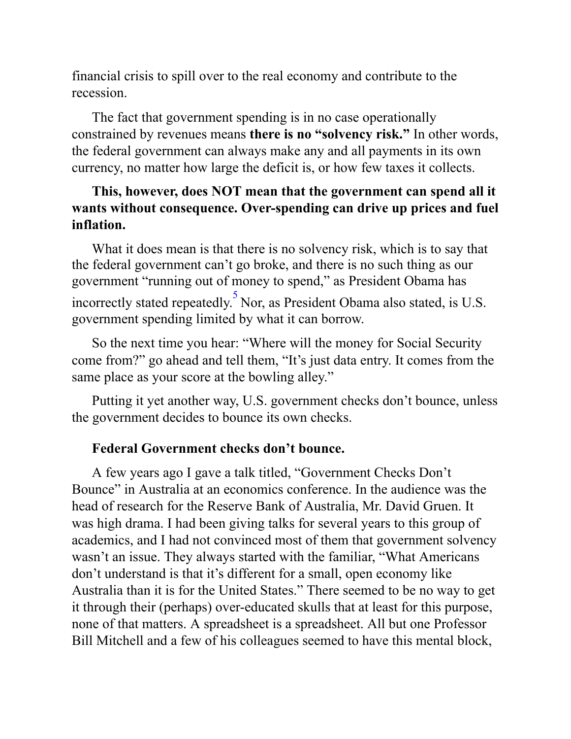financial crisis to spill over to the real economy and contribute to the recession.

The fact that government spending is in no case operationally constrained by revenues means **there is no "solvency risk."** In other words, the federal government can always make any and all payments in its own currency, no matter how large the deficit is, or how few taxes it collects.

**This, however, does NOT mean that the government can spend all it wants without consequence. Over-spending can drive up prices and fuel inflation.**

What it does mean is that there is no solvency risk, which is to say that the federal government can't go broke, and there is no such thing as our government "running out of money to spend," as President Obama has incorrectly stated repeatedly.[5] Nor, as President Obama also stated, is U.S. government spending limited by what it can borrow.

So the next time you hear: "Where will the money for Social Security come from?" go ahead and tell them, "It's just data entry. It comes from the same place as your score at the bowling alley."

Putting it yet another way, U.S. government checks don't bounce, unless the government decides to bounce its own checks.

**Federal Government checks don't bounce.**

A few years ago I gave a talk titled, "Government Checks Don't Bounce" in Australia at an economics conference. In the audience was the head of research for the Reserve Bank of Australia, Mr. David Gruen. It was high drama. I had been giving talks for several years to this group of academics, and I had not convinced most of them that government solvency wasn't an issue. They always started with the familiar, "What Americans don't understand is that it's different for a small, open economy like Australia than it is for the United States." There seemed to be no way to get it through their (perhaps) over-educated skulls that at least for this purpose, none of that matters. A spreadsheet is a spreadsheet. All but one Professor Bill Mitchell and a few of his colleagues seemed to have this mental block,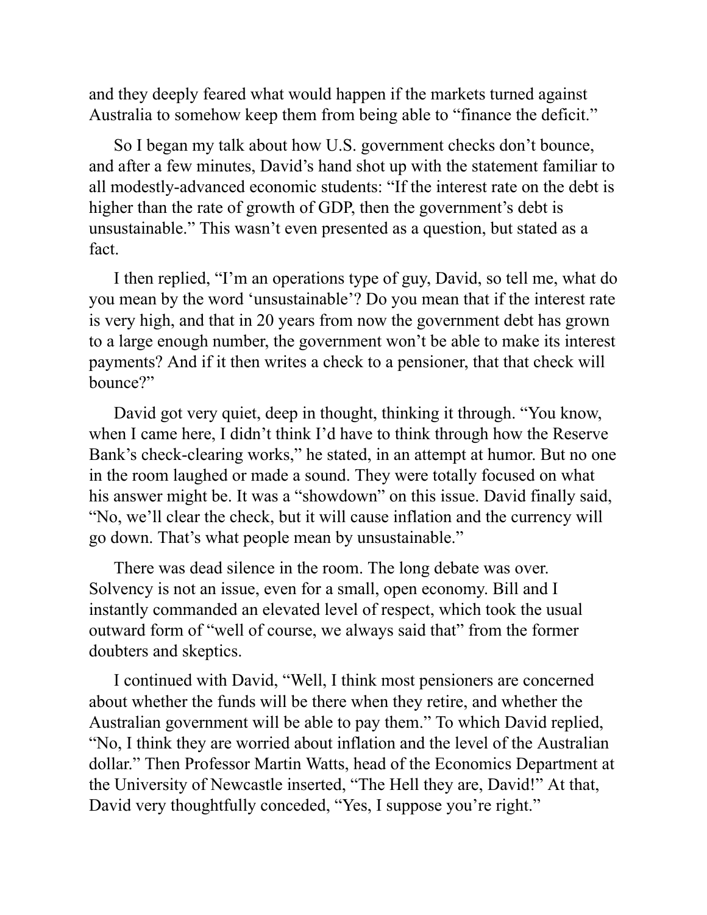and they deeply feared what would happen if the markets turned against Australia to somehow keep them from being able to "finance the deficit."

So I began my talk about how U.S. government checks don't bounce, and after a few minutes, David's hand shot up with the statement familiar to all modestly-advanced economic students: "If the interest rate on the debt is higher than the rate of growth of GDP, then the government's debt is unsustainable." This wasn't even presented as a question, but stated as a fact.

I then replied, "I'm an operations type of guy, David, so tell me, what do you mean by the word 'unsustainable'? Do you mean that if the interest rate is very high, and that in 20 years from now the government debt has grown to a large enough number, the government won't be able to make its interest payments? And if it then writes a check to a pensioner, that that check will bounce?"

David got very quiet, deep in thought, thinking it through. "You know, when I came here, I didn't think I'd have to think through how the Reserve Bank's check-clearing works," he stated, in an attempt at humor. But no one in the room laughed or made a sound. They were totally focused on what his answer might be. It was a "showdown" on this issue. David finally said, "No, we'll clear the check, but it will cause inflation and the currency will go down. That's what people mean by unsustainable."

There was dead silence in the room. The long debate was over. Solvency is not an issue, even for a small, open economy. Bill and I instantly commanded an elevated level of respect, which took the usual outward form of "well of course, we always said that" from the former doubters and skeptics.

I continued with David, "Well, I think most pensioners are concerned about whether the funds will be there when they retire, and whether the Australian government will be able to pay them." To which David replied, "No, I think they are worried about inflation and the level of the Australian dollar." Then Professor Martin Watts, head of the Economics Department at the University of Newcastle inserted, "The Hell they are, David!" At that, David very thoughtfully conceded, "Yes, I suppose you're right."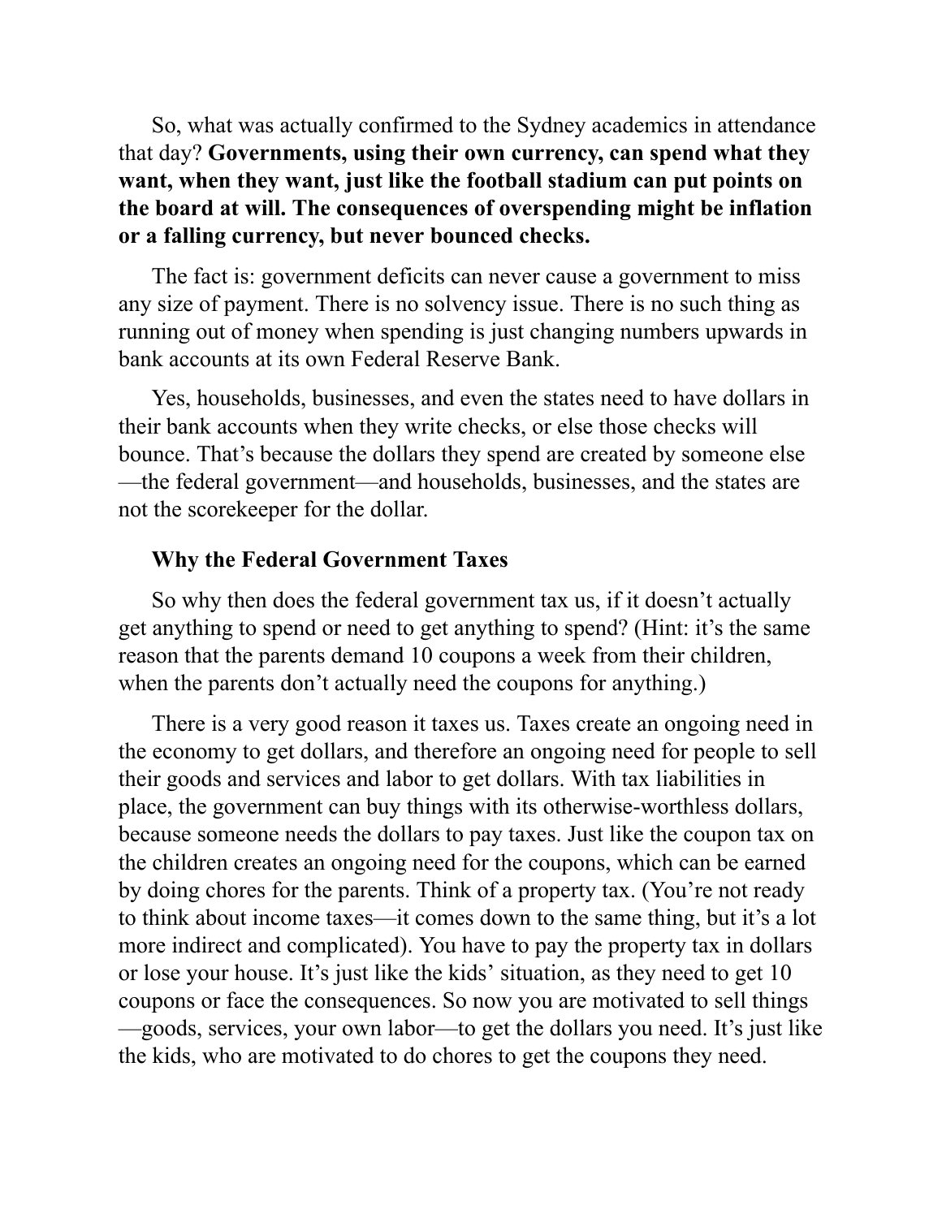So, what was actually confirmed to the Sydney academics in attendance that day? **Governments, using their own currency, can spend what they want, when they want, just like the football stadium can put points on the board at will. The consequences of overspending might be inflation or a falling currency, but never bounced checks.**

The fact is: government deficits can never cause a government to miss any size of payment. There is no solvency issue. There is no such thing as running out of money when spending is just changing numbers upwards in bank accounts at its own Federal Reserve Bank.

Yes, households, businesses, and even the states need to have dollars in their bank accounts when they write checks, or else those checks will bounce. That's because the dollars they spend are created by someone else—the federal government—and households, businesses, and the states are not the scorekeeper for the dollar.

**Why the Federal Government Taxes**

So why then does the federal government tax us, if it doesn't actually get anything to spend or need to get anything to spend? (Hint: it's the same reason that the parents demand 10 coupons a week from their children, when the parents don't actually need the coupons for anything.)

There is a very good reason it taxes us. Taxes create an ongoing need in the economy to get dollars, and therefore an ongoing need for people to sell their goods and services and labor to get dollars. With tax liabilities in place, the government can buy things with its otherwise-worthless dollars, because someone needs the dollars to pay taxes. Just like the coupon tax on the children creates an ongoing need for the coupons, which can be earned by doing chores for the parents. Think of a property tax. (You're not ready to think about income taxes—it comes down to the same thing, but it's a lot more indirect and complicated). You have to pay the property tax in dollars or lose your house. It's just like the kids' situation, as they need to get 10 coupons or face the consequences. So now you are motivated to sell things—goods, services, your own labor—to get the dollars you need. It's just like the kids, who are motivated to do chores to get the coupons they need.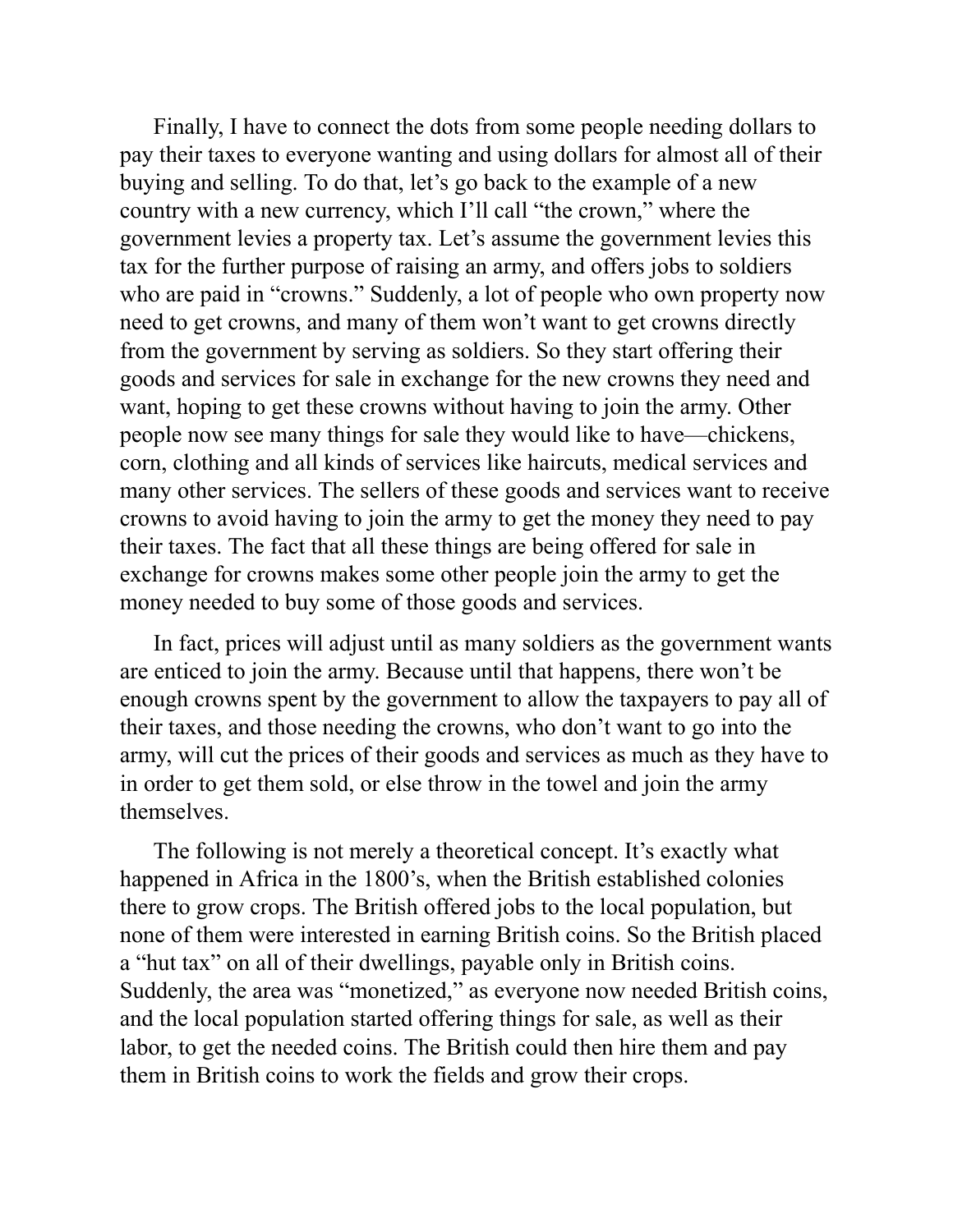Finally, I have to connect the dots from some people needing dollars to pay their taxes to everyone wanting and using dollars for almost all of their buying and selling. To do that, let's go back to the example of a new country with a new currency, which I'll call "the crown," where the government levies a property tax. Let's assume the government levies this tax for the further purpose of raising an army, and offers jobs to soldiers who are paid in "crowns." Suddenly, a lot of people who own property now need to get crowns, and many of them won't want to get crowns directly from the government by serving as soldiers. So they start offering their goods and services for sale in exchange for the new crowns they need and want, hoping to get these crowns without having to join the army. Other people now see many things for sale they would like to have—chickens, corn, clothing and all kinds of services like haircuts, medical services and many other services. The sellers of these goods and services want to receive crowns to avoid having to join the army to get the money they need to pay their taxes. The fact that all these things are being offered for sale in exchange for crowns makes some other people join the army to get the money needed to buy some of those goods and services.

In fact, prices will adjust until as many soldiers as the government wants are enticed to join the army. Because until that happens, there won't be enough crowns spent by the government to allow the taxpayers to pay all of their taxes, and those needing the crowns, who don't want to go into the army, will cut the prices of their goods and services as much as they have to in order to get them sold, or else throw in the towel and join the army themselves.

The following is not merely a theoretical concept. It's exactly what happened in Africa in the 1800's, when the British established colonies there to grow crops. The British offered jobs to the local population, but none of them were interested in earning British coins. So the British placed a "hut tax" on all of their dwellings, payable only in British coins. Suddenly, the area was "monetized," as everyone now needed British coins, and the local population started offering things for sale, as well as their labor, to get the needed coins. The British could then hire them and pay them in British coins to work the fields and grow their crops.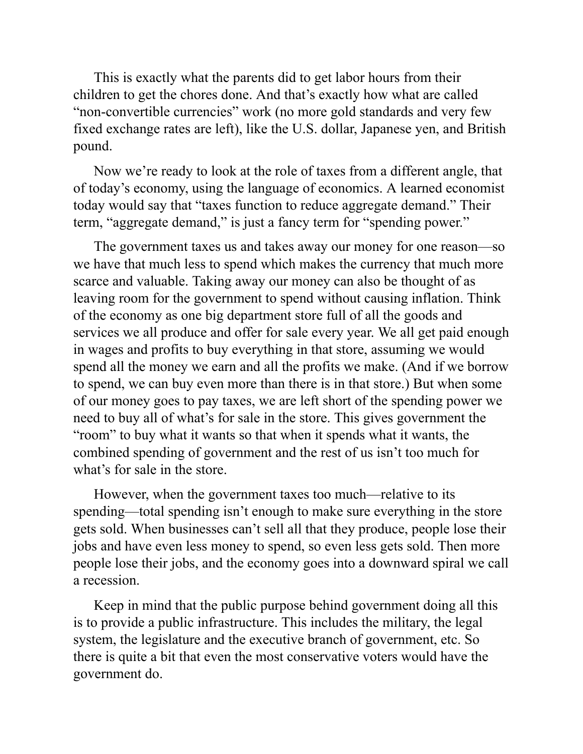This is exactly what the parents did to get labor hours from their children to get the chores done. And that's exactly how what are called "non-convertible currencies" work (no more gold standards and very few fixed exchange rates are left), like the U.S. dollar, Japanese yen, and British pound.

Now we're ready to look at the role of taxes from a different angle, that of today's economy, using the language of economics. A learned economist today would say that "taxes function to reduce aggregate demand." Their term, "aggregate demand," is just a fancy term for "spending power."

The government taxes us and takes away our money for one reason—so we have that much less to spend which makes the currency that much more scarce and valuable. Taking away our money can also be thought of as leaving room for the government to spend without causing inflation. Think of the economy as one big department store full of all the goods and services we all produce and offer for sale every year. We all get paid enough in wages and profits to buy everything in that store, assuming we would spend all the money we earn and all the profits we make. (And if we borrow to spend, we can buy even more than there is in that store.) But when some of our money goes to pay taxes, we are left short of the spending power we need to buy all of what's for sale in the store. This gives government the "room" to buy what it wants so that when it spends what it wants, the combined spending of government and the rest of us isn't too much for what's for sale in the store.

However, when the government taxes too much—relative to its spending—total spending isn't enough to make sure everything in the store gets sold. When businesses can't sell all that they produce, people lose their jobs and have even less money to spend, so even less gets sold. Then more people lose their jobs, and the economy goes into a downward spiral we call a recession.

Keep in mind that the public purpose behind government doing all this is to provide a public infrastructure. This includes the military, the legal system, the legislature and the executive branch of government, etc. So there is quite a bit that even the most conservative voters would have the government do.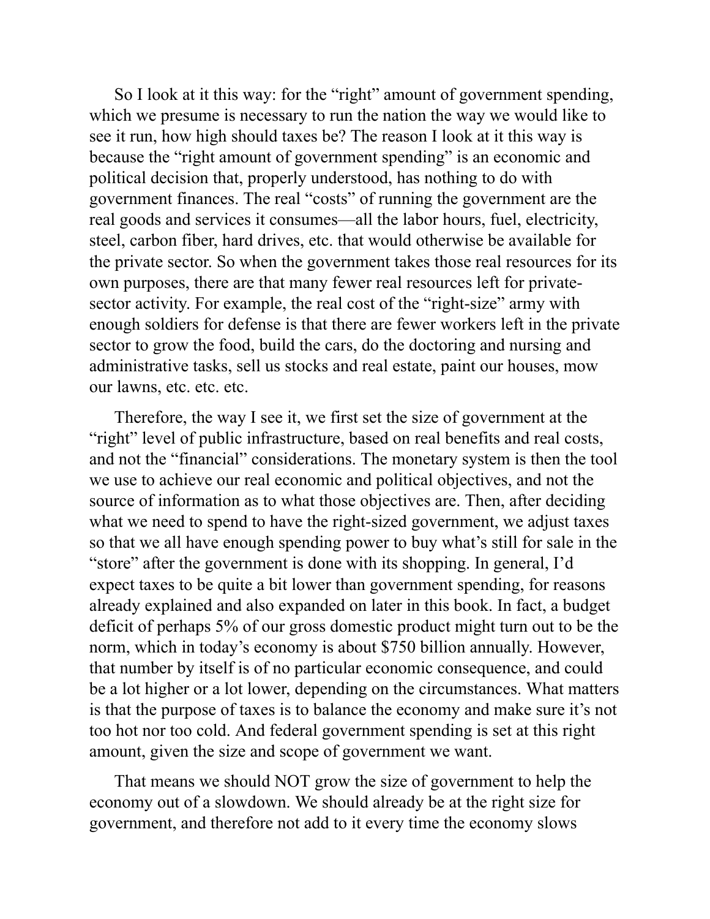So I look at it this way: for the "right" amount of government spending, which we presume is necessary to run the nation the way we would like to see it run, how high should taxes be? The reason I look at it this way is because the "right amount of government spending" is an economic and political decision that, properly understood, has nothing to do with government finances. The real "costs" of running the government are the real goods and services it consumes—all the labor hours, fuel, electricity, steel, carbon fiber, hard drives, etc. that would otherwise be available for the private sector. So when the government takes those real resources for its own purposes, there are that many fewer real resources left for private-sector activity. For example, the real cost of the "right-size" army with enough soldiers for defense is that there are fewer workers left in the private sector to grow the food, build the cars, do the doctoring and nursing and administrative tasks, sell us stocks and real estate, paint our houses, mow our lawns, etc. etc. etc.

Therefore, the way I see it, we first set the size of government at the "right" level of public infrastructure, based on real benefits and real costs, and not the "financial" considerations. The monetary system is then the tool we use to achieve our real economic and political objectives, and not the source of information as to what those objectives are. Then, after deciding what we need to spend to have the right-sized government, we adjust taxes so that we all have enough spending power to buy what's still for sale in the "store" after the government is done with its shopping. In general, I'd expect taxes to be quite a bit lower than government spending, for reasons already explained and also expanded on later in this book. In fact, a budget deficit of perhaps 5% of our gross domestic product might turn out to be the norm, which in today's economy is about $750 billion annually. However, that number by itself is of no particular economic consequence, and could be a lot higher or a lot lower, depending on the circumstances. What matters is that the purpose of taxes is to balance the economy and make sure it's not too hot nor too cold. And federal government spending is set at this right amount, given the size and scope of government we want.

That means we should NOT grow the size of government to help the economy out of a slowdown. We should already be at the right size for government, and therefore not add to it every time the economy slows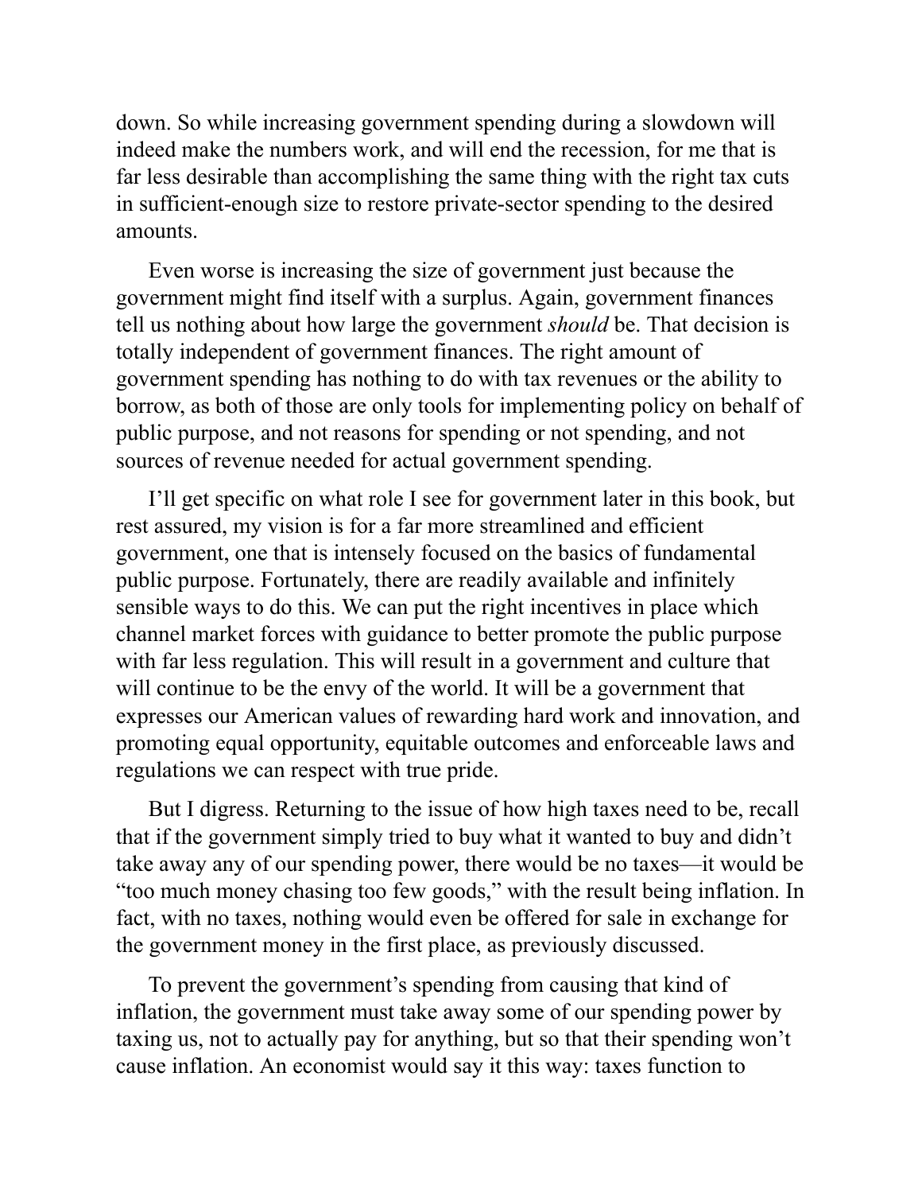down. So while increasing government spending during a slowdown will indeed make the numbers work, and will end the recession, for me that is far less desirable than accomplishing the same thing with the right tax cuts in sufficient-enough size to restore private-sector spending to the desired amounts.

Even worse is increasing the size of government just because the government might find itself with a surplus. Again, government finances tell us nothing about how large the government *should* be. That decision is totally independent of government finances. The right amount of government spending has nothing to do with tax revenues or the ability to borrow, as both of those are only tools for implementing policy on behalf of public purpose, and not reasons for spending or not spending, and not sources of revenue needed for actual government spending.

I'll get specific on what role I see for government later in this book, but rest assured, my vision is for a far more streamlined and efficient government, one that is intensely focused on the basics of fundamental public purpose. Fortunately, there are readily available and infinitely sensible ways to do this. We can put the right incentives in place which channel market forces with guidance to better promote the public purpose with far less regulation. This will result in a government and culture that will continue to be the envy of the world. It will be a government that expresses our American values of rewarding hard work and innovation, and promoting equal opportunity, equitable outcomes and enforceable laws and regulations we can respect with true pride.

But I digress. Returning to the issue of how high taxes need to be, recall that if the government simply tried to buy what it wanted to buy and didn't take away any of our spending power, there would be no taxes—it would be "too much money chasing too few goods," with the result being inflation. In fact, with no taxes, nothing would even be offered for sale in exchange for the government money in the first place, as previously discussed.

To prevent the government's spending from causing that kind of inflation, the government must take away some of our spending power by taxing us, not to actually pay for anything, but so that their spending won't cause inflation. An economist would say it this way: taxes function to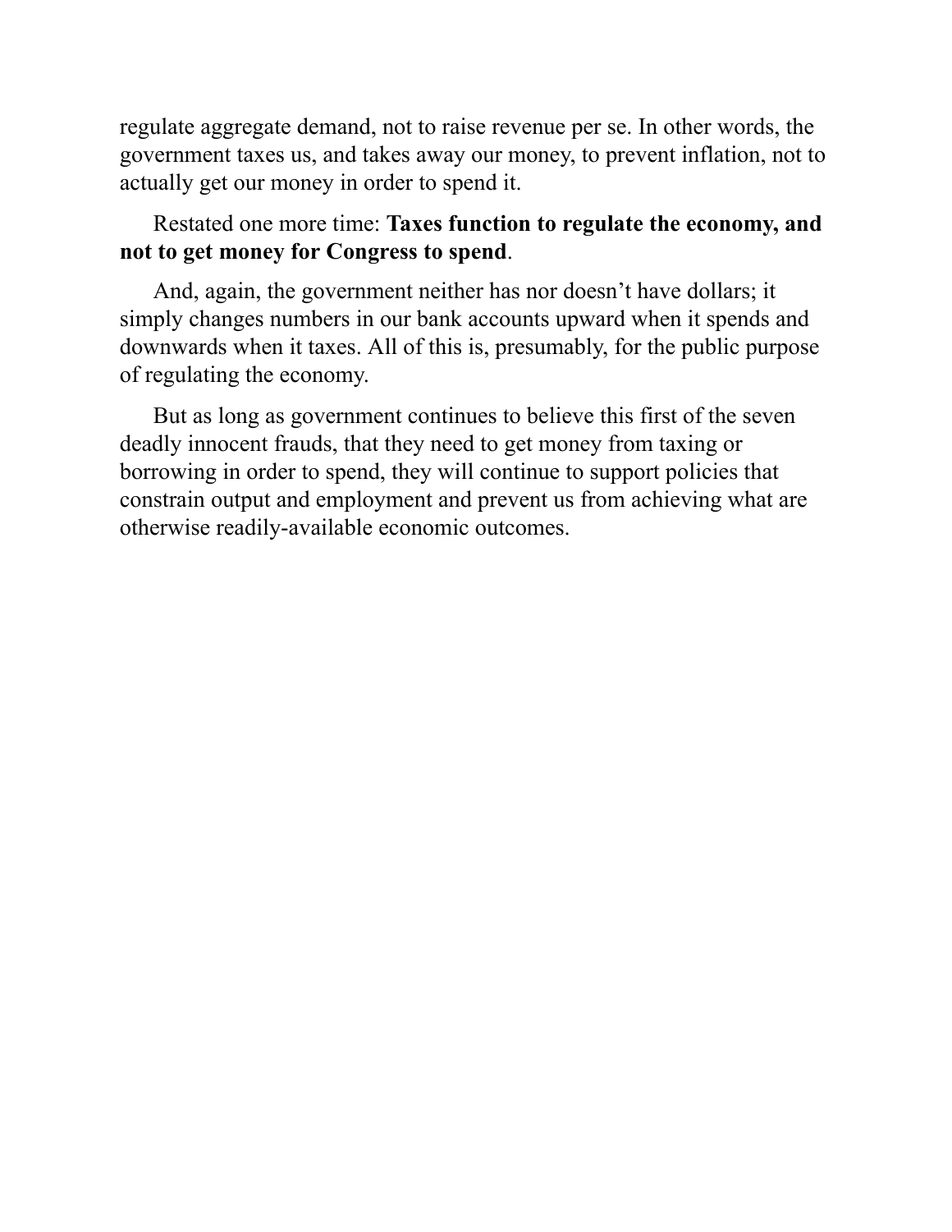regulate aggregate demand, not to raise revenue per se. In other words, the government taxes us, and takes away our money, to prevent inflation, not to actually get our money in order to spend it.

Restated one more time: **Taxes function to regulate the economy, and not to get money for Congress to spend**.

And, again, the government neither has nor doesn't have dollars; it simply changes numbers in our bank accounts upward when it spends and downwards when it taxes. All of this is, presumably, for the public purpose of regulating the economy.

But as long as government continues to believe this first of the seven deadly innocent frauds, that they need to get money from taxing or borrowing in order to spend, they will continue to support policies that constrain output and employment and prevent us from achieving what are otherwise readily-available economic outcomes.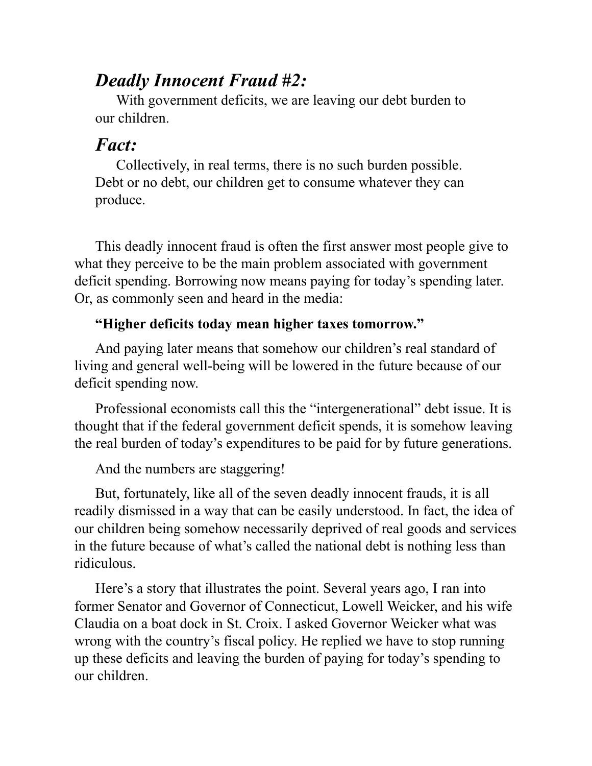## *Deadly Innocent Fraud #2:*

With government deficits, we are leaving our debt burden to our children.

## *Fact:*

Collectively, in real terms, there is no such burden possible. Debt or no debt, our children get to consume whatever they can produce.

This deadly innocent fraud is often the first answer most people give to what they perceive to be the main problem associated with government deficit spending. Borrowing now means paying for today's spending later. Or, as commonly seen and heard in the media:

**"Higher deficits today mean higher taxes tomorrow."**

And paying later means that somehow our children's real standard of living and general well-being will be lowered in the future because of our deficit spending now.

Professional economists call this the "intergenerational" debt issue. It is thought that if the federal government deficit spends, it is somehow leaving the real burden of today's expenditures to be paid for by future generations.

And the numbers are staggering!

But, fortunately, like all of the seven deadly innocent frauds, it is all readily dismissed in a way that can be easily understood. In fact, the idea of our children being somehow necessarily deprived of real goods and services in the future because of what's called the national debt is nothing less than ridiculous.

Here's a story that illustrates the point. Several years ago, I ran into former Senator and Governor of Connecticut, Lowell Weicker, and his wife Claudia on a boat dock in St. Croix. I asked Governor Weicker what was wrong with the country's fiscal policy. He replied we have to stop running up these deficits and leaving the burden of paying for today's spending to our children.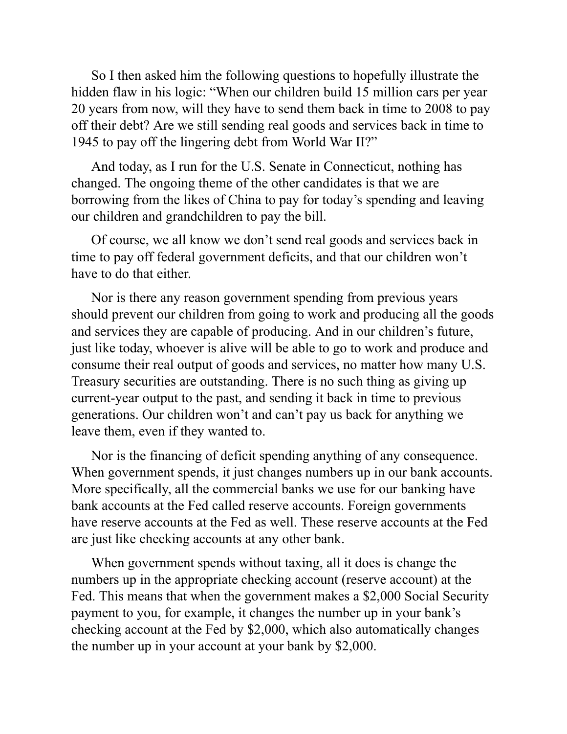So I then asked him the following questions to hopefully illustrate the hidden flaw in his logic: "When our children build 15 million cars per year 20 years from now, will they have to send them back in time to 2008 to pay off their debt? Are we still sending real goods and services back in time to 1945 to pay off the lingering debt from World War II?"

And today, as I run for the U.S. Senate in Connecticut, nothing has changed. The ongoing theme of the other candidates is that we are borrowing from the likes of China to pay for today's spending and leaving our children and grandchildren to pay the bill.

Of course, we all know we don't send real goods and services back in time to pay off federal government deficits, and that our children won't have to do that either.

Nor is there any reason government spending from previous years should prevent our children from going to work and producing all the goods and services they are capable of producing. And in our children's future, just like today, whoever is alive will be able to go to work and produce and consume their real output of goods and services, no matter how many U.S. Treasury securities are outstanding. There is no such thing as giving up current-year output to the past, and sending it back in time to previous generations. Our children won't and can't pay us back for anything we leave them, even if they wanted to.

Nor is the financing of deficit spending anything of any consequence. When government spends, it just changes numbers up in our bank accounts. More specifically, all the commercial banks we use for our banking have bank accounts at the Fed called reserve accounts. Foreign governments have reserve accounts at the Fed as well. These reserve accounts at the Fed are just like checking accounts at any other bank.

When government spends without taxing, all it does is change the numbers up in the appropriate checking account (reserve account) at the Fed. This means that when the government makes a $2,000 Social Security payment to you, for example, it changes the number up in your bank's checking account at the Fed by $2,000, which also automatically changes the number up in your account at your bank by $2,000.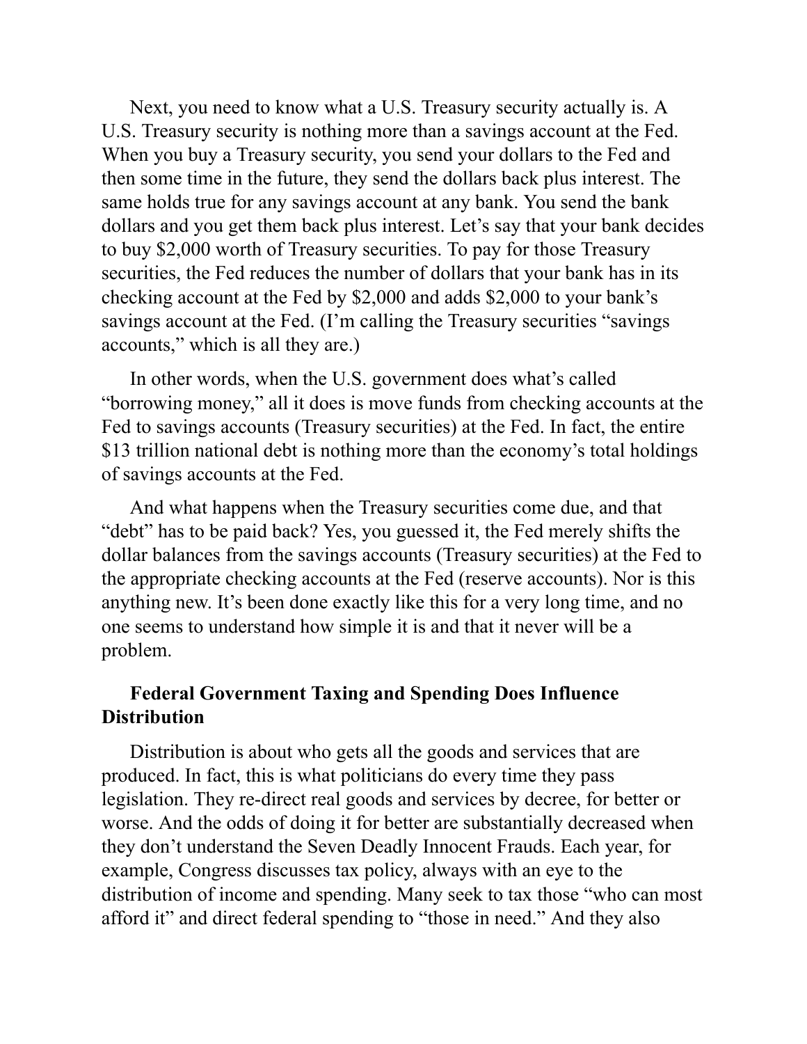Next, you need to know what a U.S. Treasury security actually is. A U.S. Treasury security is nothing more than a savings account at the Fed. When you buy a Treasury security, you send your dollars to the Fed and then some time in the future, they send the dollars back plus interest. The same holds true for any savings account at any bank. You send the bank dollars and you get them back plus interest. Let's say that your bank decides to buy $2,000 worth of Treasury securities. To pay for those Treasury securities, the Fed reduces the number of dollars that your bank has in its checking account at the Fed by $2,000 and adds $2,000 to your bank's savings account at the Fed. (I'm calling the Treasury securities "savings accounts," which is all they are.)

In other words, when the U.S. government does what's called "borrowing money," all it does is move funds from checking accounts at the Fed to savings accounts (Treasury securities) at the Fed. In fact, the entire $13 trillion national debt is nothing more than the economy's total holdings of savings accounts at the Fed.

And what happens when the Treasury securities come due, and that "debt" has to be paid back? Yes, you guessed it, the Fed merely shifts the dollar balances from the savings accounts (Treasury securities) at the Fed to the appropriate checking accounts at the Fed (reserve accounts). Nor is this anything new. It's been done exactly like this for a very long time, and no one seems to understand how simple it is and that it never will be a problem.

### Federal Government Taxing and Spending Does Influence Distribution

Distribution is about who gets all the goods and services that are produced. In fact, this is what politicians do every time they pass legislation. They re-direct real goods and services by decree, for better or worse. And the odds of doing it for better are substantially decreased when they don't understand the Seven Deadly Innocent Frauds. Each year, for example, Congress discusses tax policy, always with an eye to the distribution of income and spending. Many seek to tax those "who can most afford it" and direct federal spending to "those in need." And they also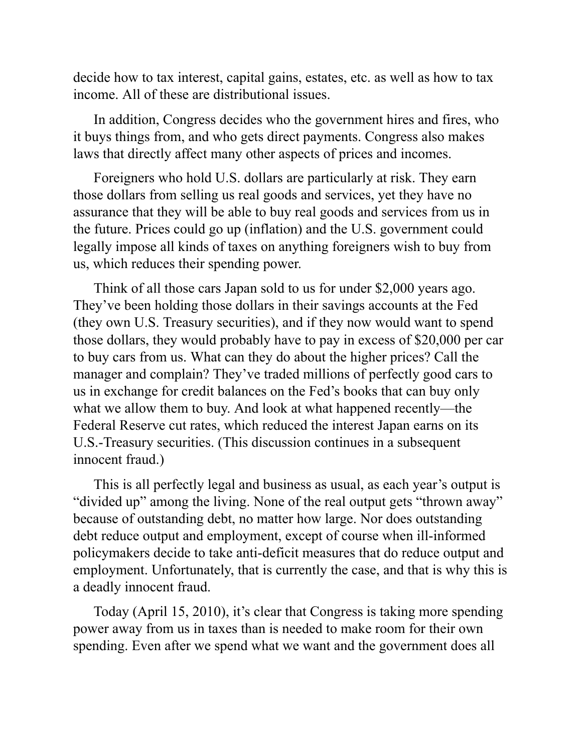decide how to tax interest, capital gains, estates, etc. as well as how to tax income. All of these are distributional issues.

In addition, Congress decides who the government hires and fires, who it buys things from, and who gets direct payments. Congress also makes laws that directly affect many other aspects of prices and incomes.

Foreigners who hold U.S. dollars are particularly at risk. They earn those dollars from selling us real goods and services, yet they have no assurance that they will be able to buy real goods and services from us in the future. Prices could go up (inflation) and the U.S. government could legally impose all kinds of taxes on anything foreigners wish to buy from us, which reduces their spending power.

Think of all those cars Japan sold to us for under $2,000 years ago. They've been holding those dollars in their savings accounts at the Fed (they own U.S. Treasury securities), and if they now would want to spend those dollars, they would probably have to pay in excess of $20,000 per car to buy cars from us. What can they do about the higher prices? Call the manager and complain? They've traded millions of perfectly good cars to us in exchange for credit balances on the Fed's books that can buy only what we allow them to buy. And look at what happened recently—the Federal Reserve cut rates, which reduced the interest Japan earns on its U.S.-Treasury securities. (This discussion continues in a subsequent innocent fraud.)

This is all perfectly legal and business as usual, as each year's output is "divided up" among the living. None of the real output gets "thrown away" because of outstanding debt, no matter how large. Nor does outstanding debt reduce output and employment, except of course when ill-informed policymakers decide to take anti-deficit measures that do reduce output and employment. Unfortunately, that is currently the case, and that is why this is a deadly innocent fraud.

Today (April 15, 2010), it's clear that Congress is taking more spending power away from us in taxes than is needed to make room for their own spending. Even after we spend what we want and the government does all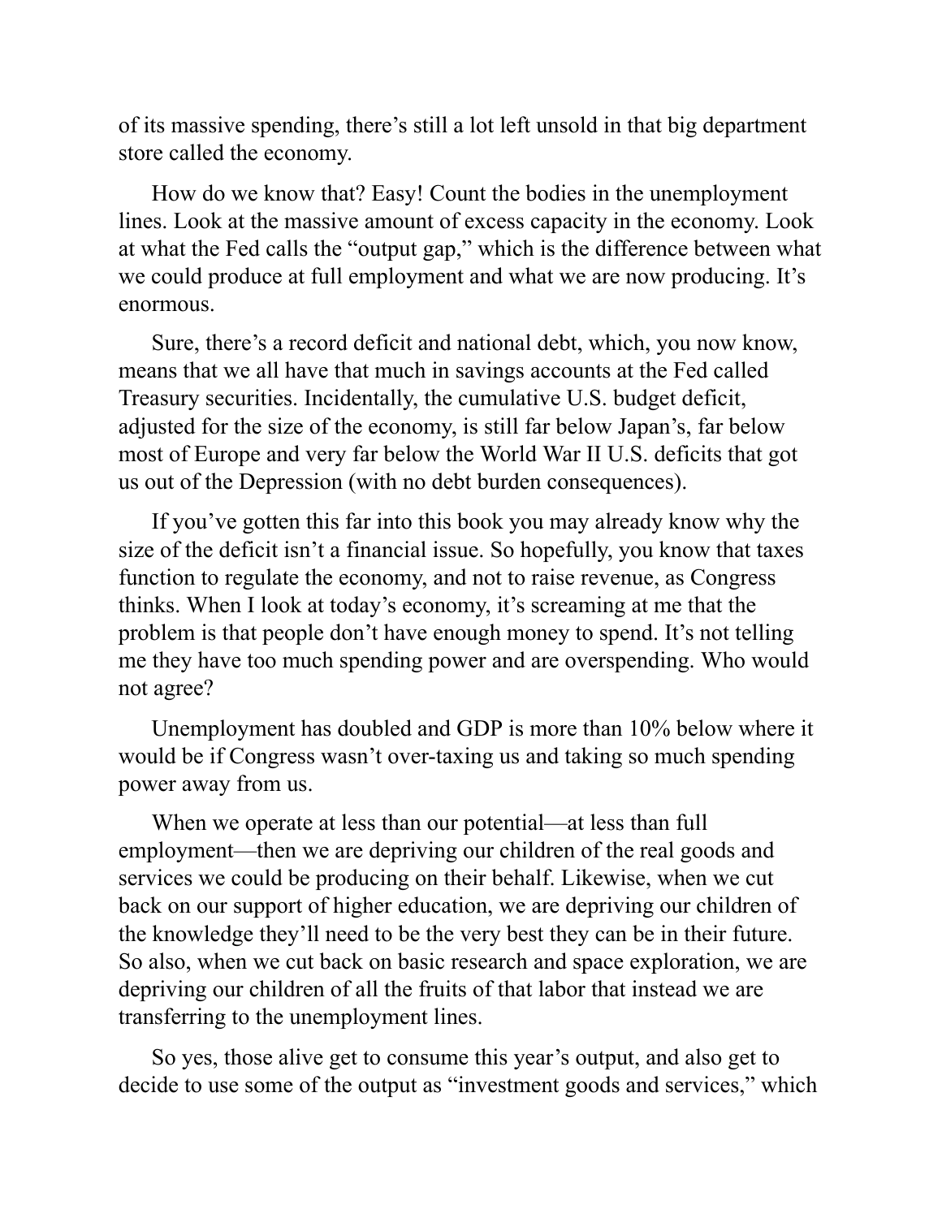of its massive spending, there's still a lot left unsold in that big department store called the economy.

How do we know that? Easy! Count the bodies in the unemployment lines. Look at the massive amount of excess capacity in the economy. Look at what the Fed calls the "output gap," which is the difference between what we could produce at full employment and what we are now producing. It's enormous.

Sure, there's a record deficit and national debt, which, you now know, means that we all have that much in savings accounts at the Fed called Treasury securities. Incidentally, the cumulative U.S. budget deficit, adjusted for the size of the economy, is still far below Japan's, far below most of Europe and very far below the World War II U.S. deficits that got us out of the Depression (with no debt burden consequences).

If you've gotten this far into this book you may already know why the size of the deficit isn't a financial issue. So hopefully, you know that taxes function to regulate the economy, and not to raise revenue, as Congress thinks. When I look at today's economy, it's screaming at me that the problem is that people don't have enough money to spend. It's not telling me they have too much spending power and are overspending. Who would not agree?

Unemployment has doubled and GDP is more than 10% below where it would be if Congress wasn't over-taxing us and taking so much spending power away from us.

When we operate at less than our potential—at less than full employment—then we are depriving our children of the real goods and services we could be producing on their behalf. Likewise, when we cut back on our support of higher education, we are depriving our children of the knowledge they'll need to be the very best they can be in their future. So also, when we cut back on basic research and space exploration, we are depriving our children of all the fruits of that labor that instead we are transferring to the unemployment lines.

So yes, those alive get to consume this year's output, and also get to decide to use some of the output as "investment goods and services," which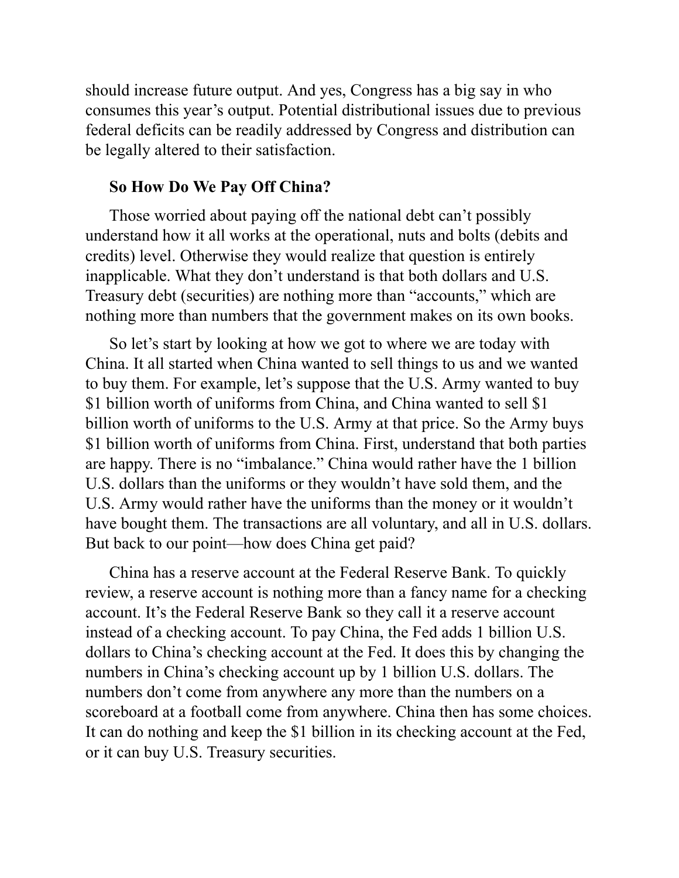should increase future output. And yes, Congress has a big say in who consumes this year's output. Potential distributional issues due to previous federal deficits can be readily addressed by Congress and distribution can be legally altered to their satisfaction.

### So How Do We Pay Off China?

Those worried about paying off the national debt can't possibly understand how it all works at the operational, nuts and bolts (debits and credits) level. Otherwise they would realize that question is entirely inapplicable. What they don't understand is that both dollars and U.S. Treasury debt (securities) are nothing more than "accounts," which are nothing more than numbers that the government makes on its own books.

So let's start by looking at how we got to where we are today with China. It all started when China wanted to sell things to us and we wanted to buy them. For example, let's suppose that the U.S. Army wanted to buy $1 billion worth of uniforms from China, and China wanted to sell $1 billion worth of uniforms to the U.S. Army at that price. So the Army buys $1 billion worth of uniforms from China. First, understand that both parties are happy. There is no "imbalance." China would rather have the 1 billion U.S. dollars than the uniforms or they wouldn't have sold them, and the U.S. Army would rather have the uniforms than the money or it wouldn't have bought them. The transactions are all voluntary, and all in U.S. dollars. But back to our point—how does China get paid?

China has a reserve account at the Federal Reserve Bank. To quickly review, a reserve account is nothing more than a fancy name for a checking account. It's the Federal Reserve Bank so they call it a reserve account instead of a checking account. To pay China, the Fed adds 1 billion U.S. dollars to China's checking account at the Fed. It does this by changing the numbers in China's checking account up by 1 billion U.S. dollars. The numbers don't come from anywhere any more than the numbers on a scoreboard at a football come from anywhere. China then has some choices. It can do nothing and keep the $1 billion in its checking account at the Fed, or it can buy U.S. Treasury securities.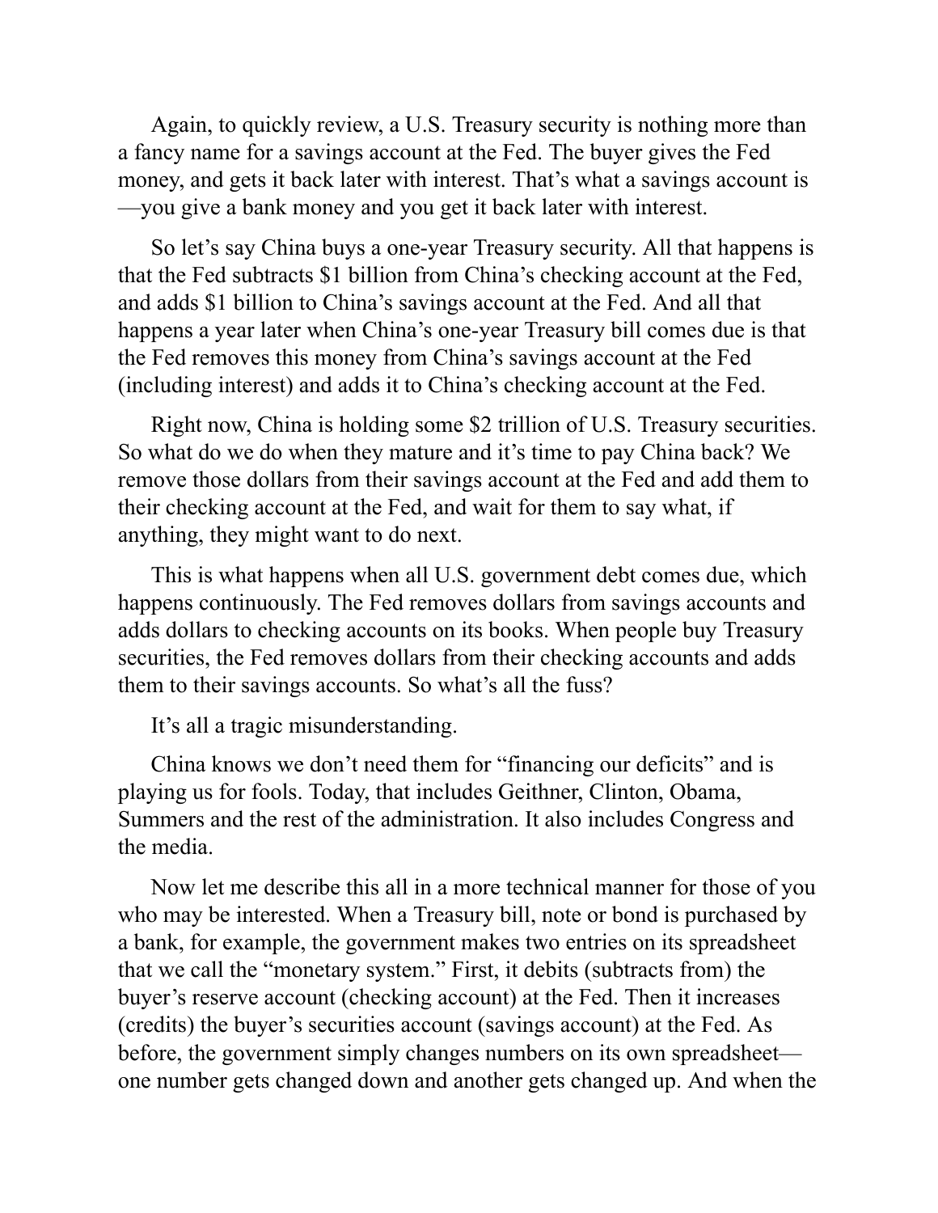Again, to quickly review, a U.S. Treasury security is nothing more than a fancy name for a savings account at the Fed. The buyer gives the Fed money, and gets it back later with interest. That's what a savings account is—you give a bank money and you get it back later with interest.

So let's say China buys a one-year Treasury security. All that happens is that the Fed subtracts $1 billion from China's checking account at the Fed, and adds $1 billion to China's savings account at the Fed. And all that happens a year later when China's one-year Treasury bill comes due is that the Fed removes this money from China's savings account at the Fed (including interest) and adds it to China's checking account at the Fed.

Right now, China is holding some $2 trillion of U.S. Treasury securities. So what do we do when they mature and it's time to pay China back? We remove those dollars from their savings account at the Fed and add them to their checking account at the Fed, and wait for them to say what, if anything, they might want to do next.

This is what happens when all U.S. government debt comes due, which happens continuously. The Fed removes dollars from savings accounts and adds dollars to checking accounts on its books. When people buy Treasury securities, the Fed removes dollars from their checking accounts and adds them to their savings accounts. So what's all the fuss?

It's all a tragic misunderstanding.

China knows we don't need them for "financing our deficits" and is playing us for fools. Today, that includes Geithner, Clinton, Obama, Summers and the rest of the administration. It also includes Congress and the media.

Now let me describe this all in a more technical manner for those of you who may be interested. When a Treasury bill, note or bond is purchased by a bank, for example, the government makes two entries on its spreadsheet that we call the "monetary system." First, it debits (subtracts from) the buyer's reserve account (checking account) at the Fed. Then it increases (credits) the buyer's securities account (savings account) at the Fed. As before, the government simply changes numbers on its own spreadsheet—one number gets changed down and another gets changed up. And when the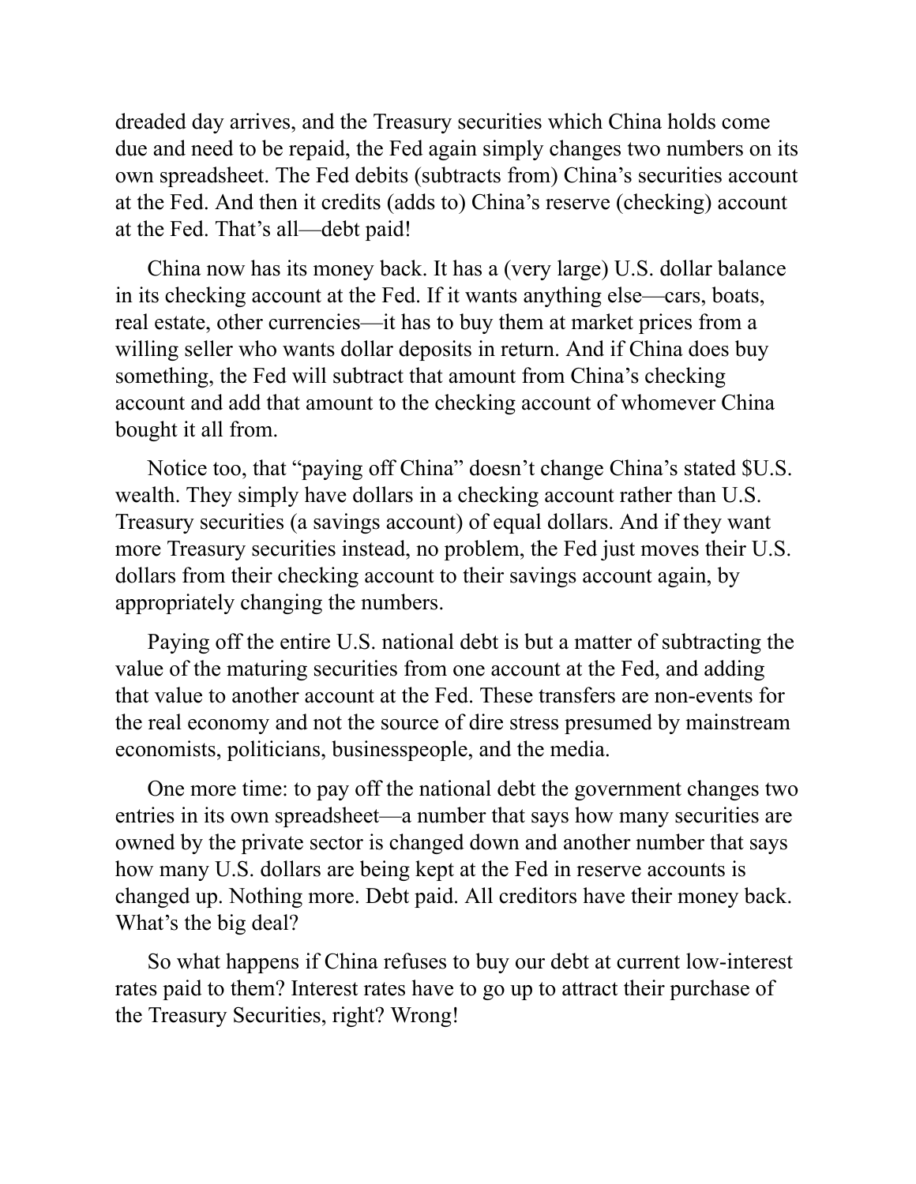dreaded day arrives, and the Treasury securities which China holds come due and need to be repaid, the Fed again simply changes two numbers on its own spreadsheet. The Fed debits (subtracts from) China's securities account at the Fed. And then it credits (adds to) China's reserve (checking) account at the Fed. That's all—debt paid!

China now has its money back. It has a (very large) U.S. dollar balance in its checking account at the Fed. If it wants anything else—cars, boats, real estate, other currencies—it has to buy them at market prices from a willing seller who wants dollar deposits in return. And if China does buy something, the Fed will subtract that amount from China's checking account and add that amount to the checking account of whomever China bought it all from.

Notice too, that "paying off China" doesn't change China's stated $U.S. wealth. They simply have dollars in a checking account rather than U.S. Treasury securities (a savings account) of equal dollars. And if they want more Treasury securities instead, no problem, the Fed just moves their U.S. dollars from their checking account to their savings account again, by appropriately changing the numbers.

Paying off the entire U.S. national debt is but a matter of subtracting the value of the maturing securities from one account at the Fed, and adding that value to another account at the Fed. These transfers are non-events for the real economy and not the source of dire stress presumed by mainstream economists, politicians, businesspeople, and the media.

One more time: to pay off the national debt the government changes two entries in its own spreadsheet—a number that says how many securities are owned by the private sector is changed down and another number that says how many U.S. dollars are being kept at the Fed in reserve accounts is changed up. Nothing more. Debt paid. All creditors have their money back. What's the big deal?

So what happens if China refuses to buy our debt at current low-interest rates paid to them? Interest rates have to go up to attract their purchase of the Treasury Securities, right? Wrong!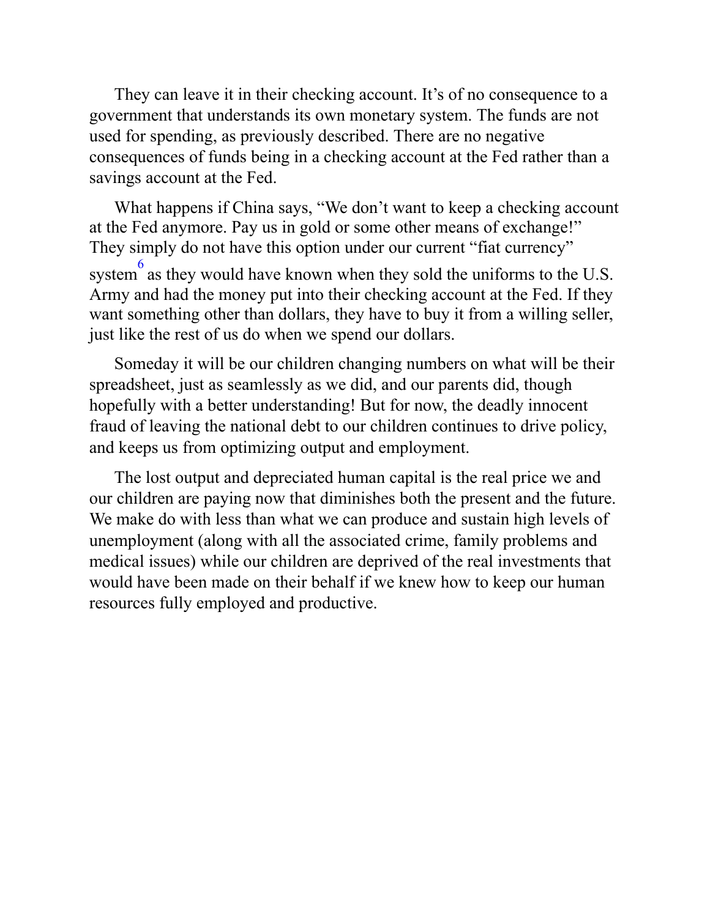They can leave it in their checking account. It's of no consequence to a government that understands its own monetary system. The funds are not used for spending, as previously described. There are no negative consequences of funds being in a checking account at the Fed rather than a savings account at the Fed.

What happens if China says, "We don't want to keep a checking account at the Fed anymore. Pay us in gold or some other means of exchange!" They simply do not have this option under our current "fiat currency" system[6] as they would have known when they sold the uniforms to the U.S. Army and had the money put into their checking account at the Fed. If they want something other than dollars, they have to buy it from a willing seller, just like the rest of us do when we spend our dollars.

Someday it will be our children changing numbers on what will be their spreadsheet, just as seamlessly as we did, and our parents did, though hopefully with a better understanding! But for now, the deadly innocent fraud of leaving the national debt to our children continues to drive policy, and keeps us from optimizing output and employment.

The lost output and depreciated human capital is the real price we and our children are paying now that diminishes both the present and the future. We make do with less than what we can produce and sustain high levels of unemployment (along with all the associated crime, family problems and medical issues) while our children are deprived of the real investments that would have been made on their behalf if we knew how to keep our human resources fully employed and productive.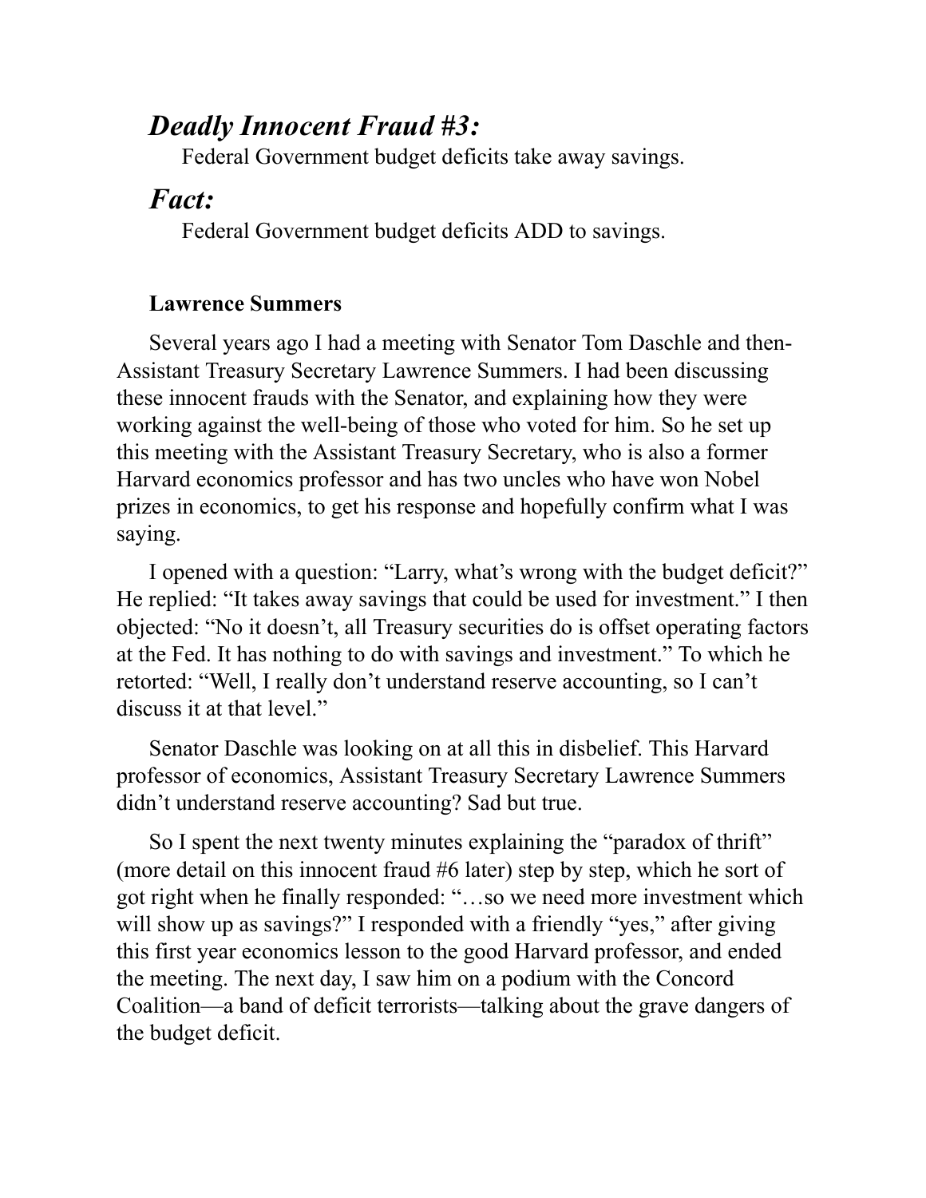## *Deadly Innocent Fraud #3:*

Federal Government budget deficits take away savings.

## *Fact:*

Federal Government budget deficits ADD to savings.

### Lawrence Summers

Several years ago I had a meeting with Senator Tom Daschle and then-Assistant Treasury Secretary Lawrence Summers. I had been discussing these innocent frauds with the Senator, and explaining how they were working against the well-being of those who voted for him. So he set up this meeting with the Assistant Treasury Secretary, who is also a former Harvard economics professor and has two uncles who have won Nobel prizes in economics, to get his response and hopefully confirm what I was saying.

I opened with a question: "Larry, what's wrong with the budget deficit?" He replied: "It takes away savings that could be used for investment." I then objected: "No it doesn't, all Treasury securities do is offset operating factors at the Fed. It has nothing to do with savings and investment." To which he retorted: "Well, I really don't understand reserve accounting, so I can't discuss it at that level."

Senator Daschle was looking on at all this in disbelief. This Harvard professor of economics, Assistant Treasury Secretary Lawrence Summers didn't understand reserve accounting? Sad but true.

So I spent the next twenty minutes explaining the "paradox of thrift" (more detail on this innocent fraud #6 later) step by step, which he sort of got right when he finally responded: "…so we need more investment which will show up as savings?" I responded with a friendly "yes," after giving this first year economics lesson to the good Harvard professor, and ended the meeting. The next day, I saw him on a podium with the Concord Coalition—a band of deficit terrorists—talking about the grave dangers of the budget deficit.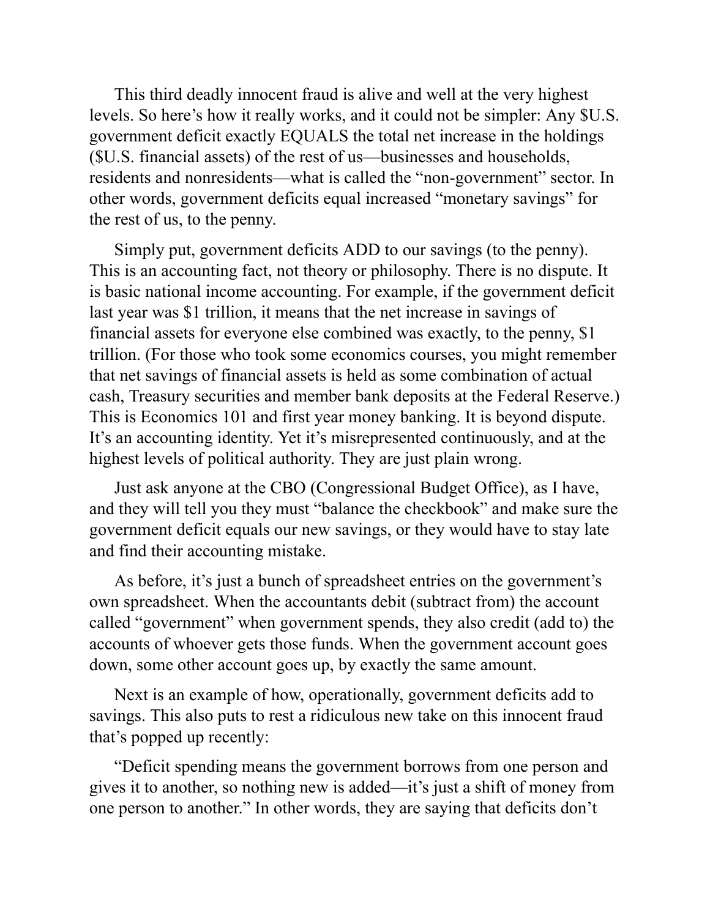This third deadly innocent fraud is alive and well at the very highest levels. So here's how it really works, and it could not be simpler: Any $U.S. government deficit exactly EQUALS the total net increase in the holdings ($U.S. financial assets) of the rest of us—businesses and households, residents and nonresidents—what is called the "non-government" sector. In other words, government deficits equal increased "monetary savings" for the rest of us, to the penny.

Simply put, government deficits ADD to our savings (to the penny). This is an accounting fact, not theory or philosophy. There is no dispute. It is basic national income accounting. For example, if the government deficit last year was $1 trillion, it means that the net increase in savings of financial assets for everyone else combined was exactly, to the penny, $1 trillion. (For those who took some economics courses, you might remember that net savings of financial assets is held as some combination of actual cash, Treasury securities and member bank deposits at the Federal Reserve.) This is Economics 101 and first year money banking. It is beyond dispute. It's an accounting identity. Yet it's misrepresented continuously, and at the highest levels of political authority. They are just plain wrong.

Just ask anyone at the CBO (Congressional Budget Office), as I have, and they will tell you they must "balance the checkbook" and make sure the government deficit equals our new savings, or they would have to stay late and find their accounting mistake.

As before, it's just a bunch of spreadsheet entries on the government's own spreadsheet. When the accountants debit (subtract from) the account called "government" when government spends, they also credit (add to) the accounts of whoever gets those funds. When the government account goes down, some other account goes up, by exactly the same amount.

Next is an example of how, operationally, government deficits add to savings. This also puts to rest a ridiculous new take on this innocent fraud that's popped up recently:

"Deficit spending means the government borrows from one person and gives it to another, so nothing new is added—it's just a shift of money from one person to another." In other words, they are saying that deficits don't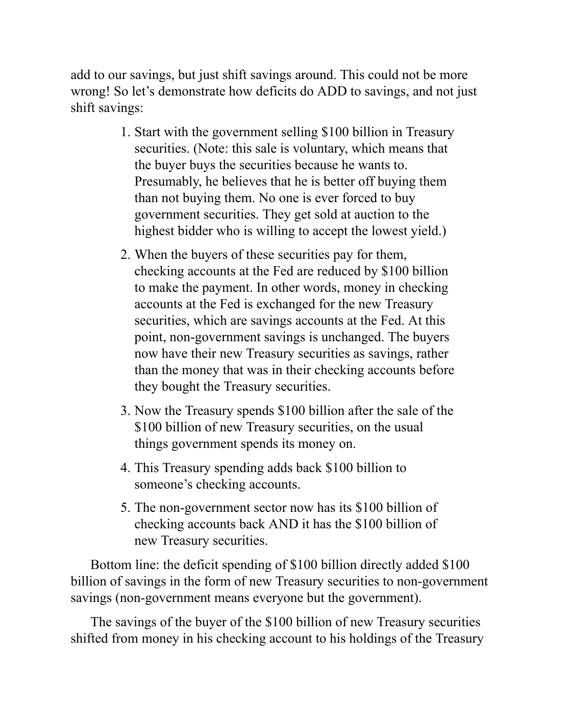add to our savings, but just shift savings around. This could not be more wrong! So let's demonstrate how deficits do ADD to savings, and not just shift savings:

1. Start with the government selling $100 billion in Treasury securities. (Note: this sale is voluntary, which means that the buyer buys the securities because he wants to. Presumably, he believes that he is better off buying them than not buying them. No one is ever forced to buy government securities. They get sold at auction to the highest bidder who is willing to accept the lowest yield.)
2. When the buyers of these securities pay for them, checking accounts at the Fed are reduced by $100 billion to make the payment. In other words, money in checking accounts at the Fed is exchanged for the new Treasury securities, which are savings accounts at the Fed. At this point, non-government savings is unchanged. The buyers now have their new Treasury securities as savings, rather than the money that was in their checking accounts before they bought the Treasury securities.
3. Now the Treasury spends $100 billion after the sale of the $100 billion of new Treasury securities, on the usual things government spends its money on.
4. This Treasury spending adds back $100 billion to someone's checking accounts.
5. The non-government sector now has its $100 billion of checking accounts back AND it has the $100 billion of new Treasury securities.

Bottom line: the deficit spending of $100 billion directly added $100 billion of savings in the form of new Treasury securities to non-government savings (non-government means everyone but the government).

The savings of the buyer of the $100 billion of new Treasury securities shifted from money in his checking account to his holdings of the Treasury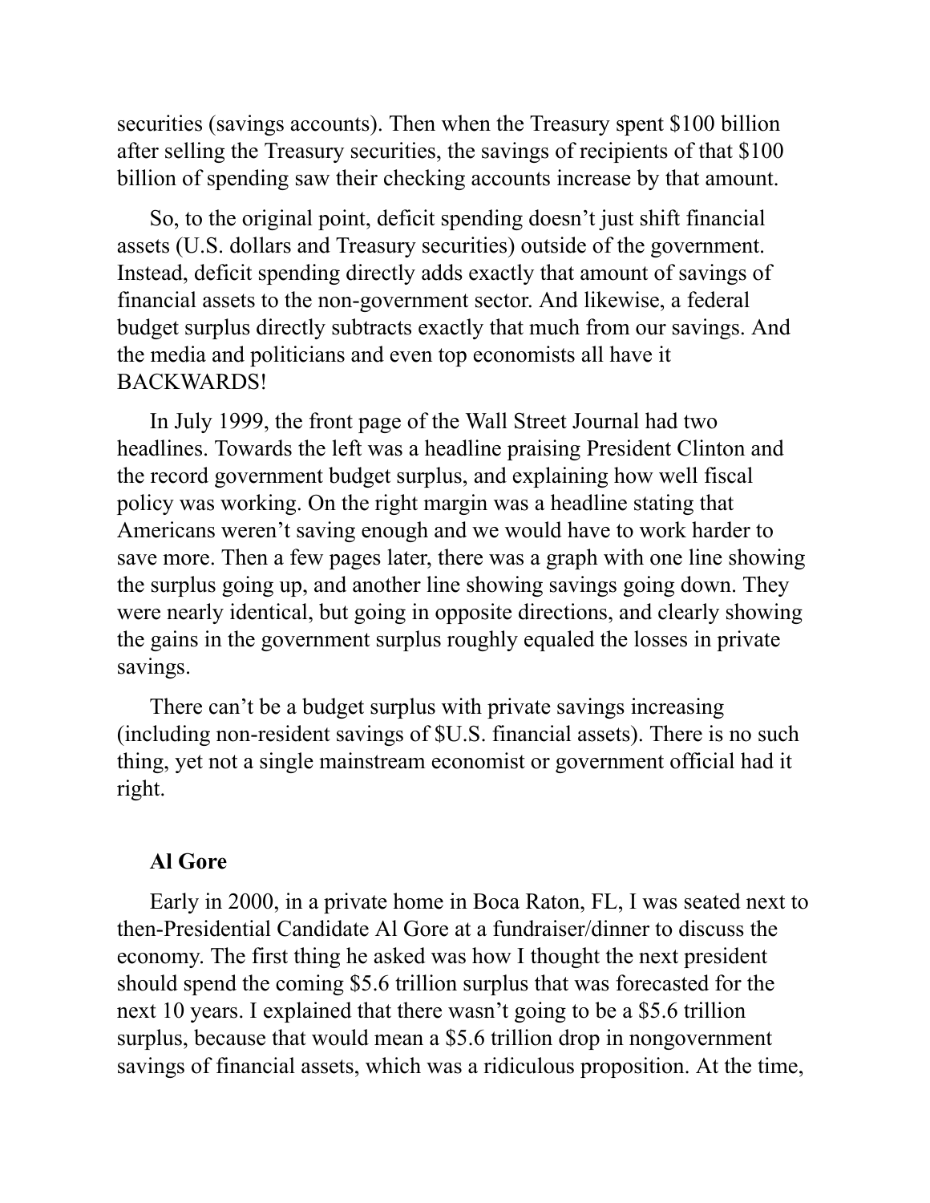securities (savings accounts). Then when the Treasury spent $100 billion after selling the Treasury securities, the savings of recipients of that $100 billion of spending saw their checking accounts increase by that amount.

So, to the original point, deficit spending doesn't just shift financial assets (U.S. dollars and Treasury securities) outside of the government. Instead, deficit spending directly adds exactly that amount of savings of financial assets to the non-government sector. And likewise, a federal budget surplus directly subtracts exactly that much from our savings. And the media and politicians and even top economists all have it BACKWARDS!

In July 1999, the front page of the Wall Street Journal had two headlines. Towards the left was a headline praising President Clinton and the record government budget surplus, and explaining how well fiscal policy was working. On the right margin was a headline stating that Americans weren't saving enough and we would have to work harder to save more. Then a few pages later, there was a graph with one line showing the surplus going up, and another line showing savings going down. They were nearly identical, but going in opposite directions, and clearly showing the gains in the government surplus roughly equaled the losses in private savings.

There can't be a budget surplus with private savings increasing (including non-resident savings of $U.S. financial assets). There is no such thing, yet not a single mainstream economist or government official had it right.

### Al Gore

Early in 2000, in a private home in Boca Raton, FL, I was seated next to then-Presidential Candidate Al Gore at a fundraiser/dinner to discuss the economy. The first thing he asked was how I thought the next president should spend the coming $5.6 trillion surplus that was forecasted for the next 10 years. I explained that there wasn't going to be a $5.6 trillion surplus, because that would mean a $5.6 trillion drop in nongovernment savings of financial assets, which was a ridiculous proposition. At the time,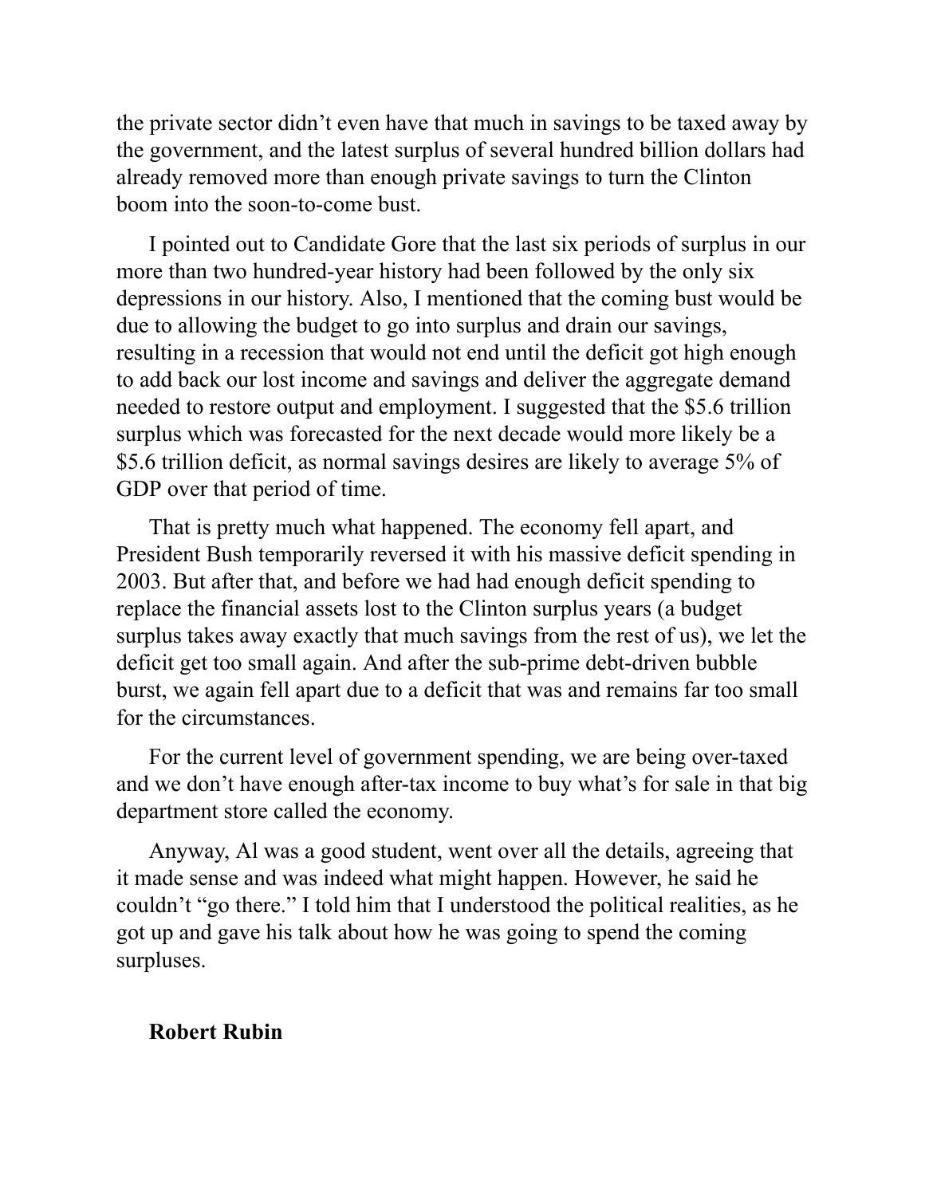the private sector didn't even have that much in savings to be taxed away by the government, and the latest surplus of several hundred billion dollars had already removed more than enough private savings to turn the Clinton boom into the soon-to-come bust.

I pointed out to Candidate Gore that the last six periods of surplus in our more than two hundred-year history had been followed by the only six depressions in our history. Also, I mentioned that the coming bust would be due to allowing the budget to go into surplus and drain our savings, resulting in a recession that would not end until the deficit got high enough to add back our lost income and savings and deliver the aggregate demand needed to restore output and employment. I suggested that the $5.6 trillion surplus which was forecasted for the next decade would more likely be a $5.6 trillion deficit, as normal savings desires are likely to average 5% of GDP over that period of time.

That is pretty much what happened. The economy fell apart, and President Bush temporarily reversed it with his massive deficit spending in 2003. But after that, and before we had had enough deficit spending to replace the financial assets lost to the Clinton surplus years (a budget surplus takes away exactly that much savings from the rest of us), we let the deficit get too small again. And after the sub-prime debt-driven bubble burst, we again fell apart due to a deficit that was and remains far too small for the circumstances.

For the current level of government spending, we are being over-taxed and we don't have enough after-tax income to buy what's for sale in that big department store called the economy.

Anyway, Al was a good student, went over all the details, agreeing that it made sense and was indeed what might happen. However, he said he couldn't "go there." I told him that I understood the political realities, as he got up and gave his talk about how he was going to spend the coming surpluses.

**Robert Rubin**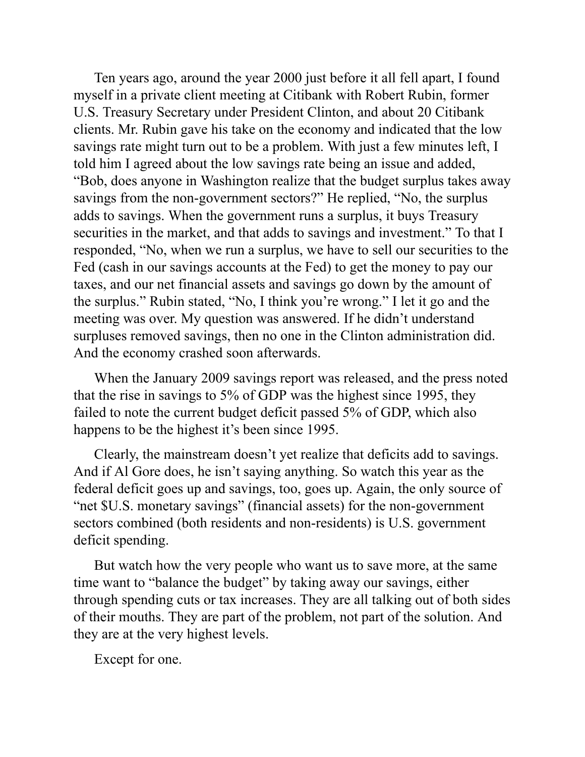Ten years ago, around the year 2000 just before it all fell apart, I found myself in a private client meeting at Citibank with Robert Rubin, former U.S. Treasury Secretary under President Clinton, and about 20 Citibank clients. Mr. Rubin gave his take on the economy and indicated that the low savings rate might turn out to be a problem. With just a few minutes left, I told him I agreed about the low savings rate being an issue and added, "Bob, does anyone in Washington realize that the budget surplus takes away savings from the non-government sectors?" He replied, "No, the surplus adds to savings. When the government runs a surplus, it buys Treasury securities in the market, and that adds to savings and investment." To that I responded, "No, when we run a surplus, we have to sell our securities to the Fed (cash in our savings accounts at the Fed) to get the money to pay our taxes, and our net financial assets and savings go down by the amount of the surplus." Rubin stated, "No, I think you're wrong." I let it go and the meeting was over. My question was answered. If he didn't understand surpluses removed savings, then no one in the Clinton administration did. And the economy crashed soon afterwards.

When the January 2009 savings report was released, and the press noted that the rise in savings to 5% of GDP was the highest since 1995, they failed to note the current budget deficit passed 5% of GDP, which also happens to be the highest it's been since 1995.

Clearly, the mainstream doesn't yet realize that deficits add to savings. And if Al Gore does, he isn't saying anything. So watch this year as the federal deficit goes up and savings, too, goes up. Again, the only source of "net $U.S. monetary savings" (financial assets) for the non-government sectors combined (both residents and non-residents) is U.S. government deficit spending.

But watch how the very people who want us to save more, at the same time want to "balance the budget" by taking away our savings, either through spending cuts or tax increases. They are all talking out of both sides of their mouths. They are part of the problem, not part of the solution. And they are at the very highest levels.

Except for one.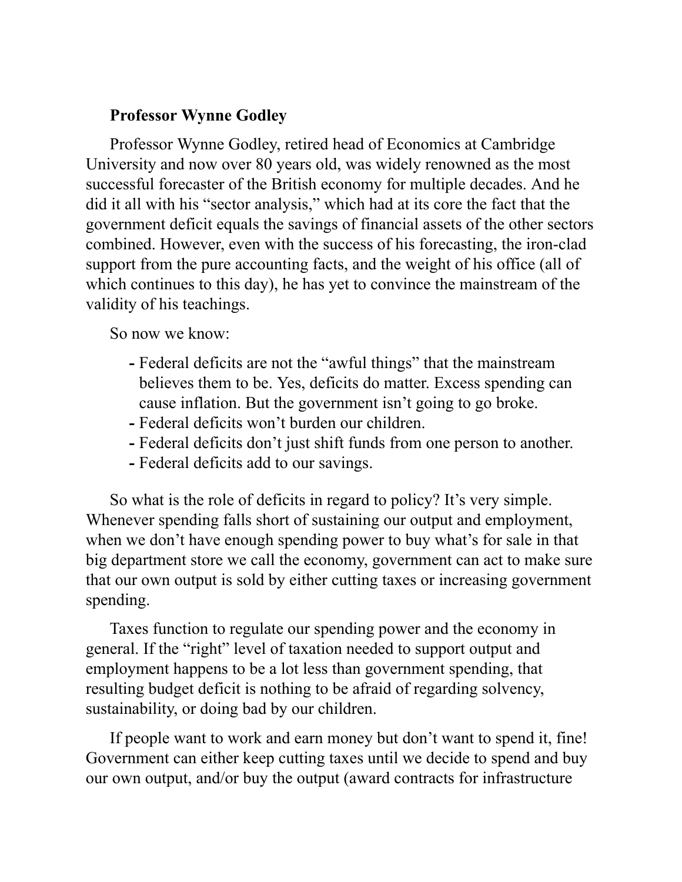**Professor Wynne Godley**

Professor Wynne Godley, retired head of Economics at Cambridge University and now over 80 years old, was widely renowned as the most successful forecaster of the British economy for multiple decades. And he did it all with his "sector analysis," which had at its core the fact that the government deficit equals the savings of financial assets of the other sectors combined. However, even with the success of his forecasting, the iron-clad support from the pure accounting facts, and the weight of his office (all of which continues to this day), he has yet to convince the mainstream of the validity of his teachings.

So now we know:

- Federal deficits are not the "awful things" that the mainstream believes them to be. Yes, deficits do matter. Excess spending can cause inflation. But the government isn't going to go broke.
- Federal deficits won't burden our children.
- Federal deficits don't just shift funds from one person to another.
- Federal deficits add to our savings.

So what is the role of deficits in regard to policy? It's very simple. Whenever spending falls short of sustaining our output and employment, when we don't have enough spending power to buy what's for sale in that big department store we call the economy, government can act to make sure that our own output is sold by either cutting taxes or increasing government spending.

Taxes function to regulate our spending power and the economy in general. If the "right" level of taxation needed to support output and employment happens to be a lot less than government spending, that resulting budget deficit is nothing to be afraid of regarding solvency, sustainability, or doing bad by our children.

If people want to work and earn money but don't want to spend it, fine! Government can either keep cutting taxes until we decide to spend and buy our own output, and/or buy the output (award contracts for infrastructure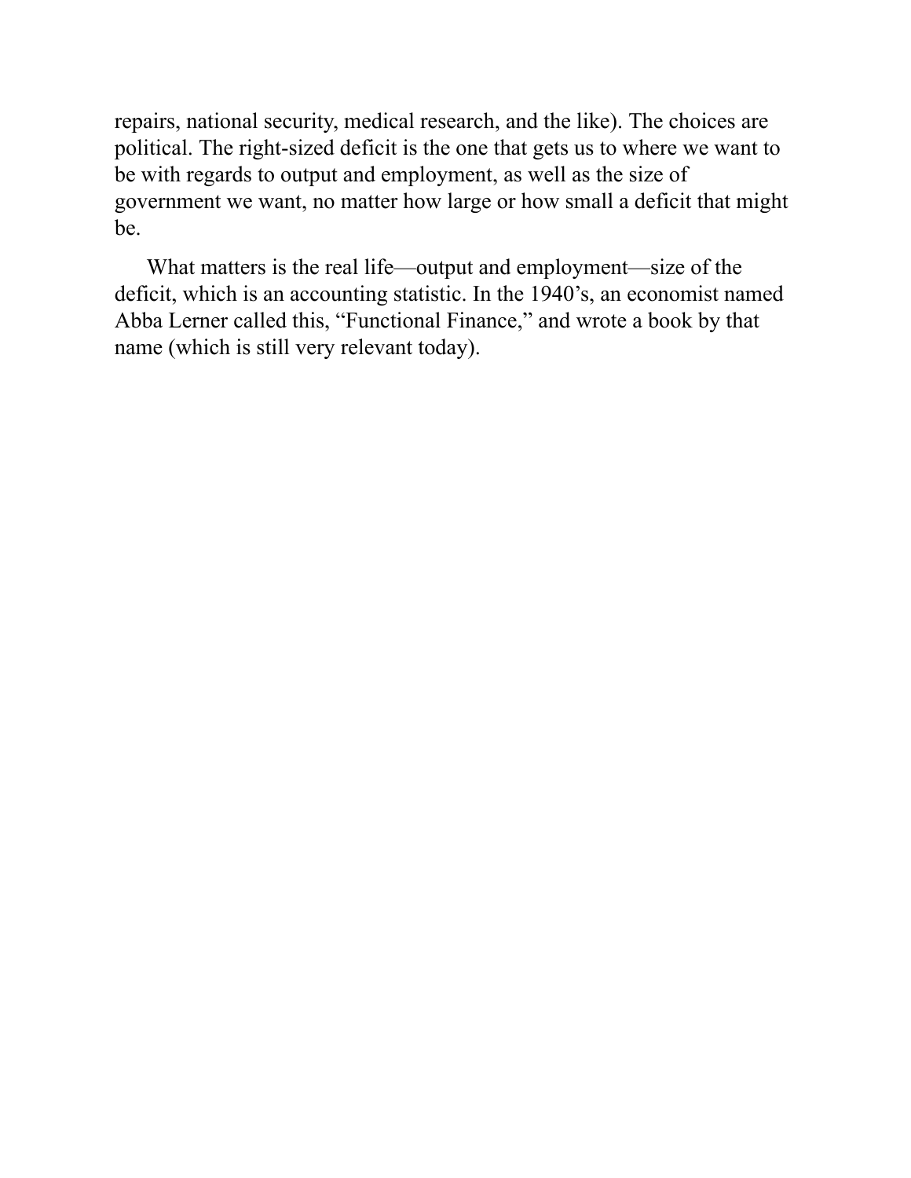repairs, national security, medical research, and the like). The choices are political. The right-sized deficit is the one that gets us to where we want to be with regards to output and employment, as well as the size of government we want, no matter how large or how small a deficit that might be.

What matters is the real life—output and employment—size of the deficit, which is an accounting statistic. In the 1940's, an economist named Abba Lerner called this, "Functional Finance," and wrote a book by that name (which is still very relevant today).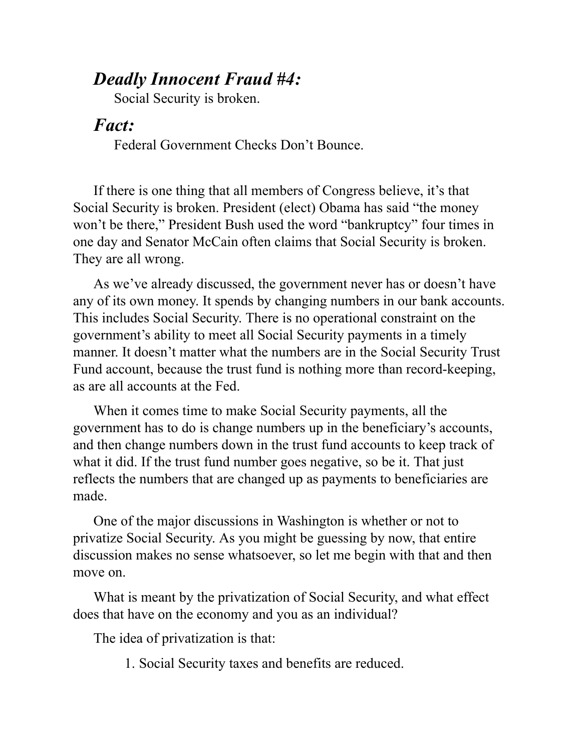## *Deadly Innocent Fraud #4:*

Social Security is broken.

## *Fact:*

Federal Government Checks Don't Bounce.

If there is one thing that all members of Congress believe, it's that Social Security is broken. President (elect) Obama has said "the money won't be there," President Bush used the word "bankruptcy" four times in one day and Senator McCain often claims that Social Security is broken. They are all wrong.

As we've already discussed, the government never has or doesn't have any of its own money. It spends by changing numbers in our bank accounts. This includes Social Security. There is no operational constraint on the government's ability to meet all Social Security payments in a timely manner. It doesn't matter what the numbers are in the Social Security Trust Fund account, because the trust fund is nothing more than record-keeping, as are all accounts at the Fed.

When it comes time to make Social Security payments, all the government has to do is change numbers up in the beneficiary's accounts, and then change numbers down in the trust fund accounts to keep track of what it did. If the trust fund number goes negative, so be it. That just reflects the numbers that are changed up as payments to beneficiaries are made.

One of the major discussions in Washington is whether or not to privatize Social Security. As you might be guessing by now, that entire discussion makes no sense whatsoever, so let me begin with that and then move on.

What is meant by the privatization of Social Security, and what effect does that have on the economy and you as an individual?

The idea of privatization is that:

1. Social Security taxes and benefits are reduced.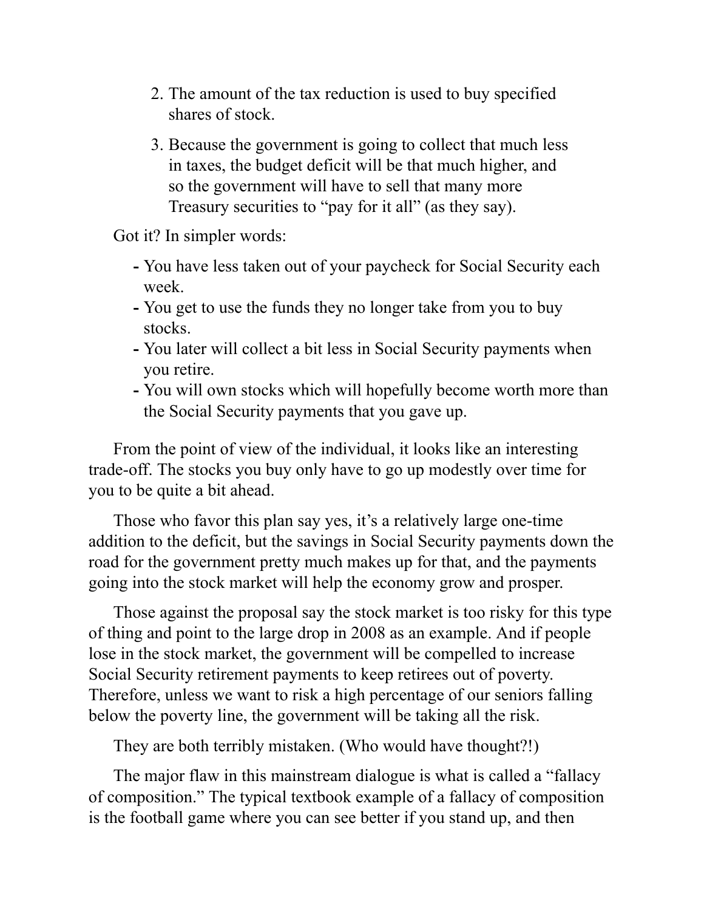2. The amount of the tax reduction is used to buy specified shares of stock.
3. Because the government is going to collect that much less in taxes, the budget deficit will be that much higher, and so the government will have to sell that many more Treasury securities to "pay for it all" (as they say).

Got it? In simpler words:

- You have less taken out of your paycheck for Social Security each week.
- You get to use the funds they no longer take from you to buy stocks.
- You later will collect a bit less in Social Security payments when you retire.
- You will own stocks which will hopefully become worth more than the Social Security payments that you gave up.

From the point of view of the individual, it looks like an interesting trade-off. The stocks you buy only have to go up modestly over time for you to be quite a bit ahead.

Those who favor this plan say yes, it's a relatively large one-time addition to the deficit, but the savings in Social Security payments down the road for the government pretty much makes up for that, and the payments going into the stock market will help the economy grow and prosper.

Those against the proposal say the stock market is too risky for this type of thing and point to the large drop in 2008 as an example. And if people lose in the stock market, the government will be compelled to increase Social Security retirement payments to keep retirees out of poverty. Therefore, unless we want to risk a high percentage of our seniors falling below the poverty line, the government will be taking all the risk.

They are both terribly mistaken. (Who would have thought?!)

The major flaw in this mainstream dialogue is what is called a "fallacy of composition." The typical textbook example of a fallacy of composition is the football game where you can see better if you stand up, and then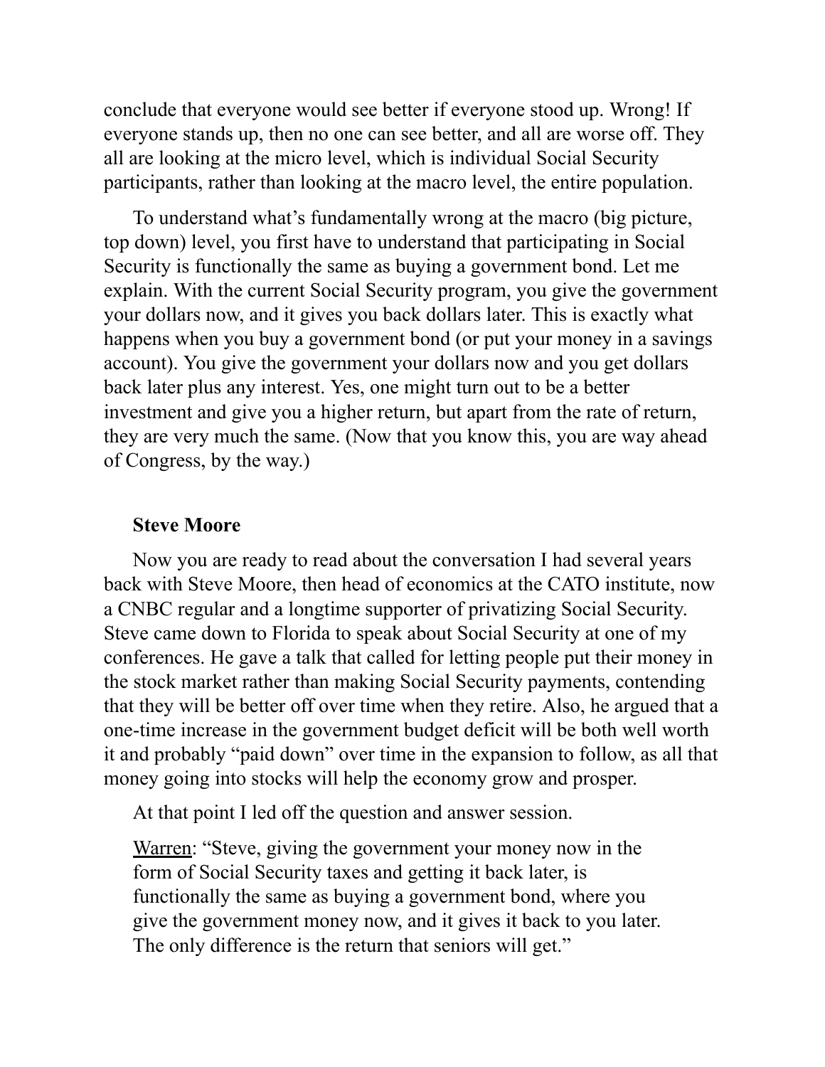conclude that everyone would see better if everyone stood up. Wrong! If everyone stands up, then no one can see better, and all are worse off. They all are looking at the micro level, which is individual Social Security participants, rather than looking at the macro level, the entire population.

To understand what's fundamentally wrong at the macro (big picture, top down) level, you first have to understand that participating in Social Security is functionally the same as buying a government bond. Let me explain. With the current Social Security program, you give the government your dollars now, and it gives you back dollars later. This is exactly what happens when you buy a government bond (or put your money in a savings account). You give the government your dollars now and you get dollars back later plus any interest. Yes, one might turn out to be a better investment and give you a higher return, but apart from the rate of return, they are very much the same. (Now that you know this, you are way ahead of Congress, by the way.)

### Steve Moore

Now you are ready to read about the conversation I had several years back with Steve Moore, then head of economics at the CATO institute, now a CNBC regular and a longtime supporter of privatizing Social Security. Steve came down to Florida to speak about Social Security at one of my conferences. He gave a talk that called for letting people put their money in the stock market rather than making Social Security payments, contending that they will be better off over time when they retire. Also, he argued that a one-time increase in the government budget deficit will be both well worth it and probably "paid down" over time in the expansion to follow, as all that money going into stocks will help the economy grow and prosper.

At that point I led off the question and answer session.

> <u>Warren</u>: "Steve, giving the government your money now in the form of Social Security taxes and getting it back later, is functionally the same as buying a government bond, where you give the government money now, and it gives it back to you later. The only difference is the return that seniors will get."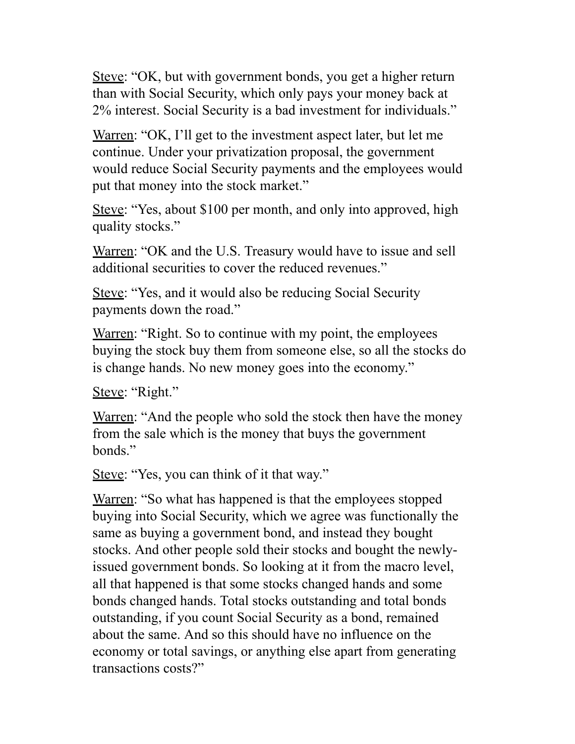<u>Steve</u>: "OK, but with government bonds, you get a higher return than with Social Security, which only pays your money back at 2% interest. Social Security is a bad investment for individuals."

<u>Warren</u>: "OK, I'll get to the investment aspect later, but let me continue. Under your privatization proposal, the government would reduce Social Security payments and the employees would put that money into the stock market."

<u>Steve</u>: "Yes, about $100 per month, and only into approved, high quality stocks."

<u>Warren</u>: "OK and the U.S. Treasury would have to issue and sell additional securities to cover the reduced revenues."

<u>Steve</u>: "Yes, and it would also be reducing Social Security payments down the road."

<u>Warren</u>: "Right. So to continue with my point, the employees buying the stock buy them from someone else, so all the stocks do is change hands. No new money goes into the economy."

<u>Steve</u>: "Right."

<u>Warren</u>: "And the people who sold the stock then have the money from the sale which is the money that buys the government bonds."

<u>Steve</u>: "Yes, you can think of it that way."

<u>Warren</u>: "So what has happened is that the employees stopped buying into Social Security, which we agree was functionally the same as buying a government bond, and instead they bought stocks. And other people sold their stocks and bought the newly-issued government bonds. So looking at it from the macro level, all that happened is that some stocks changed hands and some bonds changed hands. Total stocks outstanding and total bonds outstanding, if you count Social Security as a bond, remained about the same. And so this should have no influence on the economy or total savings, or anything else apart from generating transactions costs?"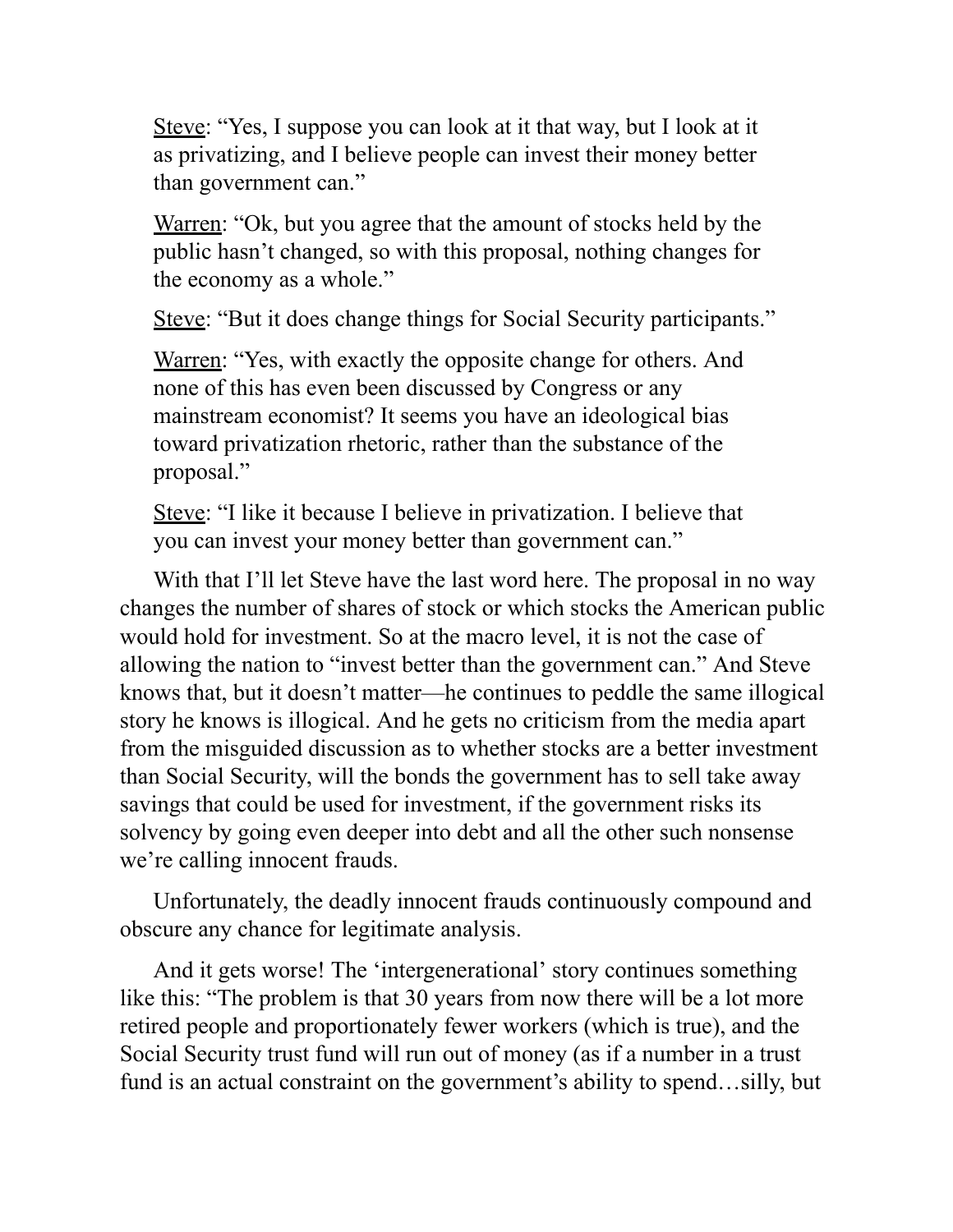Steve: “Yes, I suppose you can look at it that way, but I look at it as privatizing, and I believe people can invest their money better than government can.”

Warren: “Ok, but you agree that the amount of stocks held by the public hasn’t changed, so with this proposal, nothing changes for the economy as a whole.”

Steve: “But it does change things for Social Security participants.”

Warren: “Yes, with exactly the opposite change for others. And none of this has even been discussed by Congress or any mainstream economist? It seems you have an ideological bias toward privatization rhetoric, rather than the substance of the proposal.”

Steve: “I like it because I believe in privatization. I believe that you can invest your money better than government can.”

With that I’ll let Steve have the last word here. The proposal in no way changes the number of shares of stock or which stocks the American public would hold for investment. So at the macro level, it is not the case of allowing the nation to “invest better than the government can.” And Steve knows that, but it doesn’t matter—he continues to peddle the same illogical story he knows is illogical. And he gets no criticism from the media apart from the misguided discussion as to whether stocks are a better investment than Social Security, will the bonds the government has to sell take away savings that could be used for investment, if the government risks its solvency by going even deeper into debt and all the other such nonsense we’re calling innocent frauds.

Unfortunately, the deadly innocent frauds continuously compound and obscure any chance for legitimate analysis.

And it gets worse! The ‘intergenerational’ story continues something like this: “The problem is that 30 years from now there will be a lot more retired people and proportionately fewer workers (which is true), and the Social Security trust fund will run out of money (as if a number in a trust fund is an actual constraint on the government’s ability to spend…silly, but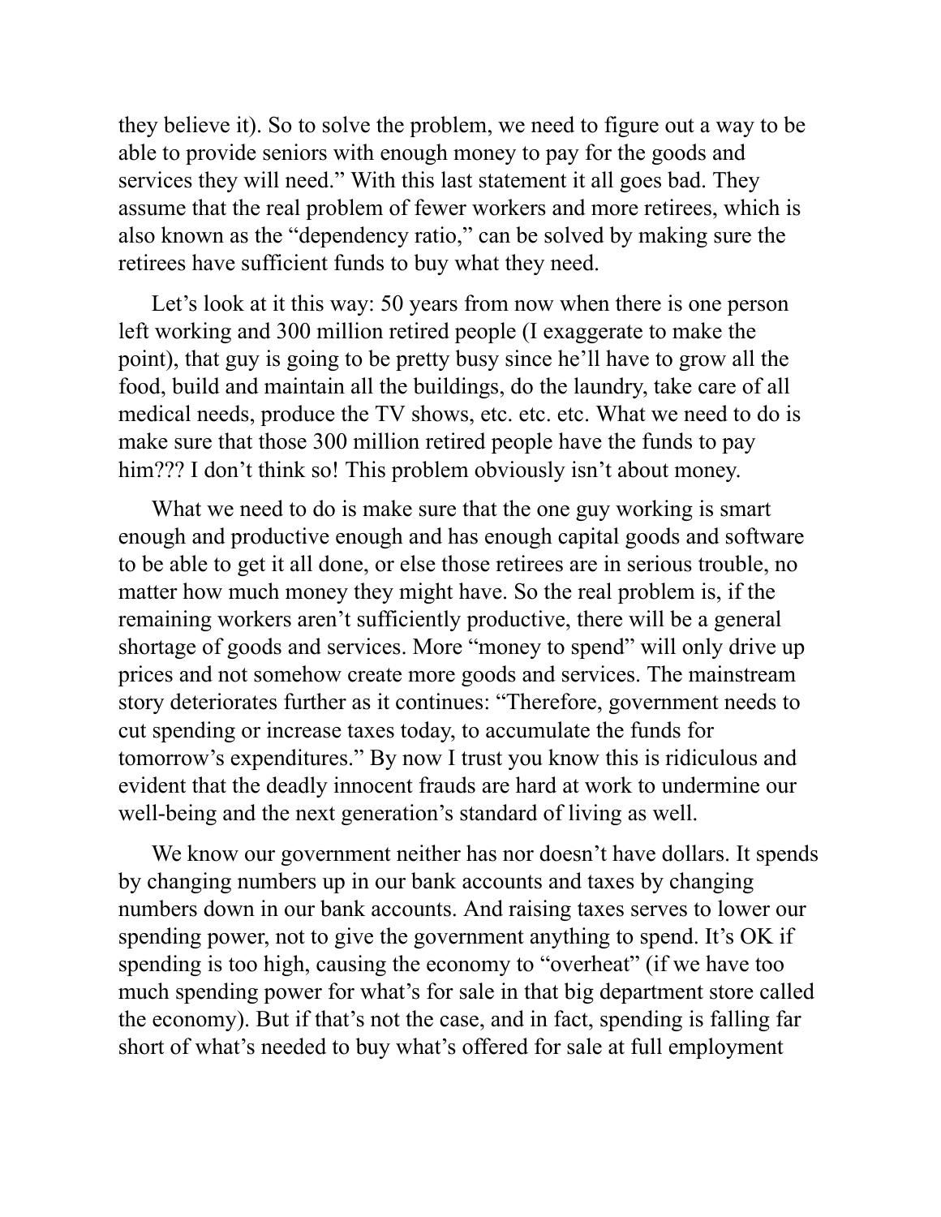they believe it). So to solve the problem, we need to figure out a way to be able to provide seniors with enough money to pay for the goods and services they will need." With this last statement it all goes bad. They assume that the real problem of fewer workers and more retirees, which is also known as the "dependency ratio," can be solved by making sure the retirees have sufficient funds to buy what they need.

Let's look at it this way: 50 years from now when there is one person left working and 300 million retired people (I exaggerate to make the point), that guy is going to be pretty busy since he'll have to grow all the food, build and maintain all the buildings, do the laundry, take care of all medical needs, produce the TV shows, etc. etc. etc. What we need to do is make sure that those 300 million retired people have the funds to pay him??? I don't think so! This problem obviously isn't about money.

What we need to do is make sure that the one guy working is smart enough and productive enough and has enough capital goods and software to be able to get it all done, or else those retirees are in serious trouble, no matter how much money they might have. So the real problem is, if the remaining workers aren't sufficiently productive, there will be a general shortage of goods and services. More "money to spend" will only drive up prices and not somehow create more goods and services. The mainstream story deteriorates further as it continues: "Therefore, government needs to cut spending or increase taxes today, to accumulate the funds for tomorrow's expenditures." By now I trust you know this is ridiculous and evident that the deadly innocent frauds are hard at work to undermine our well-being and the next generation's standard of living as well.

We know our government neither has nor doesn't have dollars. It spends by changing numbers up in our bank accounts and taxes by changing numbers down in our bank accounts. And raising taxes serves to lower our spending power, not to give the government anything to spend. It's OK if spending is too high, causing the economy to "overheat" (if we have too much spending power for what's for sale in that big department store called the economy). But if that's not the case, and in fact, spending is falling far short of what's needed to buy what's offered for sale at full employment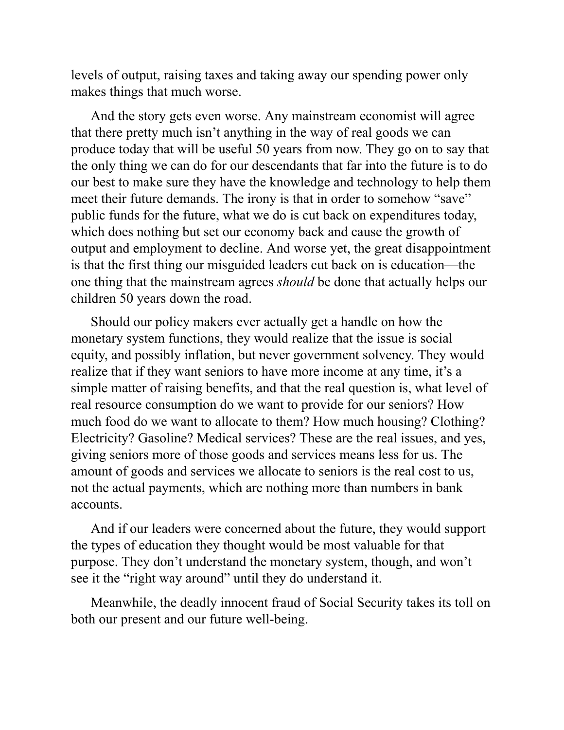levels of output, raising taxes and taking away our spending power only makes things that much worse.

And the story gets even worse. Any mainstream economist will agree that there pretty much isn't anything in the way of real goods we can produce today that will be useful 50 years from now. They go on to say that the only thing we can do for our descendants that far into the future is to do our best to make sure they have the knowledge and technology to help them meet their future demands. The irony is that in order to somehow "save" public funds for the future, what we do is cut back on expenditures today, which does nothing but set our economy back and cause the growth of output and employment to decline. And worse yet, the great disappointment is that the first thing our misguided leaders cut back on is education—the one thing that the mainstream agrees *should* be done that actually helps our children 50 years down the road.

Should our policy makers ever actually get a handle on how the monetary system functions, they would realize that the issue is social equity, and possibly inflation, but never government solvency. They would realize that if they want seniors to have more income at any time, it's a simple matter of raising benefits, and that the real question is, what level of real resource consumption do we want to provide for our seniors? How much food do we want to allocate to them? How much housing? Clothing? Electricity? Gasoline? Medical services? These are the real issues, and yes, giving seniors more of those goods and services means less for us. The amount of goods and services we allocate to seniors is the real cost to us, not the actual payments, which are nothing more than numbers in bank accounts.

And if our leaders were concerned about the future, they would support the types of education they thought would be most valuable for that purpose. They don't understand the monetary system, though, and won't see it the "right way around" until they do understand it.

Meanwhile, the deadly innocent fraud of Social Security takes its toll on both our present and our future well-being.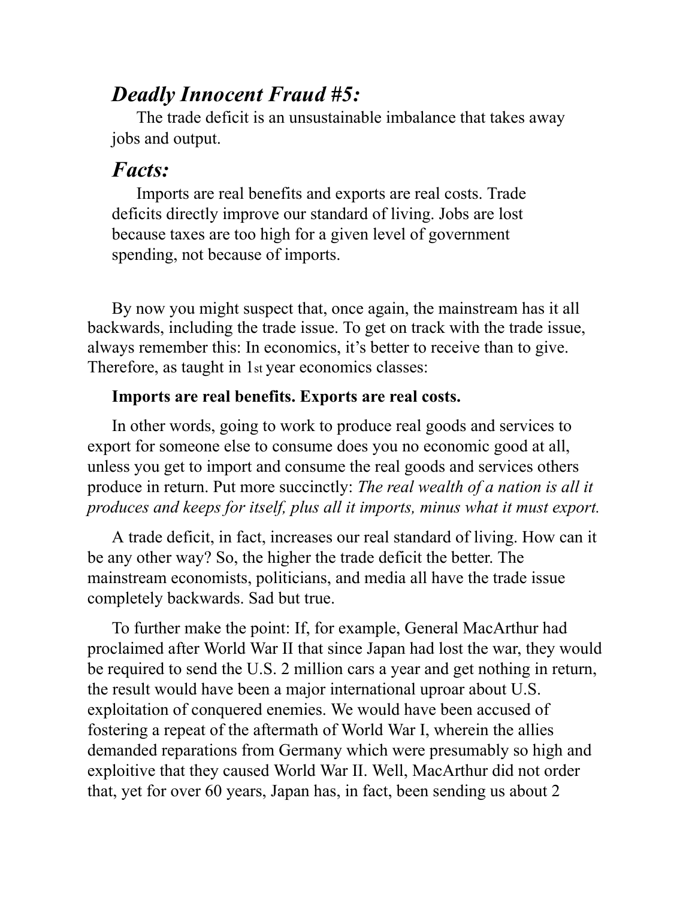## *Deadly Innocent Fraud #5:*

The trade deficit is an unsustainable imbalance that takes away jobs and output.

## *Facts:*

Imports are real benefits and exports are real costs. Trade deficits directly improve our standard of living. Jobs are lost because taxes are too high for a given level of government spending, not because of imports.

By now you might suspect that, once again, the mainstream has it all backwards, including the trade issue. To get on track with the trade issue, always remember this: In economics, it's better to receive than to give. Therefore, as taught in 1st year economics classes:

**Imports are real benefits. Exports are real costs.**

In other words, going to work to produce real goods and services to export for someone else to consume does you no economic good at all, unless you get to import and consume the real goods and services others produce in return. Put more succinctly: *The real wealth of a nation is all it produces and keeps for itself, plus all it imports, minus what it must export.*

A trade deficit, in fact, increases our real standard of living. How can it be any other way? So, the higher the trade deficit the better. The mainstream economists, politicians, and media all have the trade issue completely backwards. Sad but true.

To further make the point: If, for example, General MacArthur had proclaimed after World War II that since Japan had lost the war, they would be required to send the U.S. 2 million cars a year and get nothing in return, the result would have been a major international uproar about U.S. exploitation of conquered enemies. We would have been accused of fostering a repeat of the aftermath of World War I, wherein the allies demanded reparations from Germany which were presumably so high and exploitive that they caused World War II. Well, MacArthur did not order that, yet for over 60 years, Japan has, in fact, been sending us about 2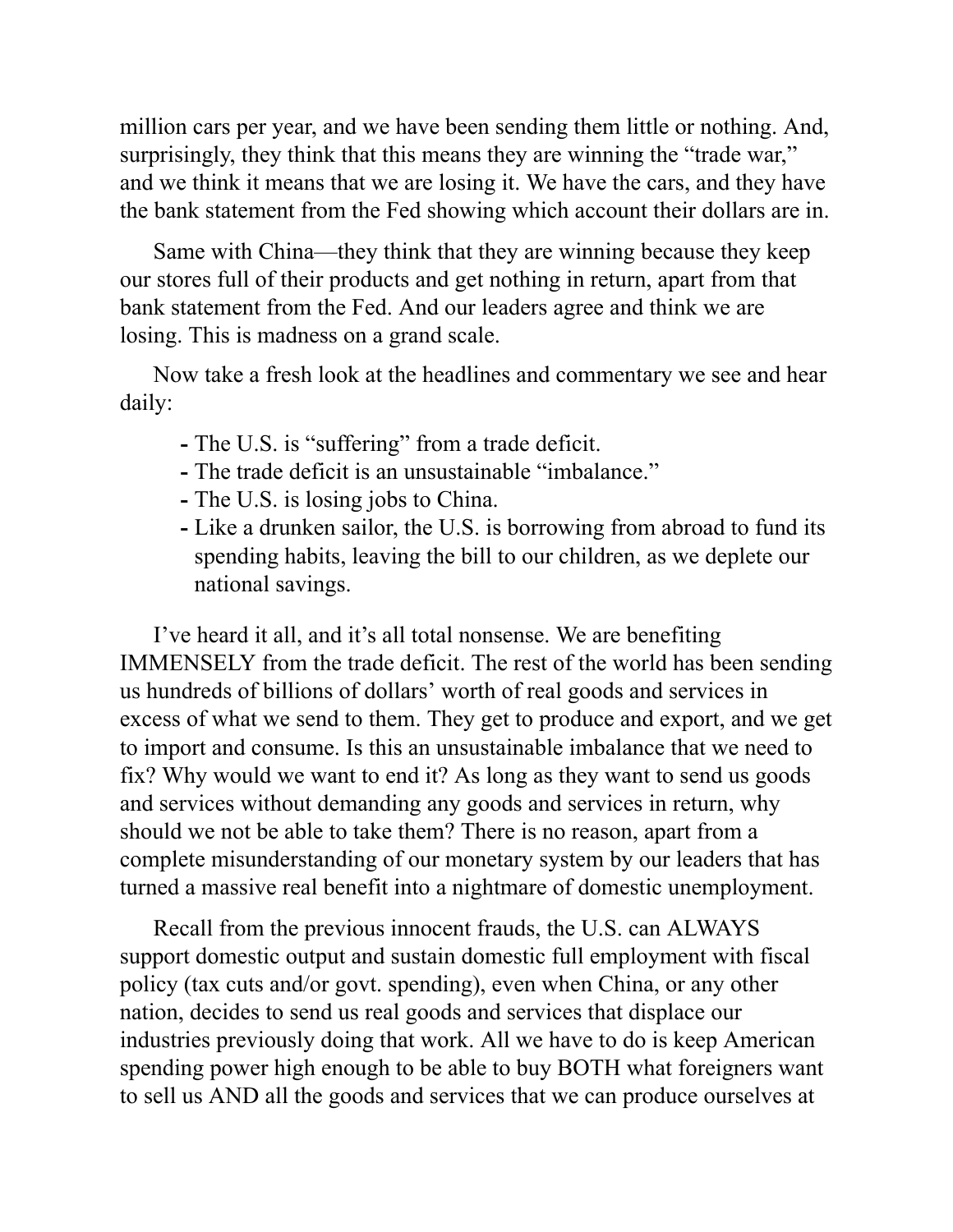million cars per year, and we have been sending them little or nothing. And, surprisingly, they think that this means they are winning the "trade war," and we think it means that we are losing it. We have the cars, and they have the bank statement from the Fed showing which account their dollars are in.

Same with China—they think that they are winning because they keep our stores full of their products and get nothing in return, apart from that bank statement from the Fed. And our leaders agree and think we are losing. This is madness on a grand scale.

Now take a fresh look at the headlines and commentary we see and hear daily:

- The U.S. is "suffering" from a trade deficit.
- The trade deficit is an unsustainable "imbalance."
- The U.S. is losing jobs to China.
- Like a drunken sailor, the U.S. is borrowing from abroad to fund its spending habits, leaving the bill to our children, as we deplete our national savings.

I've heard it all, and it's all total nonsense. We are benefiting IMMENSELY from the trade deficit. The rest of the world has been sending us hundreds of billions of dollars' worth of real goods and services in excess of what we send to them. They get to produce and export, and we get to import and consume. Is this an unsustainable imbalance that we need to fix? Why would we want to end it? As long as they want to send us goods and services without demanding any goods and services in return, why should we not be able to take them? There is no reason, apart from a complete misunderstanding of our monetary system by our leaders that has turned a massive real benefit into a nightmare of domestic unemployment.

Recall from the previous innocent frauds, the U.S. can ALWAYS support domestic output and sustain domestic full employment with fiscal policy (tax cuts and/or govt. spending), even when China, or any other nation, decides to send us real goods and services that displace our industries previously doing that work. All we have to do is keep American spending power high enough to be able to buy BOTH what foreigners want to sell us AND all the goods and services that we can produce ourselves at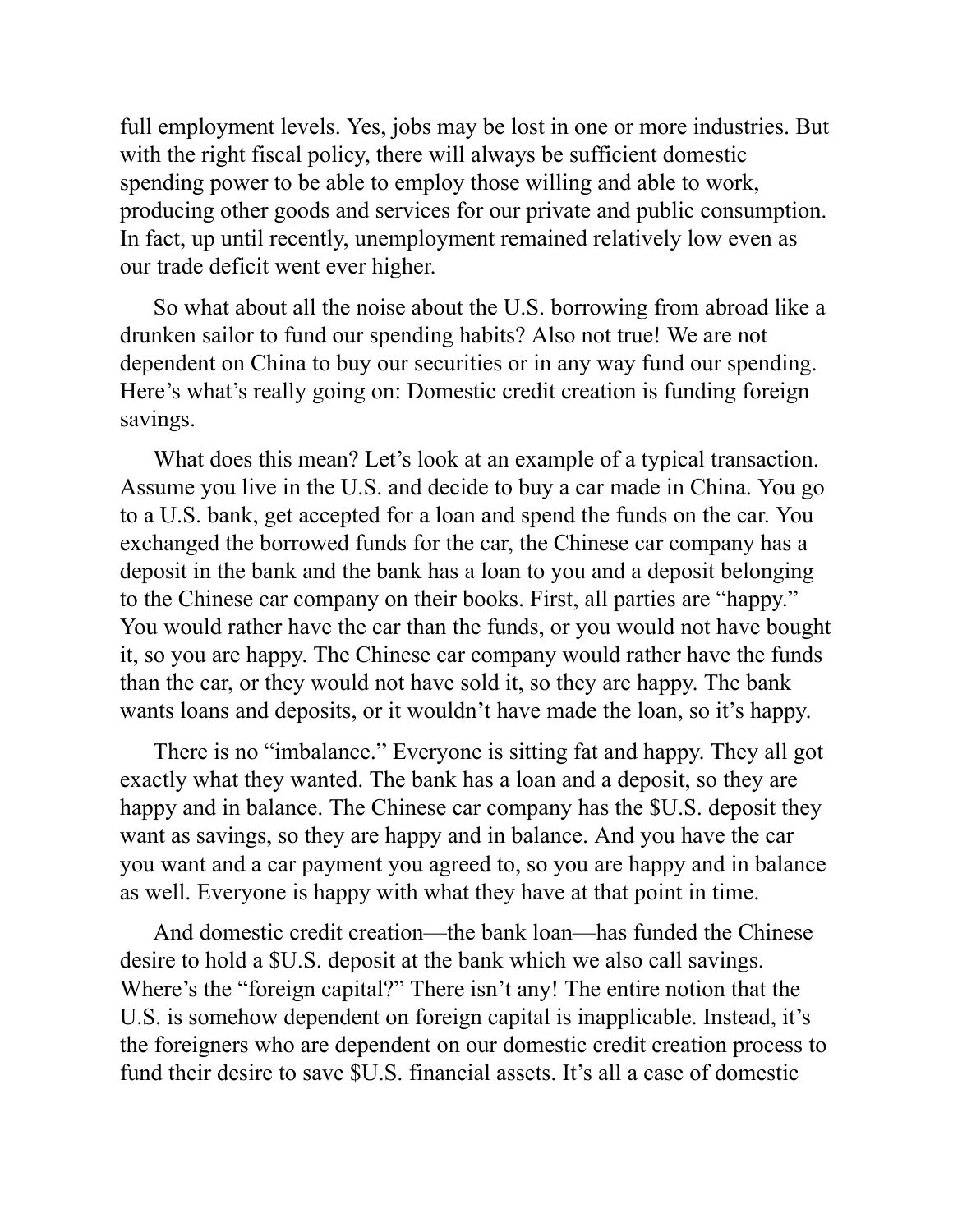full employment levels. Yes, jobs may be lost in one or more industries. But with the right fiscal policy, there will always be sufficient domestic spending power to be able to employ those willing and able to work, producing other goods and services for our private and public consumption. In fact, up until recently, unemployment remained relatively low even as our trade deficit went ever higher.

So what about all the noise about the U.S. borrowing from abroad like a drunken sailor to fund our spending habits? Also not true! We are not dependent on China to buy our securities or in any way fund our spending. Here's what's really going on: Domestic credit creation is funding foreign savings.

What does this mean? Let's look at an example of a typical transaction. Assume you live in the U.S. and decide to buy a car made in China. You go to a U.S. bank, get accepted for a loan and spend the funds on the car. You exchanged the borrowed funds for the car, the Chinese car company has a deposit in the bank and the bank has a loan to you and a deposit belonging to the Chinese car company on their books. First, all parties are "happy." You would rather have the car than the funds, or you would not have bought it, so you are happy. The Chinese car company would rather have the funds than the car, or they would not have sold it, so they are happy. The bank wants loans and deposits, or it wouldn't have made the loan, so it's happy.

There is no "imbalance." Everyone is sitting fat and happy. They all got exactly what they wanted. The bank has a loan and a deposit, so they are happy and in balance. The Chinese car company has the $U.S. deposit they want as savings, so they are happy and in balance. And you have the car you want and a car payment you agreed to, so you are happy and in balance as well. Everyone is happy with what they have at that point in time.

And domestic credit creation—the bank loan—has funded the Chinese desire to hold a $U.S. deposit at the bank which we also call savings. Where's the "foreign capital?" There isn't any! The entire notion that the U.S. is somehow dependent on foreign capital is inapplicable. Instead, it's the foreigners who are dependent on our domestic credit creation process to fund their desire to save $U.S. financial assets. It's all a case of domestic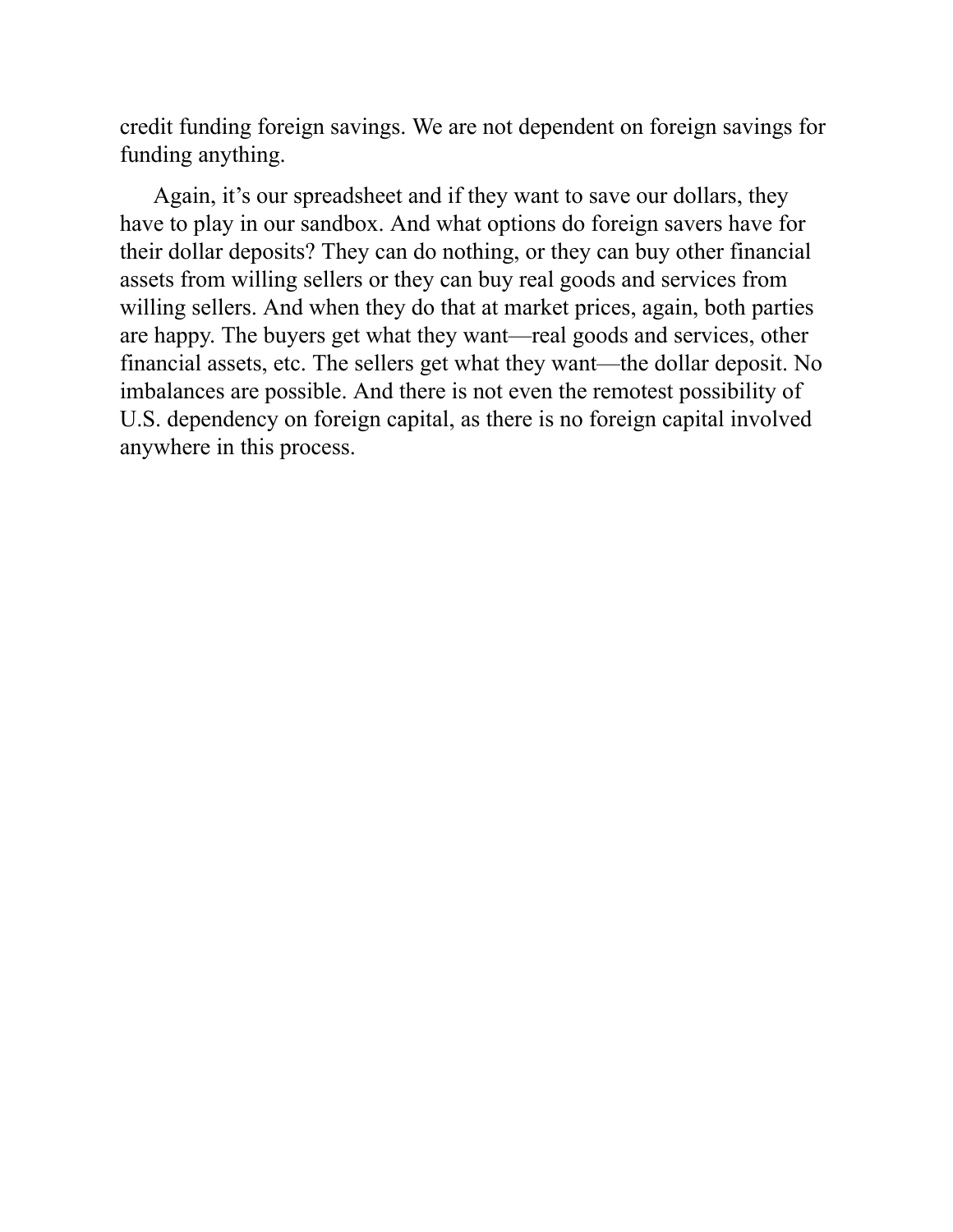credit funding foreign savings. We are not dependent on foreign savings for funding anything.

Again, it's our spreadsheet and if they want to save our dollars, they have to play in our sandbox. And what options do foreign savers have for their dollar deposits? They can do nothing, or they can buy other financial assets from willing sellers or they can buy real goods and services from willing sellers. And when they do that at market prices, again, both parties are happy. The buyers get what they want—real goods and services, other financial assets, etc. The sellers get what they want—the dollar deposit. No imbalances are possible. And there is not even the remotest possibility of U.S. dependency on foreign capital, as there is no foreign capital involved anywhere in this process.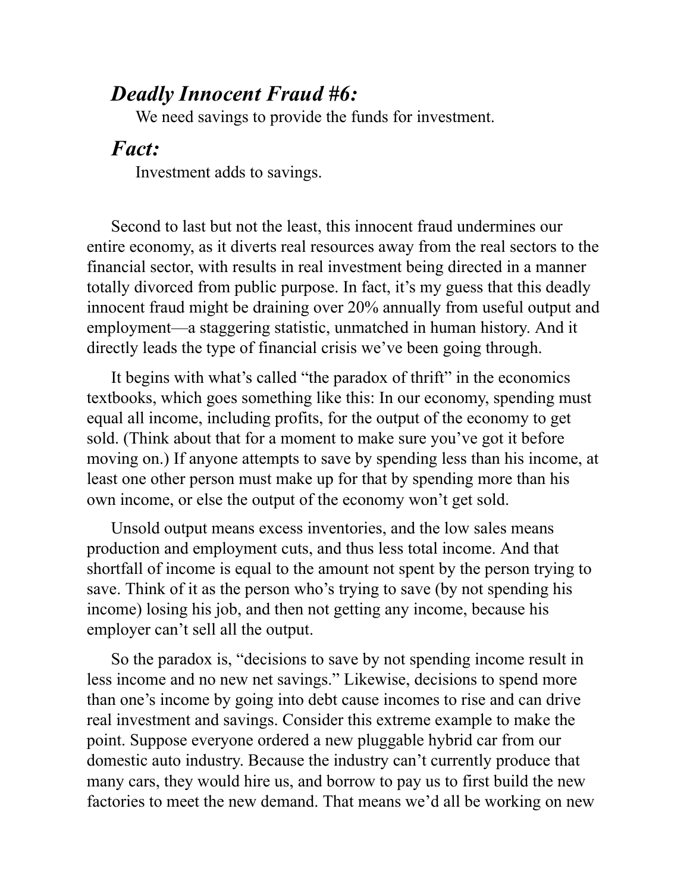## *Deadly Innocent Fraud #6:*

We need savings to provide the funds for investment.

## *Fact:*

Investment adds to savings.

Second to last but not the least, this innocent fraud undermines our entire economy, as it diverts real resources away from the real sectors to the financial sector, with results in real investment being directed in a manner totally divorced from public purpose. In fact, it's my guess that this deadly innocent fraud might be draining over 20% annually from useful output and employment—a staggering statistic, unmatched in human history. And it directly leads the type of financial crisis we've been going through.

It begins with what's called "the paradox of thrift" in the economics textbooks, which goes something like this: In our economy, spending must equal all income, including profits, for the output of the economy to get sold. (Think about that for a moment to make sure you've got it before moving on.) If anyone attempts to save by spending less than his income, at least one other person must make up for that by spending more than his own income, or else the output of the economy won't get sold.

Unsold output means excess inventories, and the low sales means production and employment cuts, and thus less total income. And that shortfall of income is equal to the amount not spent by the person trying to save. Think of it as the person who's trying to save (by not spending his income) losing his job, and then not getting any income, because his employer can't sell all the output.

So the paradox is, "decisions to save by not spending income result in less income and no new net savings." Likewise, decisions to spend more than one's income by going into debt cause incomes to rise and can drive real investment and savings. Consider this extreme example to make the point. Suppose everyone ordered a new pluggable hybrid car from our domestic auto industry. Because the industry can't currently produce that many cars, they would hire us, and borrow to pay us to first build the new factories to meet the new demand. That means we'd all be working on new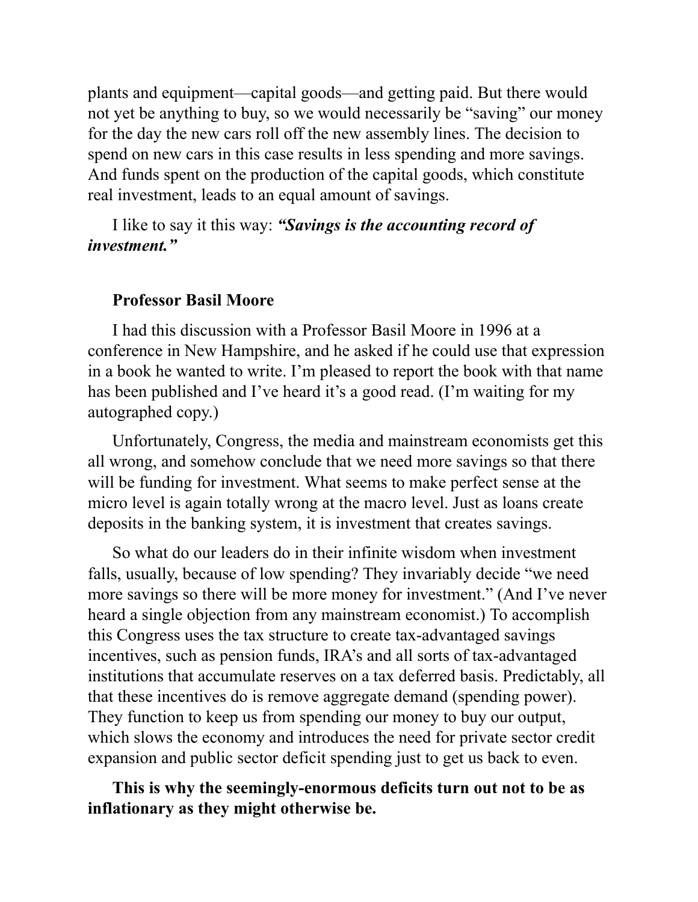plants and equipment—capital goods—and getting paid. But there would not yet be anything to buy, so we would necessarily be "saving" our money for the day the new cars roll off the new assembly lines. The decision to spend on new cars in this case results in less spending and more savings. And funds spent on the production of the capital goods, which constitute real investment, leads to an equal amount of savings.

I like to say it this way: ***"Savings is the accounting record of investment."***

## Professor Basil Moore

I had this discussion with a Professor Basil Moore in 1996 at a conference in New Hampshire, and he asked if he could use that expression in a book he wanted to write. I'm pleased to report the book with that name has been published and I've heard it's a good read. (I'm waiting for my autographed copy.)

Unfortunately, Congress, the media and mainstream economists get this all wrong, and somehow conclude that we need more savings so that there will be funding for investment. What seems to make perfect sense at the micro level is again totally wrong at the macro level. Just as loans create deposits in the banking system, it is investment that creates savings.

So what do our leaders do in their infinite wisdom when investment falls, usually, because of low spending? They invariably decide "we need more savings so there will be more money for investment." (And I've never heard a single objection from any mainstream economist.) To accomplish this Congress uses the tax structure to create tax-advantaged savings incentives, such as pension funds, IRA's and all sorts of tax-advantaged institutions that accumulate reserves on a tax deferred basis. Predictably, all that these incentives do is remove aggregate demand (spending power). They function to keep us from spending our money to buy our output, which slows the economy and introduces the need for private sector credit expansion and public sector deficit spending just to get us back to even.

**This is why the seemingly-enormous deficits turn out not to be as inflationary as they might otherwise be.**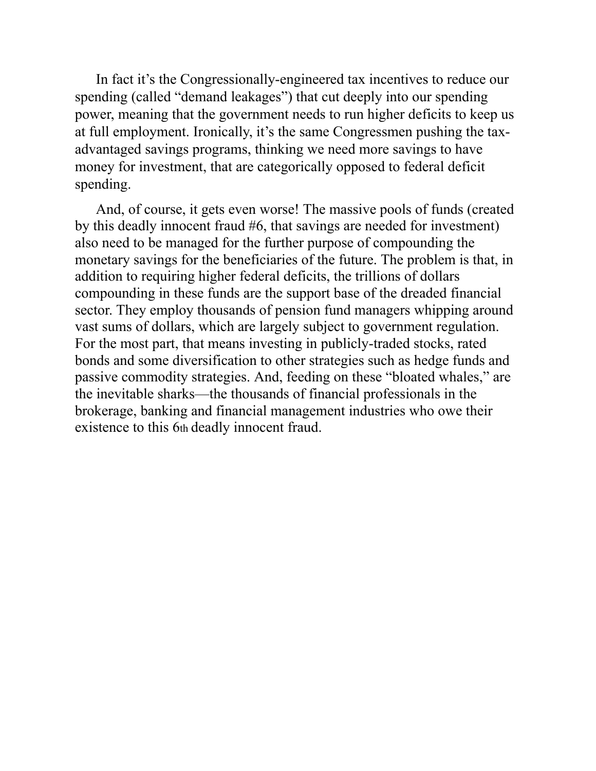In fact it's the Congressionally-engineered tax incentives to reduce our spending (called "demand leakages") that cut deeply into our spending power, meaning that the government needs to run higher deficits to keep us at full employment. Ironically, it's the same Congressmen pushing the tax-advantaged savings programs, thinking we need more savings to have money for investment, that are categorically opposed to federal deficit spending.

And, of course, it gets even worse! The massive pools of funds (created by this deadly innocent fraud #6, that savings are needed for investment) also need to be managed for the further purpose of compounding the monetary savings for the beneficiaries of the future. The problem is that, in addition to requiring higher federal deficits, the trillions of dollars compounding in these funds are the support base of the dreaded financial sector. They employ thousands of pension fund managers whipping around vast sums of dollars, which are largely subject to government regulation. For the most part, that means investing in publicly-traded stocks, rated bonds and some diversification to other strategies such as hedge funds and passive commodity strategies. And, feeding on these "bloated whales," are the inevitable sharks—the thousands of financial professionals in the brokerage, banking and financial management industries who owe their existence to this 6th deadly innocent fraud.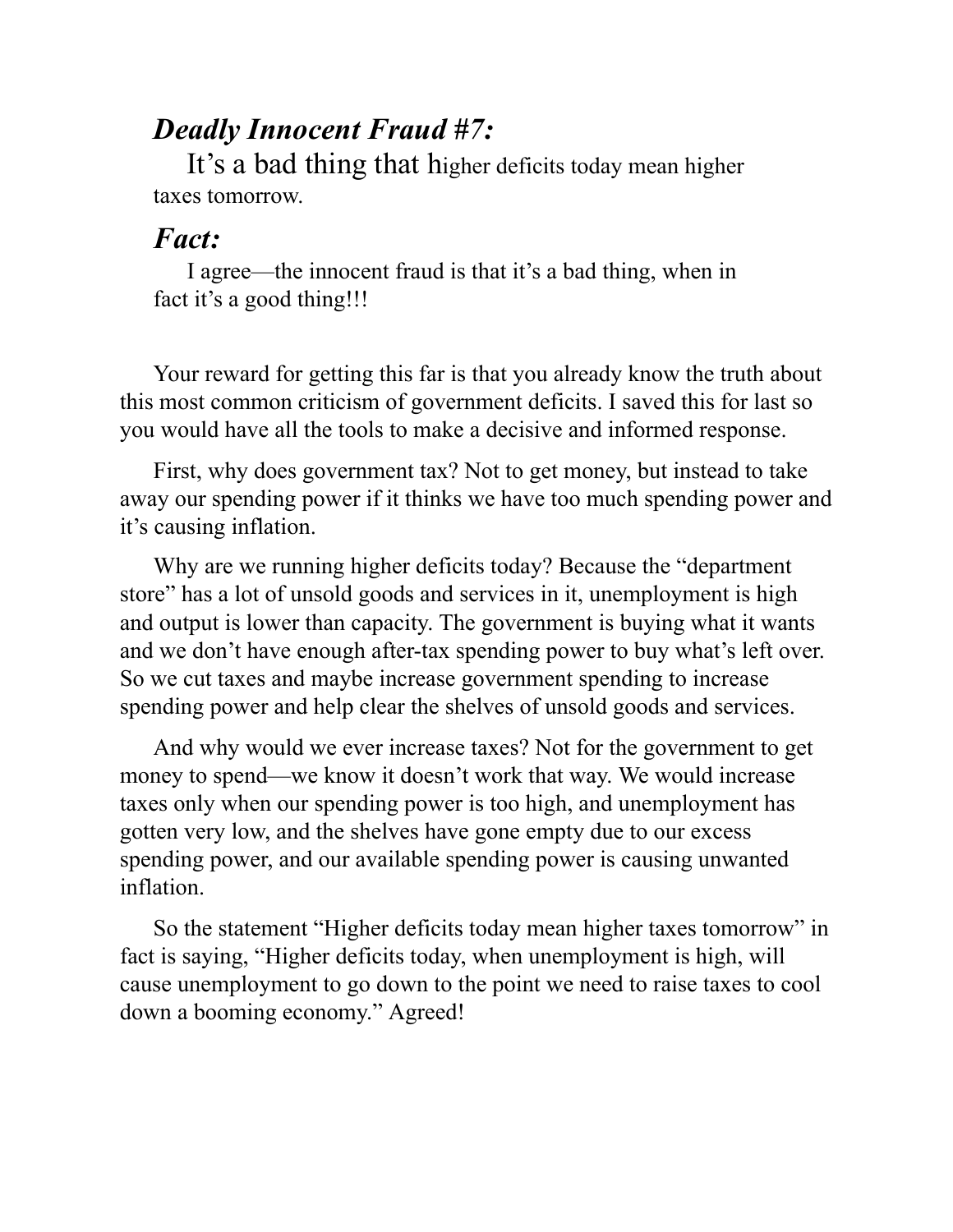## *Deadly Innocent Fraud #7:*

It's a bad thing that higher deficits today mean higher taxes tomorrow.

## *Fact:*

I agree—the innocent fraud is that it's a bad thing, when in fact it's a good thing!!!

Your reward for getting this far is that you already know the truth about this most common criticism of government deficits. I saved this for last so you would have all the tools to make a decisive and informed response.

First, why does government tax? Not to get money, but instead to take away our spending power if it thinks we have too much spending power and it's causing inflation.

Why are we running higher deficits today? Because the "department store" has a lot of unsold goods and services in it, unemployment is high and output is lower than capacity. The government is buying what it wants and we don't have enough after-tax spending power to buy what's left over. So we cut taxes and maybe increase government spending to increase spending power and help clear the shelves of unsold goods and services.

And why would we ever increase taxes? Not for the government to get money to spend—we know it doesn't work that way. We would increase taxes only when our spending power is too high, and unemployment has gotten very low, and the shelves have gone empty due to our excess spending power, and our available spending power is causing unwanted inflation.

So the statement "Higher deficits today mean higher taxes tomorrow" in fact is saying, "Higher deficits today, when unemployment is high, will cause unemployment to go down to the point we need to raise taxes to cool down a booming economy." Agreed!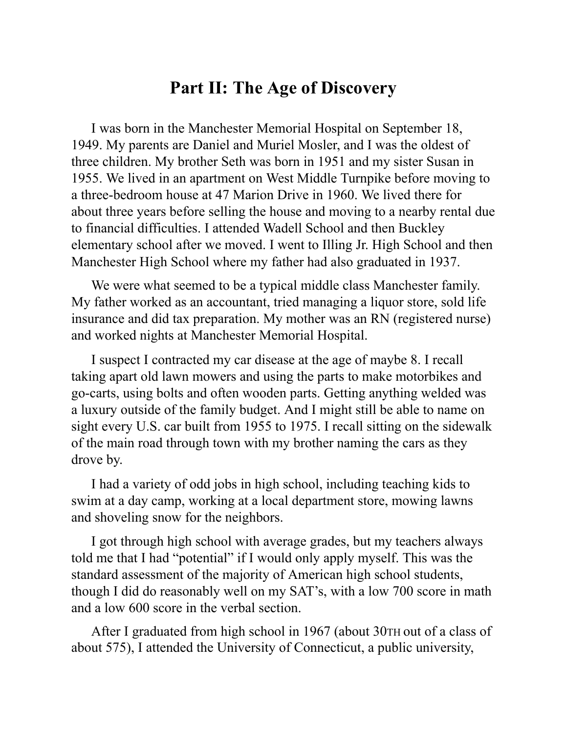# Part II: The Age of Discovery

I was born in the Manchester Memorial Hospital on September 18, 1949. My parents are Daniel and Muriel Mosler, and I was the oldest of three children. My brother Seth was born in 1951 and my sister Susan in 1955. We lived in an apartment on West Middle Turnpike before moving to a three-bedroom house at 47 Marion Drive in 1960. We lived there for about three years before selling the house and moving to a nearby rental due to financial difficulties. I attended Wadell School and then Buckley elementary school after we moved. I went to Illing Jr. High School and then Manchester High School where my father had also graduated in 1937.

We were what seemed to be a typical middle class Manchester family. My father worked as an accountant, tried managing a liquor store, sold life insurance and did tax preparation. My mother was an RN (registered nurse) and worked nights at Manchester Memorial Hospital.

I suspect I contracted my car disease at the age of maybe 8. I recall taking apart old lawn mowers and using the parts to make motorbikes and go-carts, using bolts and often wooden parts. Getting anything welded was a luxury outside of the family budget. And I might still be able to name on sight every U.S. car built from 1955 to 1975. I recall sitting on the sidewalk of the main road through town with my brother naming the cars as they drove by.

I had a variety of odd jobs in high school, including teaching kids to swim at a day camp, working at a local department store, mowing lawns and shoveling snow for the neighbors.

I got through high school with average grades, but my teachers always told me that I had "potential" if I would only apply myself. This was the standard assessment of the majority of American high school students, though I did do reasonably well on my SAT's, with a low 700 score in math and a low 600 score in the verbal section.

After I graduated from high school in 1967 (about 30TH out of a class of about 575), I attended the University of Connecticut, a public university,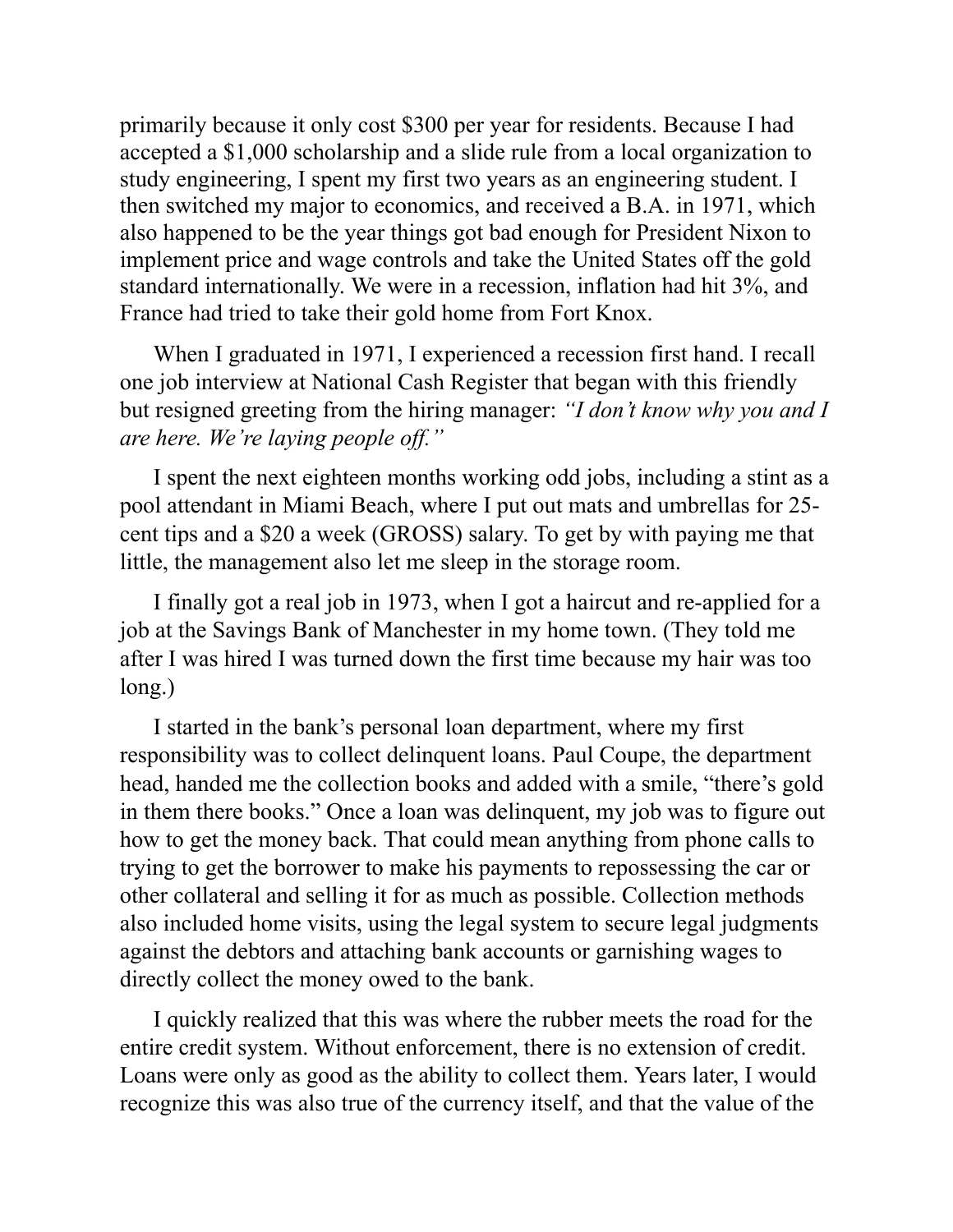primarily because it only cost $300 per year for residents. Because I had accepted a $1,000 scholarship and a slide rule from a local organization to study engineering, I spent my first two years as an engineering student. I then switched my major to economics, and received a B.A. in 1971, which also happened to be the year things got bad enough for President Nixon to implement price and wage controls and take the United States off the gold standard internationally. We were in a recession, inflation had hit 3%, and France had tried to take their gold home from Fort Knox.

When I graduated in 1971, I experienced a recession first hand. I recall one job interview at National Cash Register that began with this friendly but resigned greeting from the hiring manager: *"I don't know why you and I are here. We're laying people off."*

I spent the next eighteen months working odd jobs, including a stint as a pool attendant in Miami Beach, where I put out mats and umbrellas for 25-cent tips and a $20 a week (GROSS) salary. To get by with paying me that little, the management also let me sleep in the storage room.

I finally got a real job in 1973, when I got a haircut and re-applied for a job at the Savings Bank of Manchester in my home town. (They told me after I was hired I was turned down the first time because my hair was too long.)

I started in the bank's personal loan department, where my first responsibility was to collect delinquent loans. Paul Coupe, the department head, handed me the collection books and added with a smile, "there's gold in them there books." Once a loan was delinquent, my job was to figure out how to get the money back. That could mean anything from phone calls to trying to get the borrower to make his payments to repossessing the car or other collateral and selling it for as much as possible. Collection methods also included home visits, using the legal system to secure legal judgments against the debtors and attaching bank accounts or garnishing wages to directly collect the money owed to the bank.

I quickly realized that this was where the rubber meets the road for the entire credit system. Without enforcement, there is no extension of credit. Loans were only as good as the ability to collect them. Years later, I would recognize this was also true of the currency itself, and that the value of the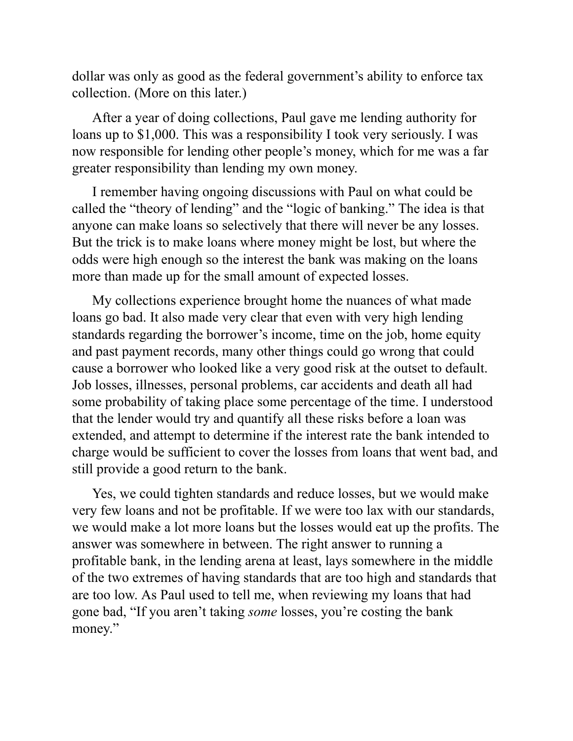dollar was only as good as the federal government's ability to enforce tax collection. (More on this later.)

After a year of doing collections, Paul gave me lending authority for loans up to $1,000. This was a responsibility I took very seriously. I was now responsible for lending other people's money, which for me was a far greater responsibility than lending my own money.

I remember having ongoing discussions with Paul on what could be called the "theory of lending" and the "logic of banking." The idea is that anyone can make loans so selectively that there will never be any losses. But the trick is to make loans where money might be lost, but where the odds were high enough so the interest the bank was making on the loans more than made up for the small amount of expected losses.

My collections experience brought home the nuances of what made loans go bad. It also made very clear that even with very high lending standards regarding the borrower's income, time on the job, home equity and past payment records, many other things could go wrong that could cause a borrower who looked like a very good risk at the outset to default. Job losses, illnesses, personal problems, car accidents and death all had some probability of taking place some percentage of the time. I understood that the lender would try and quantify all these risks before a loan was extended, and attempt to determine if the interest rate the bank intended to charge would be sufficient to cover the losses from loans that went bad, and still provide a good return to the bank.

Yes, we could tighten standards and reduce losses, but we would make very few loans and not be profitable. If we were too lax with our standards, we would make a lot more loans but the losses would eat up the profits. The answer was somewhere in between. The right answer to running a profitable bank, in the lending arena at least, lays somewhere in the middle of the two extremes of having standards that are too high and standards that are too low. As Paul used to tell me, when reviewing my loans that had gone bad, "If you aren't taking *some* losses, you're costing the bank money."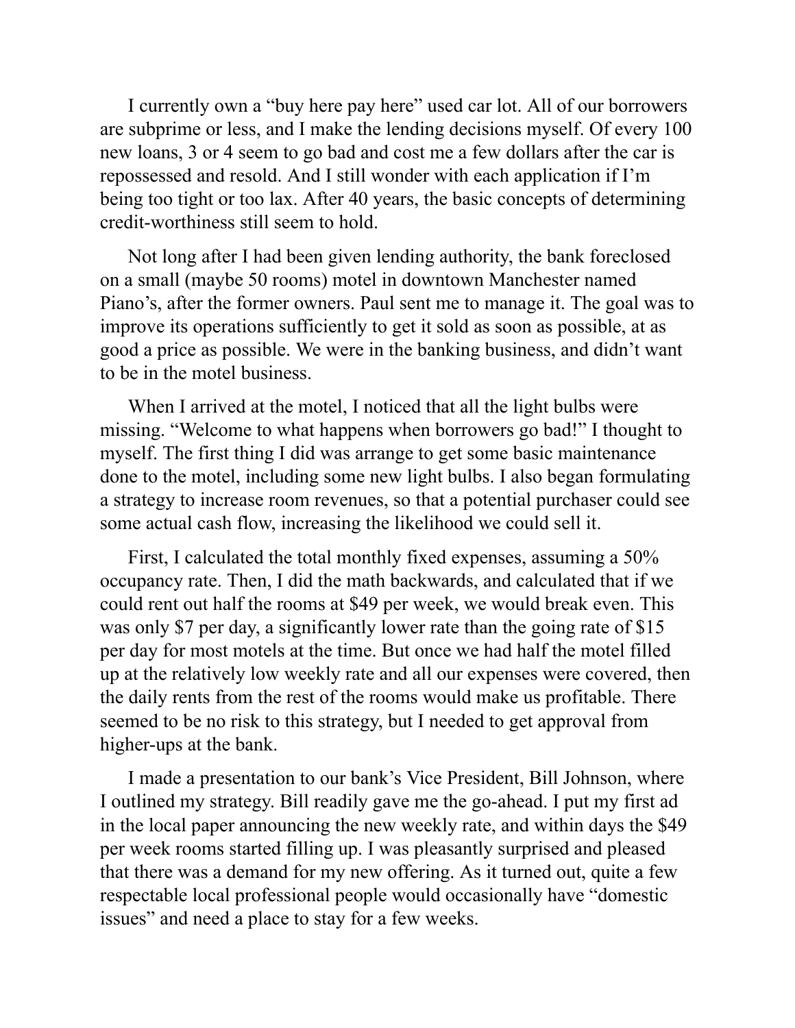I currently own a "buy here pay here" used car lot. All of our borrowers are subprime or less, and I make the lending decisions myself. Of every 100 new loans, 3 or 4 seem to go bad and cost me a few dollars after the car is repossessed and resold. And I still wonder with each application if I'm being too tight or too lax. After 40 years, the basic concepts of determining credit-worthiness still seem to hold.

Not long after I had been given lending authority, the bank foreclosed on a small (maybe 50 rooms) motel in downtown Manchester named Piano's, after the former owners. Paul sent me to manage it. The goal was to improve its operations sufficiently to get it sold as soon as possible, at as good a price as possible. We were in the banking business, and didn't want to be in the motel business.

When I arrived at the motel, I noticed that all the light bulbs were missing. "Welcome to what happens when borrowers go bad!" I thought to myself. The first thing I did was arrange to get some basic maintenance done to the motel, including some new light bulbs. I also began formulating a strategy to increase room revenues, so that a potential purchaser could see some actual cash flow, increasing the likelihood we could sell it.

First, I calculated the total monthly fixed expenses, assuming a 50% occupancy rate. Then, I did the math backwards, and calculated that if we could rent out half the rooms at $49 per week, we would break even. This was only $7 per day, a significantly lower rate than the going rate of $15 per day for most motels at the time. But once we had half the motel filled up at the relatively low weekly rate and all our expenses were covered, then the daily rents from the rest of the rooms would make us profitable. There seemed to be no risk to this strategy, but I needed to get approval from higher-ups at the bank.

I made a presentation to our bank's Vice President, Bill Johnson, where I outlined my strategy. Bill readily gave me the go-ahead. I put my first ad in the local paper announcing the new weekly rate, and within days the $49 per week rooms started filling up. I was pleasantly surprised and pleased that there was a demand for my new offering. As it turned out, quite a few respectable local professional people would occasionally have "domestic issues" and need a place to stay for a few weeks.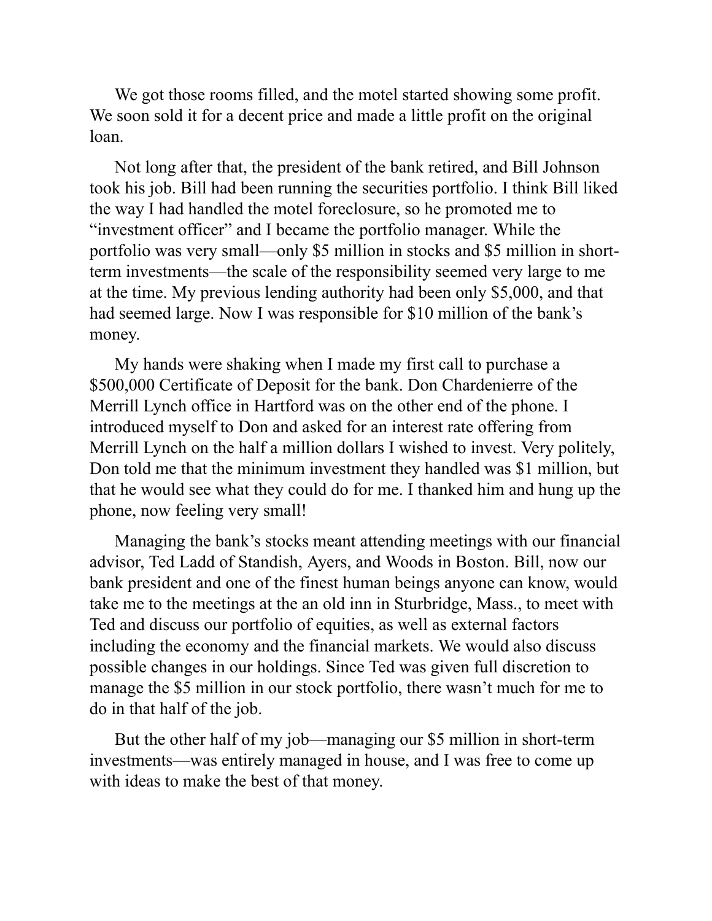We got those rooms filled, and the motel started showing some profit. We soon sold it for a decent price and made a little profit on the original loan.

Not long after that, the president of the bank retired, and Bill Johnson took his job. Bill had been running the securities portfolio. I think Bill liked the way I had handled the motel foreclosure, so he promoted me to "investment officer" and I became the portfolio manager. While the portfolio was very small—only $5 million in stocks and $5 million in short-term investments—the scale of the responsibility seemed very large to me at the time. My previous lending authority had been only $5,000, and that had seemed large. Now I was responsible for $10 million of the bank's money.

My hands were shaking when I made my first call to purchase a $500,000 Certificate of Deposit for the bank. Don Chardenierre of the Merrill Lynch office in Hartford was on the other end of the phone. I introduced myself to Don and asked for an interest rate offering from Merrill Lynch on the half a million dollars I wished to invest. Very politely, Don told me that the minimum investment they handled was $1 million, but that he would see what they could do for me. I thanked him and hung up the phone, now feeling very small!

Managing the bank's stocks meant attending meetings with our financial advisor, Ted Ladd of Standish, Ayers, and Woods in Boston. Bill, now our bank president and one of the finest human beings anyone can know, would take me to the meetings at the an old inn in Sturbridge, Mass., to meet with Ted and discuss our portfolio of equities, as well as external factors including the economy and the financial markets. We would also discuss possible changes in our holdings. Since Ted was given full discretion to manage the $5 million in our stock portfolio, there wasn't much for me to do in that half of the job.

But the other half of my job—managing our $5 million in short-term investments—was entirely managed in house, and I was free to come up with ideas to make the best of that money.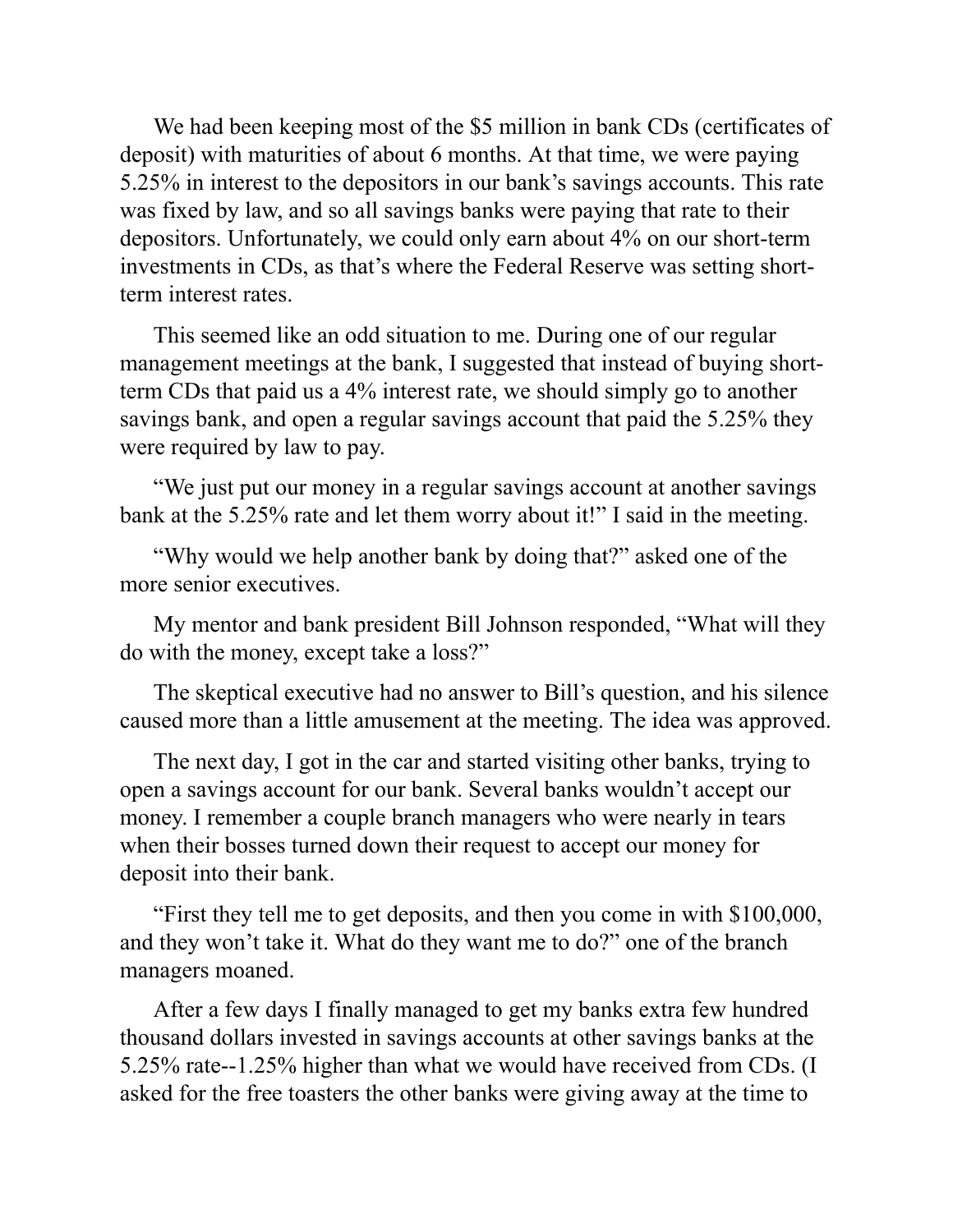We had been keeping most of the $5 million in bank CDs (certificates of deposit) with maturities of about 6 months. At that time, we were paying 5.25% in interest to the depositors in our bank's savings accounts. This rate was fixed by law, and so all savings banks were paying that rate to their depositors. Unfortunately, we could only earn about 4% on our short-term investments in CDs, as that's where the Federal Reserve was setting short-term interest rates.

This seemed like an odd situation to me. During one of our regular management meetings at the bank, I suggested that instead of buying short-term CDs that paid us a 4% interest rate, we should simply go to another savings bank, and open a regular savings account that paid the 5.25% they were required by law to pay.

"We just put our money in a regular savings account at another savings bank at the 5.25% rate and let them worry about it!" I said in the meeting.

"Why would we help another bank by doing that?" asked one of the more senior executives.

My mentor and bank president Bill Johnson responded, "What will they do with the money, except take a loss?"

The skeptical executive had no answer to Bill's question, and his silence caused more than a little amusement at the meeting. The idea was approved.

The next day, I got in the car and started visiting other banks, trying to open a savings account for our bank. Several banks wouldn't accept our money. I remember a couple branch managers who were nearly in tears when their bosses turned down their request to accept our money for deposit into their bank.

"First they tell me to get deposits, and then you come in with $100,000, and they won't take it. What do they want me to do?" one of the branch managers moaned.

After a few days I finally managed to get my banks extra few hundred thousand dollars invested in savings accounts at other savings banks at the 5.25% rate--1.25% higher than what we would have received from CDs. (I asked for the free toasters the other banks were giving away at the time to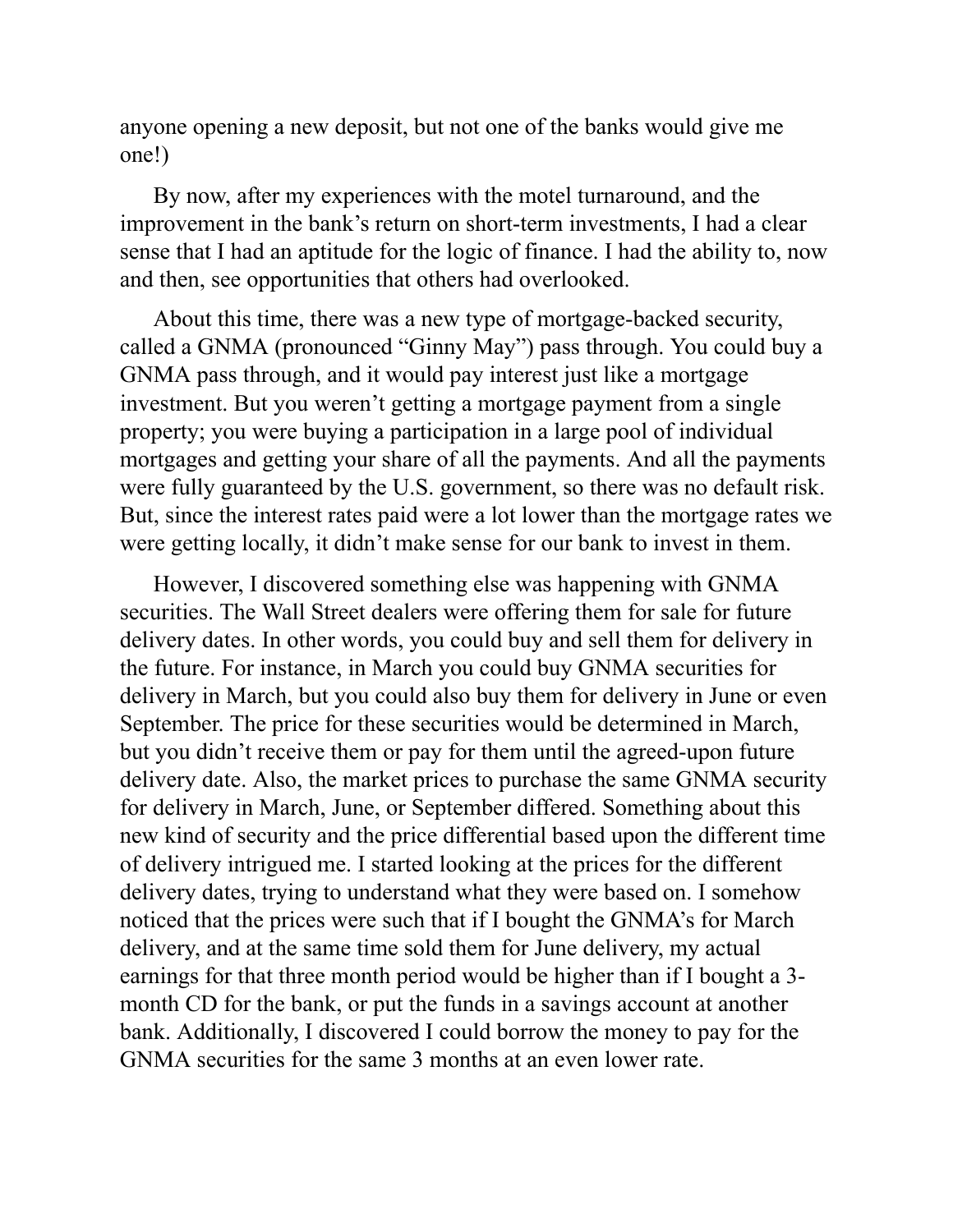anyone opening a new deposit, but not one of the banks would give me one!)

By now, after my experiences with the motel turnaround, and the improvement in the bank's return on short-term investments, I had a clear sense that I had an aptitude for the logic of finance. I had the ability to, now and then, see opportunities that others had overlooked.

About this time, there was a new type of mortgage-backed security, called a GNMA (pronounced "Ginny May") pass through. You could buy a GNMA pass through, and it would pay interest just like a mortgage investment. But you weren't getting a mortgage payment from a single property; you were buying a participation in a large pool of individual mortgages and getting your share of all the payments. And all the payments were fully guaranteed by the U.S. government, so there was no default risk. But, since the interest rates paid were a lot lower than the mortgage rates we were getting locally, it didn't make sense for our bank to invest in them.

However, I discovered something else was happening with GNMA securities. The Wall Street dealers were offering them for sale for future delivery dates. In other words, you could buy and sell them for delivery in the future. For instance, in March you could buy GNMA securities for delivery in March, but you could also buy them for delivery in June or even September. The price for these securities would be determined in March, but you didn't receive them or pay for them until the agreed-upon future delivery date. Also, the market prices to purchase the same GNMA security for delivery in March, June, or September differed. Something about this new kind of security and the price differential based upon the different time of delivery intrigued me. I started looking at the prices for the different delivery dates, trying to understand what they were based on. I somehow noticed that the prices were such that if I bought the GNMA's for March delivery, and at the same time sold them for June delivery, my actual earnings for that three month period would be higher than if I bought a 3-month CD for the bank, or put the funds in a savings account at another bank. Additionally, I discovered I could borrow the money to pay for the GNMA securities for the same 3 months at an even lower rate.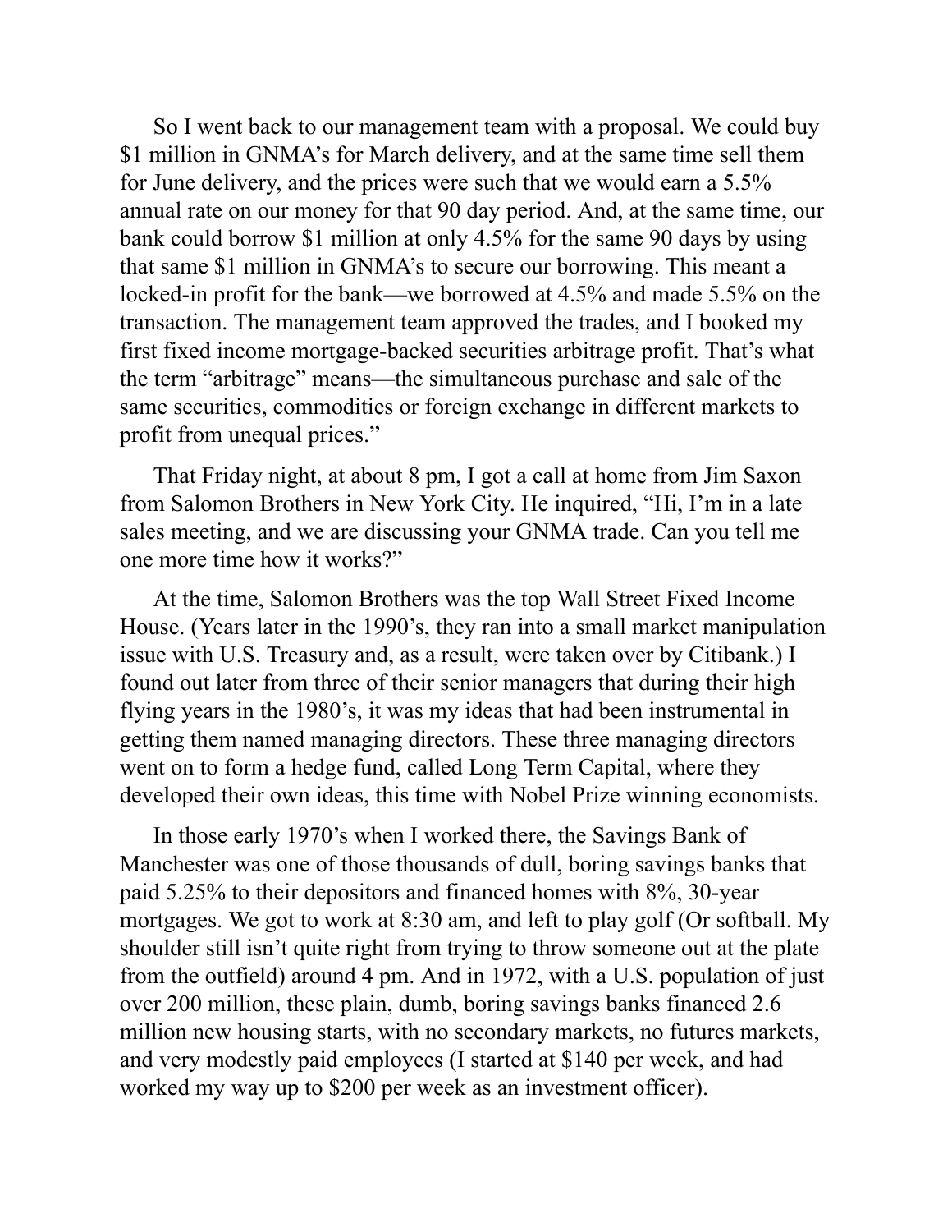So I went back to our management team with a proposal. We could buy $1 million in GNMA's for March delivery, and at the same time sell them for June delivery, and the prices were such that we would earn a 5.5% annual rate on our money for that 90 day period. And, at the same time, our bank could borrow $1 million at only 4.5% for the same 90 days by using that same $1 million in GNMA's to secure our borrowing. This meant a locked-in profit for the bank—we borrowed at 4.5% and made 5.5% on the transaction. The management team approved the trades, and I booked my first fixed income mortgage-backed securities arbitrage profit. That's what the term "arbitrage" means—the simultaneous purchase and sale of the same securities, commodities or foreign exchange in different markets to profit from unequal prices."

That Friday night, at about 8 pm, I got a call at home from Jim Saxon from Salomon Brothers in New York City. He inquired, "Hi, I'm in a late sales meeting, and we are discussing your GNMA trade. Can you tell me one more time how it works?"

At the time, Salomon Brothers was the top Wall Street Fixed Income House. (Years later in the 1990's, they ran into a small market manipulation issue with U.S. Treasury and, as a result, were taken over by Citibank.) I found out later from three of their senior managers that during their high flying years in the 1980's, it was my ideas that had been instrumental in getting them named managing directors. These three managing directors went on to form a hedge fund, called Long Term Capital, where they developed their own ideas, this time with Nobel Prize winning economists.

In those early 1970's when I worked there, the Savings Bank of Manchester was one of those thousands of dull, boring savings banks that paid 5.25% to their depositors and financed homes with 8%, 30-year mortgages. We got to work at 8:30 am, and left to play golf (Or softball. My shoulder still isn't quite right from trying to throw someone out at the plate from the outfield) around 4 pm. And in 1972, with a U.S. population of just over 200 million, these plain, dumb, boring savings banks financed 2.6 million new housing starts, with no secondary markets, no futures markets, and very modestly paid employees (I started at $140 per week, and had worked my way up to $200 per week as an investment officer).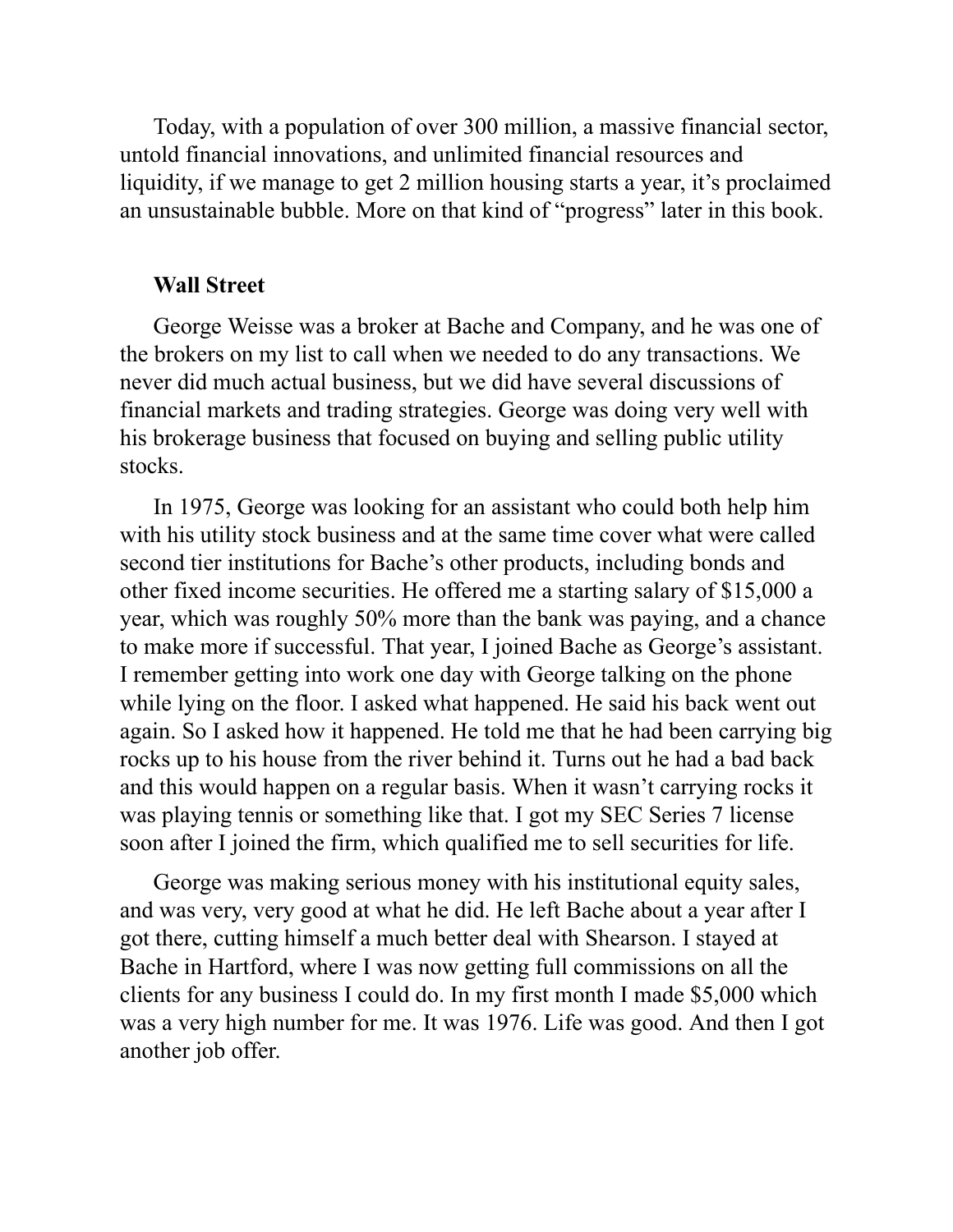Today, with a population of over 300 million, a massive financial sector, untold financial innovations, and unlimited financial resources and liquidity, if we manage to get 2 million housing starts a year, it's proclaimed an unsustainable bubble. More on that kind of "progress" later in this book.

### Wall Street

George Weisse was a broker at Bache and Company, and he was one of the brokers on my list to call when we needed to do any transactions. We never did much actual business, but we did have several discussions of financial markets and trading strategies. George was doing very well with his brokerage business that focused on buying and selling public utility stocks.

In 1975, George was looking for an assistant who could both help him with his utility stock business and at the same time cover what were called second tier institutions for Bache's other products, including bonds and other fixed income securities. He offered me a starting salary of $15,000 a year, which was roughly 50% more than the bank was paying, and a chance to make more if successful. That year, I joined Bache as George's assistant. I remember getting into work one day with George talking on the phone while lying on the floor. I asked what happened. He said his back went out again. So I asked how it happened. He told me that he had been carrying big rocks up to his house from the river behind it. Turns out he had a bad back and this would happen on a regular basis. When it wasn't carrying rocks it was playing tennis or something like that. I got my SEC Series 7 license soon after I joined the firm, which qualified me to sell securities for life.

George was making serious money with his institutional equity sales, and was very, very good at what he did. He left Bache about a year after I got there, cutting himself a much better deal with Shearson. I stayed at Bache in Hartford, where I was now getting full commissions on all the clients for any business I could do. In my first month I made $5,000 which was a very high number for me. It was 1976. Life was good. And then I got another job offer.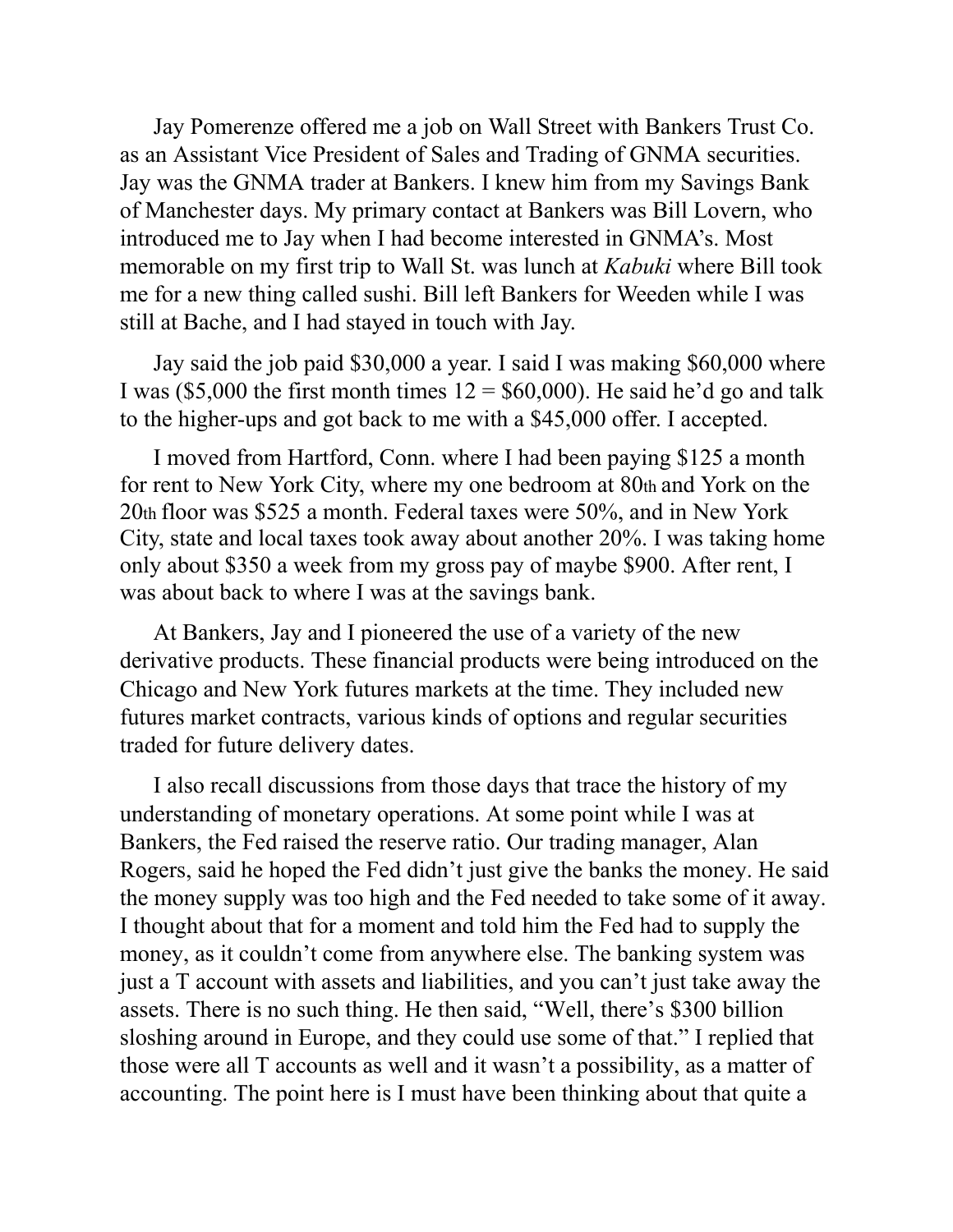Jay Pomerenze offered me a job on Wall Street with Bankers Trust Co. as an Assistant Vice President of Sales and Trading of GNMA securities. Jay was the GNMA trader at Bankers. I knew him from my Savings Bank of Manchester days. My primary contact at Bankers was Bill Lovern, who introduced me to Jay when I had become interested in GNMA's. Most memorable on my first trip to Wall St. was lunch at *Kabuki* where Bill took me for a new thing called sushi. Bill left Bankers for Weeden while I was still at Bache, and I had stayed in touch with Jay.

Jay said the job paid $30,000 a year. I said I was making $60,000 where I was ($5,000 the first month times 12 = $60,000). He said he'd go and talk to the higher-ups and got back to me with a $45,000 offer. I accepted.

I moved from Hartford, Conn. where I had been paying $125 a month for rent to New York City, where my one bedroom at 80th and York on the 20th floor was $525 a month. Federal taxes were 50%, and in New York City, state and local taxes took away about another 20%. I was taking home only about $350 a week from my gross pay of maybe $900. After rent, I was about back to where I was at the savings bank.

At Bankers, Jay and I pioneered the use of a variety of the new derivative products. These financial products were being introduced on the Chicago and New York futures markets at the time. They included new futures market contracts, various kinds of options and regular securities traded for future delivery dates.

I also recall discussions from those days that trace the history of my understanding of monetary operations. At some point while I was at Bankers, the Fed raised the reserve ratio. Our trading manager, Alan Rogers, said he hoped the Fed didn't just give the banks the money. He said the money supply was too high and the Fed needed to take some of it away. I thought about that for a moment and told him the Fed had to supply the money, as it couldn't come from anywhere else. The banking system was just a T account with assets and liabilities, and you can't just take away the assets. There is no such thing. He then said, "Well, there's $300 billion sloshing around in Europe, and they could use some of that." I replied that those were all T accounts as well and it wasn't a possibility, as a matter of accounting. The point here is I must have been thinking about that quite a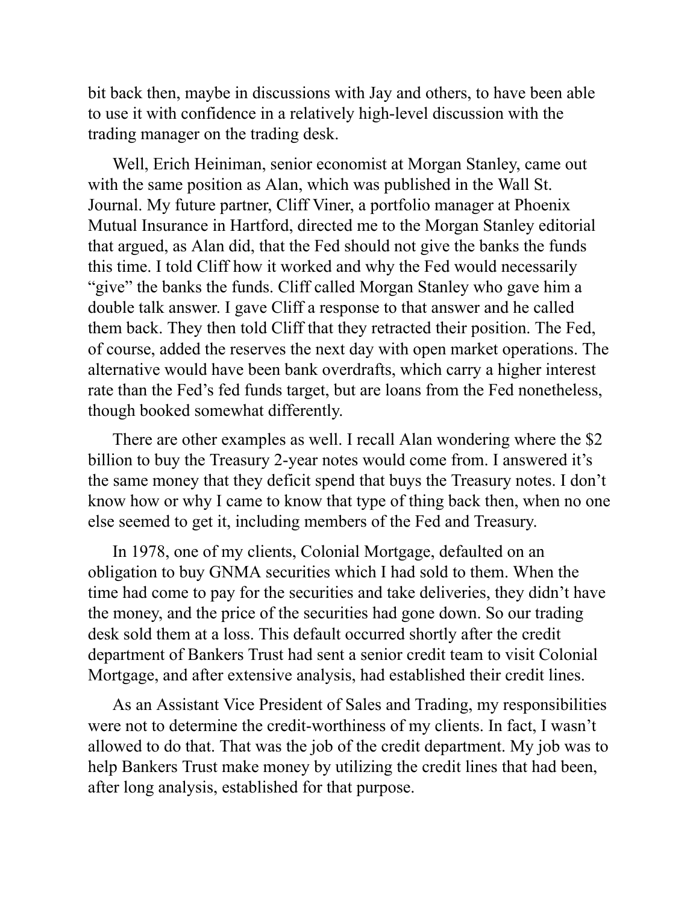bit back then, maybe in discussions with Jay and others, to have been able to use it with confidence in a relatively high-level discussion with the trading manager on the trading desk.

Well, Erich Heiniman, senior economist at Morgan Stanley, came out with the same position as Alan, which was published in the Wall St. Journal. My future partner, Cliff Viner, a portfolio manager at Phoenix Mutual Insurance in Hartford, directed me to the Morgan Stanley editorial that argued, as Alan did, that the Fed should not give the banks the funds this time. I told Cliff how it worked and why the Fed would necessarily "give" the banks the funds. Cliff called Morgan Stanley who gave him a double talk answer. I gave Cliff a response to that answer and he called them back. They then told Cliff that they retracted their position. The Fed, of course, added the reserves the next day with open market operations. The alternative would have been bank overdrafts, which carry a higher interest rate than the Fed's fed funds target, but are loans from the Fed nonetheless, though booked somewhat differently.

There are other examples as well. I recall Alan wondering where the $2 billion to buy the Treasury 2-year notes would come from. I answered it's the same money that they deficit spend that buys the Treasury notes. I don't know how or why I came to know that type of thing back then, when no one else seemed to get it, including members of the Fed and Treasury.

In 1978, one of my clients, Colonial Mortgage, defaulted on an obligation to buy GNMA securities which I had sold to them. When the time had come to pay for the securities and take deliveries, they didn't have the money, and the price of the securities had gone down. So our trading desk sold them at a loss. This default occurred shortly after the credit department of Bankers Trust had sent a senior credit team to visit Colonial Mortgage, and after extensive analysis, had established their credit lines.

As an Assistant Vice President of Sales and Trading, my responsibilities were not to determine the credit-worthiness of my clients. In fact, I wasn't allowed to do that. That was the job of the credit department. My job was to help Bankers Trust make money by utilizing the credit lines that had been, after long analysis, established for that purpose.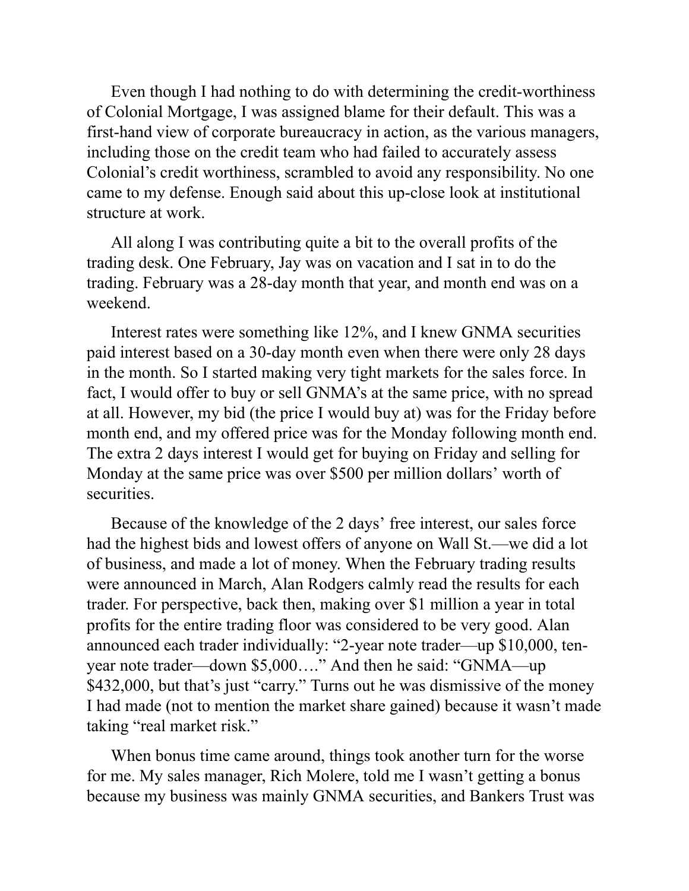Even though I had nothing to do with determining the credit-worthiness of Colonial Mortgage, I was assigned blame for their default. This was a first-hand view of corporate bureaucracy in action, as the various managers, including those on the credit team who had failed to accurately assess Colonial's credit worthiness, scrambled to avoid any responsibility. No one came to my defense. Enough said about this up-close look at institutional structure at work.

All along I was contributing quite a bit to the overall profits of the trading desk. One February, Jay was on vacation and I sat in to do the trading. February was a 28-day month that year, and month end was on a weekend.

Interest rates were something like 12%, and I knew GNMA securities paid interest based on a 30-day month even when there were only 28 days in the month. So I started making very tight markets for the sales force. In fact, I would offer to buy or sell GNMA's at the same price, with no spread at all. However, my bid (the price I would buy at) was for the Friday before month end, and my offered price was for the Monday following month end. The extra 2 days interest I would get for buying on Friday and selling for Monday at the same price was over $500 per million dollars' worth of securities.

Because of the knowledge of the 2 days' free interest, our sales force had the highest bids and lowest offers of anyone on Wall St.—we did a lot of business, and made a lot of money. When the February trading results were announced in March, Alan Rodgers calmly read the results for each trader. For perspective, back then, making over $1 million a year in total profits for the entire trading floor was considered to be very good. Alan announced each trader individually: "2-year note trader—up $10,000, ten-year note trader—down $5,000…." And then he said: "GNMA—up $432,000, but that's just "carry." Turns out he was dismissive of the money I had made (not to mention the market share gained) because it wasn't made taking "real market risk."

When bonus time came around, things took another turn for the worse for me. My sales manager, Rich Molere, told me I wasn't getting a bonus because my business was mainly GNMA securities, and Bankers Trust was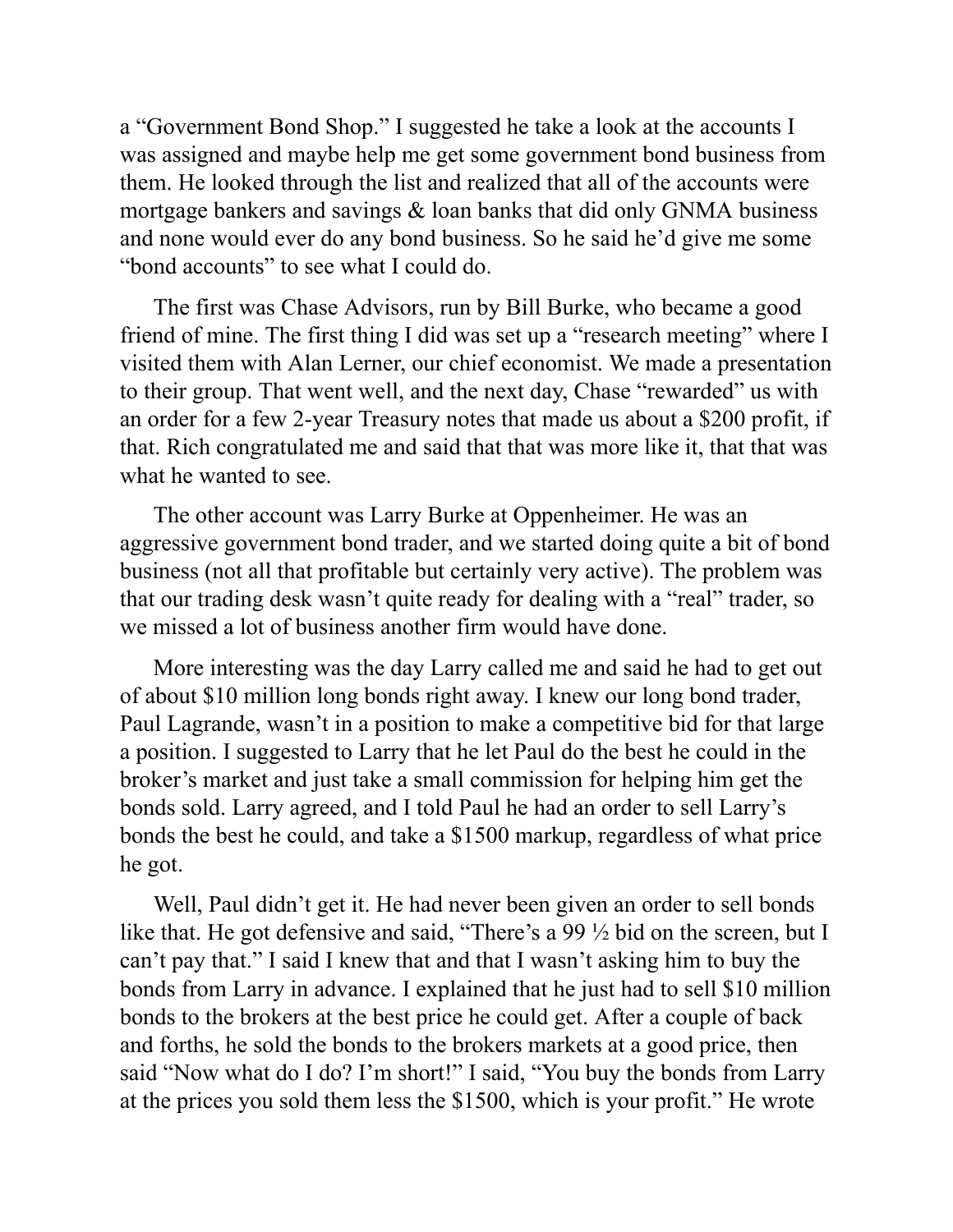a "Government Bond Shop." I suggested he take a look at the accounts I was assigned and maybe help me get some government bond business from them. He looked through the list and realized that all of the accounts were mortgage bankers and savings & loan banks that did only GNMA business and none would ever do any bond business. So he said he'd give me some "bond accounts" to see what I could do.

The first was Chase Advisors, run by Bill Burke, who became a good friend of mine. The first thing I did was set up a "research meeting" where I visited them with Alan Lerner, our chief economist. We made a presentation to their group. That went well, and the next day, Chase "rewarded" us with an order for a few 2-year Treasury notes that made us about a $200 profit, if that. Rich congratulated me and said that that was more like it, that that was what he wanted to see.

The other account was Larry Burke at Oppenheimer. He was an aggressive government bond trader, and we started doing quite a bit of bond business (not all that profitable but certainly very active). The problem was that our trading desk wasn't quite ready for dealing with a "real" trader, so we missed a lot of business another firm would have done.

More interesting was the day Larry called me and said he had to get out of about $10 million long bonds right away. I knew our long bond trader, Paul Lagrande, wasn't in a position to make a competitive bid for that large a position. I suggested to Larry that he let Paul do the best he could in the broker's market and just take a small commission for helping him get the bonds sold. Larry agreed, and I told Paul he had an order to sell Larry's bonds the best he could, and take a $1500 markup, regardless of what price he got.

Well, Paul didn't get it. He had never been given an order to sell bonds like that. He got defensive and said, "There's a 99 ½ bid on the screen, but I can't pay that." I said I knew that and that I wasn't asking him to buy the bonds from Larry in advance. I explained that he just had to sell $10 million bonds to the brokers at the best price he could get. After a couple of back and forths, he sold the bonds to the brokers markets at a good price, then said "Now what do I do? I'm short!" I said, "You buy the bonds from Larry at the prices you sold them less the $1500, which is your profit." He wrote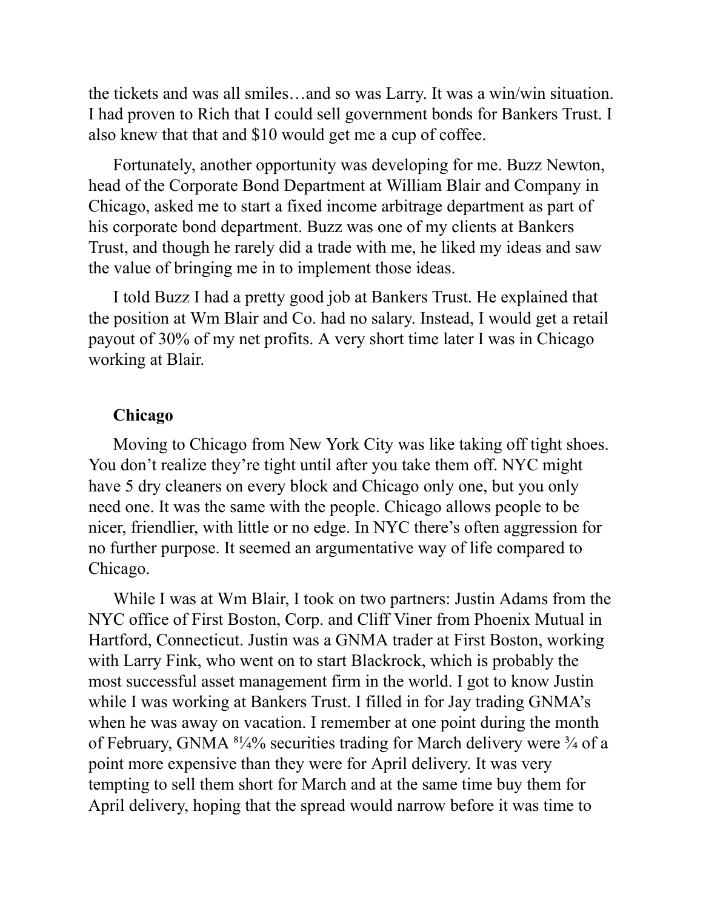the tickets and was all smiles…and so was Larry. It was a win/win situation. I had proven to Rich that I could sell government bonds for Bankers Trust. I also knew that that and $10 would get me a cup of coffee.

Fortunately, another opportunity was developing for me. Buzz Newton, head of the Corporate Bond Department at William Blair and Company in Chicago, asked me to start a fixed income arbitrage department as part of his corporate bond department. Buzz was one of my clients at Bankers Trust, and though he rarely did a trade with me, he liked my ideas and saw the value of bringing me in to implement those ideas.

I told Buzz I had a pretty good job at Bankers Trust. He explained that the position at Wm Blair and Co. had no salary. Instead, I would get a retail payout of 30% of my net profits. A very short time later I was in Chicago working at Blair.

### Chicago

Moving to Chicago from New York City was like taking off tight shoes. You don't realize they're tight until after you take them off. NYC might have 5 dry cleaners on every block and Chicago only one, but you only need one. It was the same with the people. Chicago allows people to be nicer, friendlier, with little or no edge. In NYC there's often aggression for no further purpose. It seemed an argumentative way of life compared to Chicago.

While I was at Wm Blair, I took on two partners: Justin Adams from the NYC office of First Boston, Corp. and Cliff Viner from Phoenix Mutual in Hartford, Connecticut. Justin was a GNMA trader at First Boston, working with Larry Fink, who went on to start Blackrock, which is probably the most successful asset management firm in the world. I got to know Justin while I was working at Bankers Trust. I filled in for Jay trading GNMA's when he was away on vacation. I remember at one point during the month of February, GNMA 8¼% securities trading for March delivery were ¾ of a point more expensive than they were for April delivery. It was very tempting to sell them short for March and at the same time buy them for April delivery, hoping that the spread would narrow before it was time to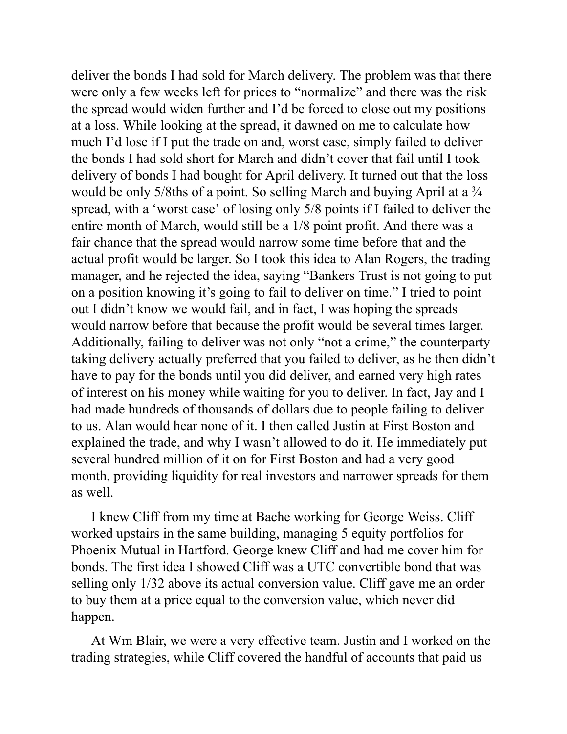deliver the bonds I had sold for March delivery. The problem was that there were only a few weeks left for prices to "normalize" and there was the risk the spread would widen further and I'd be forced to close out my positions at a loss. While looking at the spread, it dawned on me to calculate how much I'd lose if I put the trade on and, worst case, simply failed to deliver the bonds I had sold short for March and didn't cover that fail until I took delivery of bonds I had bought for April delivery. It turned out that the loss would be only 5/8ths of a point. So selling March and buying April at a ¾ spread, with a 'worst case' of losing only 5/8 points if I failed to deliver the entire month of March, would still be a 1/8 point profit. And there was a fair chance that the spread would narrow some time before that and the actual profit would be larger. So I took this idea to Alan Rogers, the trading manager, and he rejected the idea, saying "Bankers Trust is not going to put on a position knowing it's going to fail to deliver on time." I tried to point out I didn't know we would fail, and in fact, I was hoping the spreads would narrow before that because the profit would be several times larger. Additionally, failing to deliver was not only "not a crime," the counterparty taking delivery actually preferred that you failed to deliver, as he then didn't have to pay for the bonds until you did deliver, and earned very high rates of interest on his money while waiting for you to deliver. In fact, Jay and I had made hundreds of thousands of dollars due to people failing to deliver to us. Alan would hear none of it. I then called Justin at First Boston and explained the trade, and why I wasn't allowed to do it. He immediately put several hundred million of it on for First Boston and had a very good month, providing liquidity for real investors and narrower spreads for them as well.

I knew Cliff from my time at Bache working for George Weiss. Cliff worked upstairs in the same building, managing 5 equity portfolios for Phoenix Mutual in Hartford. George knew Cliff and had me cover him for bonds. The first idea I showed Cliff was a UTC convertible bond that was selling only 1/32 above its actual conversion value. Cliff gave me an order to buy them at a price equal to the conversion value, which never did happen.

At Wm Blair, we were a very effective team. Justin and I worked on the trading strategies, while Cliff covered the handful of accounts that paid us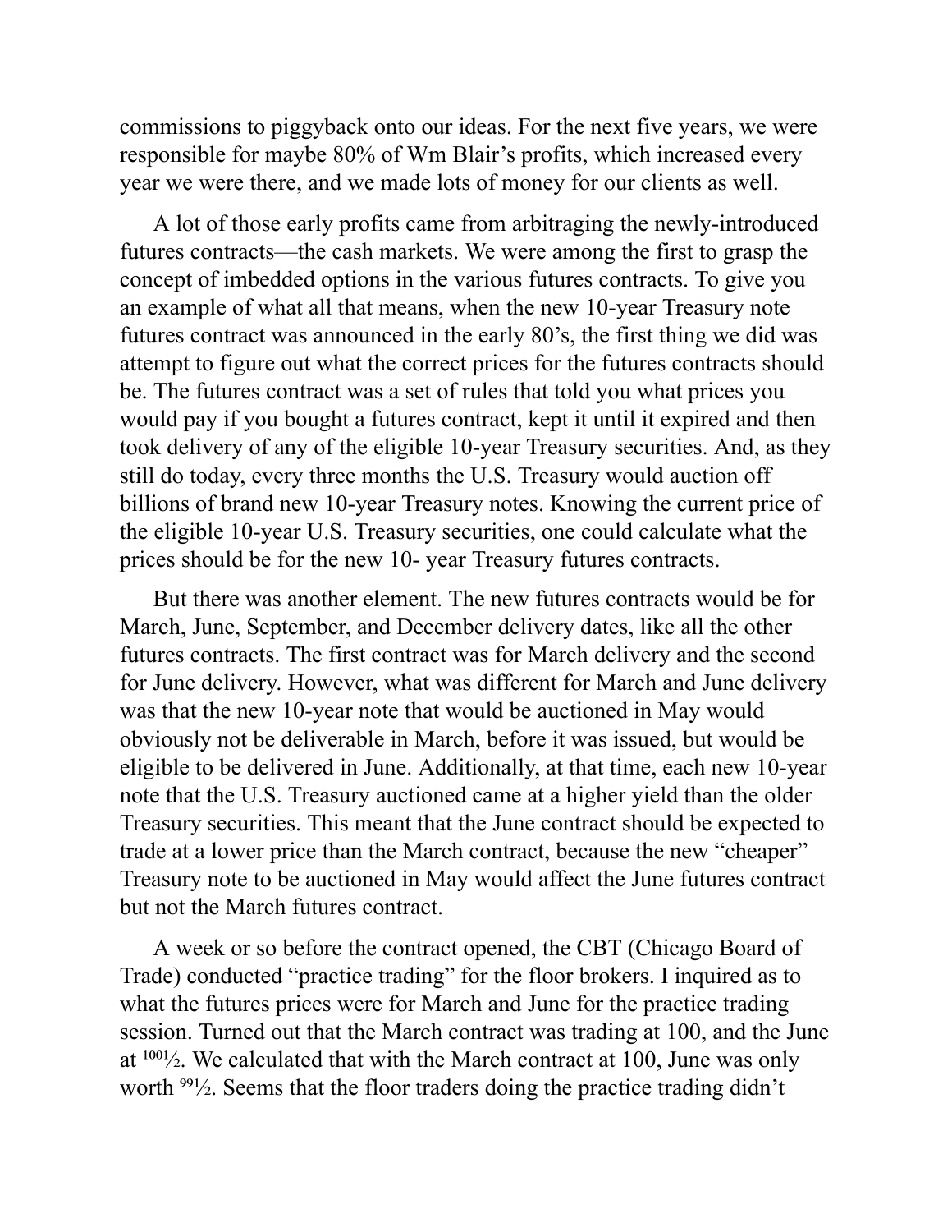commissions to piggyback onto our ideas. For the next five years, we were responsible for maybe 80% of Wm Blair's profits, which increased every year we were there, and we made lots of money for our clients as well.

A lot of those early profits came from arbitraging the newly-introduced futures contracts—the cash markets. We were among the first to grasp the concept of imbedded options in the various futures contracts. To give you an example of what all that means, when the new 10-year Treasury note futures contract was announced in the early 80's, the first thing we did was attempt to figure out what the correct prices for the futures contracts should be. The futures contract was a set of rules that told you what prices you would pay if you bought a futures contract, kept it until it expired and then took delivery of any of the eligible 10-year Treasury securities. And, as they still do today, every three months the U.S. Treasury would auction off billions of brand new 10-year Treasury notes. Knowing the current price of the eligible 10-year U.S. Treasury securities, one could calculate what the prices should be for the new 10- year Treasury futures contracts.

But there was another element. The new futures contracts would be for March, June, September, and December delivery dates, like all the other futures contracts. The first contract was for March delivery and the second for June delivery. However, what was different for March and June delivery was that the new 10-year note that would be auctioned in May would obviously not be deliverable in March, before it was issued, but would be eligible to be delivered in June. Additionally, at that time, each new 10-year note that the U.S. Treasury auctioned came at a higher yield than the older Treasury securities. This meant that the June contract should be expected to trade at a lower price than the March contract, because the new "cheaper" Treasury note to be auctioned in May would affect the June futures contract but not the March futures contract.

A week or so before the contract opened, the CBT (Chicago Board of Trade) conducted "practice trading" for the floor brokers. I inquired as to what the futures prices were for March and June for the practice trading session. Turned out that the March contract was trading at 100, and the June at 100½. We calculated that with the March contract at 100, June was only worth 99½. Seems that the floor traders doing the practice trading didn't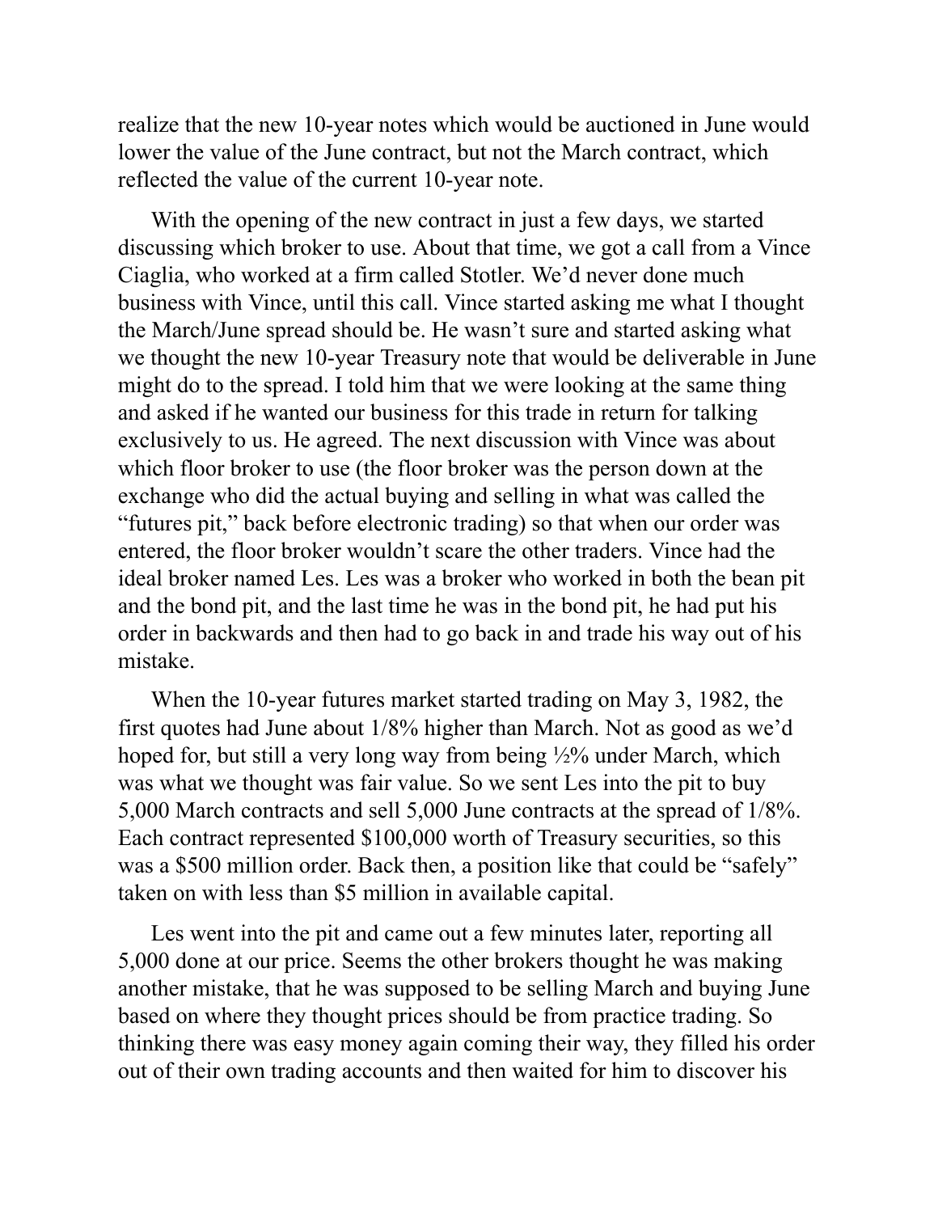realize that the new 10-year notes which would be auctioned in June would lower the value of the June contract, but not the March contract, which reflected the value of the current 10-year note.

With the opening of the new contract in just a few days, we started discussing which broker to use. About that time, we got a call from a Vince Ciaglia, who worked at a firm called Stotler. We'd never done much business with Vince, until this call. Vince started asking me what I thought the March/June spread should be. He wasn't sure and started asking what we thought the new 10-year Treasury note that would be deliverable in June might do to the spread. I told him that we were looking at the same thing and asked if he wanted our business for this trade in return for talking exclusively to us. He agreed. The next discussion with Vince was about which floor broker to use (the floor broker was the person down at the exchange who did the actual buying and selling in what was called the "futures pit," back before electronic trading) so that when our order was entered, the floor broker wouldn't scare the other traders. Vince had the ideal broker named Les. Les was a broker who worked in both the bean pit and the bond pit, and the last time he was in the bond pit, he had put his order in backwards and then had to go back in and trade his way out of his mistake.

When the 10-year futures market started trading on May 3, 1982, the first quotes had June about 1/8% higher than March. Not as good as we'd hoped for, but still a very long way from being ½% under March, which was what we thought was fair value. So we sent Les into the pit to buy 5,000 March contracts and sell 5,000 June contracts at the spread of 1/8%. Each contract represented $100,000 worth of Treasury securities, so this was a $500 million order. Back then, a position like that could be "safely" taken on with less than $5 million in available capital.

Les went into the pit and came out a few minutes later, reporting all 5,000 done at our price. Seems the other brokers thought he was making another mistake, that he was supposed to be selling March and buying June based on where they thought prices should be from practice trading. So thinking there was easy money again coming their way, they filled his order out of their own trading accounts and then waited for him to discover his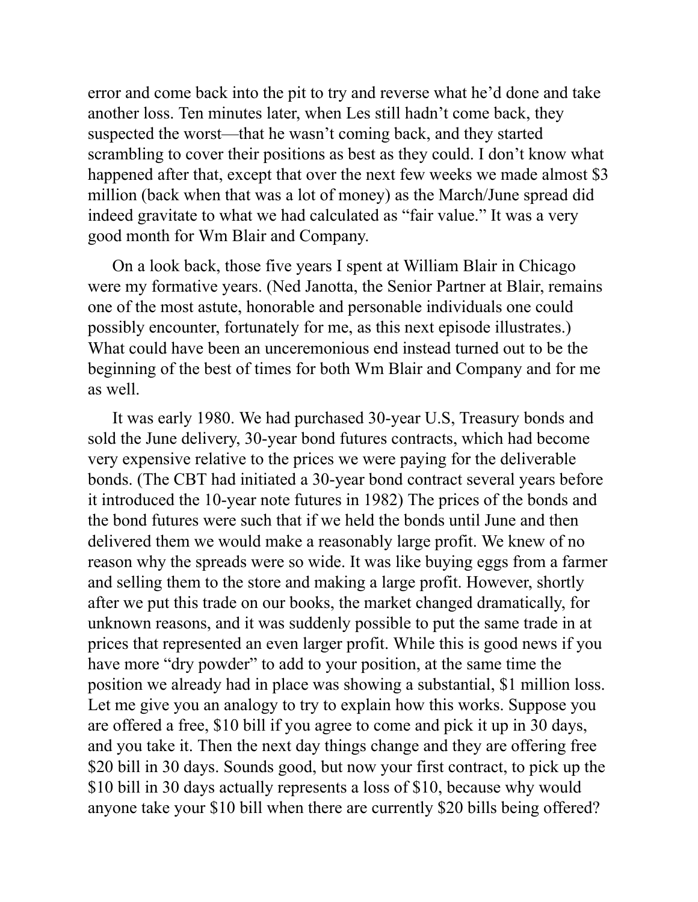error and come back into the pit to try and reverse what he'd done and take another loss. Ten minutes later, when Les still hadn't come back, they suspected the worst—that he wasn't coming back, and they started scrambling to cover their positions as best as they could. I don't know what happened after that, except that over the next few weeks we made almost $3 million (back when that was a lot of money) as the March/June spread did indeed gravitate to what we had calculated as "fair value." It was a very good month for Wm Blair and Company.

On a look back, those five years I spent at William Blair in Chicago were my formative years. (Ned Janotta, the Senior Partner at Blair, remains one of the most astute, honorable and personable individuals one could possibly encounter, fortunately for me, as this next episode illustrates.) What could have been an unceremonious end instead turned out to be the beginning of the best of times for both Wm Blair and Company and for me as well.

It was early 1980. We had purchased 30-year U.S, Treasury bonds and sold the June delivery, 30-year bond futures contracts, which had become very expensive relative to the prices we were paying for the deliverable bonds. (The CBT had initiated a 30-year bond contract several years before it introduced the 10-year note futures in 1982) The prices of the bonds and the bond futures were such that if we held the bonds until June and then delivered them we would make a reasonably large profit. We knew of no reason why the spreads were so wide. It was like buying eggs from a farmer and selling them to the store and making a large profit. However, shortly after we put this trade on our books, the market changed dramatically, for unknown reasons, and it was suddenly possible to put the same trade in at prices that represented an even larger profit. While this is good news if you have more "dry powder" to add to your position, at the same time the position we already had in place was showing a substantial, $1 million loss. Let me give you an analogy to try to explain how this works. Suppose you are offered a free, $10 bill if you agree to come and pick it up in 30 days, and you take it. Then the next day things change and they are offering free $20 bill in 30 days. Sounds good, but now your first contract, to pick up the $10 bill in 30 days actually represents a loss of $10, because why would anyone take your $10 bill when there are currently $20 bills being offered?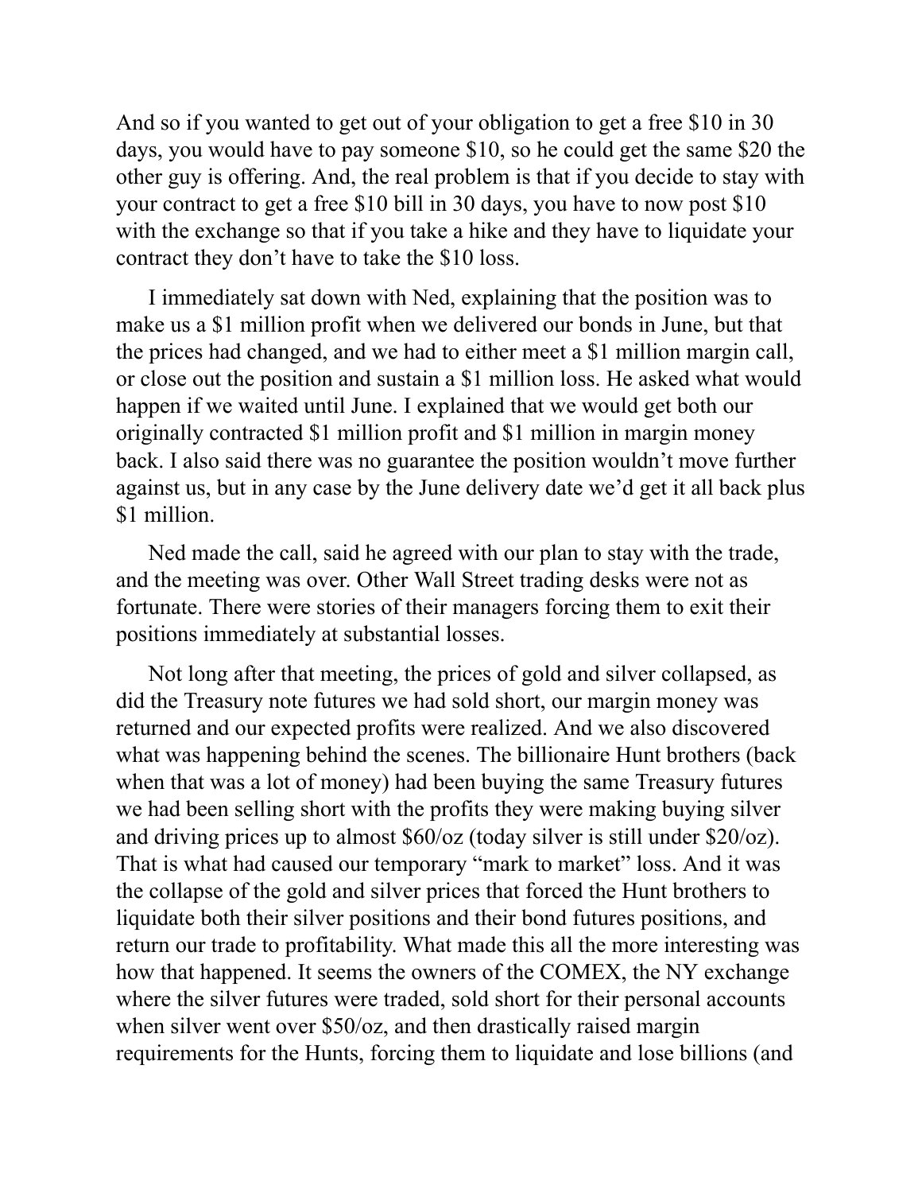And so if you wanted to get out of your obligation to get a free $10 in 30 days, you would have to pay someone $10, so he could get the same $20 the other guy is offering. And, the real problem is that if you decide to stay with your contract to get a free $10 bill in 30 days, you have to now post $10 with the exchange so that if you take a hike and they have to liquidate your contract they don't have to take the $10 loss.

I immediately sat down with Ned, explaining that the position was to make us a $1 million profit when we delivered our bonds in June, but that the prices had changed, and we had to either meet a $1 million margin call, or close out the position and sustain a $1 million loss. He asked what would happen if we waited until June. I explained that we would get both our originally contracted $1 million profit and $1 million in margin money back. I also said there was no guarantee the position wouldn't move further against us, but in any case by the June delivery date we'd get it all back plus $1 million.

Ned made the call, said he agreed with our plan to stay with the trade, and the meeting was over. Other Wall Street trading desks were not as fortunate. There were stories of their managers forcing them to exit their positions immediately at substantial losses.

Not long after that meeting, the prices of gold and silver collapsed, as did the Treasury note futures we had sold short, our margin money was returned and our expected profits were realized. And we also discovered what was happening behind the scenes. The billionaire Hunt brothers (back when that was a lot of money) had been buying the same Treasury futures we had been selling short with the profits they were making buying silver and driving prices up to almost $60/oz (today silver is still under $20/oz). That is what had caused our temporary "mark to market" loss. And it was the collapse of the gold and silver prices that forced the Hunt brothers to liquidate both their silver positions and their bond futures positions, and return our trade to profitability. What made this all the more interesting was how that happened. It seems the owners of the COMEX, the NY exchange where the silver futures were traded, sold short for their personal accounts when silver went over $50/oz, and then drastically raised margin requirements for the Hunts, forcing them to liquidate and lose billions (and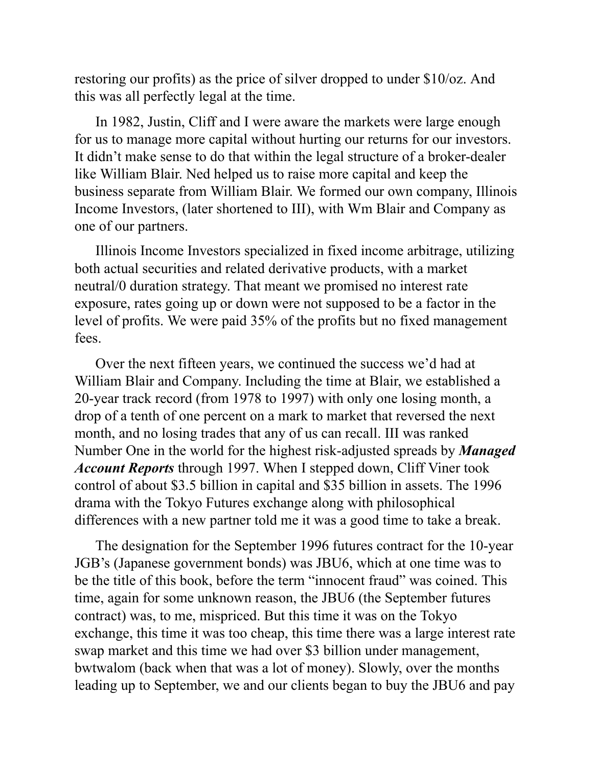restoring our profits) as the price of silver dropped to under $10/oz. And this was all perfectly legal at the time.

In 1982, Justin, Cliff and I were aware the markets were large enough for us to manage more capital without hurting our returns for our investors. It didn't make sense to do that within the legal structure of a broker-dealer like William Blair. Ned helped us to raise more capital and keep the business separate from William Blair. We formed our own company, Illinois Income Investors, (later shortened to III), with Wm Blair and Company as one of our partners.

Illinois Income Investors specialized in fixed income arbitrage, utilizing both actual securities and related derivative products, with a market neutral/0 duration strategy. That meant we promised no interest rate exposure, rates going up or down were not supposed to be a factor in the level of profits. We were paid 35% of the profits but no fixed management fees.

Over the next fifteen years, we continued the success we'd had at William Blair and Company. Including the time at Blair, we established a 20-year track record (from 1978 to 1997) with only one losing month, a drop of a tenth of one percent on a mark to market that reversed the next month, and no losing trades that any of us can recall. III was ranked Number One in the world for the highest risk-adjusted spreads by ***Managed Account Reports*** through 1997. When I stepped down, Cliff Viner took control of about $3.5 billion in capital and $35 billion in assets. The 1996 drama with the Tokyo Futures exchange along with philosophical differences with a new partner told me it was a good time to take a break.

The designation for the September 1996 futures contract for the 10-year JGB's (Japanese government bonds) was JBU6, which at one time was to be the title of this book, before the term "innocent fraud" was coined. This time, again for some unknown reason, the JBU6 (the September futures contract) was, to me, mispriced. But this time it was on the Tokyo exchange, this time it was too cheap, this time there was a large interest rate swap market and this time we had over $3 billion under management, bwtwalom (back when that was a lot of money). Slowly, over the months leading up to September, we and our clients began to buy the JBU6 and pay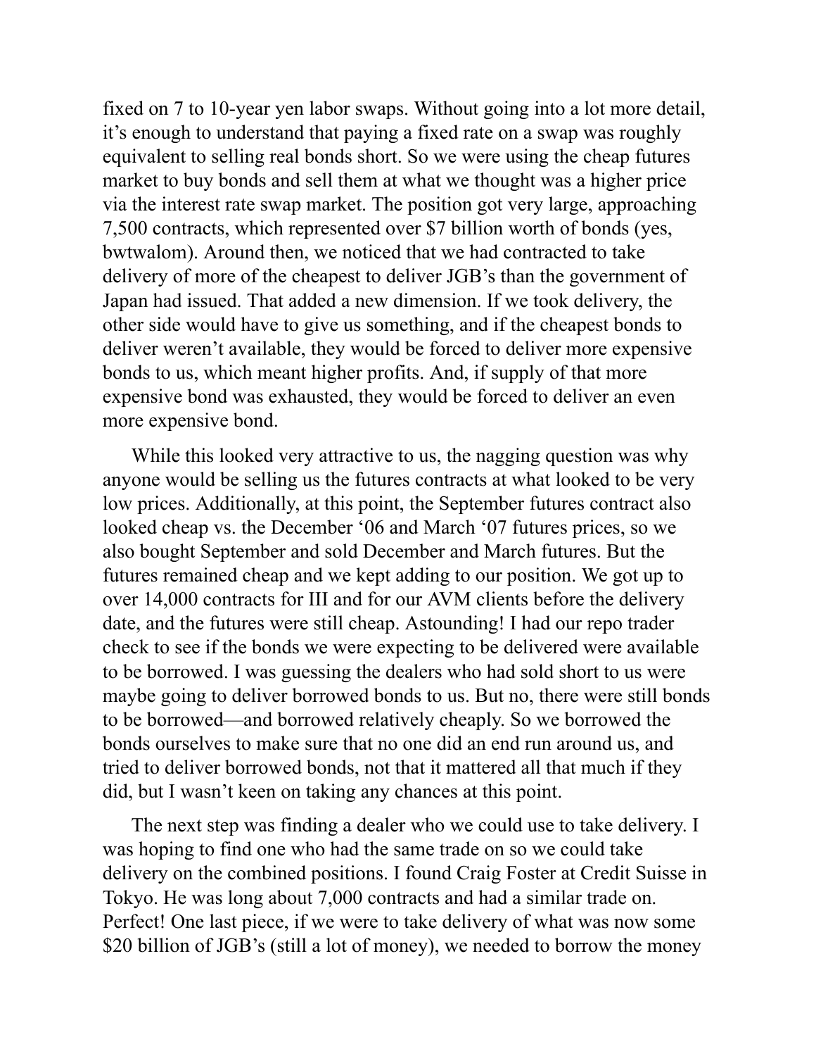fixed on 7 to 10-year yen labor swaps. Without going into a lot more detail, it's enough to understand that paying a fixed rate on a swap was roughly equivalent to selling real bonds short. So we were using the cheap futures market to buy bonds and sell them at what we thought was a higher price via the interest rate swap market. The position got very large, approaching 7,500 contracts, which represented over $7 billion worth of bonds (yes, bwtwalom). Around then, we noticed that we had contracted to take delivery of more of the cheapest to deliver JGB's than the government of Japan had issued. That added a new dimension. If we took delivery, the other side would have to give us something, and if the cheapest bonds to deliver weren't available, they would be forced to deliver more expensive bonds to us, which meant higher profits. And, if supply of that more expensive bond was exhausted, they would be forced to deliver an even more expensive bond.

While this looked very attractive to us, the nagging question was why anyone would be selling us the futures contracts at what looked to be very low prices. Additionally, at this point, the September futures contract also looked cheap vs. the December '06 and March '07 futures prices, so we also bought September and sold December and March futures. But the futures remained cheap and we kept adding to our position. We got up to over 14,000 contracts for III and for our AVM clients before the delivery date, and the futures were still cheap. Astounding! I had our repo trader check to see if the bonds we were expecting to be delivered were available to be borrowed. I was guessing the dealers who had sold short to us were maybe going to deliver borrowed bonds to us. But no, there were still bonds to be borrowed—and borrowed relatively cheaply. So we borrowed the bonds ourselves to make sure that no one did an end run around us, and tried to deliver borrowed bonds, not that it mattered all that much if they did, but I wasn't keen on taking any chances at this point.

The next step was finding a dealer who we could use to take delivery. I was hoping to find one who had the same trade on so we could take delivery on the combined positions. I found Craig Foster at Credit Suisse in Tokyo. He was long about 7,000 contracts and had a similar trade on. Perfect! One last piece, if we were to take delivery of what was now some $20 billion of JGB's (still a lot of money), we needed to borrow the money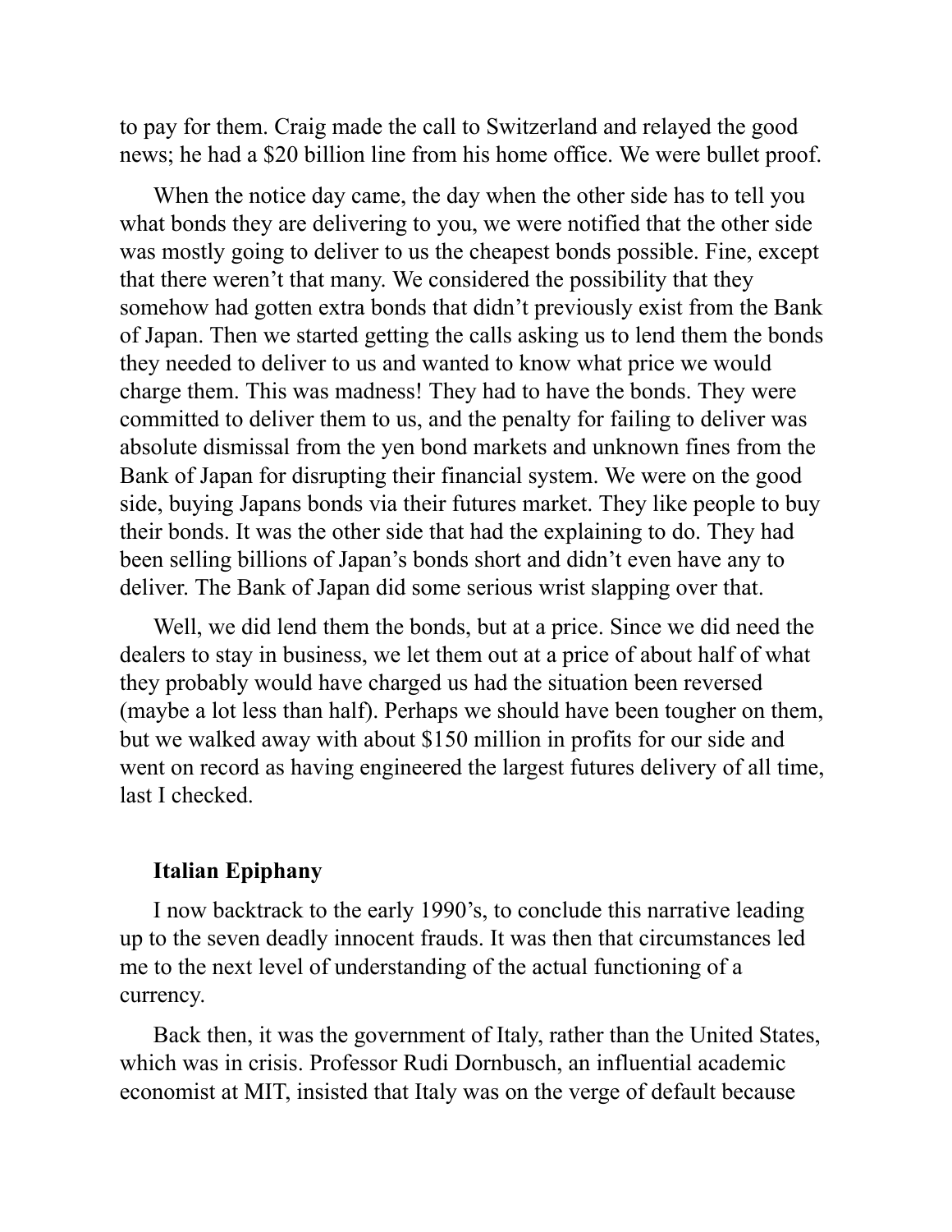to pay for them. Craig made the call to Switzerland and relayed the good news; he had a $20 billion line from his home office. We were bullet proof.

When the notice day came, the day when the other side has to tell you what bonds they are delivering to you, we were notified that the other side was mostly going to deliver to us the cheapest bonds possible. Fine, except that there weren't that many. We considered the possibility that they somehow had gotten extra bonds that didn't previously exist from the Bank of Japan. Then we started getting the calls asking us to lend them the bonds they needed to deliver to us and wanted to know what price we would charge them. This was madness! They had to have the bonds. They were committed to deliver them to us, and the penalty for failing to deliver was absolute dismissal from the yen bond markets and unknown fines from the Bank of Japan for disrupting their financial system. We were on the good side, buying Japans bonds via their futures market. They like people to buy their bonds. It was the other side that had the explaining to do. They had been selling billions of Japan's bonds short and didn't even have any to deliver. The Bank of Japan did some serious wrist slapping over that.

Well, we did lend them the bonds, but at a price. Since we did need the dealers to stay in business, we let them out at a price of about half of what they probably would have charged us had the situation been reversed (maybe a lot less than half). Perhaps we should have been tougher on them, but we walked away with about $150 million in profits for our side and went on record as having engineered the largest futures delivery of all time, last I checked.

### Italian Epiphany

I now backtrack to the early 1990's, to conclude this narrative leading up to the seven deadly innocent frauds. It was then that circumstances led me to the next level of understanding of the actual functioning of a currency.

Back then, it was the government of Italy, rather than the United States, which was in crisis. Professor Rudi Dornbusch, an influential academic economist at MIT, insisted that Italy was on the verge of default because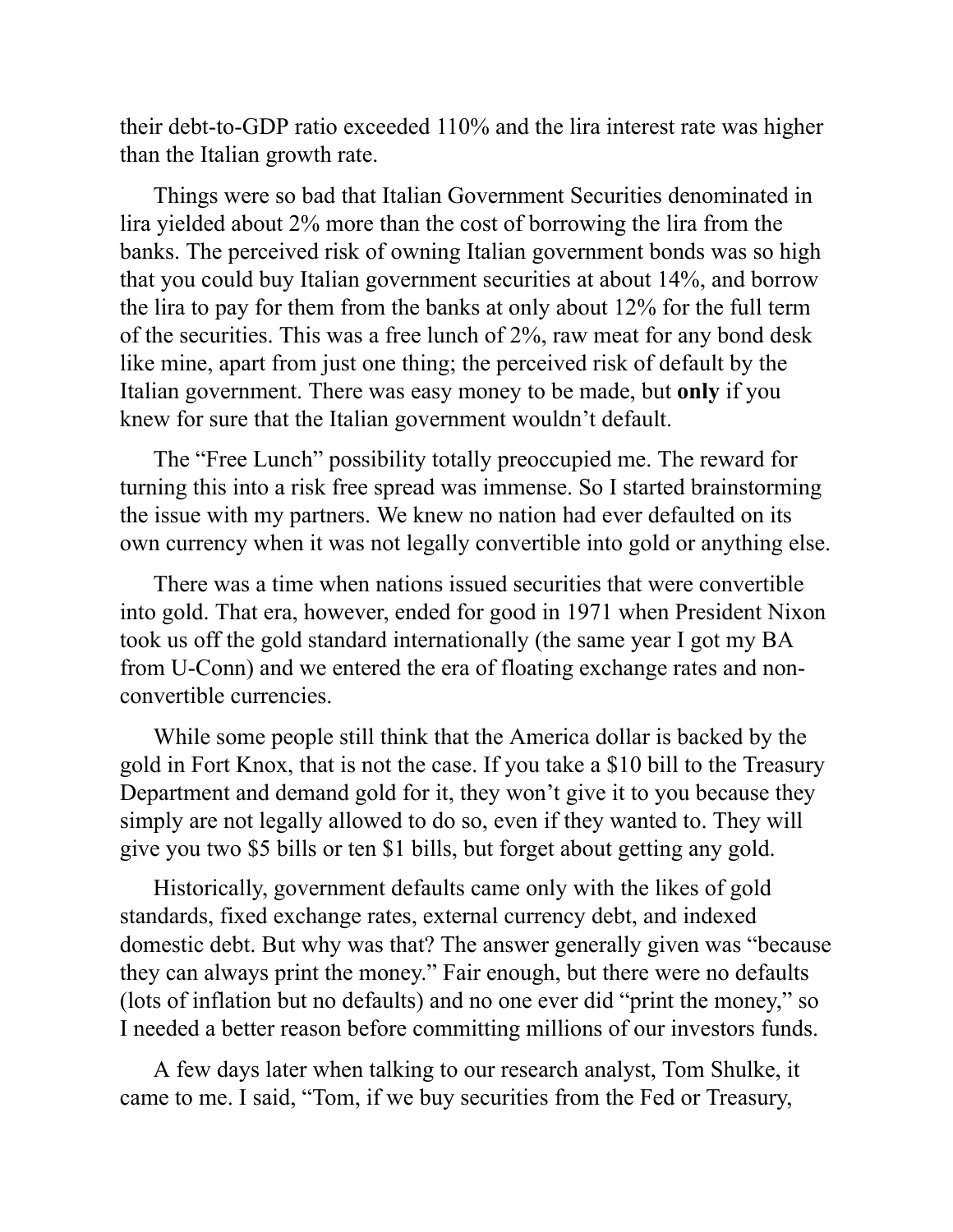their debt-to-GDP ratio exceeded 110% and the lira interest rate was higher than the Italian growth rate.

Things were so bad that Italian Government Securities denominated in lira yielded about 2% more than the cost of borrowing the lira from the banks. The perceived risk of owning Italian government bonds was so high that you could buy Italian government securities at about 14%, and borrow the lira to pay for them from the banks at only about 12% for the full term of the securities. This was a free lunch of 2%, raw meat for any bond desk like mine, apart from just one thing; the perceived risk of default by the Italian government. There was easy money to be made, but **only** if you knew for sure that the Italian government wouldn't default.

The "Free Lunch" possibility totally preoccupied me. The reward for turning this into a risk free spread was immense. So I started brainstorming the issue with my partners. We knew no nation had ever defaulted on its own currency when it was not legally convertible into gold or anything else.

There was a time when nations issued securities that were convertible into gold. That era, however, ended for good in 1971 when President Nixon took us off the gold standard internationally (the same year I got my BA from U-Conn) and we entered the era of floating exchange rates and non-convertible currencies.

While some people still think that the America dollar is backed by the gold in Fort Knox, that is not the case. If you take a $10 bill to the Treasury Department and demand gold for it, they won't give it to you because they simply are not legally allowed to do so, even if they wanted to. They will give you two $5 bills or ten $1 bills, but forget about getting any gold.

Historically, government defaults came only with the likes of gold standards, fixed exchange rates, external currency debt, and indexed domestic debt. But why was that? The answer generally given was "because they can always print the money." Fair enough, but there were no defaults (lots of inflation but no defaults) and no one ever did "print the money," so I needed a better reason before committing millions of our investors funds.

A few days later when talking to our research analyst, Tom Shulke, it came to me. I said, "Tom, if we buy securities from the Fed or Treasury,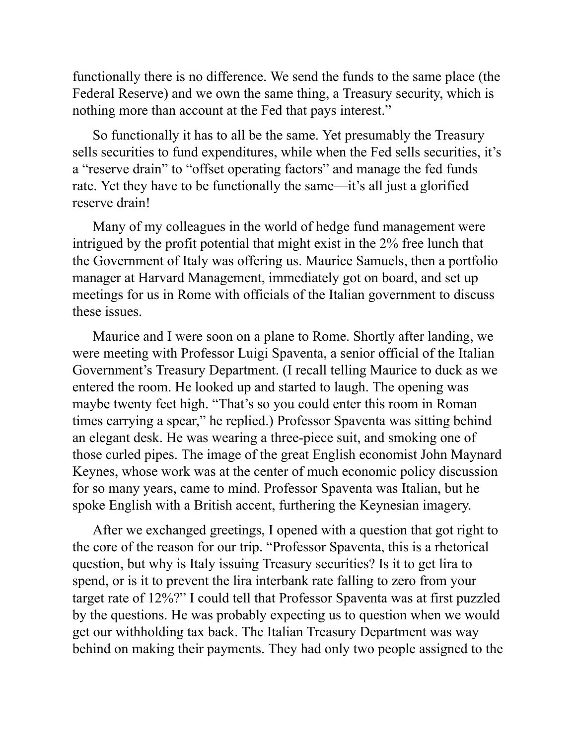functionally there is no difference. We send the funds to the same place (the Federal Reserve) and we own the same thing, a Treasury security, which is nothing more than account at the Fed that pays interest."

So functionally it has to all be the same. Yet presumably the Treasury sells securities to fund expenditures, while when the Fed sells securities, it's a "reserve drain" to "offset operating factors" and manage the fed funds rate. Yet they have to be functionally the same—it's all just a glorified reserve drain!

Many of my colleagues in the world of hedge fund management were intrigued by the profit potential that might exist in the 2% free lunch that the Government of Italy was offering us. Maurice Samuels, then a portfolio manager at Harvard Management, immediately got on board, and set up meetings for us in Rome with officials of the Italian government to discuss these issues.

Maurice and I were soon on a plane to Rome. Shortly after landing, we were meeting with Professor Luigi Spaventa, a senior official of the Italian Government's Treasury Department. (I recall telling Maurice to duck as we entered the room. He looked up and started to laugh. The opening was maybe twenty feet high. "That's so you could enter this room in Roman times carrying a spear," he replied.) Professor Spaventa was sitting behind an elegant desk. He was wearing a three-piece suit, and smoking one of those curled pipes. The image of the great English economist John Maynard Keynes, whose work was at the center of much economic policy discussion for so many years, came to mind. Professor Spaventa was Italian, but he spoke English with a British accent, furthering the Keynesian imagery.

After we exchanged greetings, I opened with a question that got right to the core of the reason for our trip. "Professor Spaventa, this is a rhetorical question, but why is Italy issuing Treasury securities? Is it to get lira to spend, or is it to prevent the lira interbank rate falling to zero from your target rate of 12%?" I could tell that Professor Spaventa was at first puzzled by the questions. He was probably expecting us to question when we would get our withholding tax back. The Italian Treasury Department was way behind on making their payments. They had only two people assigned to the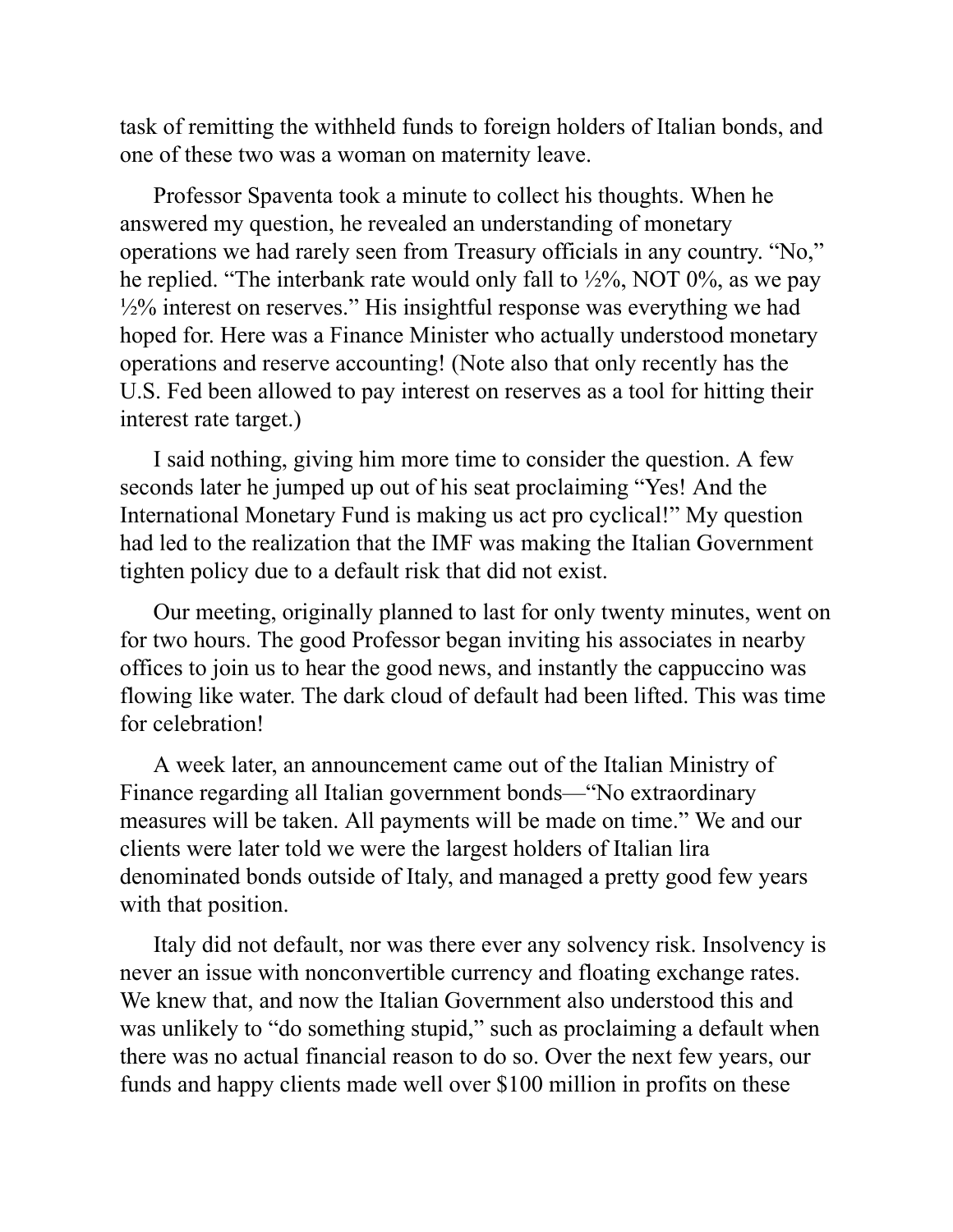task of remitting the withheld funds to foreign holders of Italian bonds, and one of these two was a woman on maternity leave.

Professor Spaventa took a minute to collect his thoughts. When he answered my question, he revealed an understanding of monetary operations we had rarely seen from Treasury officials in any country. "No," he replied. "The interbank rate would only fall to ½%, NOT 0%, as we pay ½% interest on reserves." His insightful response was everything we had hoped for. Here was a Finance Minister who actually understood monetary operations and reserve accounting! (Note also that only recently has the U.S. Fed been allowed to pay interest on reserves as a tool for hitting their interest rate target.)

I said nothing, giving him more time to consider the question. A few seconds later he jumped up out of his seat proclaiming "Yes! And the International Monetary Fund is making us act pro cyclical!" My question had led to the realization that the IMF was making the Italian Government tighten policy due to a default risk that did not exist.

Our meeting, originally planned to last for only twenty minutes, went on for two hours. The good Professor began inviting his associates in nearby offices to join us to hear the good news, and instantly the cappuccino was flowing like water. The dark cloud of default had been lifted. This was time for celebration!

A week later, an announcement came out of the Italian Ministry of Finance regarding all Italian government bonds—"No extraordinary measures will be taken. All payments will be made on time." We and our clients were later told we were the largest holders of Italian lira denominated bonds outside of Italy, and managed a pretty good few years with that position.

Italy did not default, nor was there ever any solvency risk. Insolvency is never an issue with nonconvertible currency and floating exchange rates. We knew that, and now the Italian Government also understood this and was unlikely to "do something stupid," such as proclaiming a default when there was no actual financial reason to do so. Over the next few years, our funds and happy clients made well over $100 million in profits on these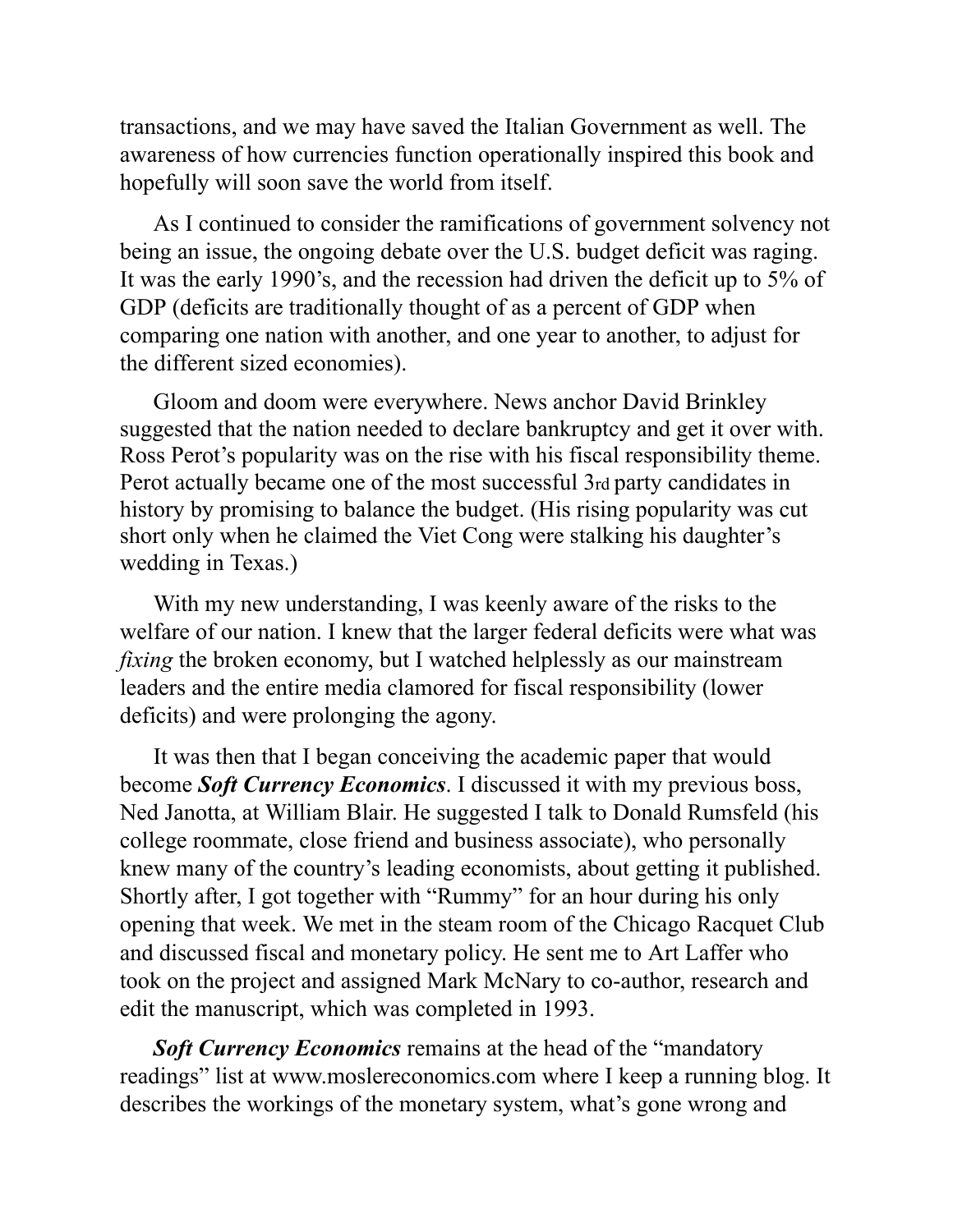transactions, and we may have saved the Italian Government as well. The awareness of how currencies function operationally inspired this book and hopefully will soon save the world from itself.

As I continued to consider the ramifications of government solvency not being an issue, the ongoing debate over the U.S. budget deficit was raging. It was the early 1990's, and the recession had driven the deficit up to 5% of GDP (deficits are traditionally thought of as a percent of GDP when comparing one nation with another, and one year to another, to adjust for the different sized economies).

Gloom and doom were everywhere. News anchor David Brinkley suggested that the nation needed to declare bankruptcy and get it over with. Ross Perot's popularity was on the rise with his fiscal responsibility theme. Perot actually became one of the most successful 3rd party candidates in history by promising to balance the budget. (His rising popularity was cut short only when he claimed the Viet Cong were stalking his daughter's wedding in Texas.)

With my new understanding, I was keenly aware of the risks to the welfare of our nation. I knew that the larger federal deficits were what was *fixing* the broken economy, but I watched helplessly as our mainstream leaders and the entire media clamored for fiscal responsibility (lower deficits) and were prolonging the agony.

It was then that I began conceiving the academic paper that would become ***Soft Currency Economics***. I discussed it with my previous boss, Ned Janotta, at William Blair. He suggested I talk to Donald Rumsfeld (his college roommate, close friend and business associate), who personally knew many of the country's leading economists, about getting it published. Shortly after, I got together with "Rummy" for an hour during his only opening that week. We met in the steam room of the Chicago Racquet Club and discussed fiscal and monetary policy. He sent me to Art Laffer who took on the project and assigned Mark McNary to co-author, research and edit the manuscript, which was completed in 1993.

***Soft Currency Economics*** remains at the head of the "mandatory readings" list at www.moslereconomics.com where I keep a running blog. It describes the workings of the monetary system, what's gone wrong and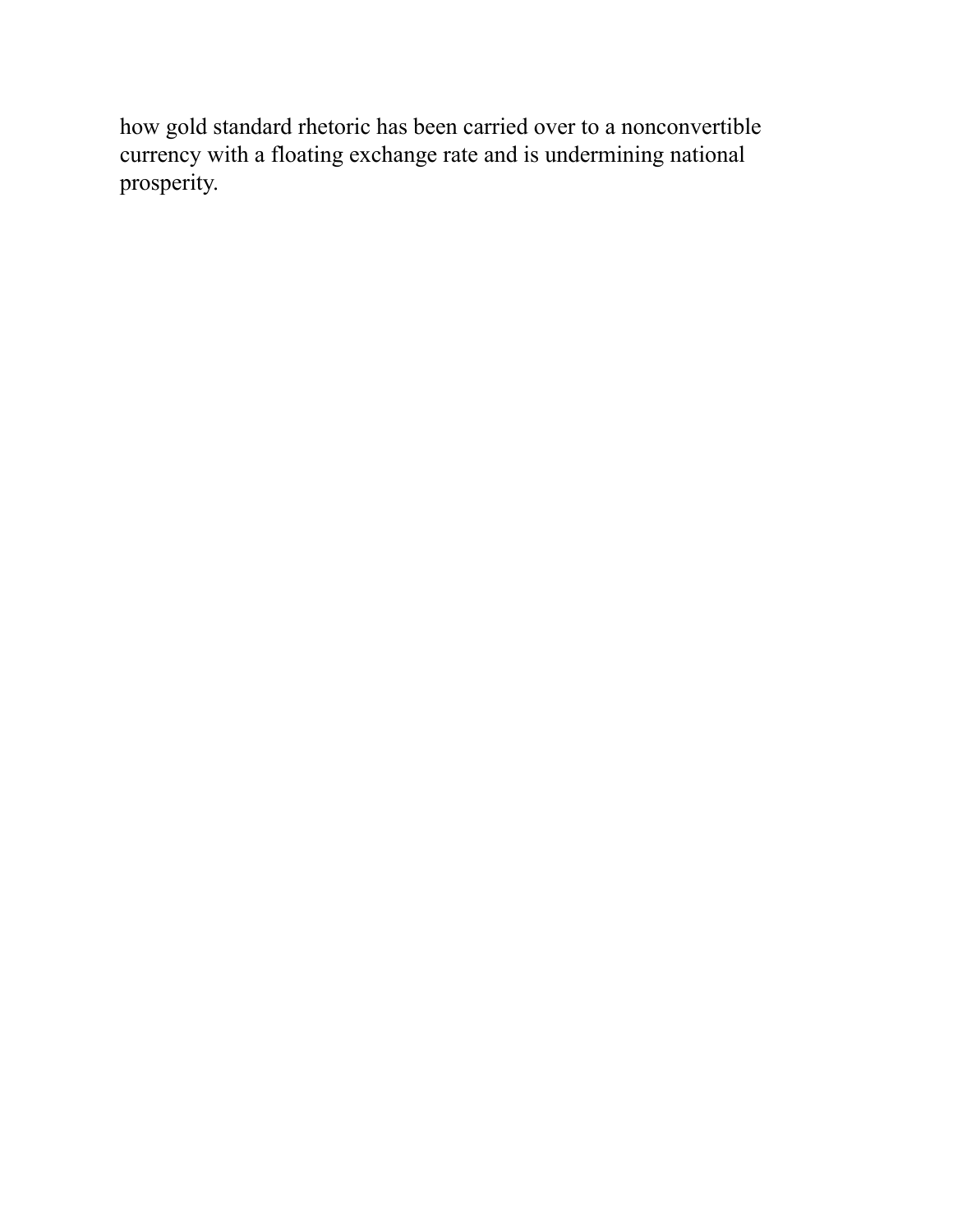how gold standard rhetoric has been carried over to a nonconvertible currency with a floating exchange rate and is undermining national prosperity.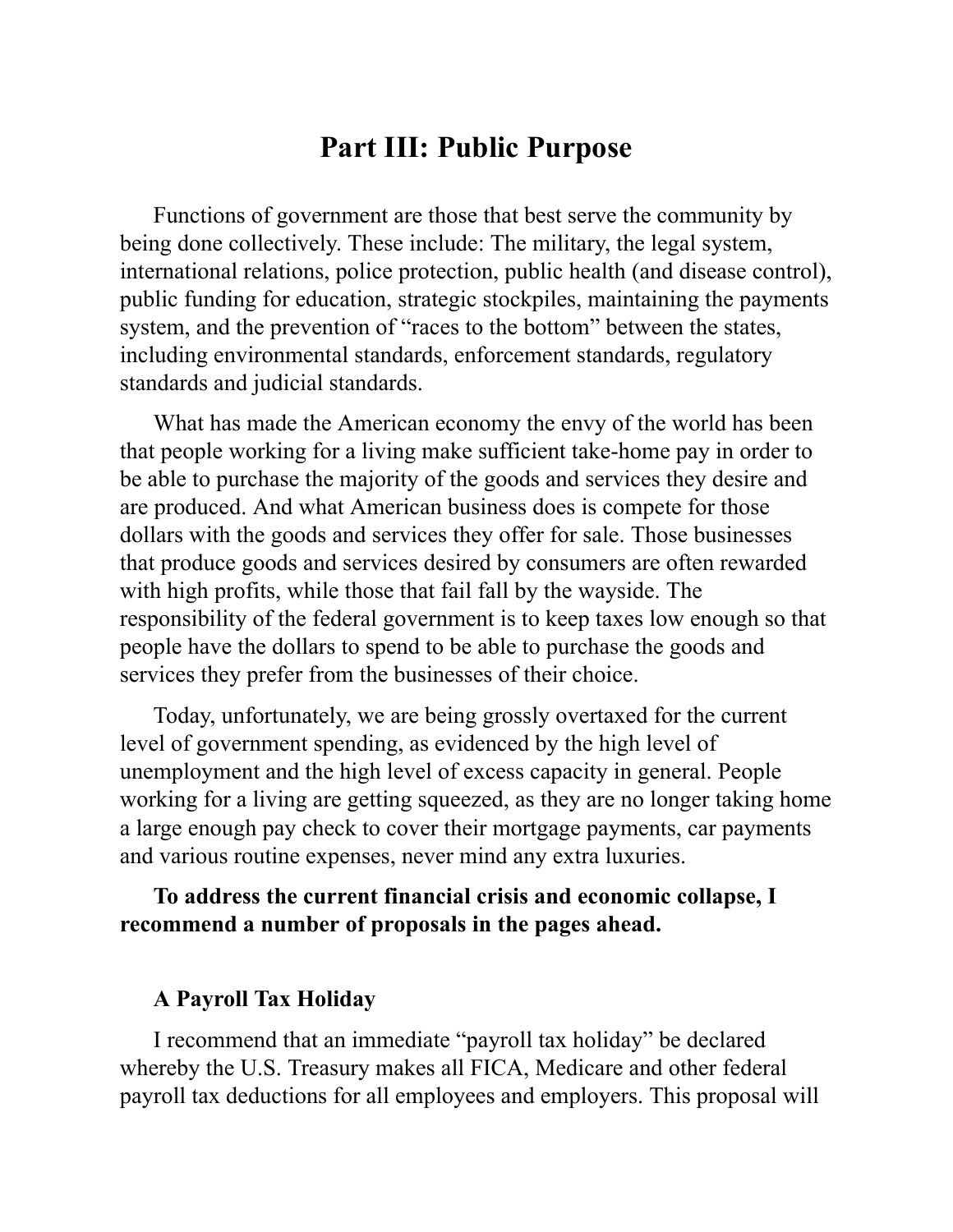# Part III: Public Purpose

Functions of government are those that best serve the community by being done collectively. These include: The military, the legal system, international relations, police protection, public health (and disease control), public funding for education, strategic stockpiles, maintaining the payments system, and the prevention of "races to the bottom" between the states, including environmental standards, enforcement standards, regulatory standards and judicial standards.

What has made the American economy the envy of the world has been that people working for a living make sufficient take-home pay in order to be able to purchase the majority of the goods and services they desire and are produced. And what American business does is compete for those dollars with the goods and services they offer for sale. Those businesses that produce goods and services desired by consumers are often rewarded with high profits, while those that fail fall by the wayside. The responsibility of the federal government is to keep taxes low enough so that people have the dollars to spend to be able to purchase the goods and services they prefer from the businesses of their choice.

Today, unfortunately, we are being grossly overtaxed for the current level of government spending, as evidenced by the high level of unemployment and the high level of excess capacity in general. People working for a living are getting squeezed, as they are no longer taking home a large enough pay check to cover their mortgage payments, car payments and various routine expenses, never mind any extra luxuries.

**To address the current financial crisis and economic collapse, I recommend a number of proposals in the pages ahead.**

### A Payroll Tax Holiday

I recommend that an immediate "payroll tax holiday" be declared whereby the U.S. Treasury makes all FICA, Medicare and other federal payroll tax deductions for all employees and employers. This proposal will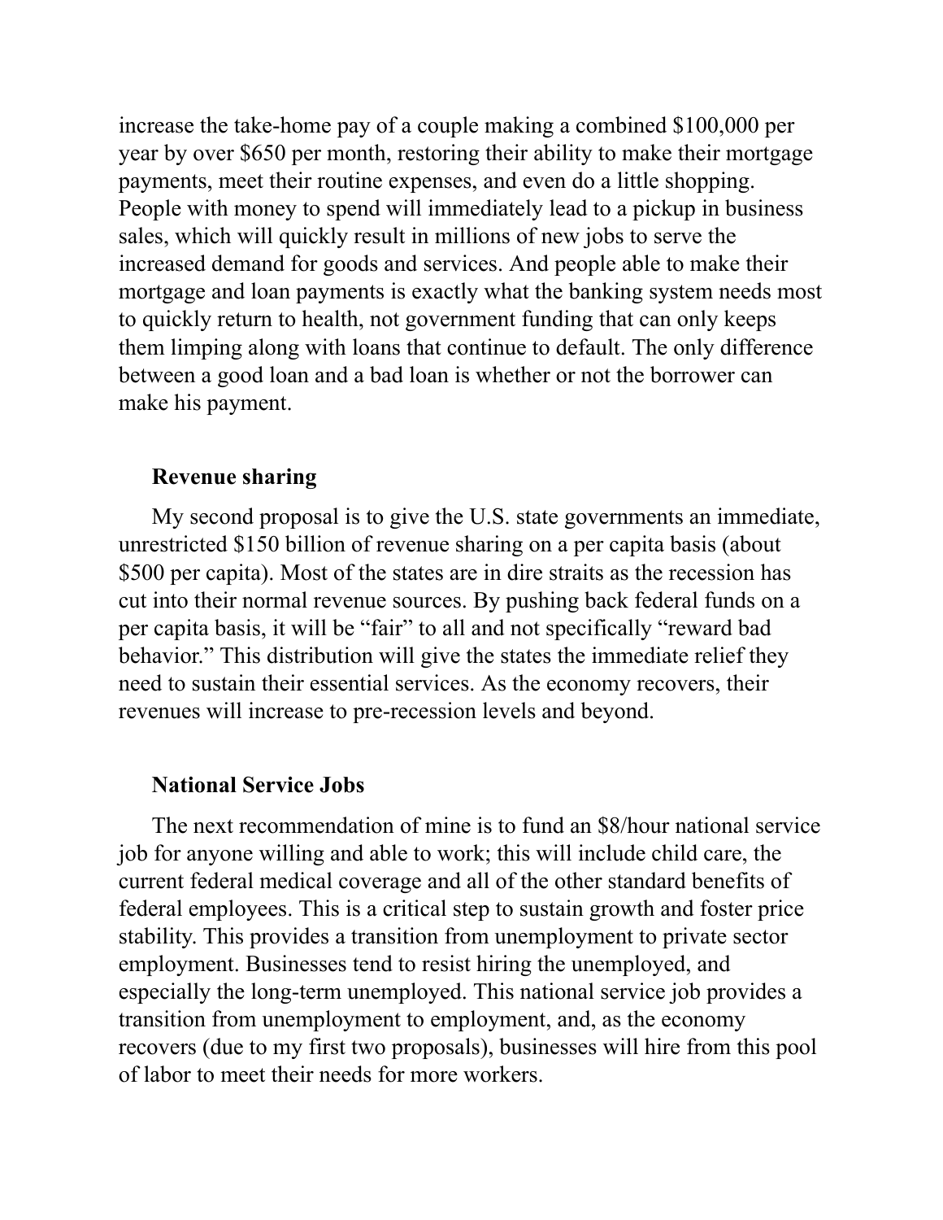increase the take-home pay of a couple making a combined $100,000 per year by over $650 per month, restoring their ability to make their mortgage payments, meet their routine expenses, and even do a little shopping. People with money to spend will immediately lead to a pickup in business sales, which will quickly result in millions of new jobs to serve the increased demand for goods and services. And people able to make their mortgage and loan payments is exactly what the banking system needs most to quickly return to health, not government funding that can only keeps them limping along with loans that continue to default. The only difference between a good loan and a bad loan is whether or not the borrower can make his payment.

### Revenue sharing

My second proposal is to give the U.S. state governments an immediate, unrestricted $150 billion of revenue sharing on a per capita basis (about $500 per capita). Most of the states are in dire straits as the recession has cut into their normal revenue sources. By pushing back federal funds on a per capita basis, it will be "fair" to all and not specifically "reward bad behavior." This distribution will give the states the immediate relief they need to sustain their essential services. As the economy recovers, their revenues will increase to pre-recession levels and beyond.

### National Service Jobs

The next recommendation of mine is to fund an $8/hour national service job for anyone willing and able to work; this will include child care, the current federal medical coverage and all of the other standard benefits of federal employees. This is a critical step to sustain growth and foster price stability. This provides a transition from unemployment to private sector employment. Businesses tend to resist hiring the unemployed, and especially the long-term unemployed. This national service job provides a transition from unemployment to employment, and, as the economy recovers (due to my first two proposals), businesses will hire from this pool of labor to meet their needs for more workers.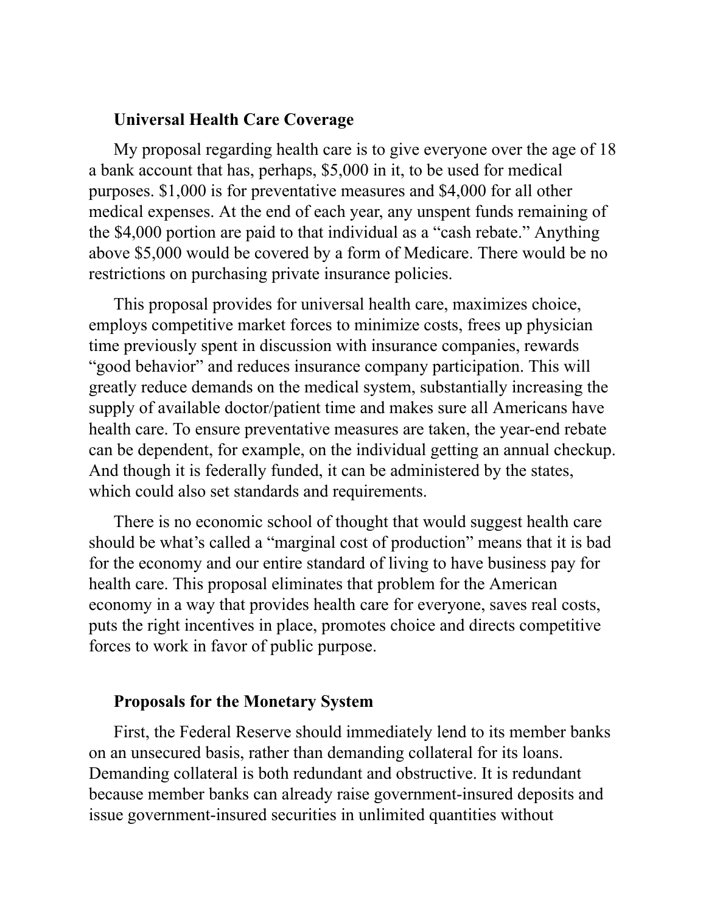### Universal Health Care Coverage

My proposal regarding health care is to give everyone over the age of 18 a bank account that has, perhaps, $5,000 in it, to be used for medical purposes. $1,000 is for preventative measures and $4,000 for all other medical expenses. At the end of each year, any unspent funds remaining of the $4,000 portion are paid to that individual as a "cash rebate." Anything above $5,000 would be covered by a form of Medicare. There would be no restrictions on purchasing private insurance policies.

This proposal provides for universal health care, maximizes choice, employs competitive market forces to minimize costs, frees up physician time previously spent in discussion with insurance companies, rewards "good behavior" and reduces insurance company participation. This will greatly reduce demands on the medical system, substantially increasing the supply of available doctor/patient time and makes sure all Americans have health care. To ensure preventative measures are taken, the year-end rebate can be dependent, for example, on the individual getting an annual checkup. And though it is federally funded, it can be administered by the states, which could also set standards and requirements.

There is no economic school of thought that would suggest health care should be what's called a "marginal cost of production" means that it is bad for the economy and our entire standard of living to have business pay for health care. This proposal eliminates that problem for the American economy in a way that provides health care for everyone, saves real costs, puts the right incentives in place, promotes choice and directs competitive forces to work in favor of public purpose.

### Proposals for the Monetary System

First, the Federal Reserve should immediately lend to its member banks on an unsecured basis, rather than demanding collateral for its loans. Demanding collateral is both redundant and obstructive. It is redundant because member banks can already raise government-insured deposits and issue government-insured securities in unlimited quantities without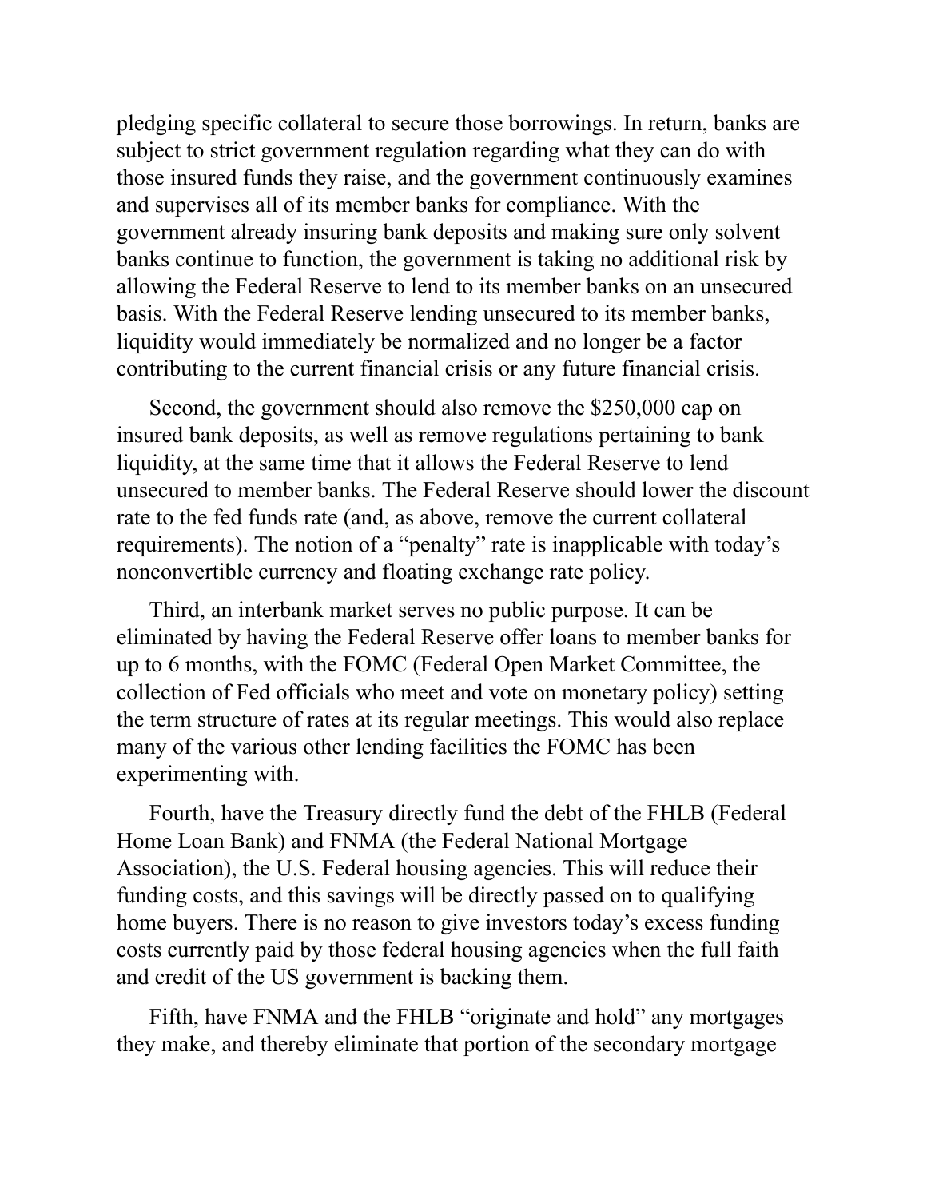pledging specific collateral to secure those borrowings. In return, banks are subject to strict government regulation regarding what they can do with those insured funds they raise, and the government continuously examines and supervises all of its member banks for compliance. With the government already insuring bank deposits and making sure only solvent banks continue to function, the government is taking no additional risk by allowing the Federal Reserve to lend to its member banks on an unsecured basis. With the Federal Reserve lending unsecured to its member banks, liquidity would immediately be normalized and no longer be a factor contributing to the current financial crisis or any future financial crisis.

Second, the government should also remove the $250,000 cap on insured bank deposits, as well as remove regulations pertaining to bank liquidity, at the same time that it allows the Federal Reserve to lend unsecured to member banks. The Federal Reserve should lower the discount rate to the fed funds rate (and, as above, remove the current collateral requirements). The notion of a "penalty" rate is inapplicable with today's nonconvertible currency and floating exchange rate policy.

Third, an interbank market serves no public purpose. It can be eliminated by having the Federal Reserve offer loans to member banks for up to 6 months, with the FOMC (Federal Open Market Committee, the collection of Fed officials who meet and vote on monetary policy) setting the term structure of rates at its regular meetings. This would also replace many of the various other lending facilities the FOMC has been experimenting with.

Fourth, have the Treasury directly fund the debt of the FHLB (Federal Home Loan Bank) and FNMA (the Federal National Mortgage Association), the U.S. Federal housing agencies. This will reduce their funding costs, and this savings will be directly passed on to qualifying home buyers. There is no reason to give investors today's excess funding costs currently paid by those federal housing agencies when the full faith and credit of the US government is backing them.

Fifth, have FNMA and the FHLB "originate and hold" any mortgages they make, and thereby eliminate that portion of the secondary mortgage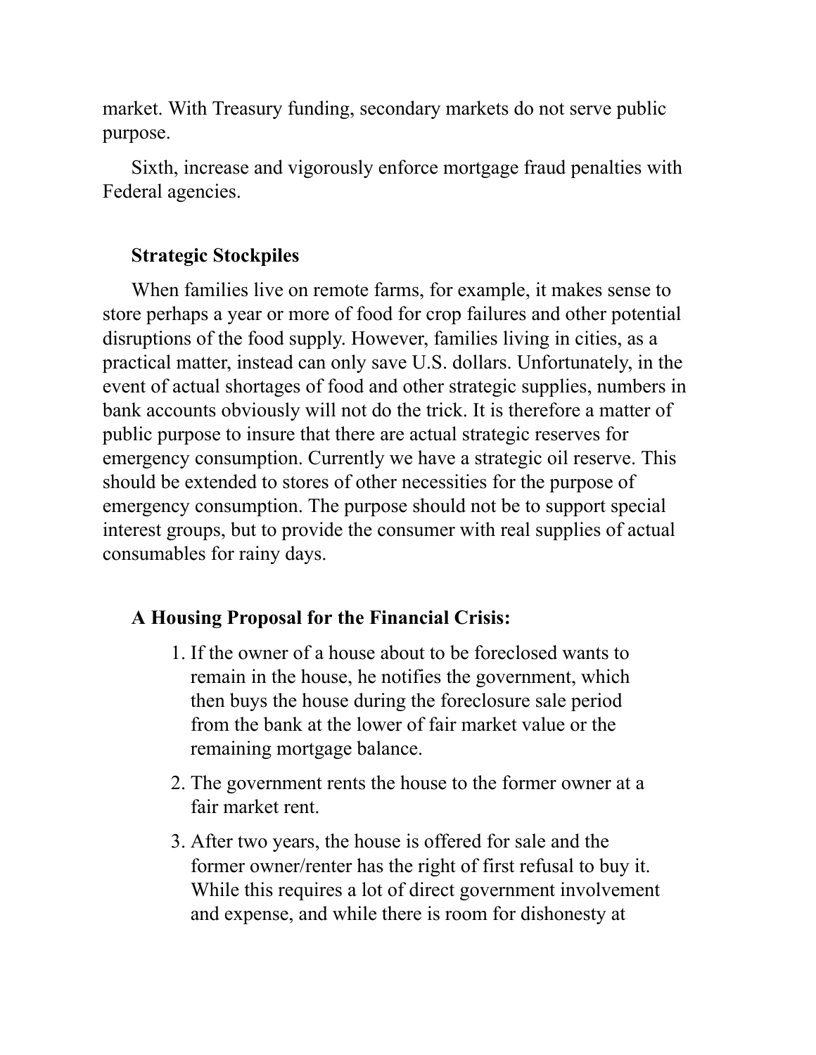market. With Treasury funding, secondary markets do not serve public purpose.

Sixth, increase and vigorously enforce mortgage fraud penalties with Federal agencies.

### Strategic Stockpiles

When families live on remote farms, for example, it makes sense to store perhaps a year or more of food for crop failures and other potential disruptions of the food supply. However, families living in cities, as a practical matter, instead can only save U.S. dollars. Unfortunately, in the event of actual shortages of food and other strategic supplies, numbers in bank accounts obviously will not do the trick. It is therefore a matter of public purpose to insure that there are actual strategic reserves for emergency consumption. Currently we have a strategic oil reserve. This should be extended to stores of other necessities for the purpose of emergency consumption. The purpose should not be to support special interest groups, but to provide the consumer with real supplies of actual consumables for rainy days.

### A Housing Proposal for the Financial Crisis:

1. If the owner of a house about to be foreclosed wants to remain in the house, he notifies the government, which then buys the house during the foreclosure sale period from the bank at the lower of fair market value or the remaining mortgage balance.
2. The government rents the house to the former owner at a fair market rent.
3. After two years, the house is offered for sale and the former owner/renter has the right of first refusal to buy it. While this requires a lot of direct government involvement and expense, and while there is room for dishonesty at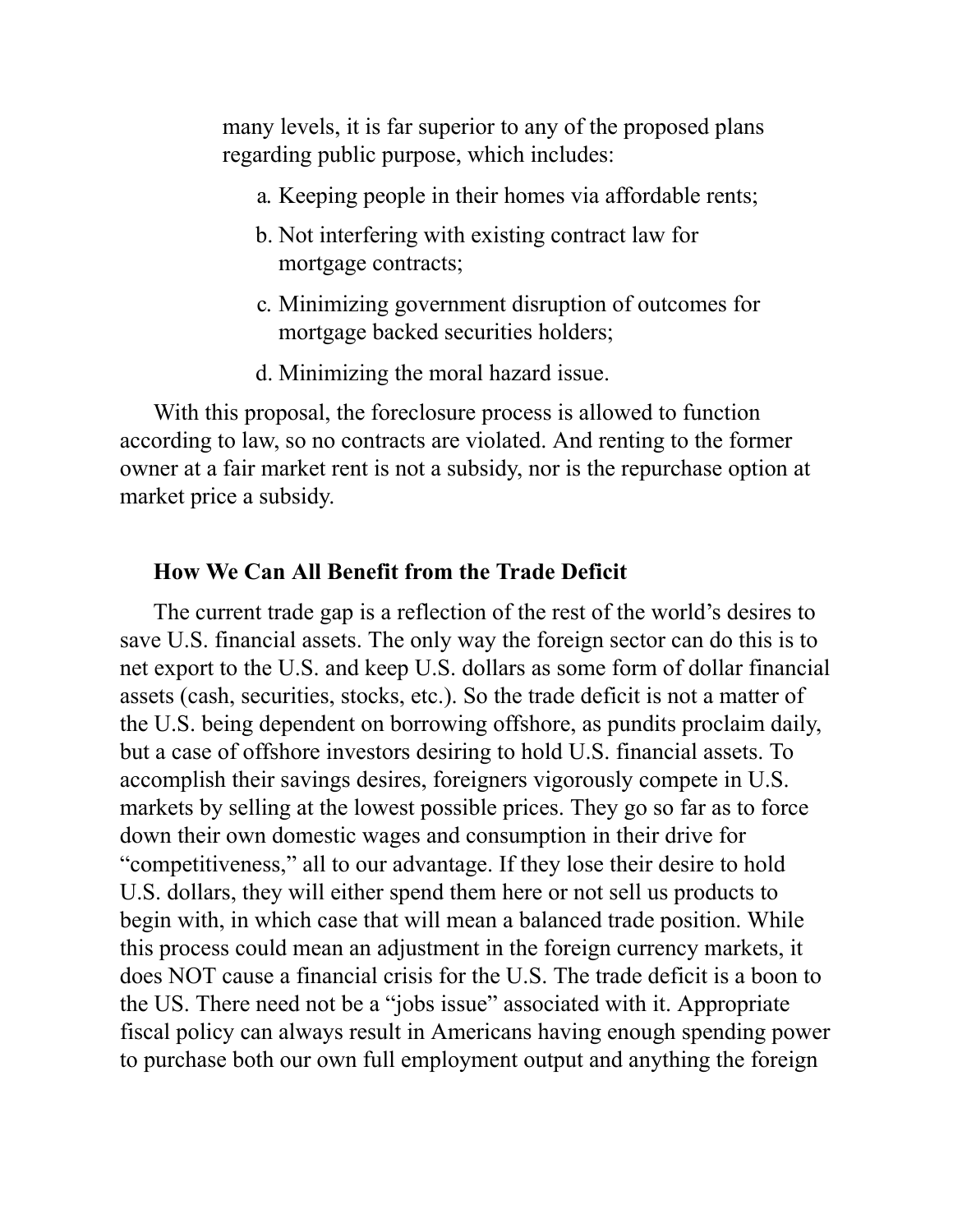many levels, it is far superior to any of the proposed plans regarding public purpose, which includes:

a. Keeping people in their homes via affordable rents;

b. Not interfering with existing contract law for mortgage contracts;

c. Minimizing government disruption of outcomes for mortgage backed securities holders;

d. Minimizing the moral hazard issue.

With this proposal, the foreclosure process is allowed to function according to law, so no contracts are violated. And renting to the former owner at a fair market rent is not a subsidy, nor is the repurchase option at market price a subsidy.

### How We Can All Benefit from the Trade Deficit

The current trade gap is a reflection of the rest of the world's desires to save U.S. financial assets. The only way the foreign sector can do this is to net export to the U.S. and keep U.S. dollars as some form of dollar financial assets (cash, securities, stocks, etc.). So the trade deficit is not a matter of the U.S. being dependent on borrowing offshore, as pundits proclaim daily, but a case of offshore investors desiring to hold U.S. financial assets. To accomplish their savings desires, foreigners vigorously compete in U.S. markets by selling at the lowest possible prices. They go so far as to force down their own domestic wages and consumption in their drive for "competitiveness," all to our advantage. If they lose their desire to hold U.S. dollars, they will either spend them here or not sell us products to begin with, in which case that will mean a balanced trade position. While this process could mean an adjustment in the foreign currency markets, it does NOT cause a financial crisis for the U.S. The trade deficit is a boon to the US. There need not be a "jobs issue" associated with it. Appropriate fiscal policy can always result in Americans having enough spending power to purchase both our own full employment output and anything the foreign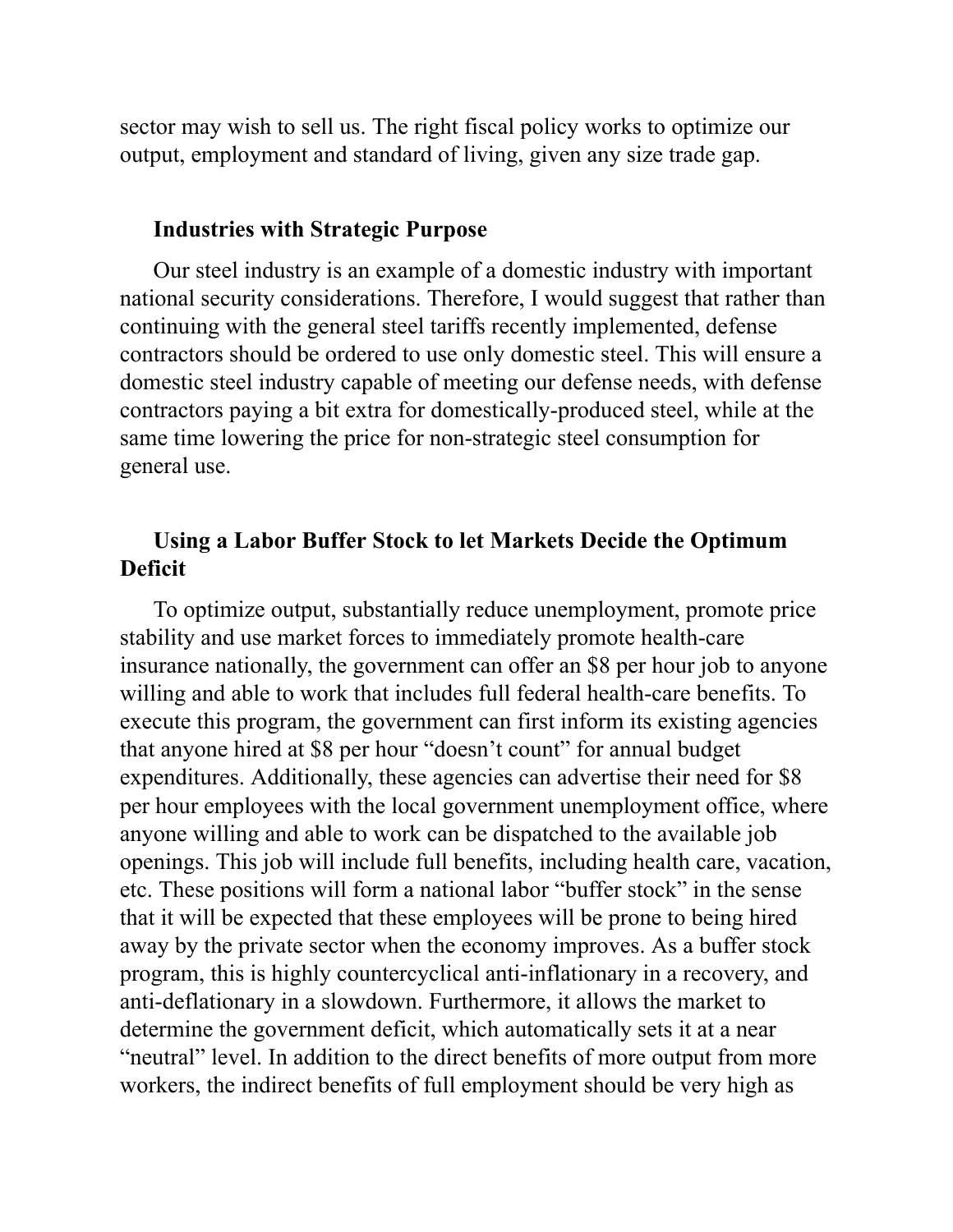sector may wish to sell us. The right fiscal policy works to optimize our output, employment and standard of living, given any size trade gap.

### Industries with Strategic Purpose

Our steel industry is an example of a domestic industry with important national security considerations. Therefore, I would suggest that rather than continuing with the general steel tariffs recently implemented, defense contractors should be ordered to use only domestic steel. This will ensure a domestic steel industry capable of meeting our defense needs, with defense contractors paying a bit extra for domestically-produced steel, while at the same time lowering the price for non-strategic steel consumption for general use.

### Using a Labor Buffer Stock to let Markets Decide the Optimum Deficit

To optimize output, substantially reduce unemployment, promote price stability and use market forces to immediately promote health-care insurance nationally, the government can offer an $8 per hour job to anyone willing and able to work that includes full federal health-care benefits. To execute this program, the government can first inform its existing agencies that anyone hired at $8 per hour "doesn't count" for annual budget expenditures. Additionally, these agencies can advertise their need for $8 per hour employees with the local government unemployment office, where anyone willing and able to work can be dispatched to the available job openings. This job will include full benefits, including health care, vacation, etc. These positions will form a national labor "buffer stock" in the sense that it will be expected that these employees will be prone to being hired away by the private sector when the economy improves. As a buffer stock program, this is highly countercyclical anti-inflationary in a recovery, and anti-deflationary in a slowdown. Furthermore, it allows the market to determine the government deficit, which automatically sets it at a near "neutral" level. In addition to the direct benefits of more output from more workers, the indirect benefits of full employment should be very high as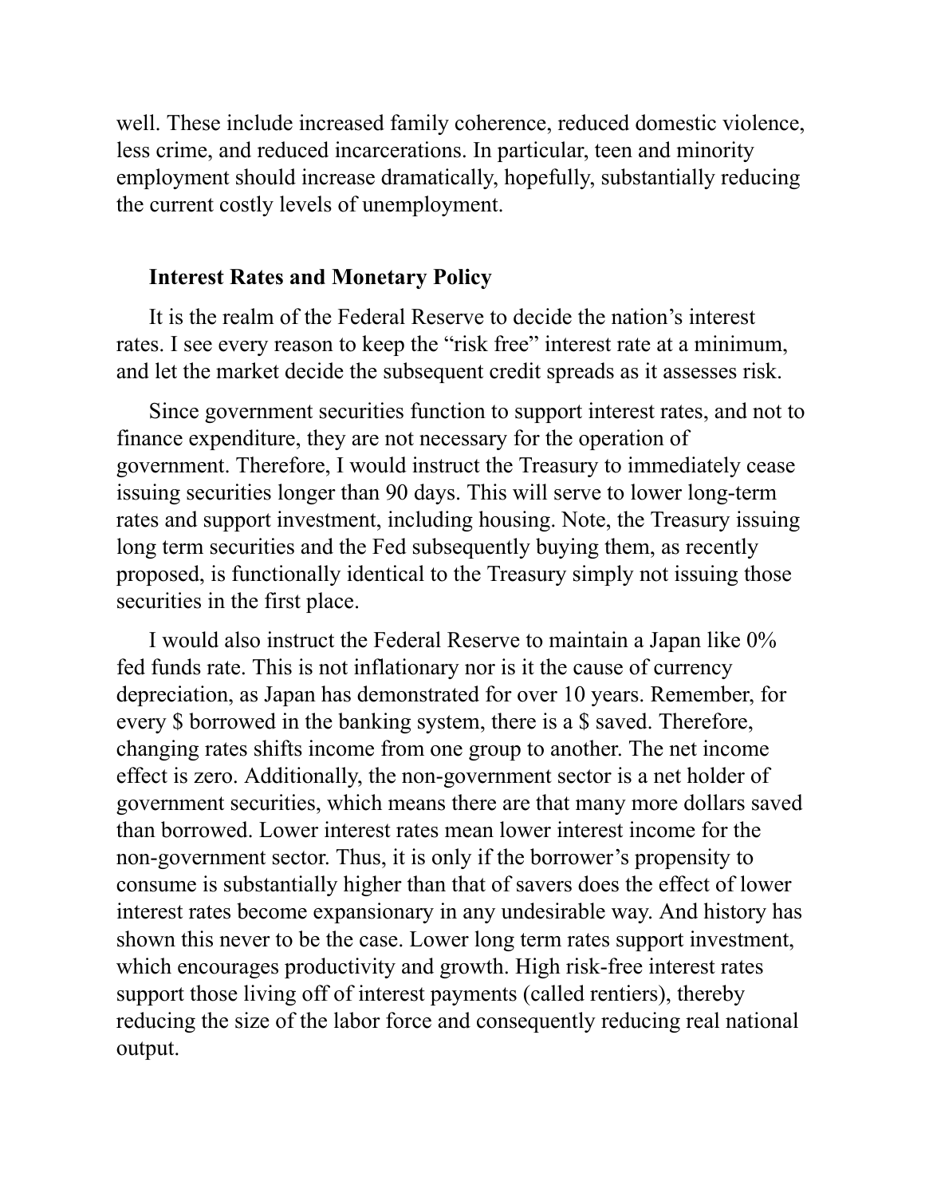well. These include increased family coherence, reduced domestic violence, less crime, and reduced incarcerations. In particular, teen and minority employment should increase dramatically, hopefully, substantially reducing the current costly levels of unemployment.

### Interest Rates and Monetary Policy

It is the realm of the Federal Reserve to decide the nation's interest rates. I see every reason to keep the "risk free" interest rate at a minimum, and let the market decide the subsequent credit spreads as it assesses risk.

Since government securities function to support interest rates, and not to finance expenditure, they are not necessary for the operation of government. Therefore, I would instruct the Treasury to immediately cease issuing securities longer than 90 days. This will serve to lower long-term rates and support investment, including housing. Note, the Treasury issuing long term securities and the Fed subsequently buying them, as recently proposed, is functionally identical to the Treasury simply not issuing those securities in the first place.

I would also instruct the Federal Reserve to maintain a Japan like 0% fed funds rate. This is not inflationary nor is it the cause of currency depreciation, as Japan has demonstrated for over 10 years. Remember, for every $ borrowed in the banking system, there is a $ saved. Therefore, changing rates shifts income from one group to another. The net income effect is zero. Additionally, the non-government sector is a net holder of government securities, which means there are that many more dollars saved than borrowed. Lower interest rates mean lower interest income for the non-government sector. Thus, it is only if the borrower's propensity to consume is substantially higher than that of savers does the effect of lower interest rates become expansionary in any undesirable way. And history has shown this never to be the case. Lower long term rates support investment, which encourages productivity and growth. High risk-free interest rates support those living off of interest payments (called rentiers), thereby reducing the size of the labor force and consequently reducing real national output.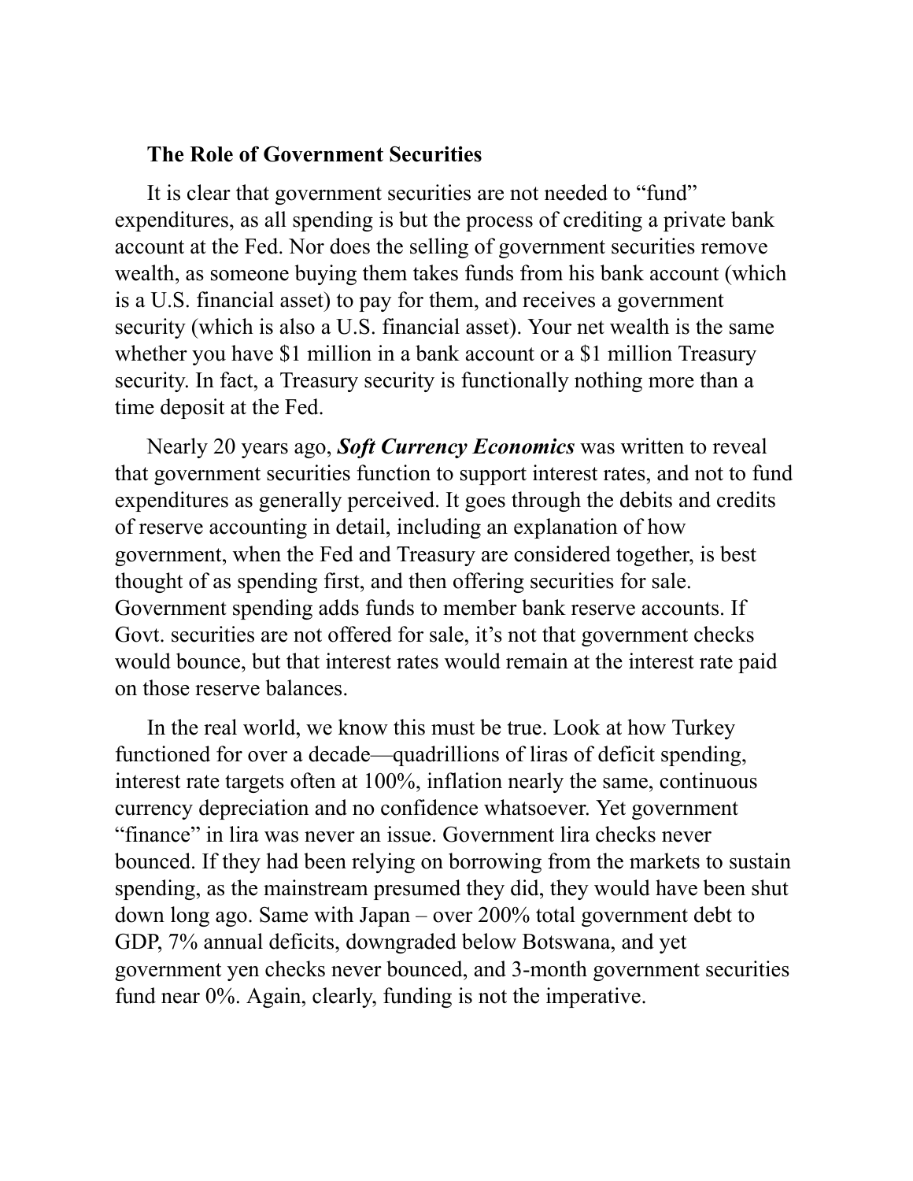### The Role of Government Securities

It is clear that government securities are not needed to "fund" expenditures, as all spending is but the process of crediting a private bank account at the Fed. Nor does the selling of government securities remove wealth, as someone buying them takes funds from his bank account (which is a U.S. financial asset) to pay for them, and receives a government security (which is also a U.S. financial asset). Your net wealth is the same whether you have $1 million in a bank account or a $1 million Treasury security. In fact, a Treasury security is functionally nothing more than a time deposit at the Fed.

Nearly 20 years ago, ***Soft Currency Economics*** was written to reveal that government securities function to support interest rates, and not to fund expenditures as generally perceived. It goes through the debits and credits of reserve accounting in detail, including an explanation of how government, when the Fed and Treasury are considered together, is best thought of as spending first, and then offering securities for sale. Government spending adds funds to member bank reserve accounts. If Govt. securities are not offered for sale, it's not that government checks would bounce, but that interest rates would remain at the interest rate paid on those reserve balances.

In the real world, we know this must be true. Look at how Turkey functioned for over a decade—quadrillions of liras of deficit spending, interest rate targets often at 100%, inflation nearly the same, continuous currency depreciation and no confidence whatsoever. Yet government "finance" in lira was never an issue. Government lira checks never bounced. If they had been relying on borrowing from the markets to sustain spending, as the mainstream presumed they did, they would have been shut down long ago. Same with Japan – over 200% total government debt to GDP, 7% annual deficits, downgraded below Botswana, and yet government yen checks never bounced, and 3-month government securities fund near 0%. Again, clearly, funding is not the imperative.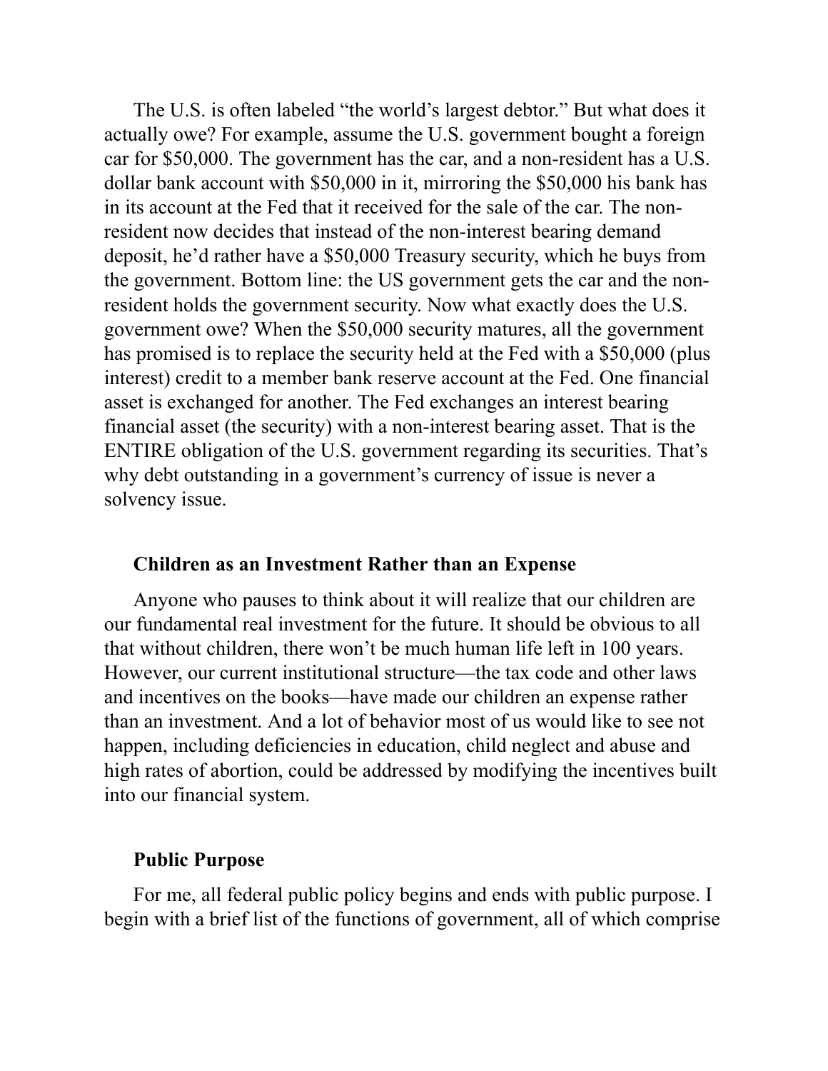The U.S. is often labeled "the world's largest debtor." But what does it actually owe? For example, assume the U.S. government bought a foreign car for $50,000. The government has the car, and a non-resident has a U.S. dollar bank account with $50,000 in it, mirroring the $50,000 his bank has in its account at the Fed that it received for the sale of the car. The non-resident now decides that instead of the non-interest bearing demand deposit, he'd rather have a $50,000 Treasury security, which he buys from the government. Bottom line: the US government gets the car and the non-resident holds the government security. Now what exactly does the U.S. government owe? When the $50,000 security matures, all the government has promised is to replace the security held at the Fed with a $50,000 (plus interest) credit to a member bank reserve account at the Fed. One financial asset is exchanged for another. The Fed exchanges an interest bearing financial asset (the security) with a non-interest bearing asset. That is the ENTIRE obligation of the U.S. government regarding its securities. That's why debt outstanding in a government's currency of issue is never a solvency issue.

### Children as an Investment Rather than an Expense

Anyone who pauses to think about it will realize that our children are our fundamental real investment for the future. It should be obvious to all that without children, there won't be much human life left in 100 years. However, our current institutional structure—the tax code and other laws and incentives on the books—have made our children an expense rather than an investment. And a lot of behavior most of us would like to see not happen, including deficiencies in education, child neglect and abuse and high rates of abortion, could be addressed by modifying the incentives built into our financial system.

### Public Purpose

For me, all federal public policy begins and ends with public purpose. I begin with a brief list of the functions of government, all of which comprise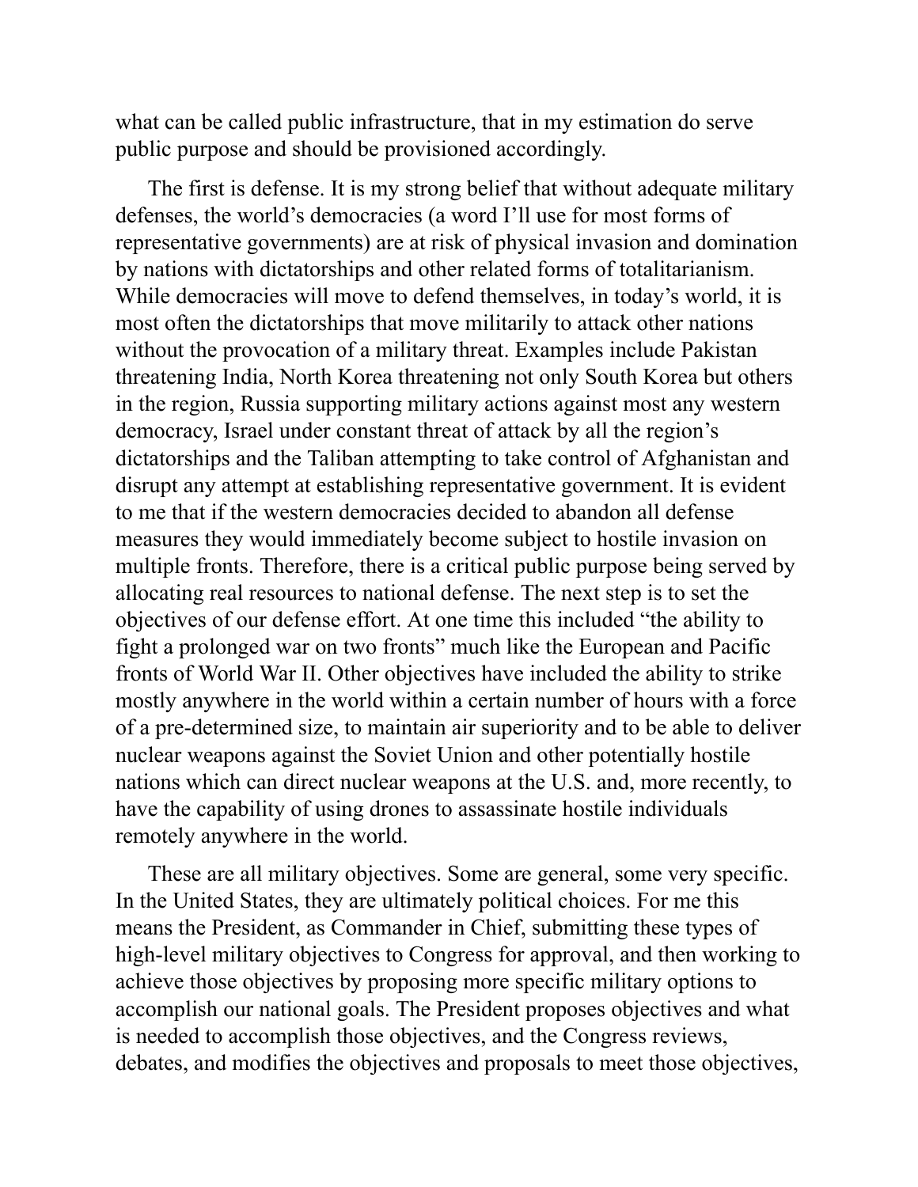what can be called public infrastructure, that in my estimation do serve public purpose and should be provisioned accordingly.

The first is defense. It is my strong belief that without adequate military defenses, the world's democracies (a word I'll use for most forms of representative governments) are at risk of physical invasion and domination by nations with dictatorships and other related forms of totalitarianism. While democracies will move to defend themselves, in today's world, it is most often the dictatorships that move militarily to attack other nations without the provocation of a military threat. Examples include Pakistan threatening India, North Korea threatening not only South Korea but others in the region, Russia supporting military actions against most any western democracy, Israel under constant threat of attack by all the region's dictatorships and the Taliban attempting to take control of Afghanistan and disrupt any attempt at establishing representative government. It is evident to me that if the western democracies decided to abandon all defense measures they would immediately become subject to hostile invasion on multiple fronts. Therefore, there is a critical public purpose being served by allocating real resources to national defense. The next step is to set the objectives of our defense effort. At one time this included "the ability to fight a prolonged war on two fronts" much like the European and Pacific fronts of World War II. Other objectives have included the ability to strike mostly anywhere in the world within a certain number of hours with a force of a pre-determined size, to maintain air superiority and to be able to deliver nuclear weapons against the Soviet Union and other potentially hostile nations which can direct nuclear weapons at the U.S. and, more recently, to have the capability of using drones to assassinate hostile individuals remotely anywhere in the world.

These are all military objectives. Some are general, some very specific. In the United States, they are ultimately political choices. For me this means the President, as Commander in Chief, submitting these types of high-level military objectives to Congress for approval, and then working to achieve those objectives by proposing more specific military options to accomplish our national goals. The President proposes objectives and what is needed to accomplish those objectives, and the Congress reviews, debates, and modifies the objectives and proposals to meet those objectives,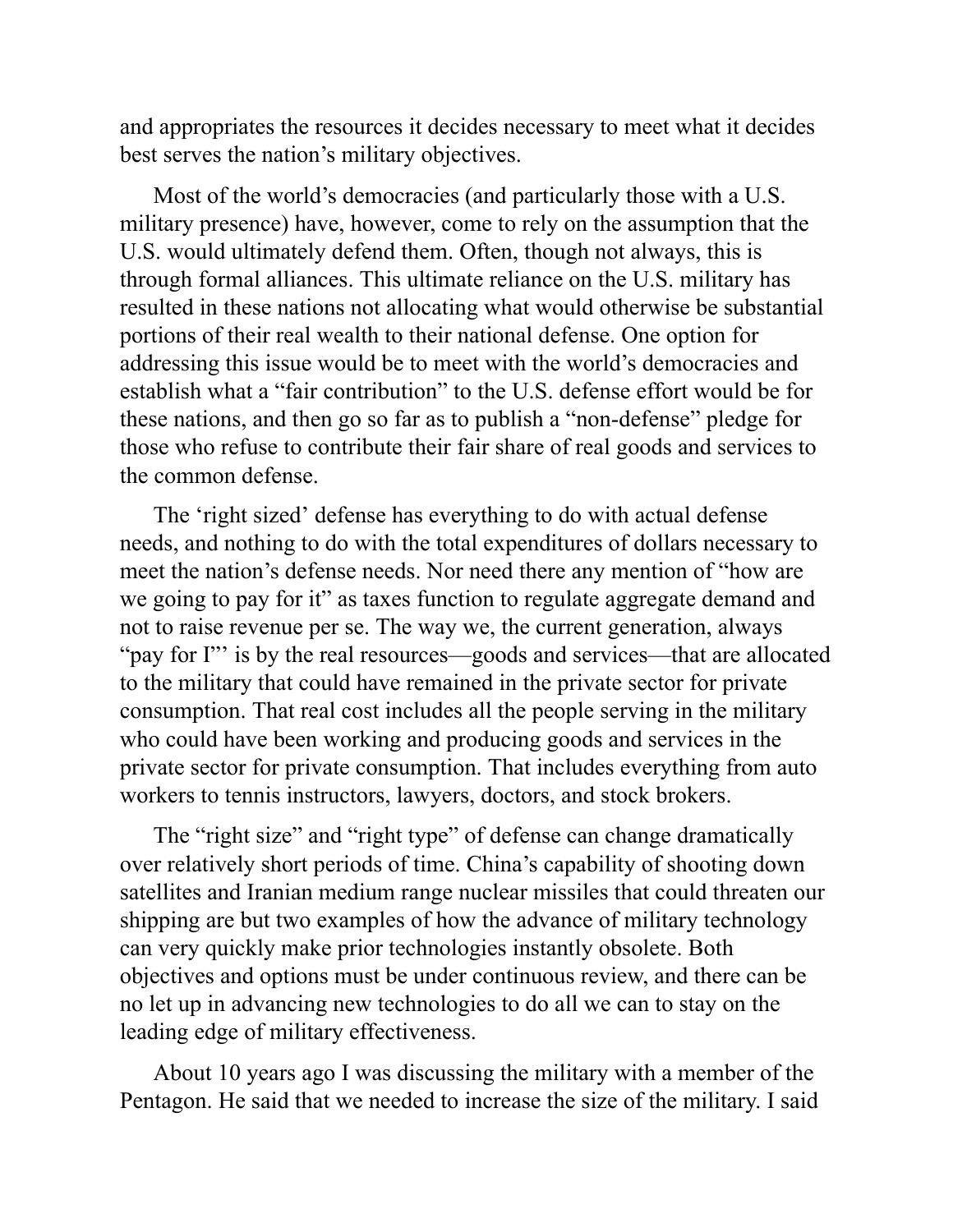and appropriates the resources it decides necessary to meet what it decides best serves the nation's military objectives.

Most of the world's democracies (and particularly those with a U.S. military presence) have, however, come to rely on the assumption that the U.S. would ultimately defend them. Often, though not always, this is through formal alliances. This ultimate reliance on the U.S. military has resulted in these nations not allocating what would otherwise be substantial portions of their real wealth to their national defense. One option for addressing this issue would be to meet with the world's democracies and establish what a "fair contribution" to the U.S. defense effort would be for these nations, and then go so far as to publish a "non-defense" pledge for those who refuse to contribute their fair share of real goods and services to the common defense.

The 'right sized' defense has everything to do with actual defense needs, and nothing to do with the total expenditures of dollars necessary to meet the nation's defense needs. Nor need there any mention of "how are we going to pay for it" as taxes function to regulate aggregate demand and not to raise revenue per se. The way we, the current generation, always "pay for I"' is by the real resources—goods and services—that are allocated to the military that could have remained in the private sector for private consumption. That real cost includes all the people serving in the military who could have been working and producing goods and services in the private sector for private consumption. That includes everything from auto workers to tennis instructors, lawyers, doctors, and stock brokers.

The "right size" and "right type" of defense can change dramatically over relatively short periods of time. China's capability of shooting down satellites and Iranian medium range nuclear missiles that could threaten our shipping are but two examples of how the advance of military technology can very quickly make prior technologies instantly obsolete. Both objectives and options must be under continuous review, and there can be no let up in advancing new technologies to do all we can to stay on the leading edge of military effectiveness.

About 10 years ago I was discussing the military with a member of the Pentagon. He said that we needed to increase the size of the military. I said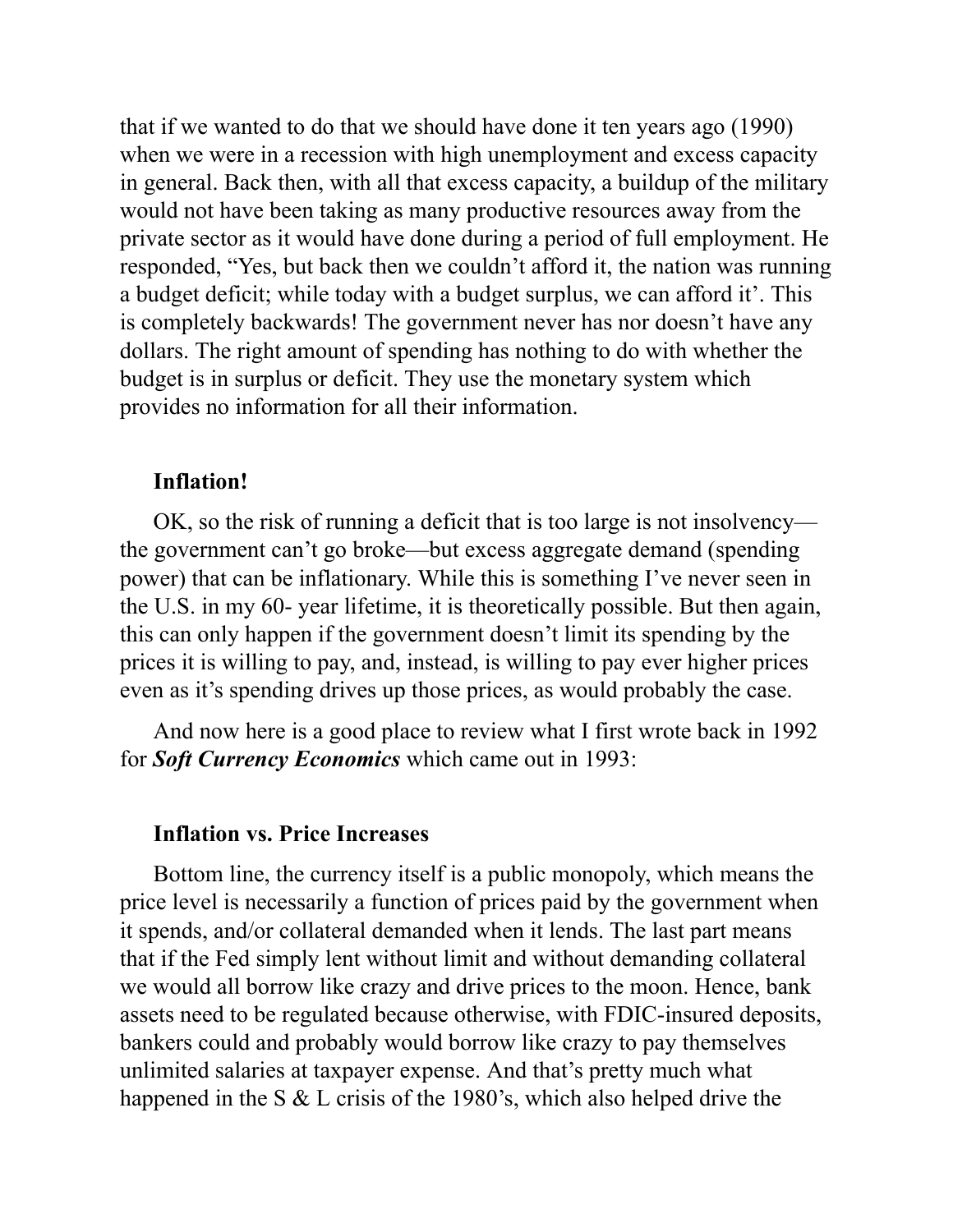that if we wanted to do that we should have done it ten years ago (1990) when we were in a recession with high unemployment and excess capacity in general. Back then, with all that excess capacity, a buildup of the military would not have been taking as many productive resources away from the private sector as it would have done during a period of full employment. He responded, "Yes, but back then we couldn't afford it, the nation was running a budget deficit; while today with a budget surplus, we can afford it'. This is completely backwards! The government never has nor doesn't have any dollars. The right amount of spending has nothing to do with whether the budget is in surplus or deficit. They use the monetary system which provides no information for all their information.

### Inflation!

OK, so the risk of running a deficit that is too large is not insolvency—the government can't go broke—but excess aggregate demand (spending power) that can be inflationary. While this is something I've never seen in the U.S. in my 60- year lifetime, it is theoretically possible. But then again, this can only happen if the government doesn't limit its spending by the prices it is willing to pay, and, instead, is willing to pay ever higher prices even as it's spending drives up those prices, as would probably the case.

And now here is a good place to review what I first wrote back in 1992 for ***Soft Currency Economics*** which came out in 1993:

### Inflation vs. Price Increases

Bottom line, the currency itself is a public monopoly, which means the price level is necessarily a function of prices paid by the government when it spends, and/or collateral demanded when it lends. The last part means that if the Fed simply lent without limit and without demanding collateral we would all borrow like crazy and drive prices to the moon. Hence, bank assets need to be regulated because otherwise, with FDIC-insured deposits, bankers could and probably would borrow like crazy to pay themselves unlimited salaries at taxpayer expense. And that's pretty much what happened in the S & L crisis of the 1980's, which also helped drive the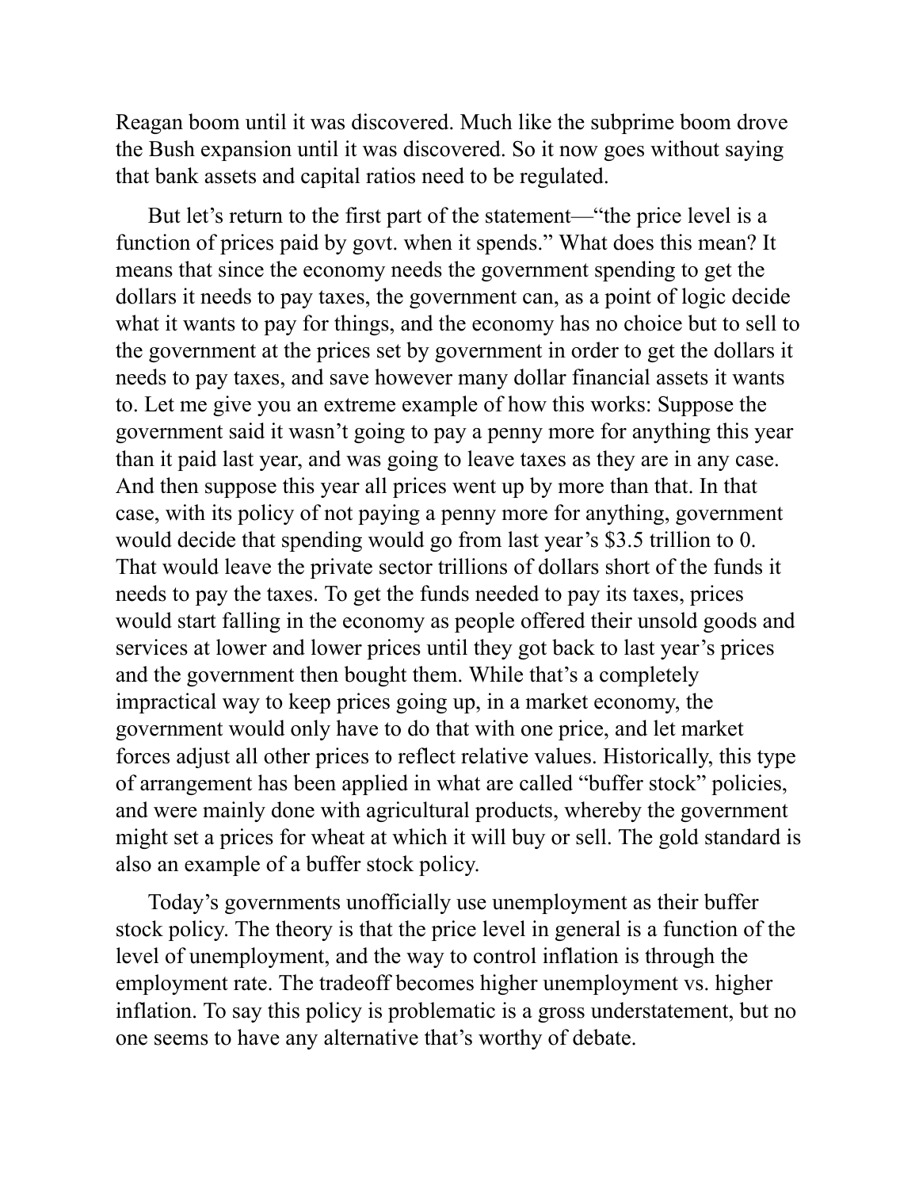Reagan boom until it was discovered. Much like the subprime boom drove the Bush expansion until it was discovered. So it now goes without saying that bank assets and capital ratios need to be regulated.

But let's return to the first part of the statement—"the price level is a function of prices paid by govt. when it spends." What does this mean? It means that since the economy needs the government spending to get the dollars it needs to pay taxes, the government can, as a point of logic decide what it wants to pay for things, and the economy has no choice but to sell to the government at the prices set by government in order to get the dollars it needs to pay taxes, and save however many dollar financial assets it wants to. Let me give you an extreme example of how this works: Suppose the government said it wasn't going to pay a penny more for anything this year than it paid last year, and was going to leave taxes as they are in any case. And then suppose this year all prices went up by more than that. In that case, with its policy of not paying a penny more for anything, government would decide that spending would go from last year's $3.5 trillion to 0. That would leave the private sector trillions of dollars short of the funds it needs to pay the taxes. To get the funds needed to pay its taxes, prices would start falling in the economy as people offered their unsold goods and services at lower and lower prices until they got back to last year's prices and the government then bought them. While that's a completely impractical way to keep prices going up, in a market economy, the government would only have to do that with one price, and let market forces adjust all other prices to reflect relative values. Historically, this type of arrangement has been applied in what are called "buffer stock" policies, and were mainly done with agricultural products, whereby the government might set a prices for wheat at which it will buy or sell. The gold standard is also an example of a buffer stock policy.

Today's governments unofficially use unemployment as their buffer stock policy. The theory is that the price level in general is a function of the level of unemployment, and the way to control inflation is through the employment rate. The tradeoff becomes higher unemployment vs. higher inflation. To say this policy is problematic is a gross understatement, but no one seems to have any alternative that's worthy of debate.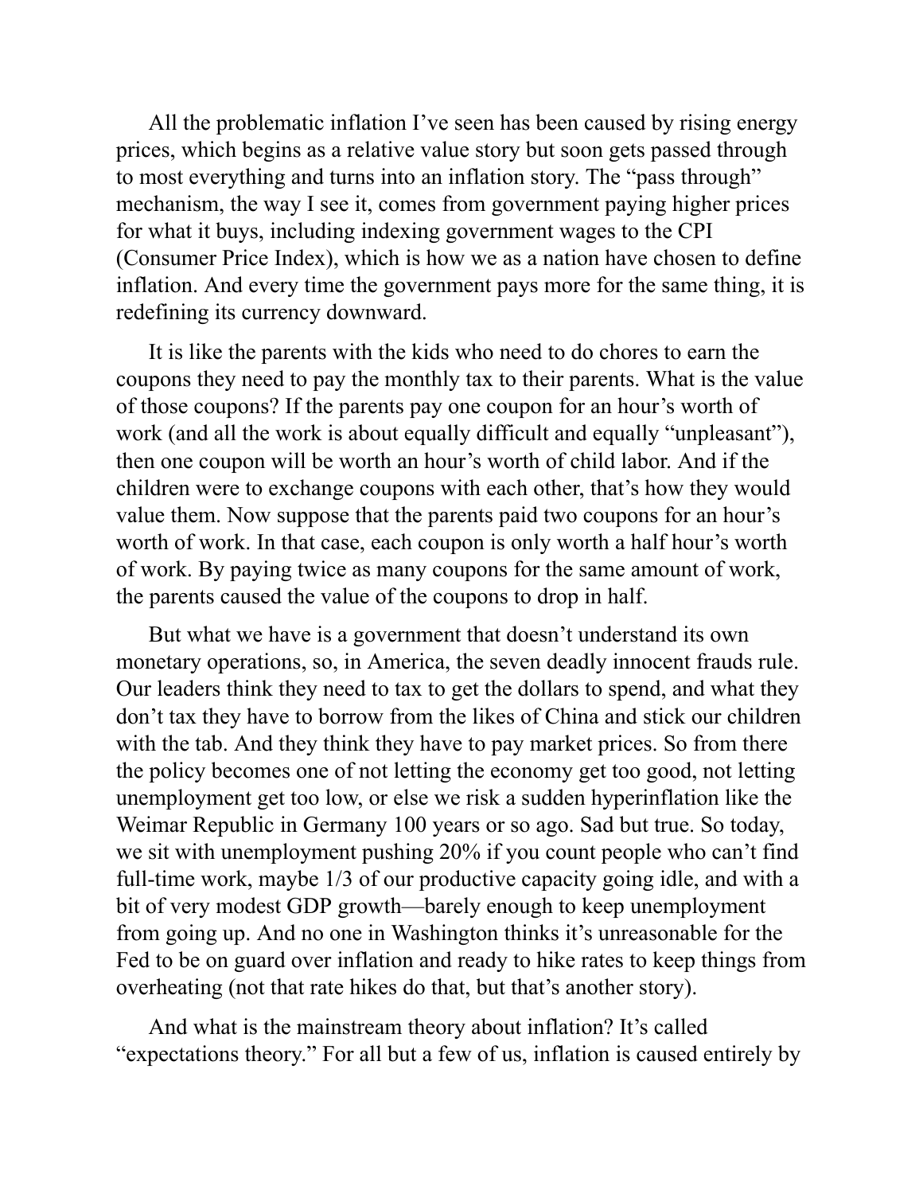All the problematic inflation I've seen has been caused by rising energy prices, which begins as a relative value story but soon gets passed through to most everything and turns into an inflation story. The "pass through" mechanism, the way I see it, comes from government paying higher prices for what it buys, including indexing government wages to the CPI (Consumer Price Index), which is how we as a nation have chosen to define inflation. And every time the government pays more for the same thing, it is redefining its currency downward.

It is like the parents with the kids who need to do chores to earn the coupons they need to pay the monthly tax to their parents. What is the value of those coupons? If the parents pay one coupon for an hour's worth of work (and all the work is about equally difficult and equally "unpleasant"), then one coupon will be worth an hour's worth of child labor. And if the children were to exchange coupons with each other, that's how they would value them. Now suppose that the parents paid two coupons for an hour's worth of work. In that case, each coupon is only worth a half hour's worth of work. By paying twice as many coupons for the same amount of work, the parents caused the value of the coupons to drop in half.

But what we have is a government that doesn't understand its own monetary operations, so, in America, the seven deadly innocent frauds rule. Our leaders think they need to tax to get the dollars to spend, and what they don't tax they have to borrow from the likes of China and stick our children with the tab. And they think they have to pay market prices. So from there the policy becomes one of not letting the economy get too good, not letting unemployment get too low, or else we risk a sudden hyperinflation like the Weimar Republic in Germany 100 years or so ago. Sad but true. So today, we sit with unemployment pushing 20% if you count people who can't find full-time work, maybe 1/3 of our productive capacity going idle, and with a bit of very modest GDP growth—barely enough to keep unemployment from going up. And no one in Washington thinks it's unreasonable for the Fed to be on guard over inflation and ready to hike rates to keep things from overheating (not that rate hikes do that, but that's another story).

And what is the mainstream theory about inflation? It's called "expectations theory." For all but a few of us, inflation is caused entirely by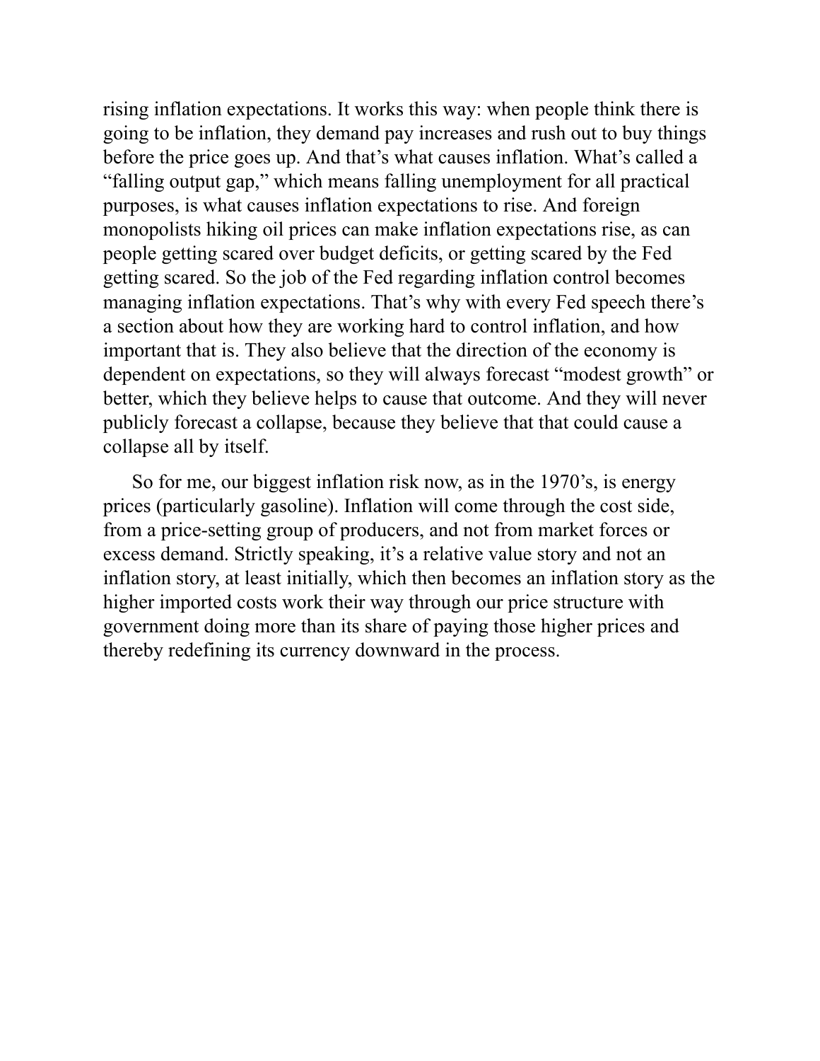rising inflation expectations. It works this way: when people think there is going to be inflation, they demand pay increases and rush out to buy things before the price goes up. And that's what causes inflation. What's called a "falling output gap," which means falling unemployment for all practical purposes, is what causes inflation expectations to rise. And foreign monopolists hiking oil prices can make inflation expectations rise, as can people getting scared over budget deficits, or getting scared by the Fed getting scared. So the job of the Fed regarding inflation control becomes managing inflation expectations. That's why with every Fed speech there's a section about how they are working hard to control inflation, and how important that is. They also believe that the direction of the economy is dependent on expectations, so they will always forecast "modest growth" or better, which they believe helps to cause that outcome. And they will never publicly forecast a collapse, because they believe that that could cause a collapse all by itself.

So for me, our biggest inflation risk now, as in the 1970's, is energy prices (particularly gasoline). Inflation will come through the cost side, from a price-setting group of producers, and not from market forces or excess demand. Strictly speaking, it's a relative value story and not an inflation story, at least initially, which then becomes an inflation story as the higher imported costs work their way through our price structure with government doing more than its share of paying those higher prices and thereby redefining its currency downward in the process.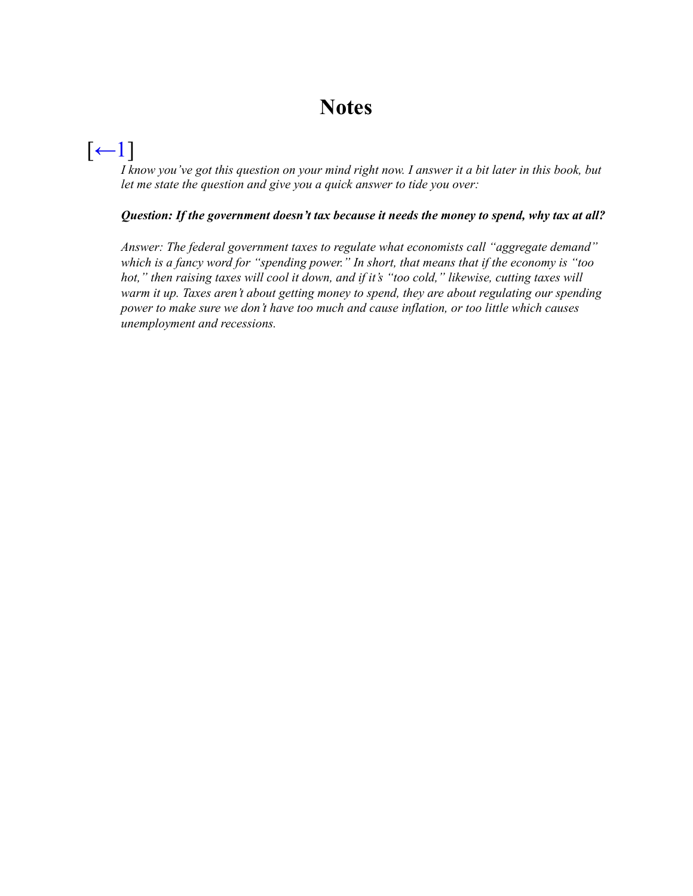# Notes

[←1]

*I know you've got this question on your mind right now. I answer it a bit later in this book, but let me state the question and give you a quick answer to tide you over:*

***Question: If the government doesn't tax because it needs the money to spend, why tax at all?***

*Answer: The federal government taxes to regulate what economists call "aggregate demand" which is a fancy word for "spending power." In short, that means that if the economy is "too hot," then raising taxes will cool it down, and if it's "too cold," likewise, cutting taxes will warm it up. Taxes aren't about getting money to spend, they are about regulating our spending power to make sure we don't have too much and cause inflation, or too little which causes unemployment and recessions.*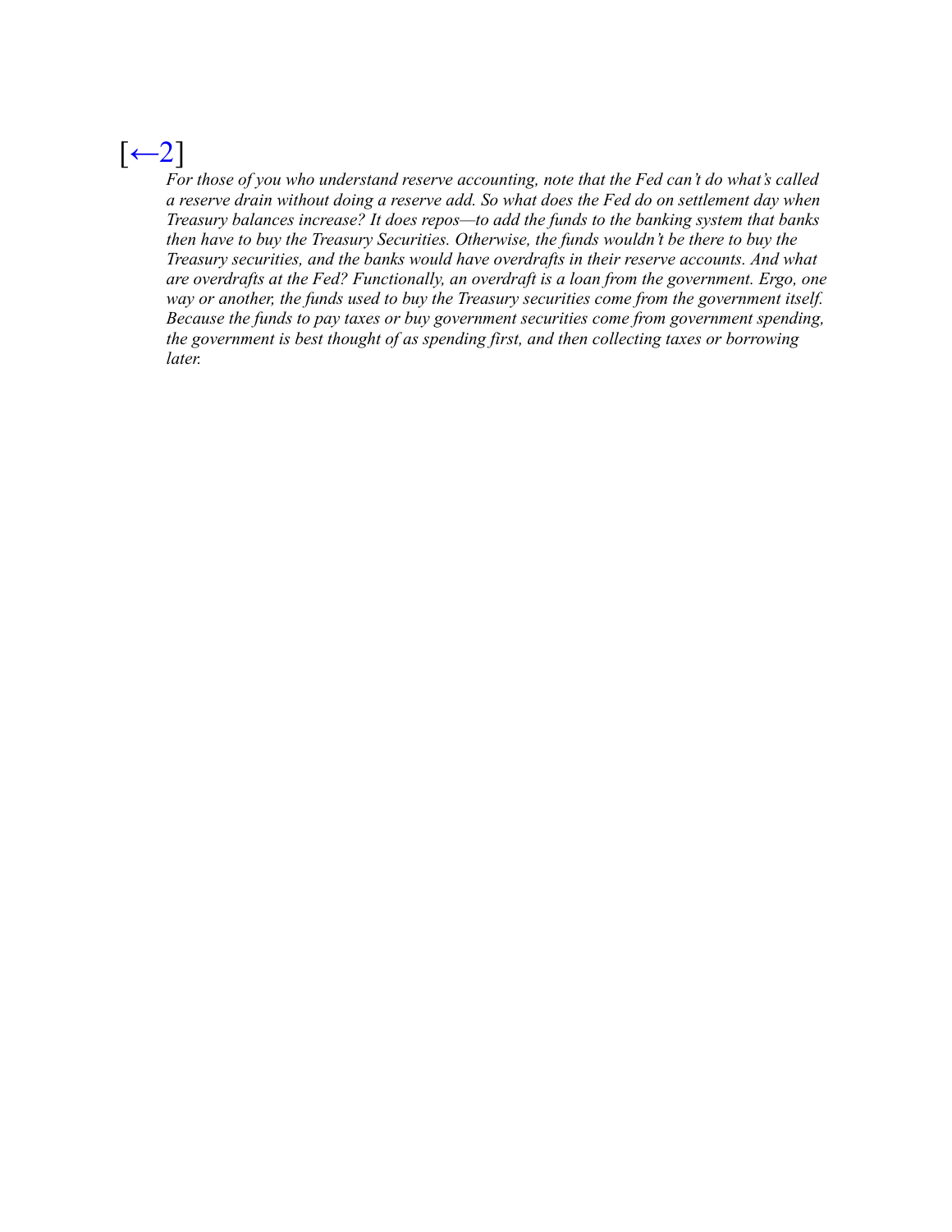[←2]

*For those of you who understand reserve accounting, note that the Fed can't do what's called a reserve drain without doing a reserve add. So what does the Fed do on settlement day when Treasury balances increase? It does repos—to add the funds to the banking system that banks then have to buy the Treasury Securities. Otherwise, the funds wouldn't be there to buy the Treasury securities, and the banks would have overdrafts in their reserve accounts. And what are overdrafts at the Fed? Functionally, an overdraft is a loan from the government. Ergo, one way or another, the funds used to buy the Treasury securities come from the government itself. Because the funds to pay taxes or buy government securities come from government spending, the government is best thought of as spending first, and then collecting taxes or borrowing later.*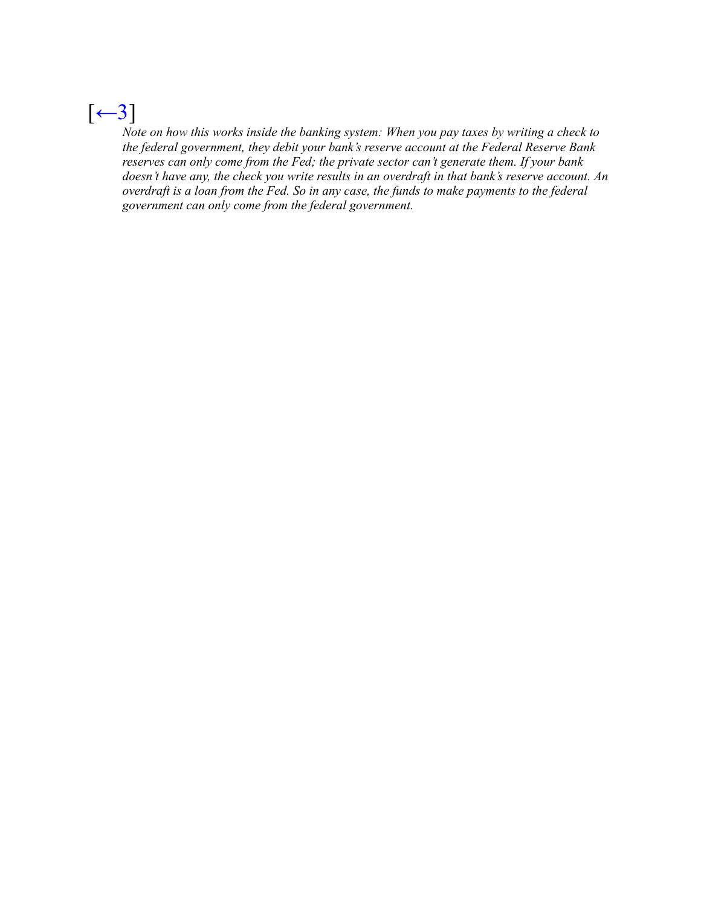[←3]

*Note on how this works inside the banking system: When you pay taxes by writing a check to the federal government, they debit your bank's reserve account at the Federal Reserve Bank reserves can only come from the Fed; the private sector can't generate them. If your bank doesn't have any, the check you write results in an overdraft in that bank's reserve account. An overdraft is a loan from the Fed. So in any case, the funds to make payments to the federal government can only come from the federal government.*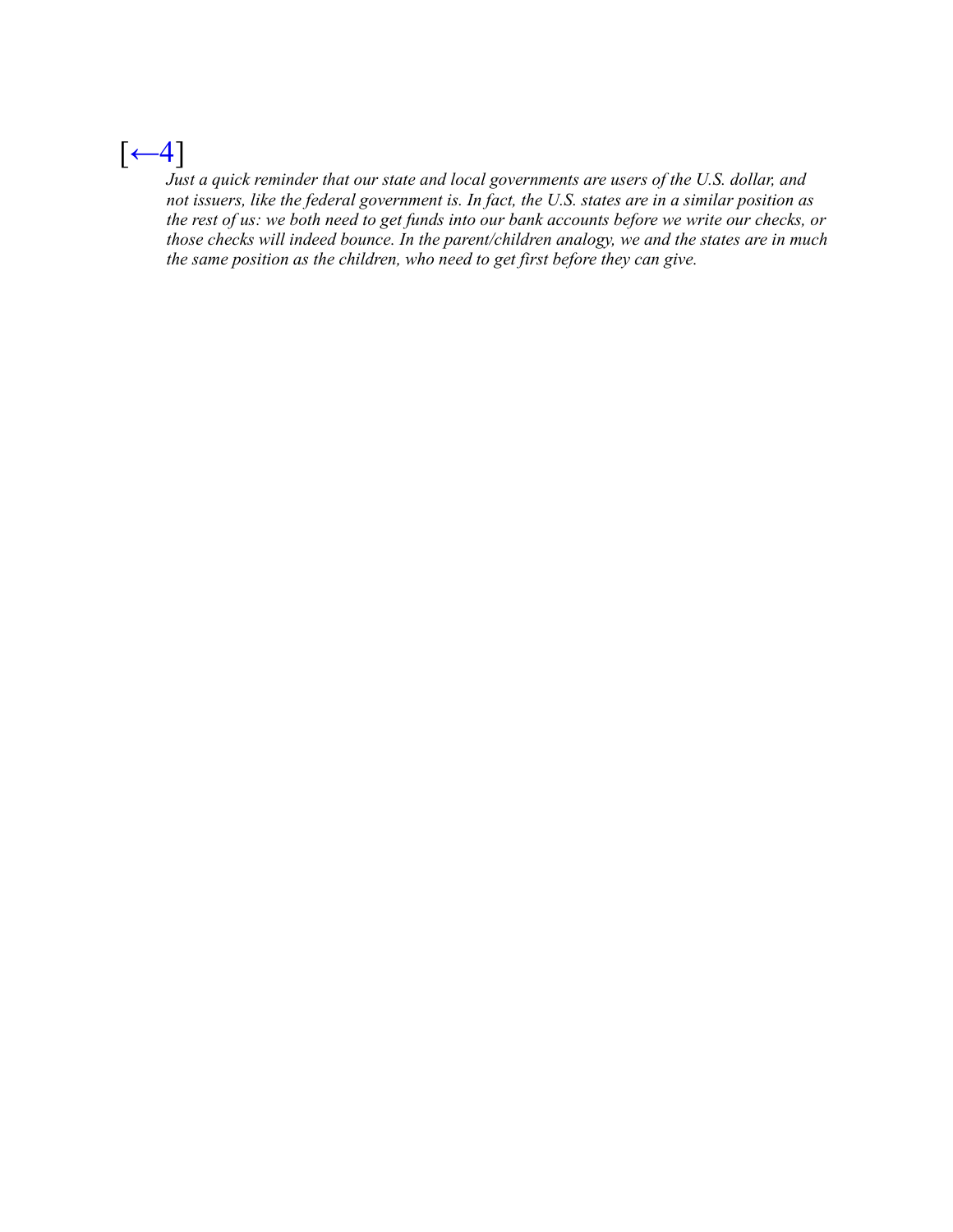[←4]

*Just a quick reminder that our state and local governments are users of the U.S. dollar, and not issuers, like the federal government is. In fact, the U.S. states are in a similar position as the rest of us: we both need to get funds into our bank accounts before we write our checks, or those checks will indeed bounce. In the parent/children analogy, we and the states are in much the same position as the children, who need to get first before they can give.*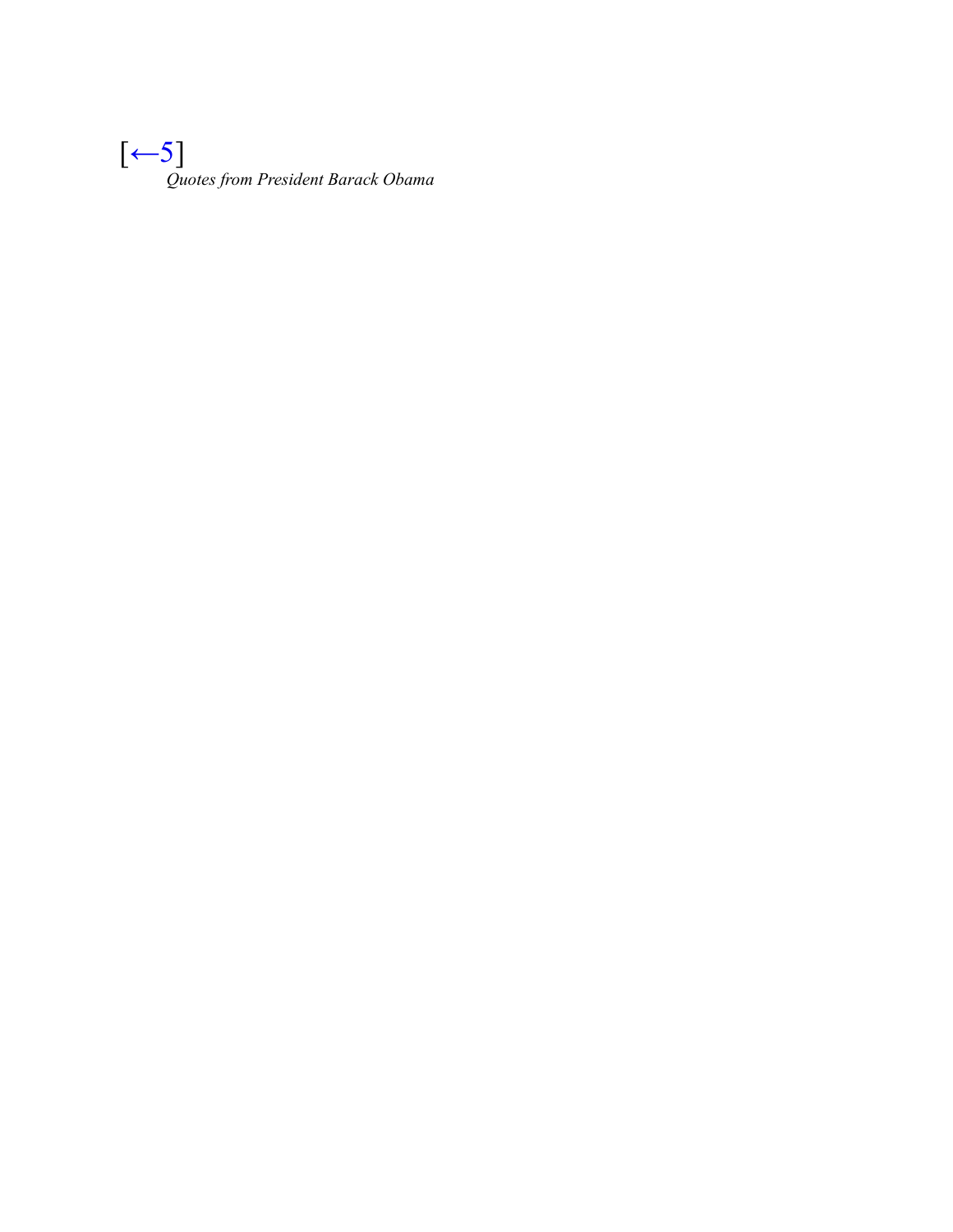[←5]

*Quotes from President Barack Obama*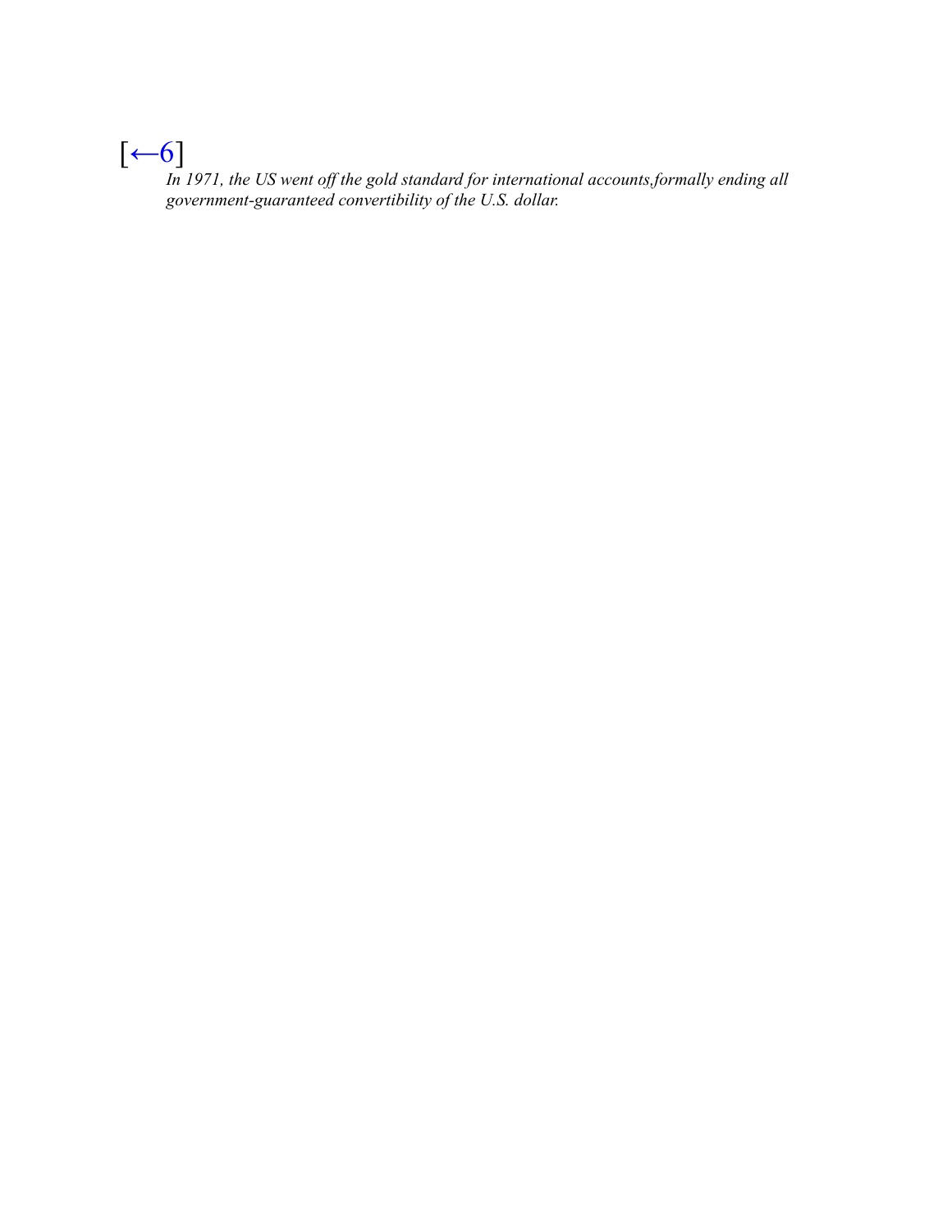[←6]

*In 1971, the US went off the gold standard for international accounts,formally ending all government-guaranteed convertibility of the U.S. dollar.*